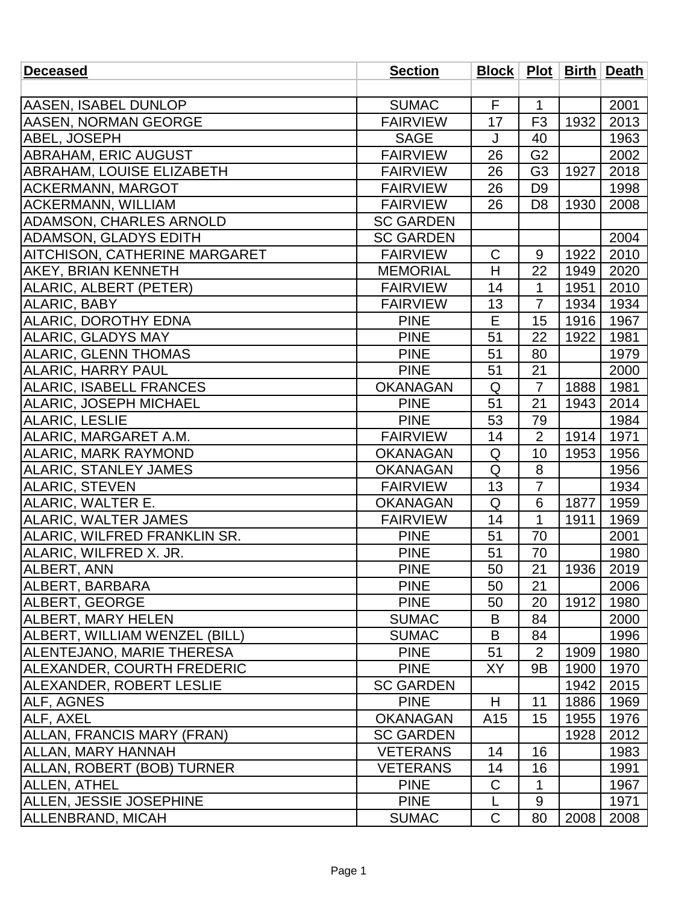| Deceased | Section | Block | Plot | Birth | Death |
|---|---|---|---|---|---|
| | | | | | |
| AASEN, ISABEL DUNLOP | SUMAC | F | 1 | | 2001 |
| AASEN, NORMAN GEORGE | FAIRVIEW | 17 | F3 | 1932 | 2013 |
| ABEL, JOSEPH | SAGE | J | 40 | | 1963 |
| ABRAHAM, ERIC AUGUST | FAIRVIEW | 26 | G2 | | 2002 |
| ABRAHAM, LOUISE ELIZABETH | FAIRVIEW | 26 | G3 | 1927 | 2018 |
| ACKERMANN, MARGOT | FAIRVIEW | 26 | D9 | | 1998 |
| ACKERMANN, WILLIAM | FAIRVIEW | 26 | D8 | 1930 | 2008 |
| ADAMSON, CHARLES ARNOLD | SC GARDEN | | | | |
| ADAMSON, GLADYS EDITH | SC GARDEN | | | | 2004 |
| AITCHISON, CATHERINE MARGARET | FAIRVIEW | C | 9 | 1922 | 2010 |
| AKEY, BRIAN KENNETH | MEMORIAL | H | 22 | 1949 | 2020 |
| ALARIC, ALBERT (PETER) | FAIRVIEW | 14 | 1 | 1951 | 2010 |
| ALARIC, BABY | FAIRVIEW | 13 | 7 | 1934 | 1934 |
| ALARIC, DOROTHY EDNA | PINE | E | 15 | 1916 | 1967 |
| ALARIC, GLADYS MAY | PINE | 51 | 22 | 1922 | 1981 |
| ALARIC, GLENN THOMAS | PINE | 51 | 80 | | 1979 |
| ALARIC, HARRY PAUL | PINE | 51 | 21 | | 2000 |
| ALARIC, ISABELL FRANCES | OKANAGAN | Q | 7 | 1888 | 1981 |
| ALARIC, JOSEPH MICHAEL | PINE | 51 | 21 | 1943 | 2014 |
| ALARIC, LESLIE | PINE | 53 | 79 | | 1984 |
| ALARIC, MARGARET A.M. | FAIRVIEW | 14 | 2 | 1914 | 1971 |
| ALARIC, MARK RAYMOND | OKANAGAN | Q | 10 | 1953 | 1956 |
| ALARIC, STANLEY JAMES | OKANAGAN | Q | 8 | | 1956 |
| ALARIC, STEVEN | FAIRVIEW | 13 | 7 | | 1934 |
| ALARIC, WALTER E. | OKANAGAN | Q | 6 | 1877 | 1959 |
| ALARIC, WALTER JAMES | FAIRVIEW | 14 | 1 | 1911 | 1969 |
| ALARIC, WILFRED FRANKLIN SR. | PINE | 51 | 70 | | 2001 |
| ALARIC, WILFRED X. JR. | PINE | 51 | 70 | | 1980 |
| ALBERT, ANN | PINE | 50 | 21 | 1936 | 2019 |
| ALBERT, BARBARA | PINE | 50 | 21 | | 2006 |
| ALBERT, GEORGE | PINE | 50 | 20 | 1912 | 1980 |
| ALBERT, MARY HELEN | SUMAC | B | 84 | | 2000 |
| ALBERT, WILLIAM WENZEL (BILL) | SUMAC | B | 84 | | 1996 |
| ALENTEJANO, MARIE THERESA | PINE | 51 | 2 | 1909 | 1980 |
| ALEXANDER, COURTH FREDERIC | PINE | XY | 9B | 1900 | 1970 |
| ALEXANDER, ROBERT LESLIE | SC GARDEN | | | 1942 | 2015 |
| ALF, AGNES | PINE | H | 11 | 1886 | 1969 |
| ALF, AXEL | OKANAGAN | A15 | 15 | 1955 | 1976 |
| ALLAN, FRANCIS MARY (FRAN) | SC GARDEN | | | 1928 | 2012 |
| ALLAN, MARY HANNAH | VETERANS | 14 | 16 | | 1983 |
| ALLAN, ROBERT (BOB) TURNER | VETERANS | 14 | 16 | | 1991 |
| ALLEN, ATHEL | PINE | C | 1 | | 1967 |
| ALLEN, JESSIE JOSEPHINE | PINE | L | 9 | | 1971 |
| ALLENBRAND, MICAH | SUMAC | C | 80 | 2008 | 2008 |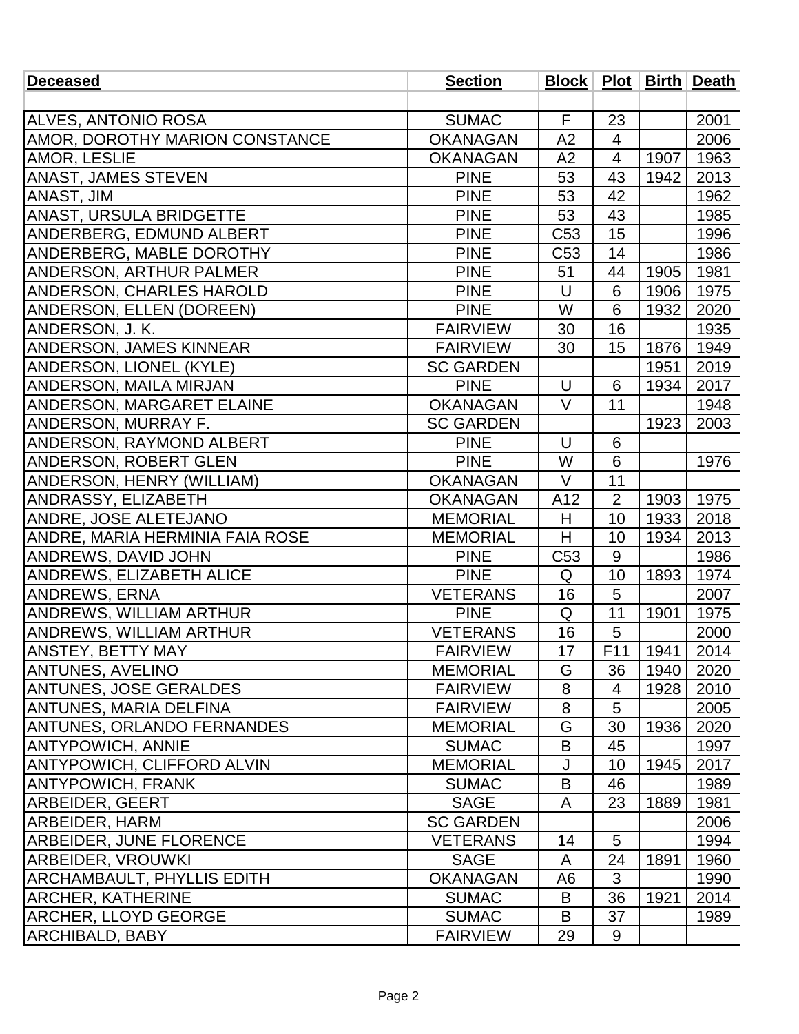| Deceased | Section | Block | Plot | Birth | Death |
|---|---|---|---|---|---|
| | | | | | |
| ALVES, ANTONIO ROSA | SUMAC | F | 23 | | 2001 |
| AMOR, DOROTHY MARION CONSTANCE | OKANAGAN | A2 | 4 | | 2006 |
| AMOR, LESLIE | OKANAGAN | A2 | 4 | 1907 | 1963 |
| ANAST, JAMES STEVEN | PINE | 53 | 43 | 1942 | 2013 |
| ANAST, JIM | PINE | 53 | 42 | | 1962 |
| ANAST, URSULA BRIDGETTE | PINE | 53 | 43 | | 1985 |
| ANDERBERG, EDMUND ALBERT | PINE | C53 | 15 | | 1996 |
| ANDERBERG, MABLE DOROTHY | PINE | C53 | 14 | | 1986 |
| ANDERSON, ARTHUR PALMER | PINE | 51 | 44 | 1905 | 1981 |
| ANDERSON, CHARLES HAROLD | PINE | U | 6 | 1906 | 1975 |
| ANDERSON, ELLEN (DOREEN) | PINE | W | 6 | 1932 | 2020 |
| ANDERSON, J. K. | FAIRVIEW | 30 | 16 | | 1935 |
| ANDERSON, JAMES KINNEAR | FAIRVIEW | 30 | 15 | 1876 | 1949 |
| ANDERSON, LIONEL (KYLE) | SC GARDEN | | | 1951 | 2019 |
| ANDERSON, MAILA MIRJAN | PINE | U | 6 | 1934 | 2017 |
| ANDERSON, MARGARET ELAINE | OKANAGAN | V | 11 | | 1948 |
| ANDERSON, MURRAY F. | SC GARDEN | | | 1923 | 2003 |
| ANDERSON, RAYMOND ALBERT | PINE | U | 6 | | |
| ANDERSON, ROBERT GLEN | PINE | W | 6 | | 1976 |
| ANDERSON, HENRY (WILLIAM) | OKANAGAN | V | 11 | | |
| ANDRASSY, ELIZABETH | OKANAGAN | A12 | 2 | 1903 | 1975 |
| ANDRE, JOSE ALETEJANO | MEMORIAL | H | 10 | 1933 | 2018 |
| ANDRE, MARIA HERMINIA FAIA ROSE | MEMORIAL | H | 10 | 1934 | 2013 |
| ANDREWS, DAVID JOHN | PINE | C53 | 9 | | 1986 |
| ANDREWS, ELIZABETH ALICE | PINE | Q | 10 | 1893 | 1974 |
| ANDREWS, ERNA | VETERANS | 16 | 5 | | 2007 |
| ANDREWS, WILLIAM ARTHUR | PINE | Q | 11 | 1901 | 1975 |
| ANDREWS, WILLIAM ARTHUR | VETERANS | 16 | 5 | | 2000 |
| ANSTEY, BETTY MAY | FAIRVIEW | 17 | F11 | 1941 | 2014 |
| ANTUNES, AVELINO | MEMORIAL | G | 36 | 1940 | 2020 |
| ANTUNES, JOSE GERALDES | FAIRVIEW | 8 | 4 | 1928 | 2010 |
| ANTUNES, MARIA DELFINA | FAIRVIEW | 8 | 5 | | 2005 |
| ANTUNES, ORLANDO FERNANDES | MEMORIAL | G | 30 | 1936 | 2020 |
| ANTYPOWICH, ANNIE | SUMAC | B | 45 | | 1997 |
| ANTYPOWICH, CLIFFORD ALVIN | MEMORIAL | J | 10 | 1945 | 2017 |
| ANTYPOWICH, FRANK | SUMAC | B | 46 | | 1989 |
| ARBEIDER, GEERT | SAGE | A | 23 | 1889 | 1981 |
| ARBEIDER, HARM | SC GARDEN | | | | 2006 |
| ARBEIDER, JUNE FLORENCE | VETERANS | 14 | 5 | | 1994 |
| ARBEIDER, VROUWKI | SAGE | A | 24 | 1891 | 1960 |
| ARCHAMBAULT, PHYLLIS EDITH | OKANAGAN | A6 | 3 | | 1990 |
| ARCHER, KATHERINE | SUMAC | B | 36 | 1921 | 2014 |
| ARCHER, LLOYD GEORGE | SUMAC | B | 37 | | 1989 |
| ARCHIBALD, BABY | FAIRVIEW | 29 | 9 | | |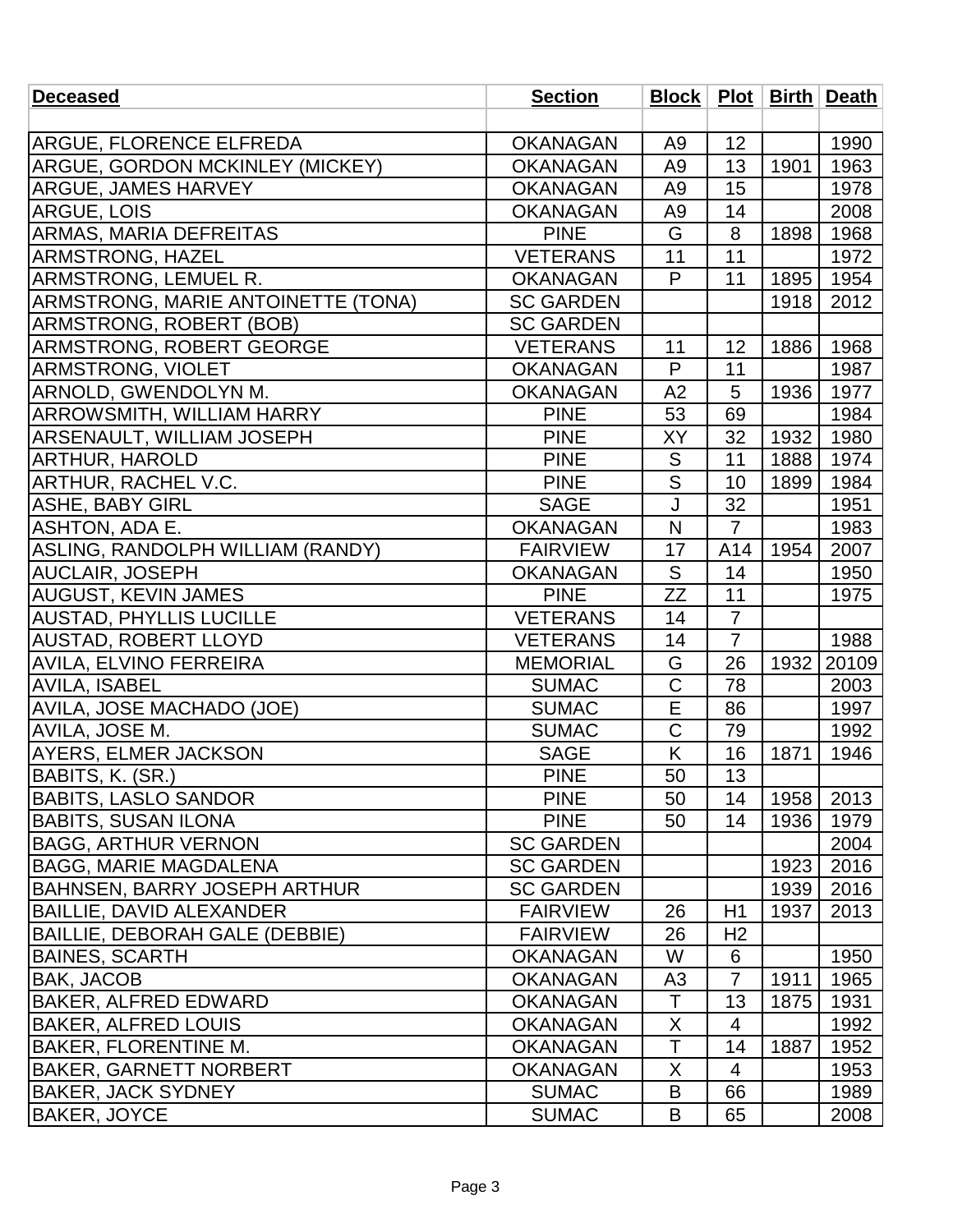| Deceased | Section | Block | Plot | Birth | Death |
|---|---|---|---|---|---|
| | | | | | |
| ARGUE, FLORENCE ELFREDA | OKANAGAN | A9 | 12 | | 1990 |
| ARGUE, GORDON MCKINLEY (MICKEY) | OKANAGAN | A9 | 13 | 1901 | 1963 |
| ARGUE, JAMES HARVEY | OKANAGAN | A9 | 15 | | 1978 |
| ARGUE, LOIS | OKANAGAN | A9 | 14 | | 2008 |
| ARMAS, MARIA DEFREITAS | PINE | G | 8 | 1898 | 1968 |
| ARMSTRONG, HAZEL | VETERANS | 11 | 11 | | 1972 |
| ARMSTRONG, LEMUEL R. | OKANAGAN | P | 11 | 1895 | 1954 |
| ARMSTRONG, MARIE ANTOINETTE (TONA) | SC GARDEN | | | 1918 | 2012 |
| ARMSTRONG, ROBERT (BOB) | SC GARDEN | | | | |
| ARMSTRONG, ROBERT GEORGE | VETERANS | 11 | 12 | 1886 | 1968 |
| ARMSTRONG, VIOLET | OKANAGAN | P | 11 | | 1987 |
| ARNOLD, GWENDOLYN M. | OKANAGAN | A2 | 5 | 1936 | 1977 |
| ARROWSMITH, WILLIAM HARRY | PINE | 53 | 69 | | 1984 |
| ARSENAULT, WILLIAM JOSEPH | PINE | XY | 32 | 1932 | 1980 |
| ARTHUR, HAROLD | PINE | S | 11 | 1888 | 1974 |
| ARTHUR, RACHEL V.C. | PINE | S | 10 | 1899 | 1984 |
| ASHE, BABY GIRL | SAGE | J | 32 | | 1951 |
| ASHTON, ADA E. | OKANAGAN | N | 7 | | 1983 |
| ASLING, RANDOLPH WILLIAM (RANDY) | FAIRVIEW | 17 | A14 | 1954 | 2007 |
| AUCLAIR, JOSEPH | OKANAGAN | S | 14 | | 1950 |
| AUGUST, KEVIN JAMES | PINE | ZZ | 11 | | 1975 |
| AUSTAD, PHYLLIS LUCILLE | VETERANS | 14 | 7 | | |
| AUSTAD, ROBERT LLOYD | VETERANS | 14 | 7 | | 1988 |
| AVILA, ELVINO FERREIRA | MEMORIAL | G | 26 | 1932 | 20109 |
| AVILA, ISABEL | SUMAC | C | 78 | | 2003 |
| AVILA, JOSE MACHADO (JOE) | SUMAC | E | 86 | | 1997 |
| AVILA, JOSE M. | SUMAC | C | 79 | | 1992 |
| AYERS, ELMER JACKSON | SAGE | K | 16 | 1871 | 1946 |
| BABITS, K. (SR.) | PINE | 50 | 13 | | |
| BABITS, LASLO SANDOR | PINE | 50 | 14 | 1958 | 2013 |
| BABITS, SUSAN ILONA | PINE | 50 | 14 | 1936 | 1979 |
| BAGG, ARTHUR VERNON | SC GARDEN | | | | 2004 |
| BAGG, MARIE MAGDALENA | SC GARDEN | | | 1923 | 2016 |
| BAHNSEN, BARRY JOSEPH ARTHUR | SC GARDEN | | | 1939 | 2016 |
| BAILLIE, DAVID ALEXANDER | FAIRVIEW | 26 | H1 | 1937 | 2013 |
| BAILLIE, DEBORAH GALE (DEBBIE) | FAIRVIEW | 26 | H2 | | |
| BAINES, SCARTH | OKANAGAN | W | 6 | | 1950 |
| BAK, JACOB | OKANAGAN | A3 | 7 | 1911 | 1965 |
| BAKER, ALFRED EDWARD | OKANAGAN | T | 13 | 1875 | 1931 |
| BAKER, ALFRED LOUIS | OKANAGAN | X | 4 | | 1992 |
| BAKER, FLORENTINE M. | OKANAGAN | T | 14 | 1887 | 1952 |
| BAKER, GARNETT NORBERT | OKANAGAN | X | 4 | | 1953 |
| BAKER, JACK SYDNEY | SUMAC | B | 66 | | 1989 |
| BAKER, JOYCE | SUMAC | B | 65 | | 2008 |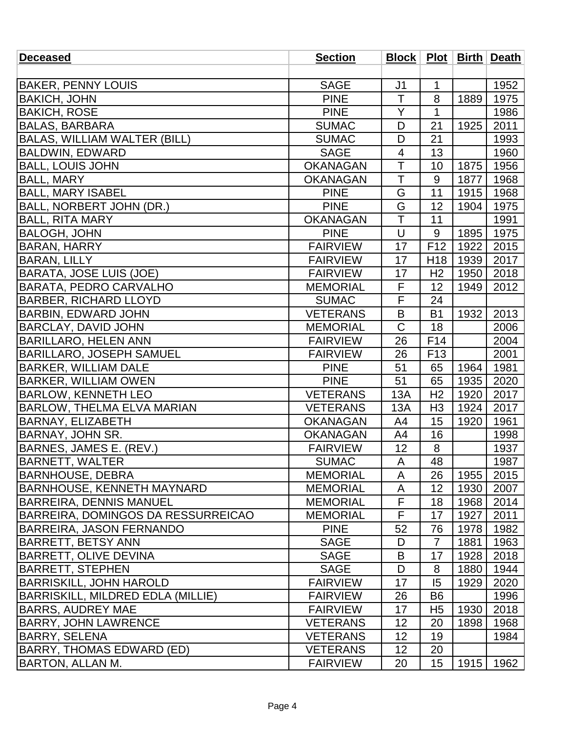| Deceased | Section | Block | Plot | Birth | Death |
|---|---|---|---|---|---|
| | | | | | |
| BAKER, PENNY LOUIS | SAGE | J1 | 1 | | 1952 |
| BAKICH, JOHN | PINE | T | 8 | 1889 | 1975 |
| BAKICH, ROSE | PINE | Y | 1 | | 1986 |
| BALAS, BARBARA | SUMAC | D | 21 | 1925 | 2011 |
| BALAS, WILLIAM WALTER (BILL) | SUMAC | D | 21 | | 1993 |
| BALDWIN, EDWARD | SAGE | 4 | 13 | | 1960 |
| BALL, LOUIS JOHN | OKANAGAN | T | 10 | 1875 | 1956 |
| BALL, MARY | OKANAGAN | T | 9 | 1877 | 1968 |
| BALL, MARY ISABEL | PINE | G | 11 | 1915 | 1968 |
| BALL, NORBERT JOHN (DR.) | PINE | G | 12 | 1904 | 1975 |
| BALL, RITA MARY | OKANAGAN | T | 11 | | 1991 |
| BALOGH, JOHN | PINE | U | 9 | 1895 | 1975 |
| BARAN, HARRY | FAIRVIEW | 17 | F12 | 1922 | 2015 |
| BARAN, LILLY | FAIRVIEW | 17 | H18 | 1939 | 2017 |
| BARATA, JOSE LUIS (JOE) | FAIRVIEW | 17 | H2 | 1950 | 2018 |
| BARATA, PEDRO CARVALHO | MEMORIAL | F | 12 | 1949 | 2012 |
| BARBER, RICHARD LLOYD | SUMAC | F | 24 | | |
| BARBIN, EDWARD JOHN | VETERANS | B | B1 | 1932 | 2013 |
| BARCLAY, DAVID JOHN | MEMORIAL | C | 18 | | 2006 |
| BARILLARO, HELEN ANN | FAIRVIEW | 26 | F14 | | 2004 |
| BARILLARO, JOSEPH SAMUEL | FAIRVIEW | 26 | F13 | | 2001 |
| BARKER, WILLIAM DALE | PINE | 51 | 65 | 1964 | 1981 |
| BARKER, WILLIAM OWEN | PINE | 51 | 65 | 1935 | 2020 |
| BARLOW, KENNETH LEO | VETERANS | 13A | H2 | 1920 | 2017 |
| BARLOW, THELMA ELVA MARIAN | VETERANS | 13A | H3 | 1924 | 2017 |
| BARNAY, ELIZABETH | OKANAGAN | A4 | 15 | 1920 | 1961 |
| BARNAY, JOHN SR. | OKANAGAN | A4 | 16 | | 1998 |
| BARNES, JAMES E. (REV.) | FAIRVIEW | 12 | 8 | | 1937 |
| BARNETT, WALTER | SUMAC | A | 48 | | 1987 |
| BARNHOUSE, DEBRA | MEMORIAL | A | 26 | 1955 | 2015 |
| BARNHOUSE, KENNETH MAYNARD | MEMORIAL | A | 12 | 1930 | 2007 |
| BARREIRA, DENNIS MANUEL | MEMORIAL | F | 18 | 1968 | 2014 |
| BARREIRA, DOMINGOS DA RESSURREICAO | MEMORIAL | F | 17 | 1927 | 2011 |
| BARREIRA, JASON FERNANDO | PINE | 52 | 76 | 1978 | 1982 |
| BARRETT, BETSY ANN | SAGE | D | 7 | 1881 | 1963 |
| BARRETT, OLIVE DEVINA | SAGE | B | 17 | 1928 | 2018 |
| BARRETT, STEPHEN | SAGE | D | 8 | 1880 | 1944 |
| BARRISKILL, JOHN HAROLD | FAIRVIEW | 17 | I5 | 1929 | 2020 |
| BARRISKILL, MILDRED EDLA (MILLIE) | FAIRVIEW | 26 | B6 | | 1996 |
| BARRS, AUDREY MAE | FAIRVIEW | 17 | H5 | 1930 | 2018 |
| BARRY, JOHN LAWRENCE | VETERANS | 12 | 20 | 1898 | 1968 |
| BARRY, SELENA | VETERANS | 12 | 19 | | 1984 |
| BARRY, THOMAS EDWARD (ED) | VETERANS | 12 | 20 | | |
| BARTON, ALLAN M. | FAIRVIEW | 20 | 15 | 1915 | 1962 |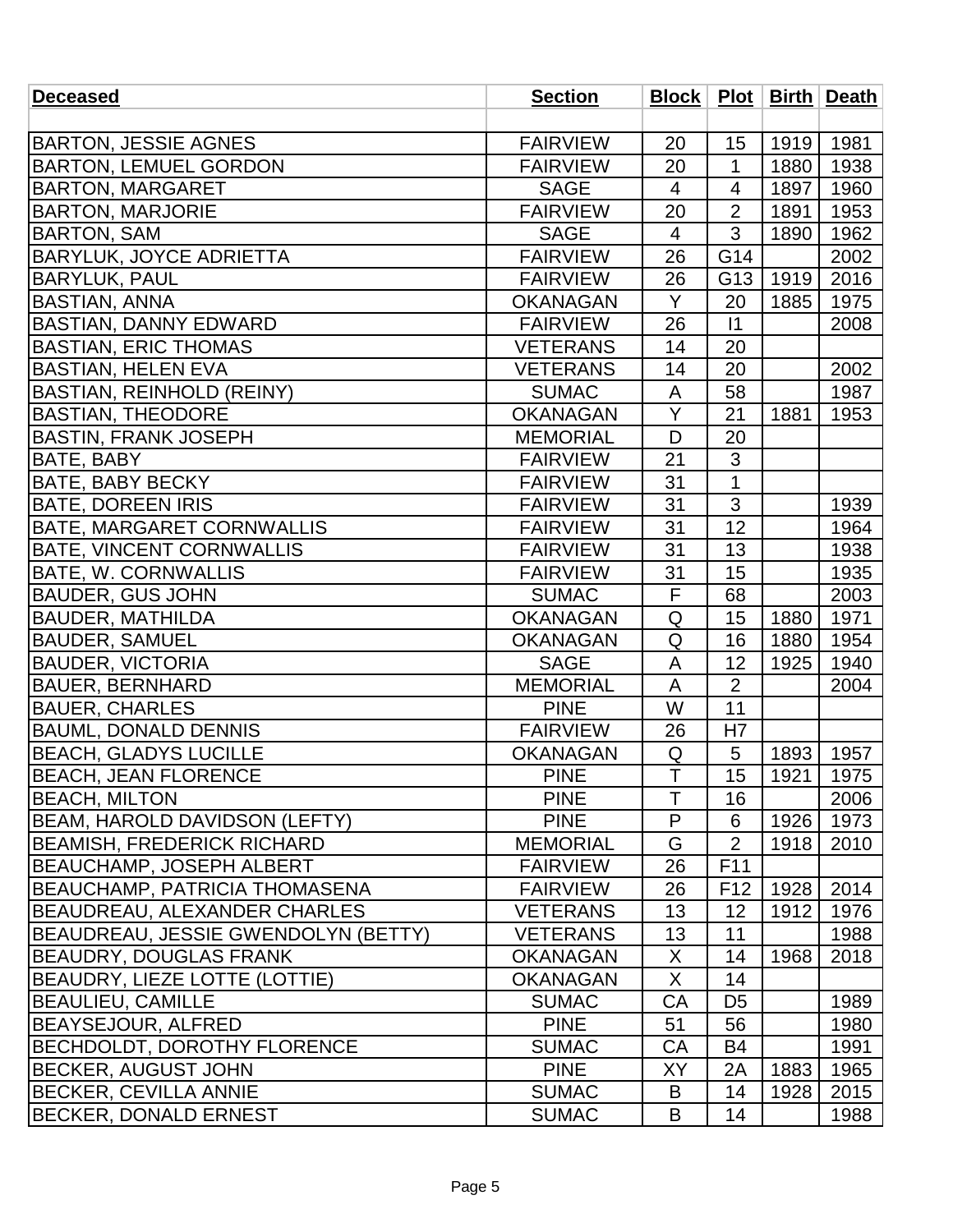| Deceased | Section | Block | Plot | Birth | Death |
|---|---|---|---|---|---|
| | | | | | |
| BARTON, JESSIE AGNES | FAIRVIEW | 20 | 15 | 1919 | 1981 |
| BARTON, LEMUEL GORDON | FAIRVIEW | 20 | 1 | 1880 | 1938 |
| BARTON, MARGARET | SAGE | 4 | 4 | 1897 | 1960 |
| BARTON, MARJORIE | FAIRVIEW | 20 | 2 | 1891 | 1953 |
| BARTON, SAM | SAGE | 4 | 3 | 1890 | 1962 |
| BARYLUK, JOYCE ADRIETTA | FAIRVIEW | 26 | G14 | | 2002 |
| BARYLUK, PAUL | FAIRVIEW | 26 | G13 | 1919 | 2016 |
| BASTIAN, ANNA | OKANAGAN | Y | 20 | 1885 | 1975 |
| BASTIAN, DANNY EDWARD | FAIRVIEW | 26 | I1 | | 2008 |
| BASTIAN, ERIC THOMAS | VETERANS | 14 | 20 | | |
| BASTIAN, HELEN EVA | VETERANS | 14 | 20 | | 2002 |
| BASTIAN, REINHOLD (REINY) | SUMAC | A | 58 | | 1987 |
| BASTIAN, THEODORE | OKANAGAN | Y | 21 | 1881 | 1953 |
| BASTIN, FRANK JOSEPH | MEMORIAL | D | 20 | | |
| BATE, BABY | FAIRVIEW | 21 | 3 | | |
| BATE, BABY BECKY | FAIRVIEW | 31 | 1 | | |
| BATE, DOREEN IRIS | FAIRVIEW | 31 | 3 | | 1939 |
| BATE, MARGARET CORNWALLIS | FAIRVIEW | 31 | 12 | | 1964 |
| BATE, VINCENT CORNWALLIS | FAIRVIEW | 31 | 13 | | 1938 |
| BATE, W. CORNWALLIS | FAIRVIEW | 31 | 15 | | 1935 |
| BAUDER, GUS JOHN | SUMAC | F | 68 | | 2003 |
| BAUDER, MATHILDA | OKANAGAN | Q | 15 | 1880 | 1971 |
| BAUDER, SAMUEL | OKANAGAN | Q | 16 | 1880 | 1954 |
| BAUDER, VICTORIA | SAGE | A | 12 | 1925 | 1940 |
| BAUER, BERNHARD | MEMORIAL | A | 2 | | 2004 |
| BAUER, CHARLES | PINE | W | 11 | | |
| BAUML, DONALD DENNIS | FAIRVIEW | 26 | H7 | | |
| BEACH, GLADYS LUCILLE | OKANAGAN | Q | 5 | 1893 | 1957 |
| BEACH, JEAN FLORENCE | PINE | T | 15 | 1921 | 1975 |
| BEACH, MILTON | PINE | T | 16 | | 2006 |
| BEAM, HAROLD DAVIDSON (LEFTY) | PINE | P | 6 | 1926 | 1973 |
| BEAMISH, FREDERICK RICHARD | MEMORIAL | G | 2 | 1918 | 2010 |
| BEAUCHAMP, JOSEPH ALBERT | FAIRVIEW | 26 | F11 | | |
| BEAUCHAMP, PATRICIA THOMASENA | FAIRVIEW | 26 | F12 | 1928 | 2014 |
| BEAUDREAU, ALEXANDER CHARLES | VETERANS | 13 | 12 | 1912 | 1976 |
| BEAUDREAU, JESSIE GWENDOLYN (BETTY) | VETERANS | 13 | 11 | | 1988 |
| BEAUDRY, DOUGLAS FRANK | OKANAGAN | X | 14 | 1968 | 2018 |
| BEAUDRY, LIEZE LOTTE (LOTTIE) | OKANAGAN | X | 14 | | |
| BEAULIEU, CAMILLE | SUMAC | CA | D5 | | 1989 |
| BEAYSEJOUR, ALFRED | PINE | 51 | 56 | | 1980 |
| BECHDOLDT, DOROTHY FLORENCE | SUMAC | CA | B4 | | 1991 |
| BECKER, AUGUST JOHN | PINE | XY | 2A | 1883 | 1965 |
| BECKER, CEVILLA ANNIE | SUMAC | B | 14 | 1928 | 2015 |
| BECKER, DONALD ERNEST | SUMAC | B | 14 | | 1988 |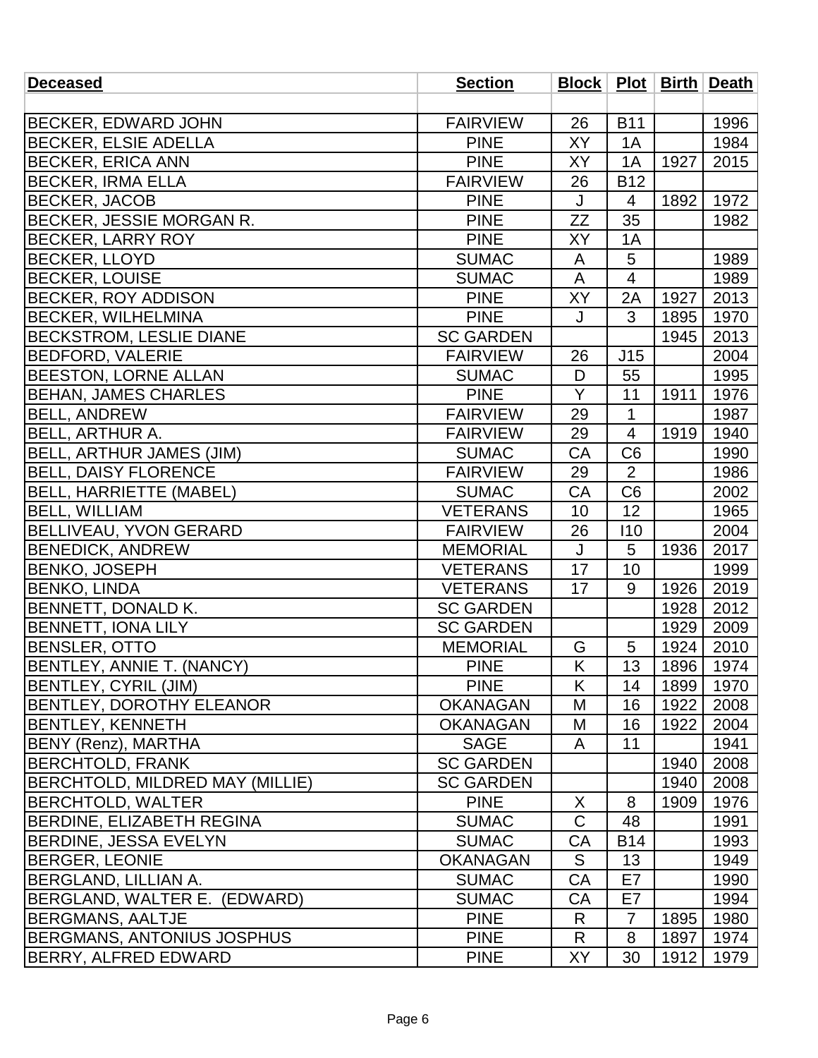| Deceased | Section | Block | Plot | Birth | Death |
|---|---|---|---|---|---|
| | | | | | |
| BECKER, EDWARD JOHN | FAIRVIEW | 26 | B11 | | 1996 |
| BECKER, ELSIE ADELLA | PINE | XY | 1A | | 1984 |
| BECKER, ERICA ANN | PINE | XY | 1A | 1927 | 2015 |
| BECKER, IRMA ELLA | FAIRVIEW | 26 | B12 | | |
| BECKER, JACOB | PINE | J | 4 | 1892 | 1972 |
| BECKER, JESSIE MORGAN R. | PINE | ZZ | 35 | | 1982 |
| BECKER, LARRY ROY | PINE | XY | 1A | | |
| BECKER, LLOYD | SUMAC | A | 5 | | 1989 |
| BECKER, LOUISE | SUMAC | A | 4 | | 1989 |
| BECKER, ROY ADDISON | PINE | XY | 2A | 1927 | 2013 |
| BECKER, WILHELMINA | PINE | J | 3 | 1895 | 1970 |
| BECKSTROM, LESLIE DIANE | SC GARDEN | | | 1945 | 2013 |
| BEDFORD, VALERIE | FAIRVIEW | 26 | J15 | | 2004 |
| BEESTON, LORNE ALLAN | SUMAC | D | 55 | | 1995 |
| BEHAN, JAMES CHARLES | PINE | Y | 11 | 1911 | 1976 |
| BELL, ANDREW | FAIRVIEW | 29 | 1 | | 1987 |
| BELL, ARTHUR A. | FAIRVIEW | 29 | 4 | 1919 | 1940 |
| BELL, ARTHUR JAMES (JIM) | SUMAC | CA | C6 | | 1990 |
| BELL, DAISY FLORENCE | FAIRVIEW | 29 | 2 | | 1986 |
| BELL, HARRIETTE (MABEL) | SUMAC | CA | C6 | | 2002 |
| BELL, WILLIAM | VETERANS | 10 | 12 | | 1965 |
| BELLIVEAU, YVON GERARD | FAIRVIEW | 26 | I10 | | 2004 |
| BENEDICK, ANDREW | MEMORIAL | J | 5 | 1936 | 2017 |
| BENKO, JOSEPH | VETERANS | 17 | 10 | | 1999 |
| BENKO, LINDA | VETERANS | 17 | 9 | 1926 | 2019 |
| BENNETT, DONALD K. | SC GARDEN | | | 1928 | 2012 |
| BENNETT, IONA LILY | SC GARDEN | | | 1929 | 2009 |
| BENSLER, OTTO | MEMORIAL | G | 5 | 1924 | 2010 |
| BENTLEY, ANNIE T. (NANCY) | PINE | K | 13 | 1896 | 1974 |
| BENTLEY, CYRIL (JIM) | PINE | K | 14 | 1899 | 1970 |
| BENTLEY, DOROTHY ELEANOR | OKANAGAN | M | 16 | 1922 | 2008 |
| BENTLEY, KENNETH | OKANAGAN | M | 16 | 1922 | 2004 |
| BENY (Renz), MARTHA | SAGE | A | 11 | | 1941 |
| BERCHTOLD, FRANK | SC GARDEN | | | 1940 | 2008 |
| BERCHTOLD, MILDRED MAY (MILLIE) | SC GARDEN | | | 1940 | 2008 |
| BERCHTOLD, WALTER | PINE | X | 8 | 1909 | 1976 |
| BERDINE, ELIZABETH REGINA | SUMAC | C | 48 | | 1991 |
| BERDINE, JESSA EVELYN | SUMAC | CA | B14 | | 1993 |
| BERGER, LEONIE | OKANAGAN | S | 13 | | 1949 |
| BERGLAND, LILLIAN A. | SUMAC | CA | E7 | | 1990 |
| BERGLAND, WALTER E. (EDWARD) | SUMAC | CA | E7 | | 1994 |
| BERGMANS, AALTJE | PINE | R | 7 | 1895 | 1980 |
| BERGMANS, ANTONIUS JOSPHUS | PINE | R | 8 | 1897 | 1974 |
| BERRY, ALFRED EDWARD | PINE | XY | 30 | 1912 | 1979 |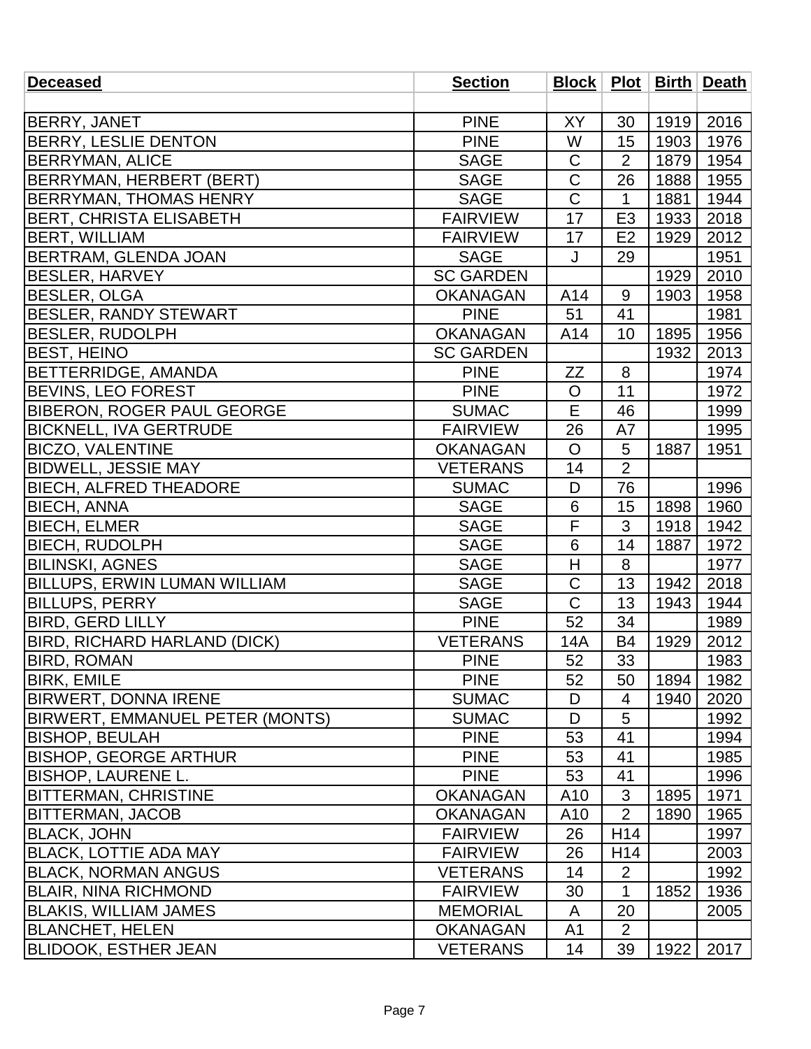| Deceased | Section | Block | Plot | Birth | Death |
|---|---|---|---|---|---|
| | | | | | |
| BERRY, JANET | PINE | XY | 30 | 1919 | 2016 |
| BERRY, LESLIE DENTON | PINE | W | 15 | 1903 | 1976 |
| BERRYMAN, ALICE | SAGE | C | 2 | 1879 | 1954 |
| BERRYMAN, HERBERT (BERT) | SAGE | C | 26 | 1888 | 1955 |
| BERRYMAN, THOMAS HENRY | SAGE | C | 1 | 1881 | 1944 |
| BERT, CHRISTA ELISABETH | FAIRVIEW | 17 | E3 | 1933 | 2018 |
| BERT, WILLIAM | FAIRVIEW | 17 | E2 | 1929 | 2012 |
| BERTRAM, GLENDA JOAN | SAGE | J | 29 | | 1951 |
| BESLER, HARVEY | SC GARDEN | | | 1929 | 2010 |
| BESLER, OLGA | OKANAGAN | A14 | 9 | 1903 | 1958 |
| BESLER, RANDY STEWART | PINE | 51 | 41 | | 1981 |
| BESLER, RUDOLPH | OKANAGAN | A14 | 10 | 1895 | 1956 |
| BEST, HEINO | SC GARDEN | | | 1932 | 2013 |
| BETTERRIDGE, AMANDA | PINE | ZZ | 8 | | 1974 |
| BEVINS, LEO FOREST | PINE | O | 11 | | 1972 |
| BIBERON, ROGER PAUL GEORGE | SUMAC | E | 46 | | 1999 |
| BICKNELL, IVA GERTRUDE | FAIRVIEW | 26 | A7 | | 1995 |
| BICZO, VALENTINE | OKANAGAN | O | 5 | 1887 | 1951 |
| BIDWELL, JESSIE MAY | VETERANS | 14 | 2 | | |
| BIECH, ALFRED THEADORE | SUMAC | D | 76 | | 1996 |
| BIECH, ANNA | SAGE | 6 | 15 | 1898 | 1960 |
| BIECH, ELMER | SAGE | F | 3 | 1918 | 1942 |
| BIECH, RUDOLPH | SAGE | 6 | 14 | 1887 | 1972 |
| BILINSKI, AGNES | SAGE | H | 8 | | 1977 |
| BILLUPS, ERWIN LUMAN WILLIAM | SAGE | C | 13 | 1942 | 2018 |
| BILLUPS, PERRY | SAGE | C | 13 | 1943 | 1944 |
| BIRD, GERD LILLY | PINE | 52 | 34 | | 1989 |
| BIRD, RICHARD HARLAND (DICK) | VETERANS | 14A | B4 | 1929 | 2012 |
| BIRD, ROMAN | PINE | 52 | 33 | | 1983 |
| BIRK, EMILE | PINE | 52 | 50 | 1894 | 1982 |
| BIRWERT, DONNA IRENE | SUMAC | D | 4 | 1940 | 2020 |
| BIRWERT, EMMANUEL PETER (MONTS) | SUMAC | D | 5 | | 1992 |
| BISHOP, BEULAH | PINE | 53 | 41 | | 1994 |
| BISHOP, GEORGE ARTHUR | PINE | 53 | 41 | | 1985 |
| BISHOP, LAURENE L. | PINE | 53 | 41 | | 1996 |
| BITTERMAN, CHRISTINE | OKANAGAN | A10 | 3 | 1895 | 1971 |
| BITTERMAN, JACOB | OKANAGAN | A10 | 2 | 1890 | 1965 |
| BLACK, JOHN | FAIRVIEW | 26 | H14 | | 1997 |
| BLACK, LOTTIE ADA MAY | FAIRVIEW | 26 | H14 | | 2003 |
| BLACK, NORMAN ANGUS | VETERANS | 14 | 2 | | 1992 |
| BLAIR, NINA RICHMOND | FAIRVIEW | 30 | 1 | 1852 | 1936 |
| BLAKIS, WILLIAM JAMES | MEMORIAL | A | 20 | | 2005 |
| BLANCHET, HELEN | OKANAGAN | A1 | 2 | | |
| BLIDOOK, ESTHER JEAN | VETERANS | 14 | 39 | 1922 | 2017 |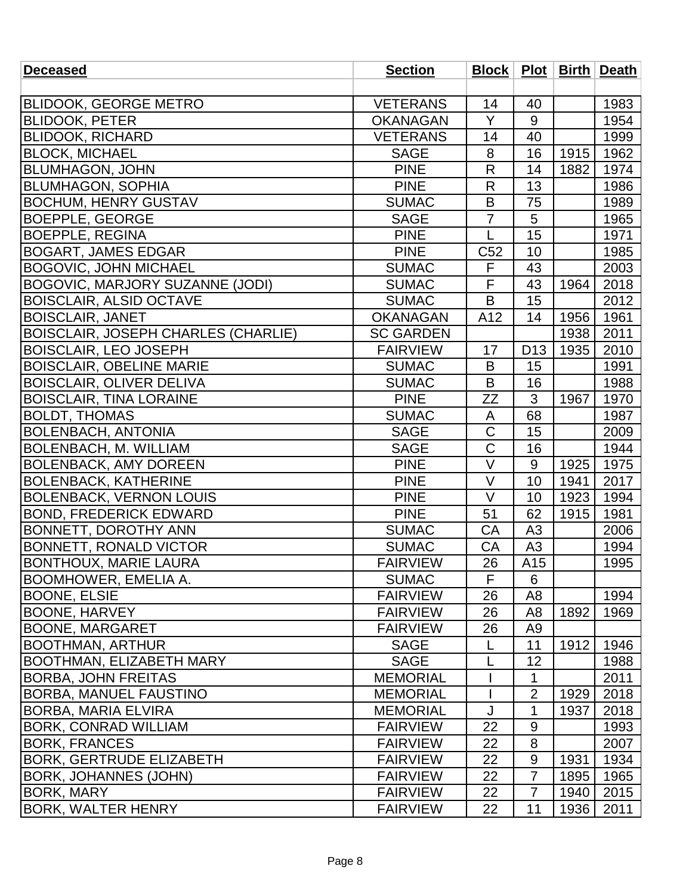| Deceased | Section | Block | Plot | Birth | Death |
|---|---|---|---|---|---|
| | | | | | |
| BLIDOOK, GEORGE METRO | VETERANS | 14 | 40 | | 1983 |
| BLIDOOK, PETER | OKANAGAN | Y | 9 | | 1954 |
| BLIDOOK, RICHARD | VETERANS | 14 | 40 | | 1999 |
| BLOCK, MICHAEL | SAGE | 8 | 16 | 1915 | 1962 |
| BLUMHAGON, JOHN | PINE | R | 14 | 1882 | 1974 |
| BLUMHAGON, SOPHIA | PINE | R | 13 | | 1986 |
| BOCHUM, HENRY GUSTAV | SUMAC | B | 75 | | 1989 |
| BOEPPLE, GEORGE | SAGE | 7 | 5 | | 1965 |
| BOEPPLE, REGINA | PINE | L | 15 | | 1971 |
| BOGART, JAMES EDGAR | PINE | C52 | 10 | | 1985 |
| BOGOVIC, JOHN MICHAEL | SUMAC | F | 43 | | 2003 |
| BOGOVIC, MARJORY SUZANNE (JODI) | SUMAC | F | 43 | 1964 | 2018 |
| BOISCLAIR, ALSID OCTAVE | SUMAC | B | 15 | | 2012 |
| BOISCLAIR, JANET | OKANAGAN | A12 | 14 | 1956 | 1961 |
| BOISCLAIR, JOSEPH CHARLES (CHARLIE) | SC GARDEN | | | 1938 | 2011 |
| BOISCLAIR, LEO JOSEPH | FAIRVIEW | 17 | D13 | 1935 | 2010 |
| BOISCLAIR, OBELINE MARIE | SUMAC | B | 15 | | 1991 |
| BOISCLAIR, OLIVER DELIVA | SUMAC | B | 16 | | 1988 |
| BOISCLAIR, TINA LORAINE | PINE | ZZ | 3 | 1967 | 1970 |
| BOLDT, THOMAS | SUMAC | A | 68 | | 1987 |
| BOLENBACH, ANTONIA | SAGE | C | 15 | | 2009 |
| BOLENBACH, M. WILLIAM | SAGE | C | 16 | | 1944 |
| BOLENBACK, AMY DOREEN | PINE | V | 9 | 1925 | 1975 |
| BOLENBACK, KATHERINE | PINE | V | 10 | 1941 | 2017 |
| BOLENBACK, VERNON LOUIS | PINE | V | 10 | 1923 | 1994 |
| BOND, FREDERICK EDWARD | PINE | 51 | 62 | 1915 | 1981 |
| BONNETT, DOROTHY ANN | SUMAC | CA | A3 | | 2006 |
| BONNETT, RONALD VICTOR | SUMAC | CA | A3 | | 1994 |
| BONTHOUX, MARIE LAURA | FAIRVIEW | 26 | A15 | | 1995 |
| BOOMHOWER, EMELIA A. | SUMAC | F | 6 | | |
| BOONE, ELSIE | FAIRVIEW | 26 | A8 | | 1994 |
| BOONE, HARVEY | FAIRVIEW | 26 | A8 | 1892 | 1969 |
| BOONE, MARGARET | FAIRVIEW | 26 | A9 | | |
| BOOTHMAN, ARTHUR | SAGE | L | 11 | 1912 | 1946 |
| BOOTHMAN, ELIZABETH MARY | SAGE | L | 12 | | 1988 |
| BORBA, JOHN FREITAS | MEMORIAL | I | 1 | | 2011 |
| BORBA, MANUEL FAUSTINO | MEMORIAL | I | 2 | 1929 | 2018 |
| BORBA, MARIA ELVIRA | MEMORIAL | J | 1 | 1937 | 2018 |
| BORK, CONRAD WILLIAM | FAIRVIEW | 22 | 9 | | 1993 |
| BORK, FRANCES | FAIRVIEW | 22 | 8 | | 2007 |
| BORK, GERTRUDE ELIZABETH | FAIRVIEW | 22 | 9 | 1931 | 1934 |
| BORK, JOHANNES (JOHN) | FAIRVIEW | 22 | 7 | 1895 | 1965 |
| BORK, MARY | FAIRVIEW | 22 | 7 | 1940 | 2015 |
| BORK, WALTER HENRY | FAIRVIEW | 22 | 11 | 1936 | 2011 |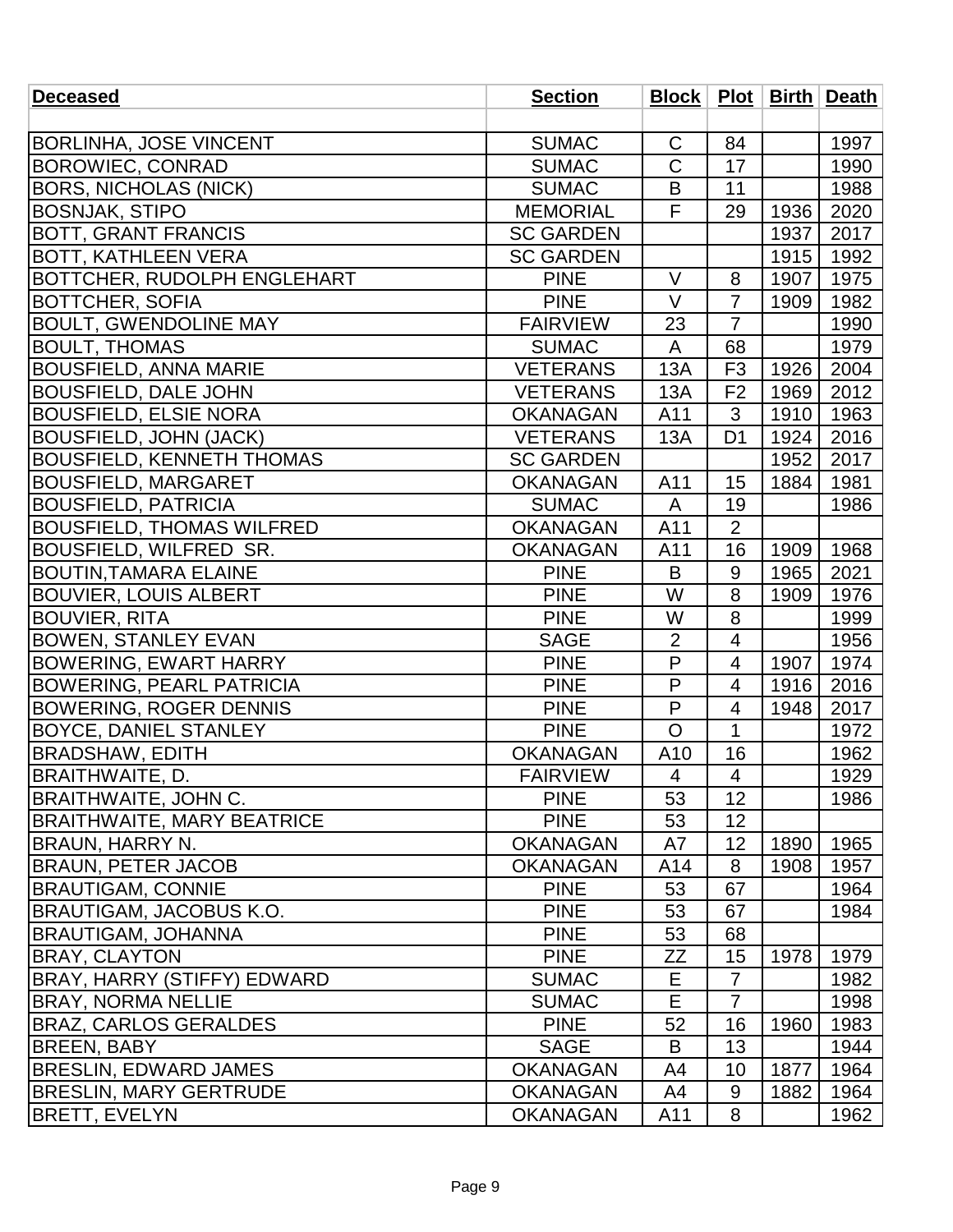| Deceased | Section | Block | Plot | Birth | Death |
|---|---|---|---|---|---|
| | | | | | |
| BORLINHA, JOSE VINCENT | SUMAC | C | 84 | | 1997 |
| BOROWIEC, CONRAD | SUMAC | C | 17 | | 1990 |
| BORS, NICHOLAS (NICK) | SUMAC | B | 11 | | 1988 |
| BOSNJAK, STIPO | MEMORIAL | F | 29 | 1936 | 2020 |
| BOTT, GRANT FRANCIS | SC GARDEN | | | 1937 | 2017 |
| BOTT, KATHLEEN VERA | SC GARDEN | | | 1915 | 1992 |
| BOTTCHER, RUDOLPH ENGLEHART | PINE | V | 8 | 1907 | 1975 |
| BOTTCHER, SOFIA | PINE | V | 7 | 1909 | 1982 |
| BOULT, GWENDOLINE MAY | FAIRVIEW | 23 | 7 | | 1990 |
| BOULT, THOMAS | SUMAC | A | 68 | | 1979 |
| BOUSFIELD, ANNA MARIE | VETERANS | 13A | F3 | 1926 | 2004 |
| BOUSFIELD, DALE JOHN | VETERANS | 13A | F2 | 1969 | 2012 |
| BOUSFIELD, ELSIE NORA | OKANAGAN | A11 | 3 | 1910 | 1963 |
| BOUSFIELD, JOHN (JACK) | VETERANS | 13A | D1 | 1924 | 2016 |
| BOUSFIELD, KENNETH THOMAS | SC GARDEN | | | 1952 | 2017 |
| BOUSFIELD, MARGARET | OKANAGAN | A11 | 15 | 1884 | 1981 |
| BOUSFIELD, PATRICIA | SUMAC | A | 19 | | 1986 |
| BOUSFIELD, THOMAS WILFRED | OKANAGAN | A11 | 2 | | |
| BOUSFIELD, WILFRED SR. | OKANAGAN | A11 | 16 | 1909 | 1968 |
| BOUTIN,TAMARA ELAINE | PINE | B | 9 | 1965 | 2021 |
| BOUVIER, LOUIS ALBERT | PINE | W | 8 | 1909 | 1976 |
| BOUVIER, RITA | PINE | W | 8 | | 1999 |
| BOWEN, STANLEY EVAN | SAGE | 2 | 4 | | 1956 |
| BOWERING, EWART HARRY | PINE | P | 4 | 1907 | 1974 |
| BOWERING, PEARL PATRICIA | PINE | P | 4 | 1916 | 2016 |
| BOWERING, ROGER DENNIS | PINE | P | 4 | 1948 | 2017 |
| BOYCE, DANIEL STANLEY | PINE | O | 1 | | 1972 |
| BRADSHAW, EDITH | OKANAGAN | A10 | 16 | | 1962 |
| BRAITHWAITE, D. | FAIRVIEW | 4 | 4 | | 1929 |
| BRAITHWAITE, JOHN C. | PINE | 53 | 12 | | 1986 |
| BRAITHWAITE, MARY BEATRICE | PINE | 53 | 12 | | |
| BRAUN, HARRY N. | OKANAGAN | A7 | 12 | 1890 | 1965 |
| BRAUN, PETER JACOB | OKANAGAN | A14 | 8 | 1908 | 1957 |
| BRAUTIGAM, CONNIE | PINE | 53 | 67 | | 1964 |
| BRAUTIGAM, JACOBUS K.O. | PINE | 53 | 67 | | 1984 |
| BRAUTIGAM, JOHANNA | PINE | 53 | 68 | | |
| BRAY, CLAYTON | PINE | ZZ | 15 | 1978 | 1979 |
| BRAY, HARRY (STIFFY) EDWARD | SUMAC | E | 7 | | 1982 |
| BRAY, NORMA NELLIE | SUMAC | E | 7 | | 1998 |
| BRAZ, CARLOS GERALDES | PINE | 52 | 16 | 1960 | 1983 |
| BREEN, BABY | SAGE | B | 13 | | 1944 |
| BRESLIN, EDWARD JAMES | OKANAGAN | A4 | 10 | 1877 | 1964 |
| BRESLIN, MARY GERTRUDE | OKANAGAN | A4 | 9 | 1882 | 1964 |
| BRETT, EVELYN | OKANAGAN | A11 | 8 | | 1962 |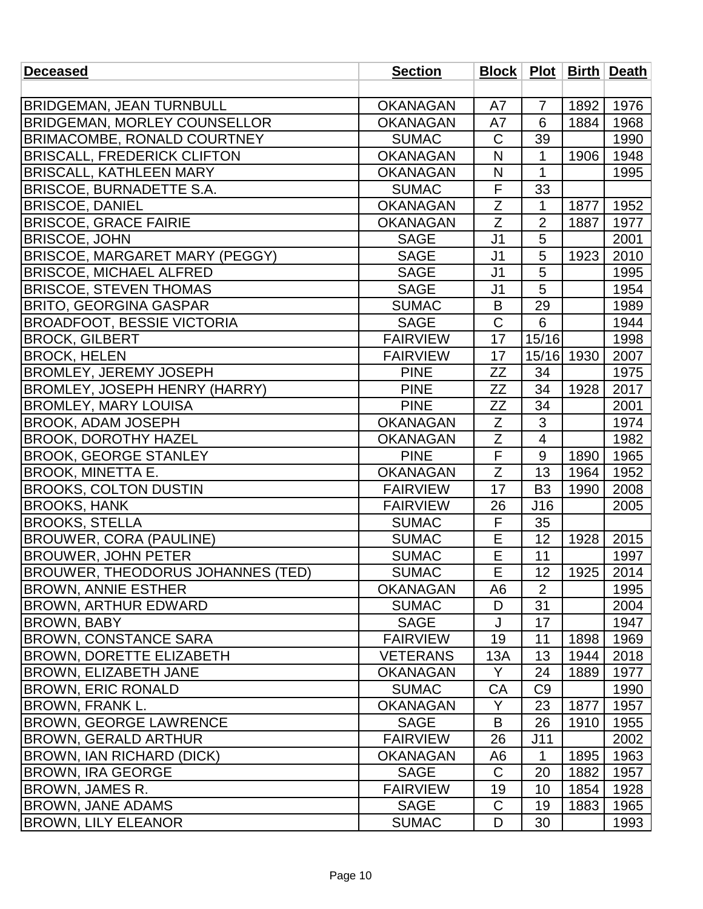| Deceased | Section | Block | Plot | Birth | Death |
|---|---|---|---|---|---|
| | | | | | |
| BRIDGEMAN, JEAN TURNBULL | OKANAGAN | A7 | 7 | 1892 | 1976 |
| BRIDGEMAN, MORLEY COUNSELLOR | OKANAGAN | A7 | 6 | 1884 | 1968 |
| BRIMACOMBE, RONALD COURTNEY | SUMAC | C | 39 | | 1990 |
| BRISCALL, FREDERICK CLIFTON | OKANAGAN | N | 1 | 1906 | 1948 |
| BRISCALL, KATHLEEN MARY | OKANAGAN | N | 1 | | 1995 |
| BRISCOE, BURNADETTE S.A. | SUMAC | F | 33 | | |
| BRISCOE, DANIEL | OKANAGAN | Z | 1 | 1877 | 1952 |
| BRISCOE, GRACE FAIRIE | OKANAGAN | Z | 2 | 1887 | 1977 |
| BRISCOE, JOHN | SAGE | J1 | 5 | | 2001 |
| BRISCOE, MARGARET MARY (PEGGY) | SAGE | J1 | 5 | 1923 | 2010 |
| BRISCOE, MICHAEL ALFRED | SAGE | J1 | 5 | | 1995 |
| BRISCOE, STEVEN THOMAS | SAGE | J1 | 5 | | 1954 |
| BRITO, GEORGINA GASPAR | SUMAC | B | 29 | | 1989 |
| BROADFOOT, BESSIE VICTORIA | SAGE | C | 6 | | 1944 |
| BROCK, GILBERT | FAIRVIEW | 17 | 15/16 | | 1998 |
| BROCK, HELEN | FAIRVIEW | 17 | 15/16 | 1930 | 2007 |
| BROMLEY, JEREMY JOSEPH | PINE | ZZ | 34 | | 1975 |
| BROMLEY, JOSEPH HENRY (HARRY) | PINE | ZZ | 34 | 1928 | 2017 |
| BROMLEY, MARY LOUISA | PINE | ZZ | 34 | | 2001 |
| BROOK, ADAM JOSEPH | OKANAGAN | Z | 3 | | 1974 |
| BROOK, DOROTHY HAZEL | OKANAGAN | Z | 4 | | 1982 |
| BROOK, GEORGE STANLEY | PINE | F | 9 | 1890 | 1965 |
| BROOK, MINETTA E. | OKANAGAN | Z | 13 | 1964 | 1952 |
| BROOKS, COLTON DUSTIN | FAIRVIEW | 17 | B3 | 1990 | 2008 |
| BROOKS, HANK | FAIRVIEW | 26 | J16 | | 2005 |
| BROOKS, STELLA | SUMAC | F | 35 | | |
| BROUWER, CORA (PAULINE) | SUMAC | E | 12 | 1928 | 2015 |
| BROUWER, JOHN PETER | SUMAC | E | 11 | | 1997 |
| BROUWER, THEODORUS JOHANNES (TED) | SUMAC | E | 12 | 1925 | 2014 |
| BROWN, ANNIE ESTHER | OKANAGAN | A6 | 2 | | 1995 |
| BROWN, ARTHUR EDWARD | SUMAC | D | 31 | | 2004 |
| BROWN, BABY | SAGE | J | 17 | | 1947 |
| BROWN, CONSTANCE SARA | FAIRVIEW | 19 | 11 | 1898 | 1969 |
| BROWN, DORETTE ELIZABETH | VETERANS | 13A | 13 | 1944 | 2018 |
| BROWN, ELIZABETH JANE | OKANAGAN | Y | 24 | 1889 | 1977 |
| BROWN, ERIC RONALD | SUMAC | CA | C9 | | 1990 |
| BROWN, FRANK L. | OKANAGAN | Y | 23 | 1877 | 1957 |
| BROWN, GEORGE LAWRENCE | SAGE | B | 26 | 1910 | 1955 |
| BROWN, GERALD ARTHUR | FAIRVIEW | 26 | J11 | | 2002 |
| BROWN, IAN RICHARD (DICK) | OKANAGAN | A6 | 1 | 1895 | 1963 |
| BROWN, IRA GEORGE | SAGE | C | 20 | 1882 | 1957 |
| BROWN, JAMES R. | FAIRVIEW | 19 | 10 | 1854 | 1928 |
| BROWN, JANE ADAMS | SAGE | C | 19 | 1883 | 1965 |
| BROWN, LILY ELEANOR | SUMAC | D | 30 | | 1993 |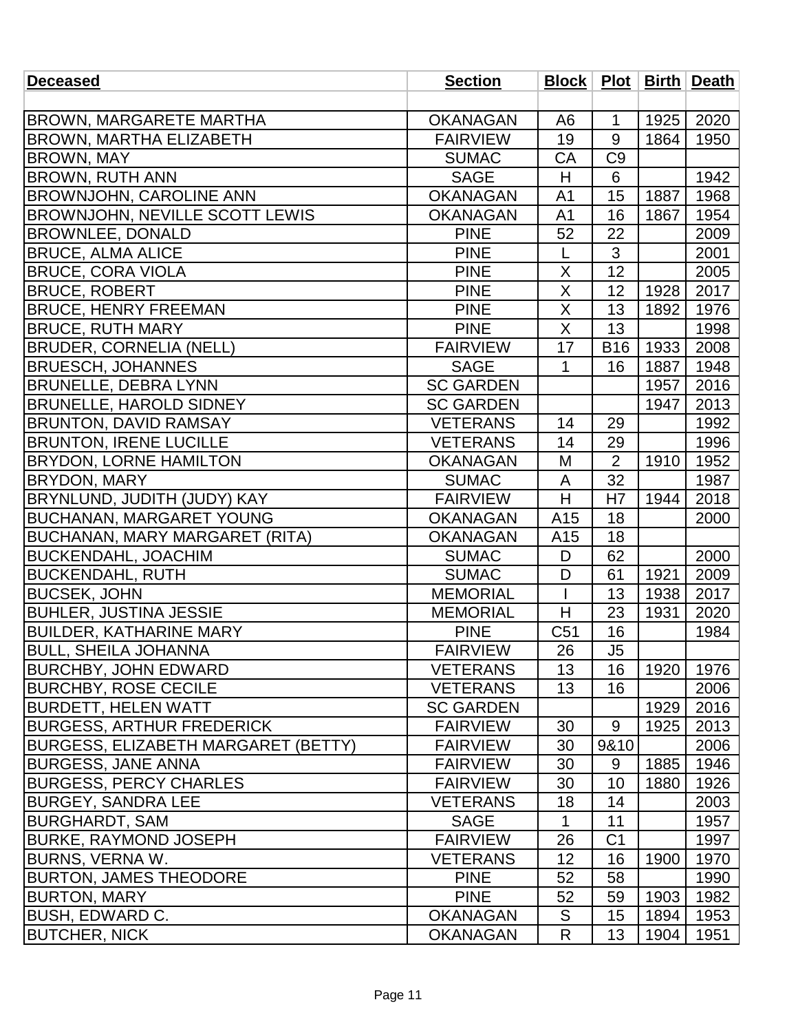| Deceased | Section | Block | Plot | Birth | Death |
|---|---|---|---|---|---|
| | | | | | |
| BROWN, MARGARETE MARTHA | OKANAGAN | A6 | 1 | 1925 | 2020 |
| BROWN, MARTHA ELIZABETH | FAIRVIEW | 19 | 9 | 1864 | 1950 |
| BROWN, MAY | SUMAC | CA | C9 | | |
| BROWN, RUTH ANN | SAGE | H | 6 | | 1942 |
| BROWNJOHN, CAROLINE ANN | OKANAGAN | A1 | 15 | 1887 | 1968 |
| BROWNJOHN, NEVILLE SCOTT LEWIS | OKANAGAN | A1 | 16 | 1867 | 1954 |
| BROWNLEE, DONALD | PINE | 52 | 22 | | 2009 |
| BRUCE, ALMA ALICE | PINE | L | 3 | | 2001 |
| BRUCE, CORA VIOLA | PINE | X | 12 | | 2005 |
| BRUCE, ROBERT | PINE | X | 12 | 1928 | 2017 |
| BRUCE, HENRY FREEMAN | PINE | X | 13 | 1892 | 1976 |
| BRUCE, RUTH MARY | PINE | X | 13 | | 1998 |
| BRUDER, CORNELIA (NELL) | FAIRVIEW | 17 | B16 | 1933 | 2008 |
| BRUESCH, JOHANNES | SAGE | 1 | 16 | 1887 | 1948 |
| BRUNELLE, DEBRA LYNN | SC GARDEN | | | 1957 | 2016 |
| BRUNELLE, HAROLD SIDNEY | SC GARDEN | | | 1947 | 2013 |
| BRUNTON, DAVID RAMSAY | VETERANS | 14 | 29 | | 1992 |
| BRUNTON, IRENE LUCILLE | VETERANS | 14 | 29 | | 1996 |
| BRYDON, LORNE HAMILTON | OKANAGAN | M | 2 | 1910 | 1952 |
| BRYDON, MARY | SUMAC | A | 32 | | 1987 |
| BRYNLUND, JUDITH (JUDY) KAY | FAIRVIEW | H | H7 | 1944 | 2018 |
| BUCHANAN, MARGARET YOUNG | OKANAGAN | A15 | 18 | | 2000 |
| BUCHANAN, MARY MARGARET (RITA) | OKANAGAN | A15 | 18 | | |
| BUCKENDAHL, JOACHIM | SUMAC | D | 62 | | 2000 |
| BUCKENDAHL, RUTH | SUMAC | D | 61 | 1921 | 2009 |
| BUCSEK, JOHN | MEMORIAL | I | 13 | 1938 | 2017 |
| BUHLER, JUSTINA JESSIE | MEMORIAL | H | 23 | 1931 | 2020 |
| BUILDER, KATHARINE MARY | PINE | C51 | 16 | | 1984 |
| BULL, SHEILA JOHANNA | FAIRVIEW | 26 | J5 | | |
| BURCHBY, JOHN EDWARD | VETERANS | 13 | 16 | 1920 | 1976 |
| BURCHBY, ROSE CECILE | VETERANS | 13 | 16 | | 2006 |
| BURDETT, HELEN WATT | SC GARDEN | | | 1929 | 2016 |
| BURGESS, ARTHUR FREDERICK | FAIRVIEW | 30 | 9 | 1925 | 2013 |
| BURGESS, ELIZABETH MARGARET (BETTY) | FAIRVIEW | 30 | 9&10 | | 2006 |
| BURGESS, JANE ANNA | FAIRVIEW | 30 | 9 | 1885 | 1946 |
| BURGESS, PERCY CHARLES | FAIRVIEW | 30 | 10 | 1880 | 1926 |
| BURGEY, SANDRA LEE | VETERANS | 18 | 14 | | 2003 |
| BURGHARDT, SAM | SAGE | 1 | 11 | | 1957 |
| BURKE, RAYMOND JOSEPH | FAIRVIEW | 26 | C1 | | 1997 |
| BURNS, VERNA W. | VETERANS | 12 | 16 | 1900 | 1970 |
| BURTON, JAMES THEODORE | PINE | 52 | 58 | | 1990 |
| BURTON, MARY | PINE | 52 | 59 | 1903 | 1982 |
| BUSH, EDWARD C. | OKANAGAN | S | 15 | 1894 | 1953 |
| BUTCHER, NICK | OKANAGAN | R | 13 | 1904 | 1951 |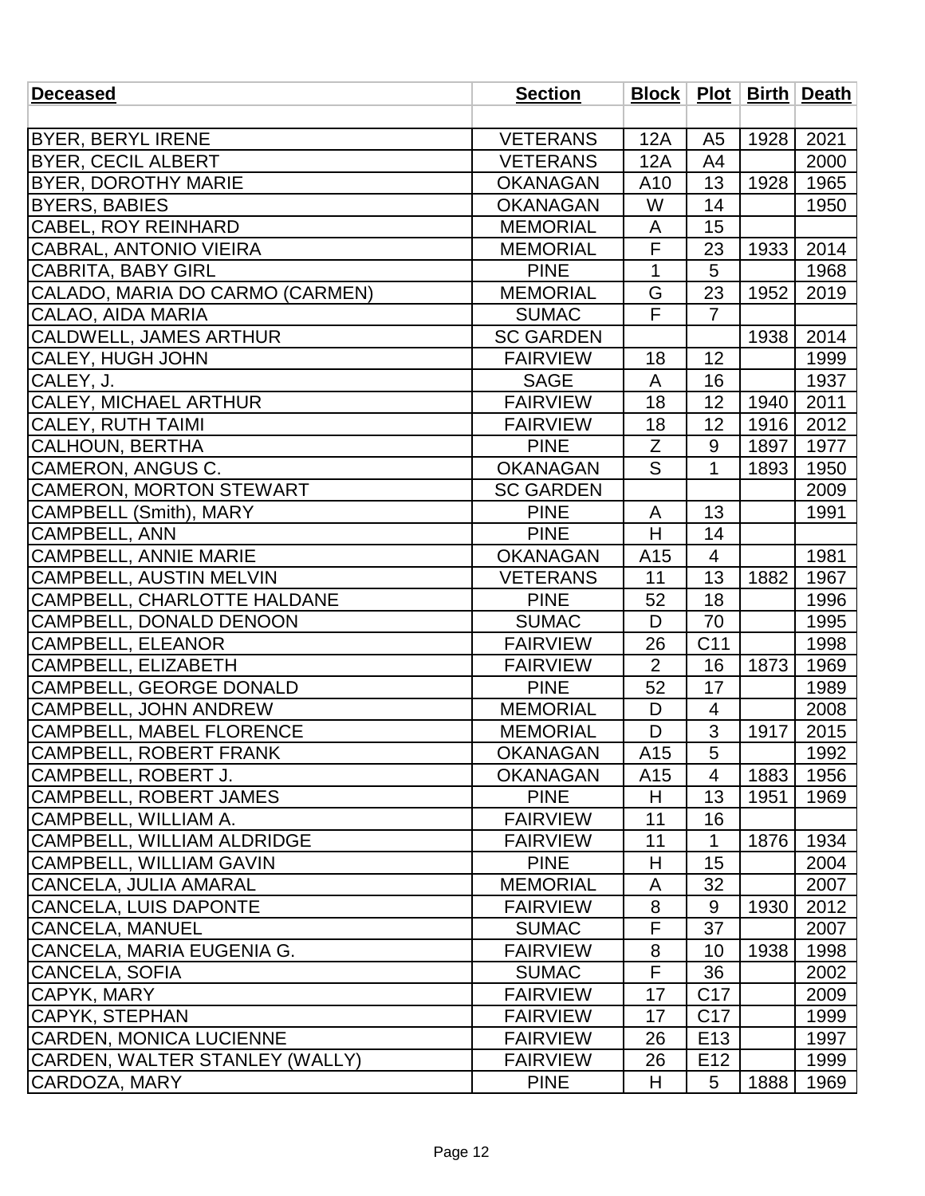| Deceased | Section | Block | Plot | Birth | Death |
|---|---|---|---|---|---|
| | | | | | |
| BYER, BERYL IRENE | VETERANS | 12A | A5 | 1928 | 2021 |
| BYER, CECIL ALBERT | VETERANS | 12A | A4 | | 2000 |
| BYER, DOROTHY MARIE | OKANAGAN | A10 | 13 | 1928 | 1965 |
| BYERS, BABIES | OKANAGAN | W | 14 | | 1950 |
| CABEL, ROY REINHARD | MEMORIAL | A | 15 | | |
| CABRAL, ANTONIO VIEIRA | MEMORIAL | F | 23 | 1933 | 2014 |
| CABRITA, BABY GIRL | PINE | 1 | 5 | | 1968 |
| CALADO, MARIA DO CARMO (CARMEN) | MEMORIAL | G | 23 | 1952 | 2019 |
| CALAO, AIDA MARIA | SUMAC | F | 7 | | |
| CALDWELL, JAMES ARTHUR | SC GARDEN | | | 1938 | 2014 |
| CALEY, HUGH JOHN | FAIRVIEW | 18 | 12 | | 1999 |
| CALEY, J. | SAGE | A | 16 | | 1937 |
| CALEY, MICHAEL ARTHUR | FAIRVIEW | 18 | 12 | 1940 | 2011 |
| CALEY, RUTH TAIMI | FAIRVIEW | 18 | 12 | 1916 | 2012 |
| CALHOUN, BERTHA | PINE | Z | 9 | 1897 | 1977 |
| CAMERON, ANGUS C. | OKANAGAN | S | 1 | 1893 | 1950 |
| CAMERON, MORTON STEWART | SC GARDEN | | | | 2009 |
| CAMPBELL (Smith), MARY | PINE | A | 13 | | 1991 |
| CAMPBELL, ANN | PINE | H | 14 | | |
| CAMPBELL, ANNIE MARIE | OKANAGAN | A15 | 4 | | 1981 |
| CAMPBELL, AUSTIN MELVIN | VETERANS | 11 | 13 | 1882 | 1967 |
| CAMPBELL, CHARLOTTE HALDANE | PINE | 52 | 18 | | 1996 |
| CAMPBELL, DONALD DENOON | SUMAC | D | 70 | | 1995 |
| CAMPBELL, ELEANOR | FAIRVIEW | 26 | C11 | | 1998 |
| CAMPBELL, ELIZABETH | FAIRVIEW | 2 | 16 | 1873 | 1969 |
| CAMPBELL, GEORGE DONALD | PINE | 52 | 17 | | 1989 |
| CAMPBELL, JOHN ANDREW | MEMORIAL | D | 4 | | 2008 |
| CAMPBELL, MABEL FLORENCE | MEMORIAL | D | 3 | 1917 | 2015 |
| CAMPBELL, ROBERT FRANK | OKANAGAN | A15 | 5 | | 1992 |
| CAMPBELL, ROBERT J. | OKANAGAN | A15 | 4 | 1883 | 1956 |
| CAMPBELL, ROBERT JAMES | PINE | H | 13 | 1951 | 1969 |
| CAMPBELL, WILLIAM A. | FAIRVIEW | 11 | 16 | | |
| CAMPBELL, WILLIAM ALDRIDGE | FAIRVIEW | 11 | 1 | 1876 | 1934 |
| CAMPBELL, WILLIAM GAVIN | PINE | H | 15 | | 2004 |
| CANCELA, JULIA AMARAL | MEMORIAL | A | 32 | | 2007 |
| CANCELA, LUIS DAPONTE | FAIRVIEW | 8 | 9 | 1930 | 2012 |
| CANCELA, MANUEL | SUMAC | F | 37 | | 2007 |
| CANCELA, MARIA EUGENIA G. | FAIRVIEW | 8 | 10 | 1938 | 1998 |
| CANCELA, SOFIA | SUMAC | F | 36 | | 2002 |
| CAPYK, MARY | FAIRVIEW | 17 | C17 | | 2009 |
| CAPYK, STEPHAN | FAIRVIEW | 17 | C17 | | 1999 |
| CARDEN, MONICA LUCIENNE | FAIRVIEW | 26 | E13 | | 1997 |
| CARDEN, WALTER STANLEY (WALLY) | FAIRVIEW | 26 | E12 | | 1999 |
| CARDOZA, MARY | PINE | H | 5 | 1888 | 1969 |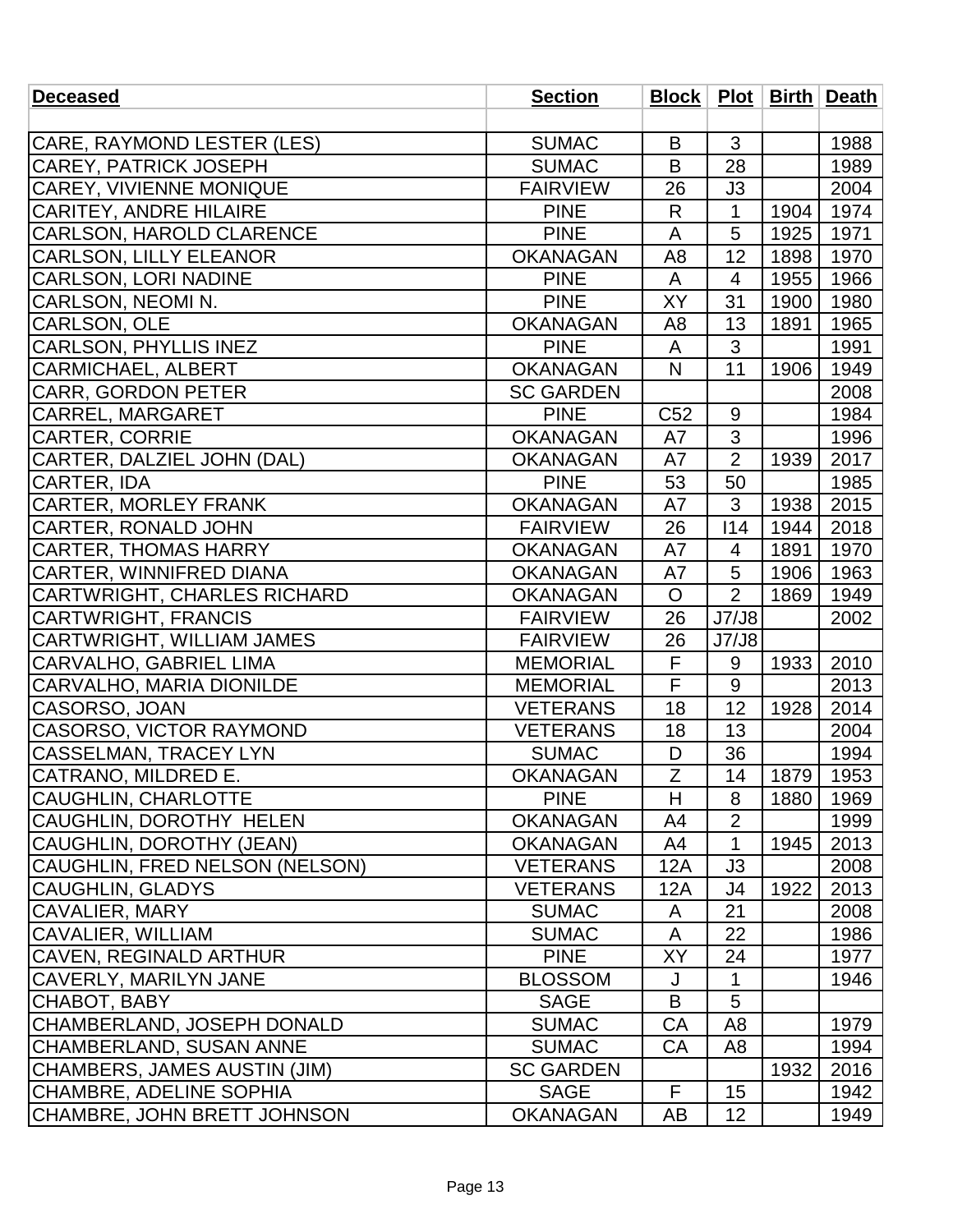| Deceased | Section | Block | Plot | Birth | Death |
|---|---|---|---|---|---|
| | | | | | |
| CARE, RAYMOND LESTER (LES) | SUMAC | B | 3 | | 1988 |
| CAREY, PATRICK JOSEPH | SUMAC | B | 28 | | 1989 |
| CAREY, VIVIENNE MONIQUE | FAIRVIEW | 26 | J3 | | 2004 |
| CARITEY, ANDRE HILAIRE | PINE | R | 1 | 1904 | 1974 |
| CARLSON, HAROLD CLARENCE | PINE | A | 5 | 1925 | 1971 |
| CARLSON, LILLY ELEANOR | OKANAGAN | A8 | 12 | 1898 | 1970 |
| CARLSON, LORI NADINE | PINE | A | 4 | 1955 | 1966 |
| CARLSON, NEOMI N. | PINE | XY | 31 | 1900 | 1980 |
| CARLSON, OLE | OKANAGAN | A8 | 13 | 1891 | 1965 |
| CARLSON, PHYLLIS INEZ | PINE | A | 3 | | 1991 |
| CARMICHAEL, ALBERT | OKANAGAN | N | 11 | 1906 | 1949 |
| CARR, GORDON PETER | SC GARDEN | | | | 2008 |
| CARREL, MARGARET | PINE | C52 | 9 | | 1984 |
| CARTER, CORRIE | OKANAGAN | A7 | 3 | | 1996 |
| CARTER, DALZIEL JOHN (DAL) | OKANAGAN | A7 | 2 | 1939 | 2017 |
| CARTER, IDA | PINE | 53 | 50 | | 1985 |
| CARTER, MORLEY FRANK | OKANAGAN | A7 | 3 | 1938 | 2015 |
| CARTER, RONALD JOHN | FAIRVIEW | 26 | I14 | 1944 | 2018 |
| CARTER, THOMAS HARRY | OKANAGAN | A7 | 4 | 1891 | 1970 |
| CARTER, WINNIFRED DIANA | OKANAGAN | A7 | 5 | 1906 | 1963 |
| CARTWRIGHT, CHARLES RICHARD | OKANAGAN | O | 2 | 1869 | 1949 |
| CARTWRIGHT, FRANCIS | FAIRVIEW | 26 | J7/J8 | | 2002 |
| CARTWRIGHT, WILLIAM JAMES | FAIRVIEW | 26 | J7/J8 | | |
| CARVALHO, GABRIEL LIMA | MEMORIAL | F | 9 | 1933 | 2010 |
| CARVALHO, MARIA DIONILDE | MEMORIAL | F | 9 | | 2013 |
| CASORSO, JOAN | VETERANS | 18 | 12 | 1928 | 2014 |
| CASORSO, VICTOR RAYMOND | VETERANS | 18 | 13 | | 2004 |
| CASSELMAN, TRACEY LYN | SUMAC | D | 36 | | 1994 |
| CATRANO, MILDRED E. | OKANAGAN | Z | 14 | 1879 | 1953 |
| CAUGHLIN, CHARLOTTE | PINE | H | 8 | 1880 | 1969 |
| CAUGHLIN, DOROTHY HELEN | OKANAGAN | A4 | 2 | | 1999 |
| CAUGHLIN, DOROTHY (JEAN) | OKANAGAN | A4 | 1 | 1945 | 2013 |
| CAUGHLIN, FRED NELSON (NELSON) | VETERANS | 12A | J3 | | 2008 |
| CAUGHLIN, GLADYS | VETERANS | 12A | J4 | 1922 | 2013 |
| CAVALIER, MARY | SUMAC | A | 21 | | 2008 |
| CAVALIER, WILLIAM | SUMAC | A | 22 | | 1986 |
| CAVEN, REGINALD ARTHUR | PINE | XY | 24 | | 1977 |
| CAVERLY, MARILYN JANE | BLOSSOM | J | 1 | | 1946 |
| CHABOT, BABY | SAGE | B | 5 | | |
| CHAMBERLAND, JOSEPH DONALD | SUMAC | CA | A8 | | 1979 |
| CHAMBERLAND, SUSAN ANNE | SUMAC | CA | A8 | | 1994 |
| CHAMBERS, JAMES AUSTIN (JIM) | SC GARDEN | | | 1932 | 2016 |
| CHAMBRE, ADELINE SOPHIA | SAGE | F | 15 | | 1942 |
| CHAMBRE, JOHN BRETT JOHNSON | OKANAGAN | AB | 12 | | 1949 |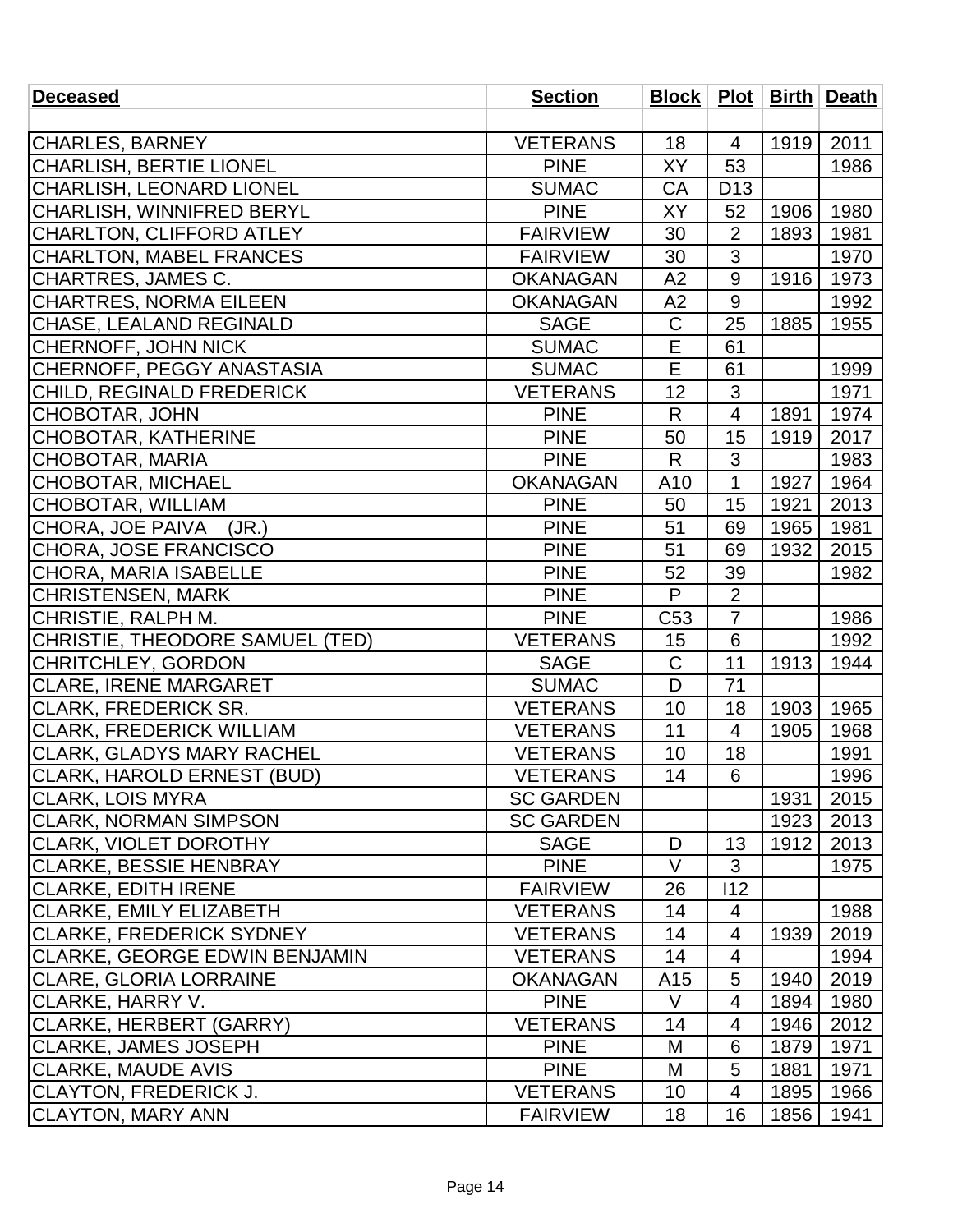| Deceased | Section | Block | Plot | Birth | Death |
|---|---|---|---|---|---|
| | | | | | |
| CHARLES, BARNEY | VETERANS | 18 | 4 | 1919 | 2011 |
| CHARLISH, BERTIE LIONEL | PINE | XY | 53 | | 1986 |
| CHARLISH, LEONARD LIONEL | SUMAC | CA | D13 | | |
| CHARLISH, WINNIFRED BERYL | PINE | XY | 52 | 1906 | 1980 |
| CHARLTON, CLIFFORD ATLEY | FAIRVIEW | 30 | 2 | 1893 | 1981 |
| CHARLTON, MABEL FRANCES | FAIRVIEW | 30 | 3 | | 1970 |
| CHARTRES, JAMES C. | OKANAGAN | A2 | 9 | 1916 | 1973 |
| CHARTRES, NORMA EILEEN | OKANAGAN | A2 | 9 | | 1992 |
| CHASE, LEALAND REGINALD | SAGE | C | 25 | 1885 | 1955 |
| CHERNOFF, JOHN NICK | SUMAC | E | 61 | | |
| CHERNOFF, PEGGY ANASTASIA | SUMAC | E | 61 | | 1999 |
| CHILD, REGINALD FREDERICK | VETERANS | 12 | 3 | | 1971 |
| CHOBOTAR, JOHN | PINE | R | 4 | 1891 | 1974 |
| CHOBOTAR, KATHERINE | PINE | 50 | 15 | 1919 | 2017 |
| CHOBOTAR, MARIA | PINE | R | 3 | | 1983 |
| CHOBOTAR, MICHAEL | OKANAGAN | A10 | 1 | 1927 | 1964 |
| CHOBOTAR, WILLIAM | PINE | 50 | 15 | 1921 | 2013 |
| CHORA, JOE PAIVA (JR.) | PINE | 51 | 69 | 1965 | 1981 |
| CHORA, JOSE FRANCISCO | PINE | 51 | 69 | 1932 | 2015 |
| CHORA, MARIA ISABELLE | PINE | 52 | 39 | | 1982 |
| CHRISTENSEN, MARK | PINE | P | 2 | | |
| CHRISTIE, RALPH M. | PINE | C53 | 7 | | 1986 |
| CHRISTIE, THEODORE SAMUEL (TED) | VETERANS | 15 | 6 | | 1992 |
| CHRITCHLEY, GORDON | SAGE | C | 11 | 1913 | 1944 |
| CLARE, IRENE MARGARET | SUMAC | D | 71 | | |
| CLARK, FREDERICK SR. | VETERANS | 10 | 18 | 1903 | 1965 |
| CLARK, FREDERICK WILLIAM | VETERANS | 11 | 4 | 1905 | 1968 |
| CLARK, GLADYS MARY RACHEL | VETERANS | 10 | 18 | | 1991 |
| CLARK, HAROLD ERNEST (BUD) | VETERANS | 14 | 6 | | 1996 |
| CLARK, LOIS MYRA | SC GARDEN | | | 1931 | 2015 |
| CLARK, NORMAN SIMPSON | SC GARDEN | | | 1923 | 2013 |
| CLARK, VIOLET DOROTHY | SAGE | D | 13 | 1912 | 2013 |
| CLARKE, BESSIE HENBRAY | PINE | V | 3 | | 1975 |
| CLARKE, EDITH IRENE | FAIRVIEW | 26 | I12 | | |
| CLARKE, EMILY ELIZABETH | VETERANS | 14 | 4 | | 1988 |
| CLARKE, FREDERICK SYDNEY | VETERANS | 14 | 4 | 1939 | 2019 |
| CLARKE, GEORGE EDWIN BENJAMIN | VETERANS | 14 | 4 | | 1994 |
| CLARE, GLORIA LORRAINE | OKANAGAN | A15 | 5 | 1940 | 2019 |
| CLARKE, HARRY V. | PINE | V | 4 | 1894 | 1980 |
| CLARKE, HERBERT (GARRY) | VETERANS | 14 | 4 | 1946 | 2012 |
| CLARKE, JAMES JOSEPH | PINE | M | 6 | 1879 | 1971 |
| CLARKE, MAUDE AVIS | PINE | M | 5 | 1881 | 1971 |
| CLAYTON, FREDERICK J. | VETERANS | 10 | 4 | 1895 | 1966 |
| CLAYTON, MARY ANN | FAIRVIEW | 18 | 16 | 1856 | 1941 |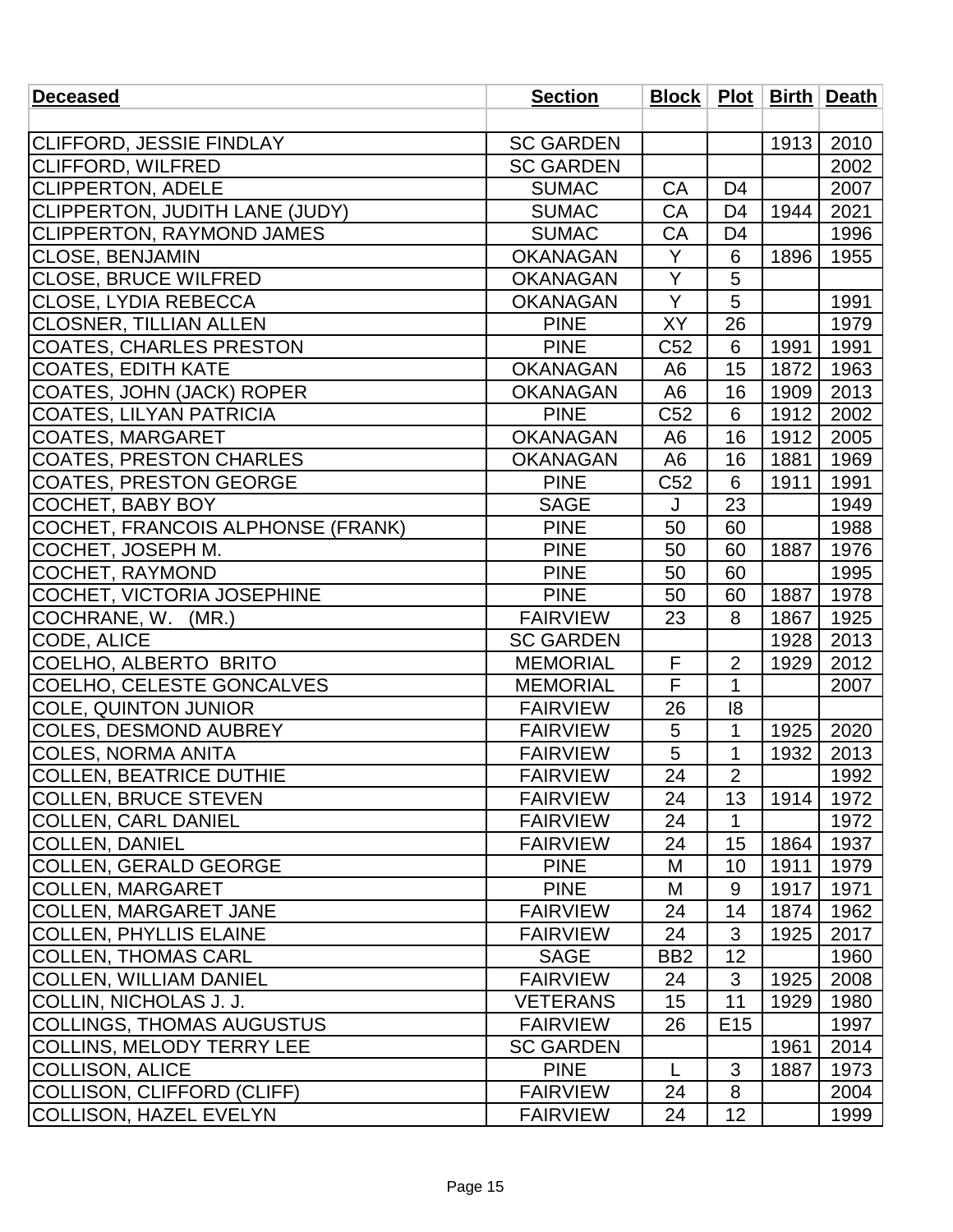| Deceased | Section | Block | Plot | Birth | Death |
|---|---|---|---|---|---|
| | | | | | |
| CLIFFORD, JESSIE FINDLAY | SC GARDEN | | | 1913 | 2010 |
| CLIFFORD, WILFRED | SC GARDEN | | | | 2002 |
| CLIPPERTON, ADELE | SUMAC | CA | D4 | | 2007 |
| CLIPPERTON, JUDITH LANE (JUDY) | SUMAC | CA | D4 | 1944 | 2021 |
| CLIPPERTON, RAYMOND JAMES | SUMAC | CA | D4 | | 1996 |
| CLOSE, BENJAMIN | OKANAGAN | Y | 6 | 1896 | 1955 |
| CLOSE, BRUCE WILFRED | OKANAGAN | Y | 5 | | |
| CLOSE, LYDIA REBECCA | OKANAGAN | Y | 5 | | 1991 |
| CLOSNER, TILLIAN ALLEN | PINE | XY | 26 | | 1979 |
| COATES, CHARLES PRESTON | PINE | C52 | 6 | 1991 | 1991 |
| COATES, EDITH KATE | OKANAGAN | A6 | 15 | 1872 | 1963 |
| COATES, JOHN (JACK) ROPER | OKANAGAN | A6 | 16 | 1909 | 2013 |
| COATES, LILYAN PATRICIA | PINE | C52 | 6 | 1912 | 2002 |
| COATES, MARGARET | OKANAGAN | A6 | 16 | 1912 | 2005 |
| COATES, PRESTON CHARLES | OKANAGAN | A6 | 16 | 1881 | 1969 |
| COATES, PRESTON GEORGE | PINE | C52 | 6 | 1911 | 1991 |
| COCHET, BABY BOY | SAGE | J | 23 | | 1949 |
| COCHET, FRANCOIS ALPHONSE (FRANK) | PINE | 50 | 60 | | 1988 |
| COCHET, JOSEPH M. | PINE | 50 | 60 | 1887 | 1976 |
| COCHET, RAYMOND | PINE | 50 | 60 | | 1995 |
| COCHET, VICTORIA JOSEPHINE | PINE | 50 | 60 | 1887 | 1978 |
| COCHRANE, W. (MR.) | FAIRVIEW | 23 | 8 | 1867 | 1925 |
| CODE, ALICE | SC GARDEN | | | 1928 | 2013 |
| COELHO, ALBERTO BRITO | MEMORIAL | F | 2 | 1929 | 2012 |
| COELHO, CELESTE GONCALVES | MEMORIAL | F | 1 | | 2007 |
| COLE, QUINTON JUNIOR | FAIRVIEW | 26 | I8 | | |
| COLES, DESMOND AUBREY | FAIRVIEW | 5 | 1 | 1925 | 2020 |
| COLES, NORMA ANITA | FAIRVIEW | 5 | 1 | 1932 | 2013 |
| COLLEN, BEATRICE DUTHIE | FAIRVIEW | 24 | 2 | | 1992 |
| COLLEN, BRUCE STEVEN | FAIRVIEW | 24 | 13 | 1914 | 1972 |
| COLLEN, CARL DANIEL | FAIRVIEW | 24 | 1 | | 1972 |
| COLLEN, DANIEL | FAIRVIEW | 24 | 15 | 1864 | 1937 |
| COLLEN, GERALD GEORGE | PINE | M | 10 | 1911 | 1979 |
| COLLEN, MARGARET | PINE | M | 9 | 1917 | 1971 |
| COLLEN, MARGARET JANE | FAIRVIEW | 24 | 14 | 1874 | 1962 |
| COLLEN, PHYLLIS ELAINE | FAIRVIEW | 24 | 3 | 1925 | 2017 |
| COLLEN, THOMAS CARL | SAGE | BB2 | 12 | | 1960 |
| COLLEN, WILLIAM DANIEL | FAIRVIEW | 24 | 3 | 1925 | 2008 |
| COLLIN, NICHOLAS J. J. | VETERANS | 15 | 11 | 1929 | 1980 |
| COLLINGS, THOMAS AUGUSTUS | FAIRVIEW | 26 | E15 | | 1997 |
| COLLINS, MELODY TERRY LEE | SC GARDEN | | | 1961 | 2014 |
| COLLISON, ALICE | PINE | L | 3 | 1887 | 1973 |
| COLLISON, CLIFFORD (CLIFF) | FAIRVIEW | 24 | 8 | | 2004 |
| COLLISON, HAZEL EVELYN | FAIRVIEW | 24 | 12 | | 1999 |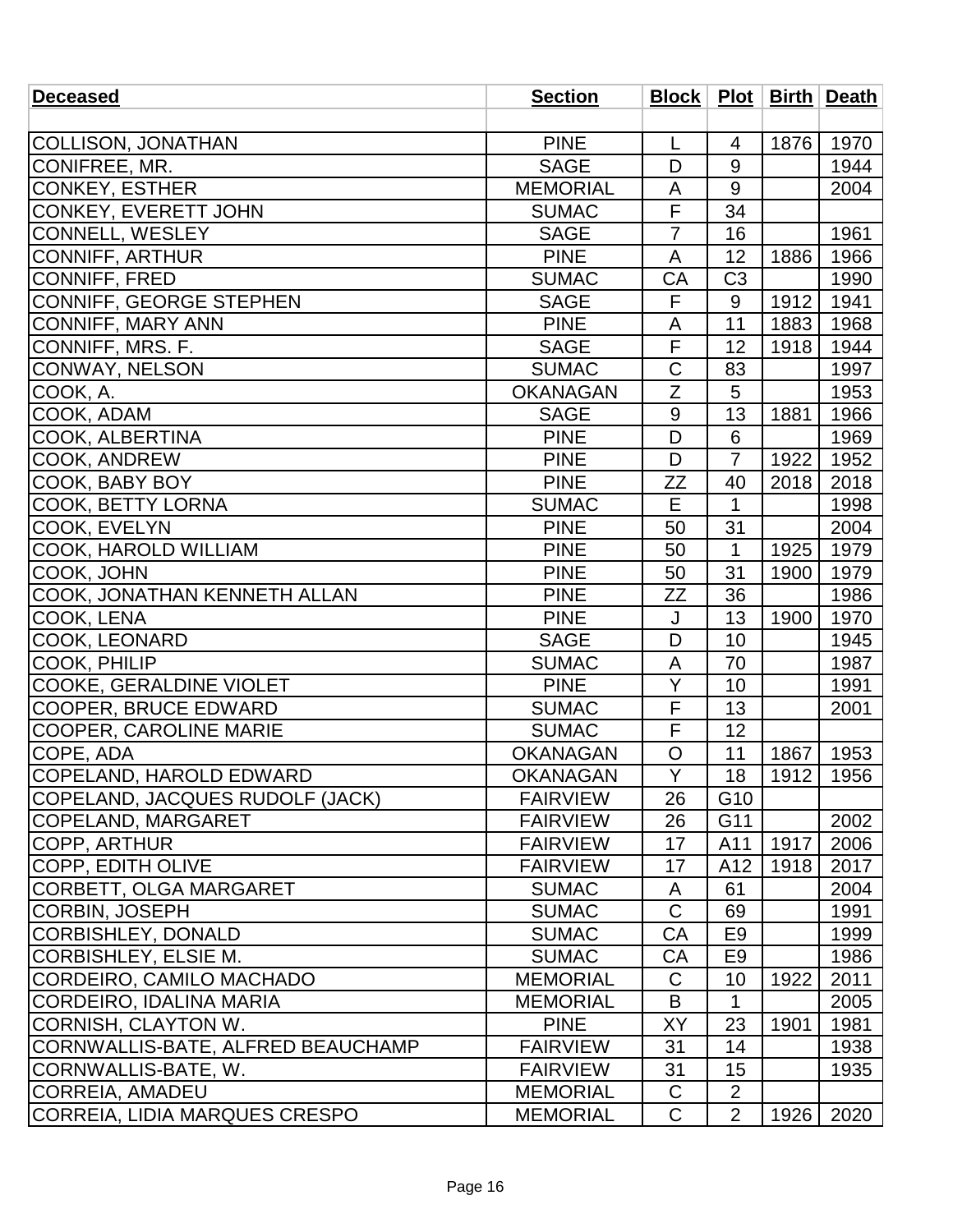| **Deceased** | **Section** | **Block** | **Plot** | **Birth** | **Death** |
|---|---|---|---|---|---|
| | | | | | |
| COLLISON, JONATHAN | PINE | L | 4 | 1876 | 1970 |
| CONIFREE, MR. | SAGE | D | 9 | | 1944 |
| CONKEY, ESTHER | MEMORIAL | A | 9 | | 2004 |
| CONKEY, EVERETT JOHN | SUMAC | F | 34 | | |
| CONNELL, WESLEY | SAGE | 7 | 16 | | 1961 |
| CONNIFF, ARTHUR | PINE | A | 12 | 1886 | 1966 |
| CONNIFF, FRED | SUMAC | CA | C3 | | 1990 |
| CONNIFF, GEORGE STEPHEN | SAGE | F | 9 | 1912 | 1941 |
| CONNIFF, MARY ANN | PINE | A | 11 | 1883 | 1968 |
| CONNIFF, MRS. F. | SAGE | F | 12 | 1918 | 1944 |
| CONWAY, NELSON | SUMAC | C | 83 | | 1997 |
| COOK, A. | OKANAGAN | Z | 5 | | 1953 |
| COOK, ADAM | SAGE | 9 | 13 | 1881 | 1966 |
| COOK, ALBERTINA | PINE | D | 6 | | 1969 |
| COOK, ANDREW | PINE | D | 7 | 1922 | 1952 |
| COOK, BABY BOY | PINE | ZZ | 40 | 2018 | 2018 |
| COOK, BETTY LORNA | SUMAC | E | 1 | | 1998 |
| COOK, EVELYN | PINE | 50 | 31 | | 2004 |
| COOK, HAROLD WILLIAM | PINE | 50 | 1 | 1925 | 1979 |
| COOK, JOHN | PINE | 50 | 31 | 1900 | 1979 |
| COOK, JONATHAN KENNETH ALLAN | PINE | ZZ | 36 | | 1986 |
| COOK, LENA | PINE | J | 13 | 1900 | 1970 |
| COOK, LEONARD | SAGE | D | 10 | | 1945 |
| COOK, PHILIP | SUMAC | A | 70 | | 1987 |
| COOKE, GERALDINE VIOLET | PINE | Y | 10 | | 1991 |
| COOPER, BRUCE EDWARD | SUMAC | F | 13 | | 2001 |
| COOPER, CAROLINE MARIE | SUMAC | F | 12 | | |
| COPE, ADA | OKANAGAN | O | 11 | 1867 | 1953 |
| COPELAND, HAROLD EDWARD | OKANAGAN | Y | 18 | 1912 | 1956 |
| COPELAND, JACQUES RUDOLF (JACK) | FAIRVIEW | 26 | G10 | | |
| COPELAND, MARGARET | FAIRVIEW | 26 | G11 | | 2002 |
| COPP, ARTHUR | FAIRVIEW | 17 | A11 | 1917 | 2006 |
| COPP, EDITH OLIVE | FAIRVIEW | 17 | A12 | 1918 | 2017 |
| CORBETT, OLGA MARGARET | SUMAC | A | 61 | | 2004 |
| CORBIN, JOSEPH | SUMAC | C | 69 | | 1991 |
| CORBISHLEY, DONALD | SUMAC | CA | E9 | | 1999 |
| CORBISHLEY, ELSIE M. | SUMAC | CA | E9 | | 1986 |
| CORDEIRO, CAMILO MACHADO | MEMORIAL | C | 10 | 1922 | 2011 |
| CORDEIRO, IDALINA MARIA | MEMORIAL | B | 1 | | 2005 |
| CORNISH, CLAYTON W. | PINE | XY | 23 | 1901 | 1981 |
| CORNWALLIS-BATE, ALFRED BEAUCHAMP | FAIRVIEW | 31 | 14 | | 1938 |
| CORNWALLIS-BATE, W. | FAIRVIEW | 31 | 15 | | 1935 |
| CORREIA, AMADEU | MEMORIAL | C | 2 | | |
| CORREIA, LIDIA MARQUES CRESPO | MEMORIAL | C | 2 | 1926 | 2020 |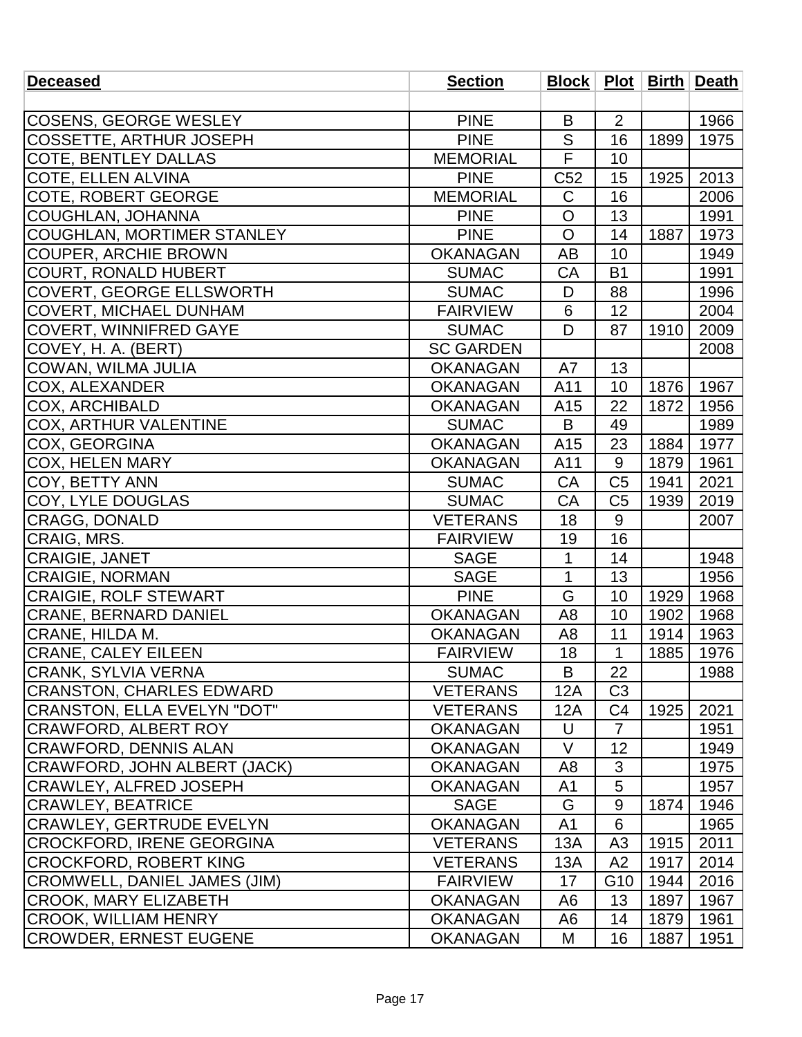| Deceased | Section | Block | Plot | Birth | Death |
|---|---|---|---|---|---|
| | | | | | |
| COSENS, GEORGE WESLEY | PINE | B | 2 | | 1966 |
| COSSETTE, ARTHUR JOSEPH | PINE | S | 16 | 1899 | 1975 |
| COTE, BENTLEY DALLAS | MEMORIAL | F | 10 | | |
| COTE, ELLEN ALVINA | PINE | C52 | 15 | 1925 | 2013 |
| COTE, ROBERT GEORGE | MEMORIAL | C | 16 | | 2006 |
| COUGHLAN, JOHANNA | PINE | O | 13 | | 1991 |
| COUGHLAN, MORTIMER STANLEY | PINE | O | 14 | 1887 | 1973 |
| COUPER, ARCHIE BROWN | OKANAGAN | AB | 10 | | 1949 |
| COURT, RONALD HUBERT | SUMAC | CA | B1 | | 1991 |
| COVERT, GEORGE ELLSWORTH | SUMAC | D | 88 | | 1996 |
| COVERT, MICHAEL DUNHAM | FAIRVIEW | 6 | 12 | | 2004 |
| COVERT, WINNIFRED GAYE | SUMAC | D | 87 | 1910 | 2009 |
| COVEY, H. A. (BERT) | SC GARDEN | | | | 2008 |
| COWAN, WILMA JULIA | OKANAGAN | A7 | 13 | | |
| COX, ALEXANDER | OKANAGAN | A11 | 10 | 1876 | 1967 |
| COX, ARCHIBALD | OKANAGAN | A15 | 22 | 1872 | 1956 |
| COX, ARTHUR VALENTINE | SUMAC | B | 49 | | 1989 |
| COX, GEORGINA | OKANAGAN | A15 | 23 | 1884 | 1977 |
| COX, HELEN MARY | OKANAGAN | A11 | 9 | 1879 | 1961 |
| COY, BETTY ANN | SUMAC | CA | C5 | 1941 | 2021 |
| COY, LYLE DOUGLAS | SUMAC | CA | C5 | 1939 | 2019 |
| CRAGG, DONALD | VETERANS | 18 | 9 | | 2007 |
| CRAIG, MRS. | FAIRVIEW | 19 | 16 | | |
| CRAIGIE, JANET | SAGE | 1 | 14 | | 1948 |
| CRAIGIE, NORMAN | SAGE | 1 | 13 | | 1956 |
| CRAIGIE, ROLF STEWART | PINE | G | 10 | 1929 | 1968 |
| CRANE, BERNARD DANIEL | OKANAGAN | A8 | 10 | 1902 | 1968 |
| CRANE, HILDA M. | OKANAGAN | A8 | 11 | 1914 | 1963 |
| CRANE, CALEY EILEEN | FAIRVIEW | 18 | 1 | 1885 | 1976 |
| CRANK, SYLVIA VERNA | SUMAC | B | 22 | | 1988 |
| CRANSTON, CHARLES EDWARD | VETERANS | 12A | C3 | | |
| CRANSTON, ELLA EVELYN "DOT" | VETERANS | 12A | C4 | 1925 | 2021 |
| CRAWFORD, ALBERT ROY | OKANAGAN | U | 7 | | 1951 |
| CRAWFORD, DENNIS ALAN | OKANAGAN | V | 12 | | 1949 |
| CRAWFORD, JOHN ALBERT (JACK) | OKANAGAN | A8 | 3 | | 1975 |
| CRAWLEY, ALFRED JOSEPH | OKANAGAN | A1 | 5 | | 1957 |
| CRAWLEY, BEATRICE | SAGE | G | 9 | 1874 | 1946 |
| CRAWLEY, GERTRUDE EVELYN | OKANAGAN | A1 | 6 | | 1965 |
| CROCKFORD, IRENE GEORGINA | VETERANS | 13A | A3 | 1915 | 2011 |
| CROCKFORD, ROBERT KING | VETERANS | 13A | A2 | 1917 | 2014 |
| CROMWELL, DANIEL JAMES (JIM) | FAIRVIEW | 17 | G10 | 1944 | 2016 |
| CROOK, MARY ELIZABETH | OKANAGAN | A6 | 13 | 1897 | 1967 |
| CROOK, WILLIAM HENRY | OKANAGAN | A6 | 14 | 1879 | 1961 |
| CROWDER, ERNEST EUGENE | OKANAGAN | M | 16 | 1887 | 1951 |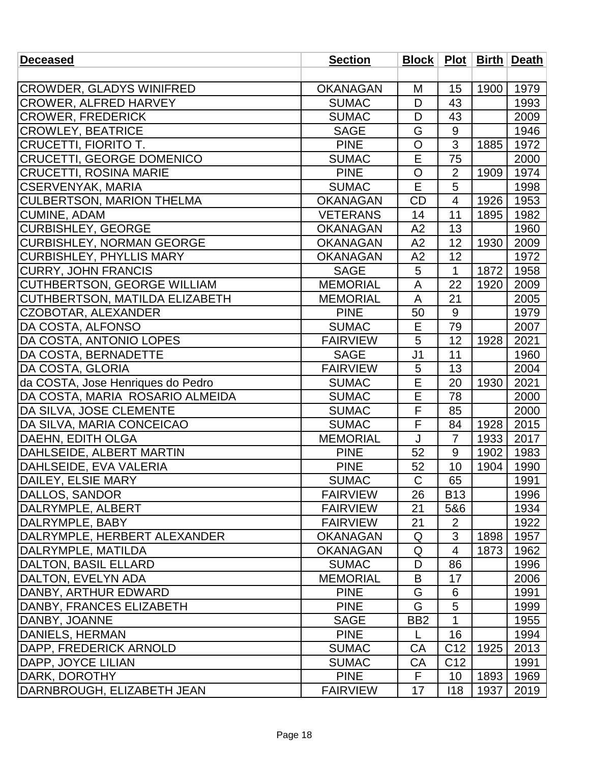| Deceased | Section | Block | Plot | Birth | Death |
|---|---|---|---|---|---|
| | | | | | |
| CROWDER, GLADYS WINIFRED | OKANAGAN | M | 15 | 1900 | 1979 |
| CROWER, ALFRED HARVEY | SUMAC | D | 43 | | 1993 |
| CROWER, FREDERICK | SUMAC | D | 43 | | 2009 |
| CROWLEY, BEATRICE | SAGE | G | 9 | | 1946 |
| CRUCETTI, FIORITO T. | PINE | O | 3 | 1885 | 1972 |
| CRUCETTI, GEORGE DOMENICO | SUMAC | E | 75 | | 2000 |
| CRUCETTI, ROSINA MARIE | PINE | O | 2 | 1909 | 1974 |
| CSERVENYAK, MARIA | SUMAC | E | 5 | | 1998 |
| CULBERTSON, MARION THELMA | OKANAGAN | CD | 4 | 1926 | 1953 |
| CUMINE, ADAM | VETERANS | 14 | 11 | 1895 | 1982 |
| CURBISHLEY, GEORGE | OKANAGAN | A2 | 13 | | 1960 |
| CURBISHLEY, NORMAN GEORGE | OKANAGAN | A2 | 12 | 1930 | 2009 |
| CURBISHLEY, PHYLLIS MARY | OKANAGAN | A2 | 12 | | 1972 |
| CURRY, JOHN FRANCIS | SAGE | 5 | 1 | 1872 | 1958 |
| CUTHBERTSON, GEORGE WILLIAM | MEMORIAL | A | 22 | 1920 | 2009 |
| CUTHBERTSON, MATILDA ELIZABETH | MEMORIAL | A | 21 | | 2005 |
| CZOBOTAR, ALEXANDER | PINE | 50 | 9 | | 1979 |
| DA COSTA, ALFONSO | SUMAC | E | 79 | | 2007 |
| DA COSTA, ANTONIO LOPES | FAIRVIEW | 5 | 12 | 1928 | 2021 |
| DA COSTA, BERNADETTE | SAGE | J1 | 11 | | 1960 |
| DA COSTA, GLORIA | FAIRVIEW | 5 | 13 | | 2004 |
| da COSTA, Jose Henriques do Pedro | SUMAC | E | 20 | 1930 | 2021 |
| DA COSTA, MARIA ROSARIO ALMEIDA | SUMAC | E | 78 | | 2000 |
| DA SILVA, JOSE CLEMENTE | SUMAC | F | 85 | | 2000 |
| DA SILVA, MARIA CONCEICAO | SUMAC | F | 84 | 1928 | 2015 |
| DAEHN, EDITH OLGA | MEMORIAL | J | 7 | 1933 | 2017 |
| DAHLSEIDE, ALBERT MARTIN | PINE | 52 | 9 | 1902 | 1983 |
| DAHLSEIDE, EVA VALERIA | PINE | 52 | 10 | 1904 | 1990 |
| DAILEY, ELSIE MARY | SUMAC | C | 65 | | 1991 |
| DALLOS, SANDOR | FAIRVIEW | 26 | B13 | | 1996 |
| DALRYMPLE, ALBERT | FAIRVIEW | 21 | 5&6 | | 1934 |
| DALRYMPLE, BABY | FAIRVIEW | 21 | 2 | | 1922 |
| DALRYMPLE, HERBERT ALEXANDER | OKANAGAN | Q | 3 | 1898 | 1957 |
| DALRYMPLE, MATILDA | OKANAGAN | Q | 4 | 1873 | 1962 |
| DALTON, BASIL ELLARD | SUMAC | D | 86 | | 1996 |
| DALTON, EVELYN ADA | MEMORIAL | B | 17 | | 2006 |
| DANBY, ARTHUR EDWARD | PINE | G | 6 | | 1991 |
| DANBY, FRANCES ELIZABETH | PINE | G | 5 | | 1999 |
| DANBY, JOANNE | SAGE | BB2 | 1 | | 1955 |
| DANIELS, HERMAN | PINE | L | 16 | | 1994 |
| DAPP, FREDERICK ARNOLD | SUMAC | CA | C12 | 1925 | 2013 |
| DAPP, JOYCE LILIAN | SUMAC | CA | C12 | | 1991 |
| DARK, DOROTHY | PINE | F | 10 | 1893 | 1969 |
| DARNBROUGH, ELIZABETH JEAN | FAIRVIEW | 17 | I18 | 1937 | 2019 |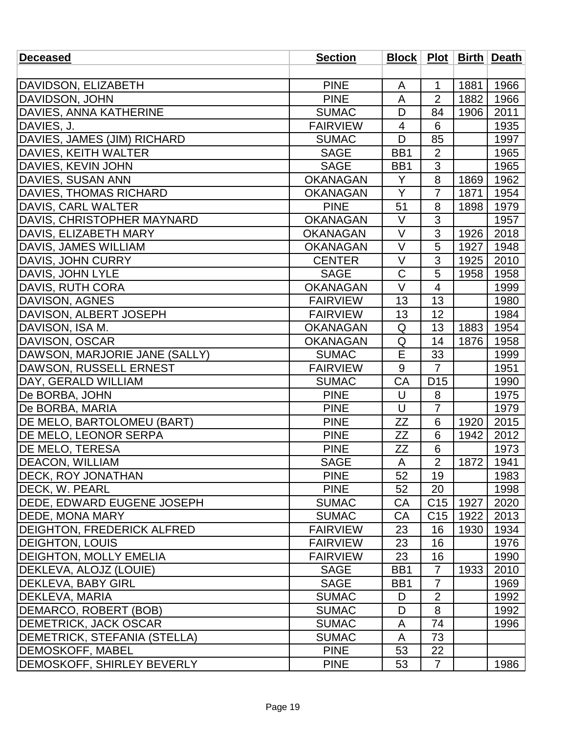| Deceased | Section | Block | Plot | Birth | Death |
|---|---|---|---|---|---|
| | | | | | |
| DAVIDSON, ELIZABETH | PINE | A | 1 | 1881 | 1966 |
| DAVIDSON, JOHN | PINE | A | 2 | 1882 | 1966 |
| DAVIES, ANNA KATHERINE | SUMAC | D | 84 | 1906 | 2011 |
| DAVIES, J. | FAIRVIEW | 4 | 6 | | 1935 |
| DAVIES, JAMES (JIM) RICHARD | SUMAC | D | 85 | | 1997 |
| DAVIES, KEITH WALTER | SAGE | BB1 | 2 | | 1965 |
| DAVIES, KEVIN JOHN | SAGE | BB1 | 3 | | 1965 |
| DAVIES, SUSAN ANN | OKANAGAN | Y | 8 | 1869 | 1962 |
| DAVIES, THOMAS RICHARD | OKANAGAN | Y | 7 | 1871 | 1954 |
| DAVIS, CARL WALTER | PINE | 51 | 8 | 1898 | 1979 |
| DAVIS, CHRISTOPHER MAYNARD | OKANAGAN | V | 3 | | 1957 |
| DAVIS, ELIZABETH MARY | OKANAGAN | V | 3 | 1926 | 2018 |
| DAVIS, JAMES WILLIAM | OKANAGAN | V | 5 | 1927 | 1948 |
| DAVIS, JOHN CURRY | CENTER | V | 3 | 1925 | 2010 |
| DAVIS, JOHN LYLE | SAGE | C | 5 | 1958 | 1958 |
| DAVIS, RUTH CORA | OKANAGAN | V | 4 | | 1999 |
| DAVISON, AGNES | FAIRVIEW | 13 | 13 | | 1980 |
| DAVISON, ALBERT JOSEPH | FAIRVIEW | 13 | 12 | | 1984 |
| DAVISON, ISA M. | OKANAGAN | Q | 13 | 1883 | 1954 |
| DAVISON, OSCAR | OKANAGAN | Q | 14 | 1876 | 1958 |
| DAWSON, MARJORIE JANE (SALLY) | SUMAC | E | 33 | | 1999 |
| DAWSON, RUSSELL ERNEST | FAIRVIEW | 9 | 7 | | 1951 |
| DAY, GERALD WILLIAM | SUMAC | CA | D15 | | 1990 |
| De BORBA, JOHN | PINE | U | 8 | | 1975 |
| De BORBA, MARIA | PINE | U | 7 | | 1979 |
| DE MELO, BARTOLOMEU (BART) | PINE | ZZ | 6 | 1920 | 2015 |
| DE MELO, LEONOR SERPA | PINE | ZZ | 6 | 1942 | 2012 |
| DE MELO, TERESA | PINE | ZZ | 6 | | 1973 |
| DEACON, WILLIAM | SAGE | A | 2 | 1872 | 1941 |
| DECK, ROY JONATHAN | PINE | 52 | 19 | | 1983 |
| DECK, W. PEARL | PINE | 52 | 20 | | 1998 |
| DEDE, EDWARD EUGENE JOSEPH | SUMAC | CA | C15 | 1927 | 2020 |
| DEDE, MONA MARY | SUMAC | CA | C15 | 1922 | 2013 |
| DEIGHTON, FREDERICK ALFRED | FAIRVIEW | 23 | 16 | 1930 | 1934 |
| DEIGHTON, LOUIS | FAIRVIEW | 23 | 16 | | 1976 |
| DEIGHTON, MOLLY EMELIA | FAIRVIEW | 23 | 16 | | 1990 |
| DEKLEVA, ALOJZ (LOUIE) | SAGE | BB1 | 7 | 1933 | 2010 |
| DEKLEVA, BABY GIRL | SAGE | BB1 | 7 | | 1969 |
| DEKLEVA, MARIA | SUMAC | D | 2 | | 1992 |
| DEMARCO, ROBERT (BOB) | SUMAC | D | 8 | | 1992 |
| DEMETRICK, JACK OSCAR | SUMAC | A | 74 | | 1996 |
| DEMETRICK, STEFANIA (STELLA) | SUMAC | A | 73 | | |
| DEMOSKOFF, MABEL | PINE | 53 | 22 | | |
| DEMOSKOFF, SHIRLEY BEVERLY | PINE | 53 | 7 | | 1986 |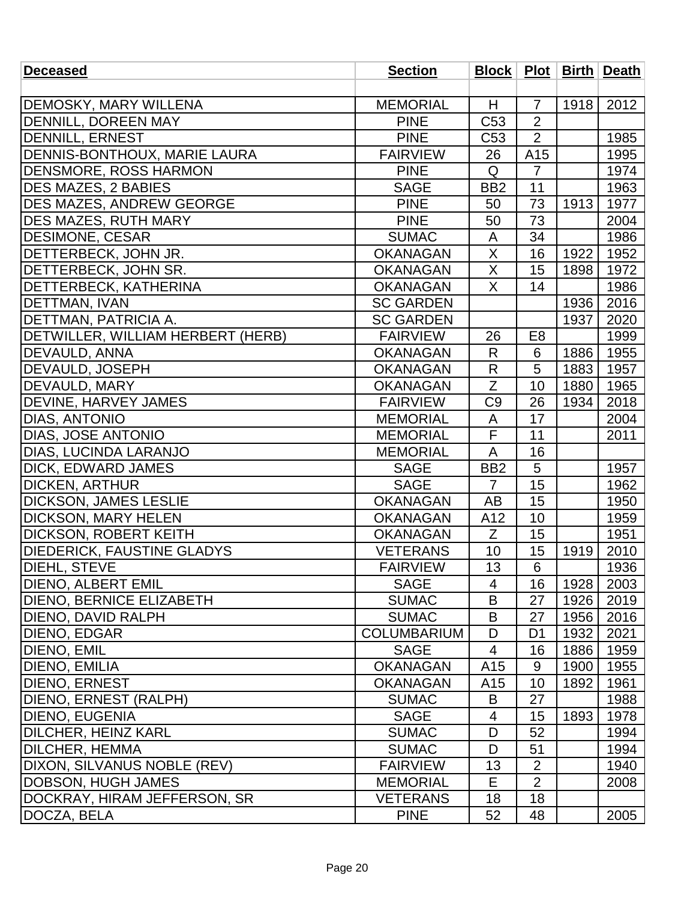| Deceased | Section | Block | Plot | Birth | Death |
|---|---|---|---|---|---|
| | | | | | |
| DEMOSKY, MARY WILLENA | MEMORIAL | H | 7 | 1918 | 2012 |
| DENNILL, DOREEN MAY | PINE | C53 | 2 | | |
| DENNILL, ERNEST | PINE | C53 | 2 | | 1985 |
| DENNIS-BONTHOUX, MARIE LAURA | FAIRVIEW | 26 | A15 | | 1995 |
| DENSMORE, ROSS HARMON | PINE | Q | 7 | | 1974 |
| DES MAZES, 2 BABIES | SAGE | BB2 | 11 | | 1963 |
| DES MAZES, ANDREW GEORGE | PINE | 50 | 73 | 1913 | 1977 |
| DES MAZES, RUTH MARY | PINE | 50 | 73 | | 2004 |
| DESIMONE, CESAR | SUMAC | A | 34 | | 1986 |
| DETTERBECK, JOHN JR. | OKANAGAN | X | 16 | 1922 | 1952 |
| DETTERBECK, JOHN SR. | OKANAGAN | X | 15 | 1898 | 1972 |
| DETTERBECK, KATHERINA | OKANAGAN | X | 14 | | 1986 |
| DETTMAN, IVAN | SC GARDEN | | | 1936 | 2016 |
| DETTMAN, PATRICIA A. | SC GARDEN | | | 1937 | 2020 |
| DETWILLER, WILLIAM HERBERT (HERB) | FAIRVIEW | 26 | E8 | | 1999 |
| DEVAULD, ANNA | OKANAGAN | R | 6 | 1886 | 1955 |
| DEVAULD, JOSEPH | OKANAGAN | R | 5 | 1883 | 1957 |
| DEVAULD, MARY | OKANAGAN | Z | 10 | 1880 | 1965 |
| DEVINE, HARVEY JAMES | FAIRVIEW | C9 | 26 | 1934 | 2018 |
| DIAS, ANTONIO | MEMORIAL | A | 17 | | 2004 |
| DIAS, JOSE ANTONIO | MEMORIAL | F | 11 | | 2011 |
| DIAS, LUCINDA LARANJO | MEMORIAL | A | 16 | | |
| DICK, EDWARD JAMES | SAGE | BB2 | 5 | | 1957 |
| DICKEN, ARTHUR | SAGE | 7 | 15 | | 1962 |
| DICKSON, JAMES LESLIE | OKANAGAN | AB | 15 | | 1950 |
| DICKSON, MARY HELEN | OKANAGAN | A12 | 10 | | 1959 |
| DICKSON, ROBERT KEITH | OKANAGAN | Z | 15 | | 1951 |
| DIEDERICK, FAUSTINE GLADYS | VETERANS | 10 | 15 | 1919 | 2010 |
| DIEHL, STEVE | FAIRVIEW | 13 | 6 | | 1936 |
| DIENO, ALBERT EMIL | SAGE | 4 | 16 | 1928 | 2003 |
| DIENO, BERNICE ELIZABETH | SUMAC | B | 27 | 1926 | 2019 |
| DIENO, DAVID RALPH | SUMAC | B | 27 | 1956 | 2016 |
| DIENO, EDGAR | COLUMBARIUM | D | D1 | 1932 | 2021 |
| DIENO, EMIL | SAGE | 4 | 16 | 1886 | 1959 |
| DIENO, EMILIA | OKANAGAN | A15 | 9 | 1900 | 1955 |
| DIENO, ERNEST | OKANAGAN | A15 | 10 | 1892 | 1961 |
| DIENO, ERNEST (RALPH) | SUMAC | B | 27 | | 1988 |
| DIENO, EUGENIA | SAGE | 4 | 15 | 1893 | 1978 |
| DILCHER, HEINZ KARL | SUMAC | D | 52 | | 1994 |
| DILCHER, HEMMA | SUMAC | D | 51 | | 1994 |
| DIXON, SILVANUS NOBLE (REV) | FAIRVIEW | 13 | 2 | | 1940 |
| DOBSON, HUGH JAMES | MEMORIAL | E | 2 | | 2008 |
| DOCKRAY, HIRAM JEFFERSON, SR | VETERANS | 18 | 18 | | |
| DOCZA, BELA | PINE | 52 | 48 | | 2005 |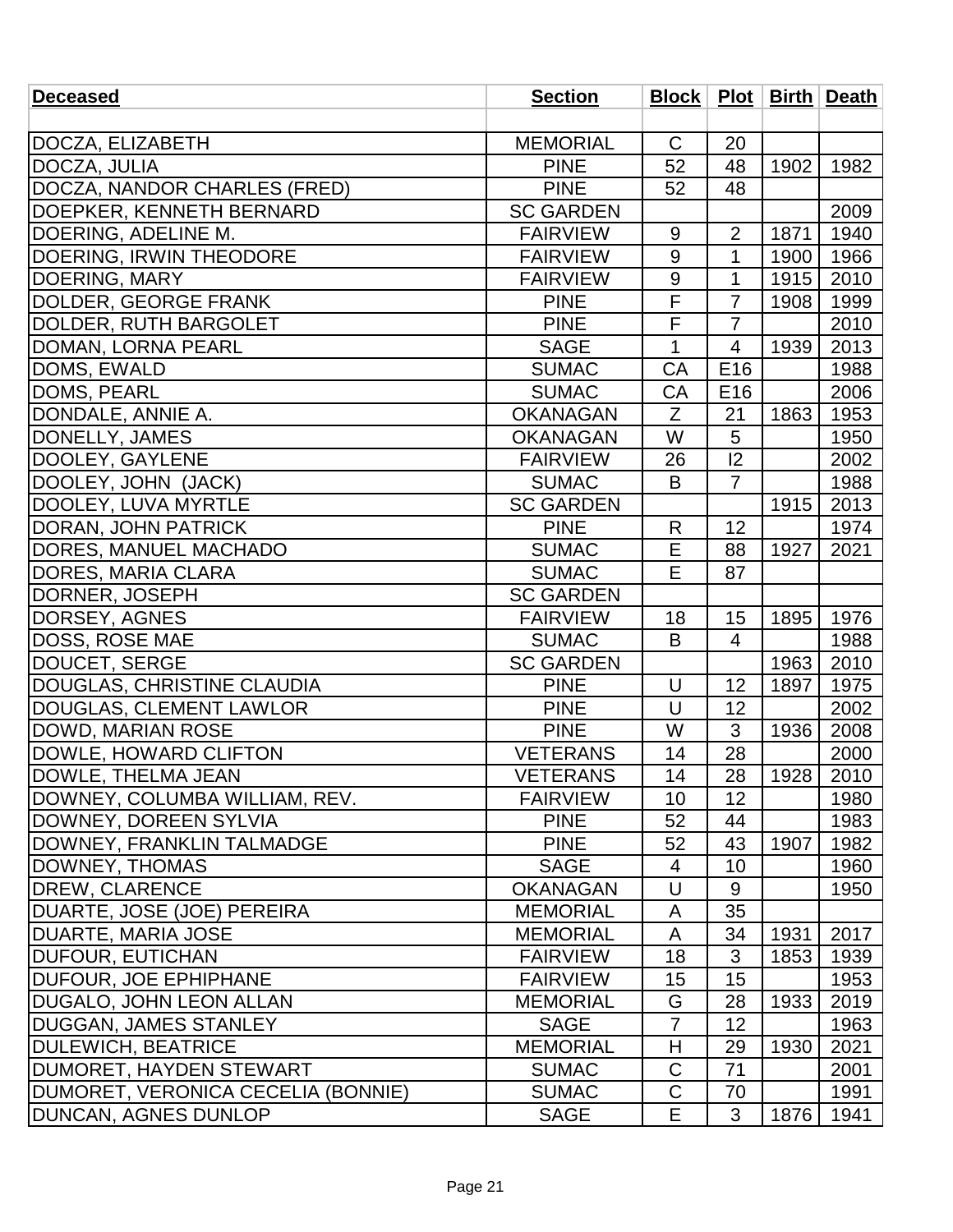| **Deceased** | **Section** | **Block** | **Plot** | **Birth** | **Death** |
|---|---|---|---|---|---|
| | | | | | |
| DOCZA, ELIZABETH | MEMORIAL | C | 20 | | |
| DOCZA, JULIA | PINE | 52 | 48 | 1902 | 1982 |
| DOCZA, NANDOR CHARLES (FRED) | PINE | 52 | 48 | | |
| DOEPKER, KENNETH BERNARD | SC GARDEN | | | | 2009 |
| DOERING, ADELINE M. | FAIRVIEW | 9 | 2 | 1871 | 1940 |
| DOERING, IRWIN THEODORE | FAIRVIEW | 9 | 1 | 1900 | 1966 |
| DOERING, MARY | FAIRVIEW | 9 | 1 | 1915 | 2010 |
| DOLDER, GEORGE FRANK | PINE | F | 7 | 1908 | 1999 |
| DOLDER, RUTH BARGOLET | PINE | F | 7 | | 2010 |
| DOMAN, LORNA PEARL | SAGE | 1 | 4 | 1939 | 2013 |
| DOMS, EWALD | SUMAC | CA | E16 | | 1988 |
| DOMS, PEARL | SUMAC | CA | E16 | | 2006 |
| DONDALE, ANNIE A. | OKANAGAN | Z | 21 | 1863 | 1953 |
| DONELLY, JAMES | OKANAGAN | W | 5 | | 1950 |
| DOOLEY, GAYLENE | FAIRVIEW | 26 | I2 | | 2002 |
| DOOLEY, JOHN (JACK) | SUMAC | B | 7 | | 1988 |
| DOOLEY, LUVA MYRTLE | SC GARDEN | | | 1915 | 2013 |
| DORAN, JOHN PATRICK | PINE | R | 12 | | 1974 |
| DORES, MANUEL MACHADO | SUMAC | E | 88 | 1927 | 2021 |
| DORES, MARIA CLARA | SUMAC | E | 87 | | |
| DORNER, JOSEPH | SC GARDEN | | | | |
| DORSEY, AGNES | FAIRVIEW | 18 | 15 | 1895 | 1976 |
| DOSS, ROSE MAE | SUMAC | B | 4 | | 1988 |
| DOUCET, SERGE | SC GARDEN | | | 1963 | 2010 |
| DOUGLAS, CHRISTINE CLAUDIA | PINE | U | 12 | 1897 | 1975 |
| DOUGLAS, CLEMENT LAWLOR | PINE | U | 12 | | 2002 |
| DOWD, MARIAN ROSE | PINE | W | 3 | 1936 | 2008 |
| DOWLE, HOWARD CLIFTON | VETERANS | 14 | 28 | | 2000 |
| DOWLE, THELMA JEAN | VETERANS | 14 | 28 | 1928 | 2010 |
| DOWNEY, COLUMBA WILLIAM, REV. | FAIRVIEW | 10 | 12 | | 1980 |
| DOWNEY, DOREEN SYLVIA | PINE | 52 | 44 | | 1983 |
| DOWNEY, FRANKLIN TALMADGE | PINE | 52 | 43 | 1907 | 1982 |
| DOWNEY, THOMAS | SAGE | 4 | 10 | | 1960 |
| DREW, CLARENCE | OKANAGAN | U | 9 | | 1950 |
| DUARTE, JOSE (JOE) PEREIRA | MEMORIAL | A | 35 | | |
| DUARTE, MARIA JOSE | MEMORIAL | A | 34 | 1931 | 2017 |
| DUFOUR, EUTICHAN | FAIRVIEW | 18 | 3 | 1853 | 1939 |
| DUFOUR, JOE EPHIPHANE | FAIRVIEW | 15 | 15 | | 1953 |
| DUGALO, JOHN LEON ALLAN | MEMORIAL | G | 28 | 1933 | 2019 |
| DUGGAN, JAMES STANLEY | SAGE | 7 | 12 | | 1963 |
| DULEWICH, BEATRICE | MEMORIAL | H | 29 | 1930 | 2021 |
| DUMORET, HAYDEN STEWART | SUMAC | C | 71 | | 2001 |
| DUMORET, VERONICA CECELIA (BONNIE) | SUMAC | C | 70 | | 1991 |
| DUNCAN, AGNES DUNLOP | SAGE | E | 3 | 1876 | 1941 |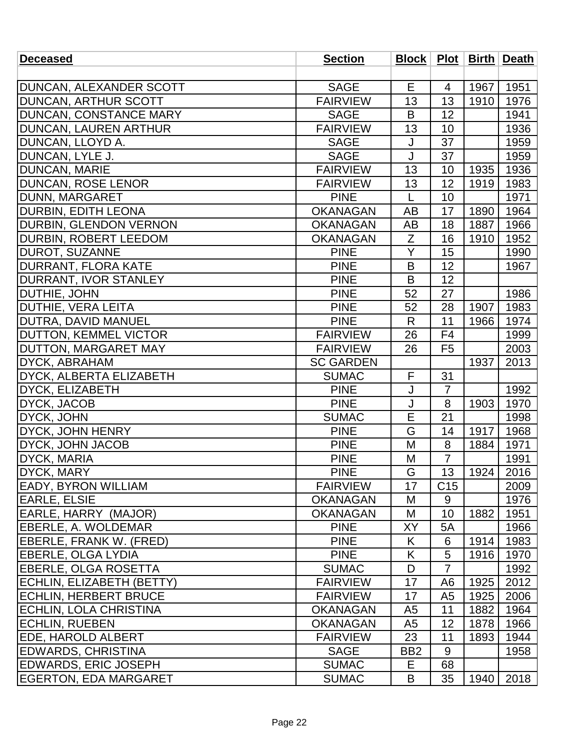| Deceased | Section | Block | Plot | Birth | Death |
|---|---|---|---|---|---|
| | | | | | |
| DUNCAN, ALEXANDER SCOTT | SAGE | E | 4 | 1967 | 1951 |
| DUNCAN, ARTHUR SCOTT | FAIRVIEW | 13 | 13 | 1910 | 1976 |
| DUNCAN, CONSTANCE MARY | SAGE | B | 12 | | 1941 |
| DUNCAN, LAUREN ARTHUR | FAIRVIEW | 13 | 10 | | 1936 |
| DUNCAN, LLOYD A. | SAGE | J | 37 | | 1959 |
| DUNCAN, LYLE J. | SAGE | J | 37 | | 1959 |
| DUNCAN, MARIE | FAIRVIEW | 13 | 10 | 1935 | 1936 |
| DUNCAN, ROSE LENOR | FAIRVIEW | 13 | 12 | 1919 | 1983 |
| DUNN, MARGARET | PINE | L | 10 | | 1971 |
| DURBIN, EDITH LEONA | OKANAGAN | AB | 17 | 1890 | 1964 |
| DURBIN, GLENDON VERNON | OKANAGAN | AB | 18 | 1887 | 1966 |
| DURBIN, ROBERT LEEDOM | OKANAGAN | Z | 16 | 1910 | 1952 |
| DUROT, SUZANNE | PINE | Y | 15 | | 1990 |
| DURRANT, FLORA KATE | PINE | B | 12 | | 1967 |
| DURRANT, IVOR STANLEY | PINE | B | 12 | | |
| DUTHIE, JOHN | PINE | 52 | 27 | | 1986 |
| DUTHIE, VERA LEITA | PINE | 52 | 28 | 1907 | 1983 |
| DUTRA, DAVID MANUEL | PINE | R | 11 | 1966 | 1974 |
| DUTTON, KEMMEL VICTOR | FAIRVIEW | 26 | F4 | | 1999 |
| DUTTON, MARGARET MAY | FAIRVIEW | 26 | F5 | | 2003 |
| DYCK, ABRAHAM | SC GARDEN | | | 1937 | 2013 |
| DYCK, ALBERTA ELIZABETH | SUMAC | F | 31 | | |
| DYCK, ELIZABETH | PINE | J | 7 | | 1992 |
| DYCK, JACOB | PINE | J | 8 | 1903 | 1970 |
| DYCK, JOHN | SUMAC | E | 21 | | 1998 |
| DYCK, JOHN HENRY | PINE | G | 14 | 1917 | 1968 |
| DYCK, JOHN JACOB | PINE | M | 8 | 1884 | 1971 |
| DYCK, MARIA | PINE | M | 7 | | 1991 |
| DYCK, MARY | PINE | G | 13 | 1924 | 2016 |
| EADY, BYRON WILLIAM | FAIRVIEW | 17 | C15 | | 2009 |
| EARLE, ELSIE | OKANAGAN | M | 9 | | 1976 |
| EARLE, HARRY (MAJOR) | OKANAGAN | M | 10 | 1882 | 1951 |
| EBERLE, A. WOLDEMAR | PINE | XY | 5A | | 1966 |
| EBERLE, FRANK W. (FRED) | PINE | K | 6 | 1914 | 1983 |
| EBERLE, OLGA LYDIA | PINE | K | 5 | 1916 | 1970 |
| EBERLE, OLGA ROSETTA | SUMAC | D | 7 | | 1992 |
| ECHLIN, ELIZABETH (BETTY) | FAIRVIEW | 17 | A6 | 1925 | 2012 |
| ECHLIN, HERBERT BRUCE | FAIRVIEW | 17 | A5 | 1925 | 2006 |
| ECHLIN, LOLA CHRISTINA | OKANAGAN | A5 | 11 | 1882 | 1964 |
| ECHLIN, RUEBEN | OKANAGAN | A5 | 12 | 1878 | 1966 |
| EDE, HAROLD ALBERT | FAIRVIEW | 23 | 11 | 1893 | 1944 |
| EDWARDS, CHRISTINA | SAGE | BB2 | 9 | | 1958 |
| EDWARDS, ERIC JOSEPH | SUMAC | E | 68 | | |
| EGERTON, EDA MARGARET | SUMAC | B | 35 | 1940 | 2018 |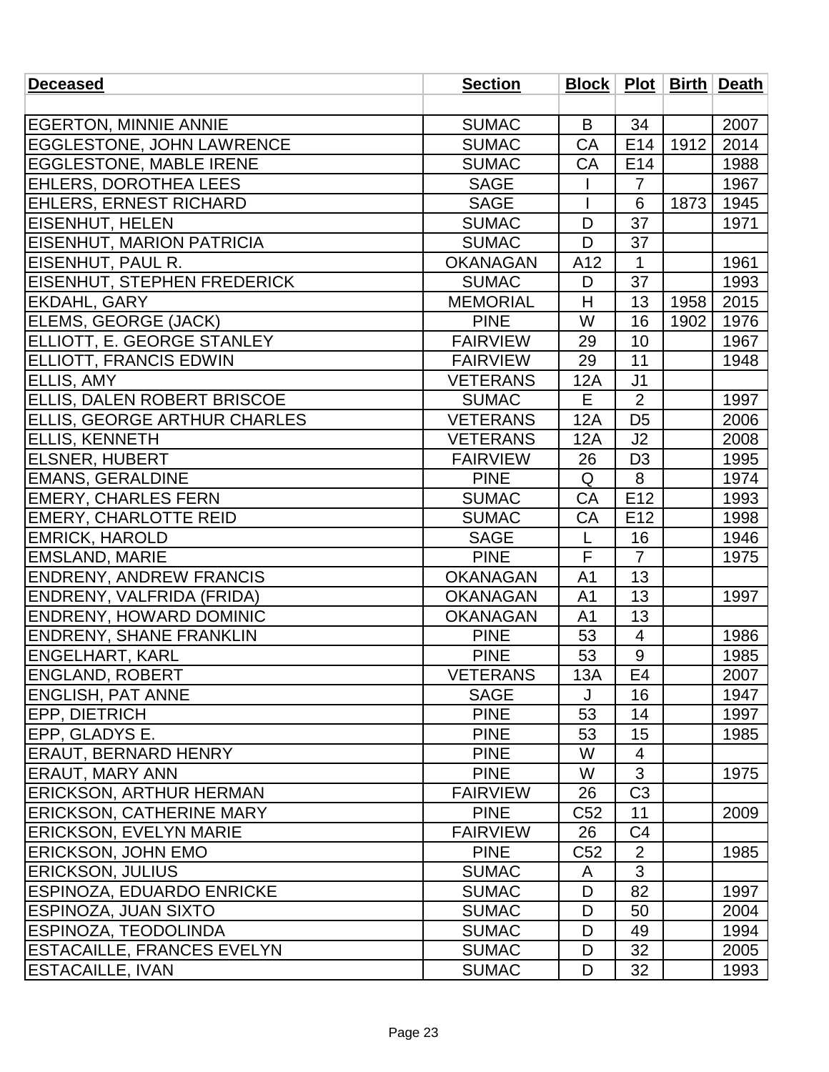| Deceased | Section | Block | Plot | Birth | Death |
|---|---|---|---|---|---|
| | | | | | |
| EGERTON, MINNIE ANNIE | SUMAC | B | 34 | | 2007 |
| EGGLESTONE, JOHN LAWRENCE | SUMAC | CA | E14 | 1912 | 2014 |
| EGGLESTONE, MABLE IRENE | SUMAC | CA | E14 | | 1988 |
| EHLERS, DOROTHEA LEES | SAGE | I | 7 | | 1967 |
| EHLERS, ERNEST RICHARD | SAGE | I | 6 | 1873 | 1945 |
| EISENHUT, HELEN | SUMAC | D | 37 | | 1971 |
| EISENHUT, MARION PATRICIA | SUMAC | D | 37 | | |
| EISENHUT, PAUL R. | OKANAGAN | A12 | 1 | | 1961 |
| EISENHUT, STEPHEN FREDERICK | SUMAC | D | 37 | | 1993 |
| EKDAHL, GARY | MEMORIAL | H | 13 | 1958 | 2015 |
| ELEMS, GEORGE (JACK) | PINE | W | 16 | 1902 | 1976 |
| ELLIOTT, E. GEORGE STANLEY | FAIRVIEW | 29 | 10 | | 1967 |
| ELLIOTT, FRANCIS EDWIN | FAIRVIEW | 29 | 11 | | 1948 |
| ELLIS, AMY | VETERANS | 12A | J1 | | |
| ELLIS, DALEN ROBERT BRISCOE | SUMAC | E | 2 | | 1997 |
| ELLIS, GEORGE ARTHUR CHARLES | VETERANS | 12A | D5 | | 2006 |
| ELLIS, KENNETH | VETERANS | 12A | J2 | | 2008 |
| ELSNER, HUBERT | FAIRVIEW | 26 | D3 | | 1995 |
| EMANS, GERALDINE | PINE | Q | 8 | | 1974 |
| EMERY, CHARLES FERN | SUMAC | CA | E12 | | 1993 |
| EMERY, CHARLOTTE REID | SUMAC | CA | E12 | | 1998 |
| EMRICK, HAROLD | SAGE | L | 16 | | 1946 |
| EMSLAND, MARIE | PINE | F | 7 | | 1975 |
| ENDRENY, ANDREW FRANCIS | OKANAGAN | A1 | 13 | | |
| ENDRENY, VALFRIDA (FRIDA) | OKANAGAN | A1 | 13 | | 1997 |
| ENDRENY, HOWARD DOMINIC | OKANAGAN | A1 | 13 | | |
| ENDRENY, SHANE FRANKLIN | PINE | 53 | 4 | | 1986 |
| ENGELHART, KARL | PINE | 53 | 9 | | 1985 |
| ENGLAND, ROBERT | VETERANS | 13A | E4 | | 2007 |
| ENGLISH, PAT ANNE | SAGE | J | 16 | | 1947 |
| EPP, DIETRICH | PINE | 53 | 14 | | 1997 |
| EPP, GLADYS E. | PINE | 53 | 15 | | 1985 |
| ERAUT, BERNARD HENRY | PINE | W | 4 | | |
| ERAUT, MARY ANN | PINE | W | 3 | | 1975 |
| ERICKSON, ARTHUR HERMAN | FAIRVIEW | 26 | C3 | | |
| ERICKSON, CATHERINE MARY | PINE | C52 | 11 | | 2009 |
| ERICKSON, EVELYN MARIE | FAIRVIEW | 26 | C4 | | |
| ERICKSON, JOHN EMO | PINE | C52 | 2 | | 1985 |
| ERICKSON, JULIUS | SUMAC | A | 3 | | |
| ESPINOZA, EDUARDO ENRICKE | SUMAC | D | 82 | | 1997 |
| ESPINOZA, JUAN SIXTO | SUMAC | D | 50 | | 2004 |
| ESPINOZA, TEODOLINDA | SUMAC | D | 49 | | 1994 |
| ESTACAILLE, FRANCES EVELYN | SUMAC | D | 32 | | 2005 |
| ESTACAILLE, IVAN | SUMAC | D | 32 | | 1993 |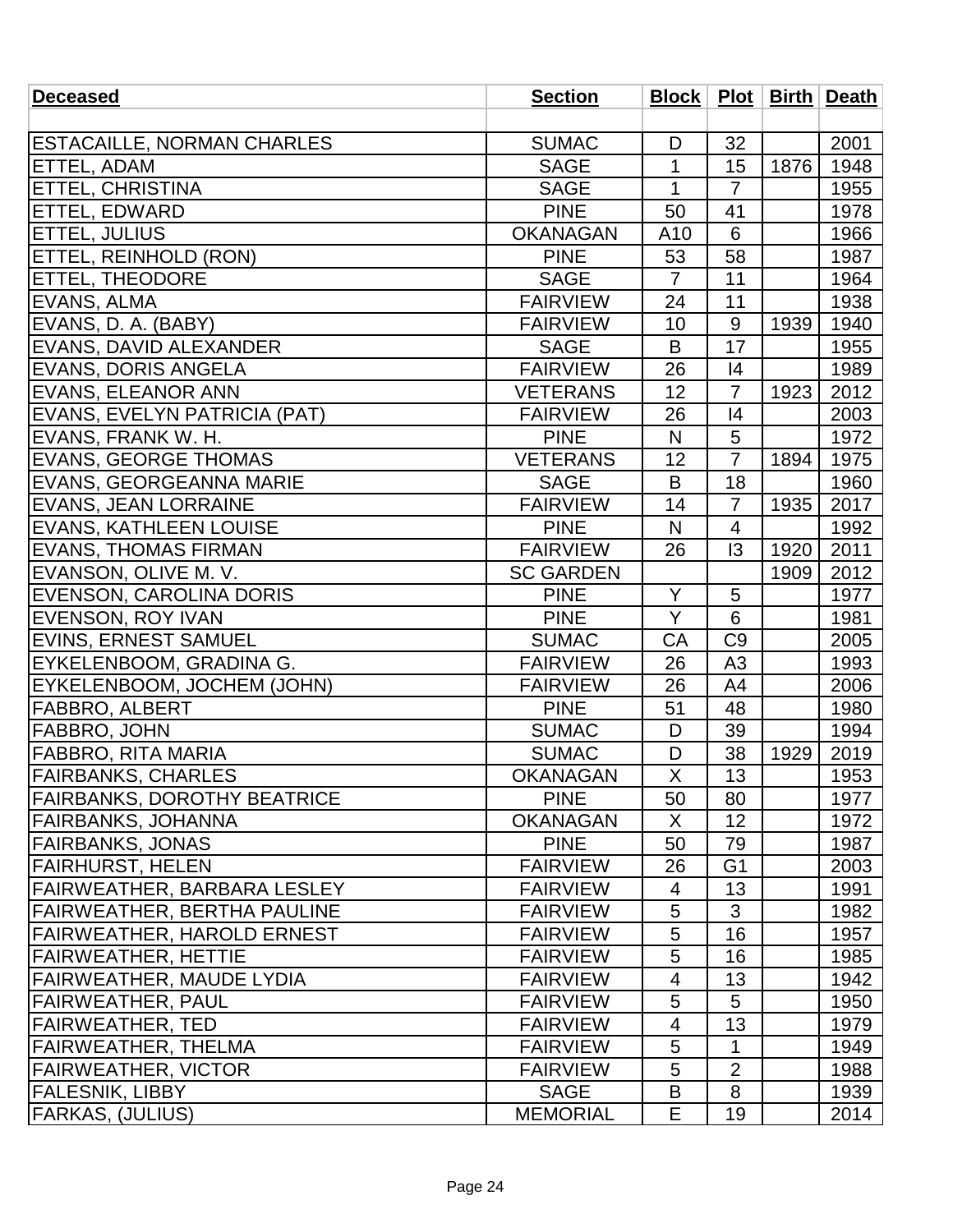| Deceased | Section | Block | Plot | Birth | Death |
|---|---|---|---|---|---|
| | | | | | |
| ESTACAILLE, NORMAN CHARLES | SUMAC | D | 32 | | 2001 |
| ETTEL, ADAM | SAGE | 1 | 15 | 1876 | 1948 |
| ETTEL, CHRISTINA | SAGE | 1 | 7 | | 1955 |
| ETTEL, EDWARD | PINE | 50 | 41 | | 1978 |
| ETTEL, JULIUS | OKANAGAN | A10 | 6 | | 1966 |
| ETTEL, REINHOLD (RON) | PINE | 53 | 58 | | 1987 |
| ETTEL, THEODORE | SAGE | 7 | 11 | | 1964 |
| EVANS, ALMA | FAIRVIEW | 24 | 11 | | 1938 |
| EVANS, D. A. (BABY) | FAIRVIEW | 10 | 9 | 1939 | 1940 |
| EVANS, DAVID ALEXANDER | SAGE | B | 17 | | 1955 |
| EVANS, DORIS ANGELA | FAIRVIEW | 26 | I4 | | 1989 |
| EVANS, ELEANOR ANN | VETERANS | 12 | 7 | 1923 | 2012 |
| EVANS, EVELYN PATRICIA (PAT) | FAIRVIEW | 26 | I4 | | 2003 |
| EVANS, FRANK W. H. | PINE | N | 5 | | 1972 |
| EVANS, GEORGE THOMAS | VETERANS | 12 | 7 | 1894 | 1975 |
| EVANS, GEORGEANNA MARIE | SAGE | B | 18 | | 1960 |
| EVANS, JEAN LORRAINE | FAIRVIEW | 14 | 7 | 1935 | 2017 |
| EVANS, KATHLEEN LOUISE | PINE | N | 4 | | 1992 |
| EVANS, THOMAS FIRMAN | FAIRVIEW | 26 | I3 | 1920 | 2011 |
| EVANSON, OLIVE M. V. | SC GARDEN | | | 1909 | 2012 |
| EVENSON, CAROLINA DORIS | PINE | Y | 5 | | 1977 |
| EVENSON, ROY IVAN | PINE | Y | 6 | | 1981 |
| EVINS, ERNEST SAMUEL | SUMAC | CA | C9 | | 2005 |
| EYKELENBOOM, GRADINA G. | FAIRVIEW | 26 | A3 | | 1993 |
| EYKELENBOOM, JOCHEM (JOHN) | FAIRVIEW | 26 | A4 | | 2006 |
| FABBRO, ALBERT | PINE | 51 | 48 | | 1980 |
| FABBRO, JOHN | SUMAC | D | 39 | | 1994 |
| FABBRO, RITA MARIA | SUMAC | D | 38 | 1929 | 2019 |
| FAIRBANKS, CHARLES | OKANAGAN | X | 13 | | 1953 |
| FAIRBANKS, DOROTHY BEATRICE | PINE | 50 | 80 | | 1977 |
| FAIRBANKS, JOHANNA | OKANAGAN | X | 12 | | 1972 |
| FAIRBANKS, JONAS | PINE | 50 | 79 | | 1987 |
| FAIRHURST, HELEN | FAIRVIEW | 26 | G1 | | 2003 |
| FAIRWEATHER, BARBARA LESLEY | FAIRVIEW | 4 | 13 | | 1991 |
| FAIRWEATHER, BERTHA PAULINE | FAIRVIEW | 5 | 3 | | 1982 |
| FAIRWEATHER, HAROLD ERNEST | FAIRVIEW | 5 | 16 | | 1957 |
| FAIRWEATHER, HETTIE | FAIRVIEW | 5 | 16 | | 1985 |
| FAIRWEATHER, MAUDE LYDIA | FAIRVIEW | 4 | 13 | | 1942 |
| FAIRWEATHER, PAUL | FAIRVIEW | 5 | 5 | | 1950 |
| FAIRWEATHER, TED | FAIRVIEW | 4 | 13 | | 1979 |
| FAIRWEATHER, THELMA | FAIRVIEW | 5 | 1 | | 1949 |
| FAIRWEATHER, VICTOR | FAIRVIEW | 5 | 2 | | 1988 |
| FALESNIK, LIBBY | SAGE | B | 8 | | 1939 |
| FARKAS, (JULIUS) | MEMORIAL | E | 19 | | 2014 |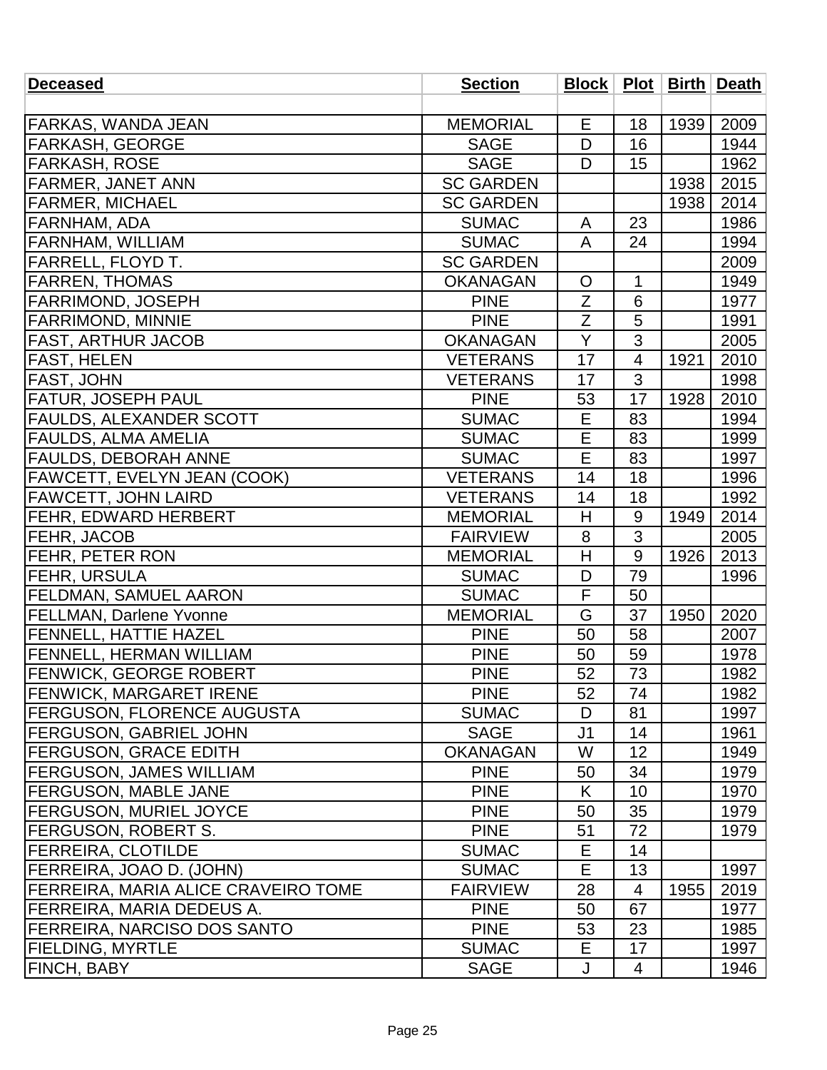| Deceased | Section | Block | Plot | Birth | Death |
|---|---|---|---|---|---|
| | | | | | |
| FARKAS, WANDA JEAN | MEMORIAL | E | 18 | 1939 | 2009 |
| FARKASH, GEORGE | SAGE | D | 16 | | 1944 |
| FARKASH, ROSE | SAGE | D | 15 | | 1962 |
| FARMER, JANET ANN | SC GARDEN | | | 1938 | 2015 |
| FARMER, MICHAEL | SC GARDEN | | | 1938 | 2014 |
| FARNHAM, ADA | SUMAC | A | 23 | | 1986 |
| FARNHAM, WILLIAM | SUMAC | A | 24 | | 1994 |
| FARRELL, FLOYD T. | SC GARDEN | | | | 2009 |
| FARREN, THOMAS | OKANAGAN | O | 1 | | 1949 |
| FARRIMOND, JOSEPH | PINE | Z | 6 | | 1977 |
| FARRIMOND, MINNIE | PINE | Z | 5 | | 1991 |
| FAST, ARTHUR JACOB | OKANAGAN | Y | 3 | | 2005 |
| FAST, HELEN | VETERANS | 17 | 4 | 1921 | 2010 |
| FAST, JOHN | VETERANS | 17 | 3 | | 1998 |
| FATUR, JOSEPH PAUL | PINE | 53 | 17 | 1928 | 2010 |
| FAULDS, ALEXANDER SCOTT | SUMAC | E | 83 | | 1994 |
| FAULDS, ALMA AMELIA | SUMAC | E | 83 | | 1999 |
| FAULDS, DEBORAH ANNE | SUMAC | E | 83 | | 1997 |
| FAWCETT, EVELYN JEAN (COOK) | VETERANS | 14 | 18 | | 1996 |
| FAWCETT, JOHN LAIRD | VETERANS | 14 | 18 | | 1992 |
| FEHR, EDWARD HERBERT | MEMORIAL | H | 9 | 1949 | 2014 |
| FEHR, JACOB | FAIRVIEW | 8 | 3 | | 2005 |
| FEHR, PETER RON | MEMORIAL | H | 9 | 1926 | 2013 |
| FEHR, URSULA | SUMAC | D | 79 | | 1996 |
| FELDMAN, SAMUEL AARON | SUMAC | F | 50 | | |
| FELLMAN, Darlene Yvonne | MEMORIAL | G | 37 | 1950 | 2020 |
| FENNELL, HATTIE HAZEL | PINE | 50 | 58 | | 2007 |
| FENNELL, HERMAN WILLIAM | PINE | 50 | 59 | | 1978 |
| FENWICK, GEORGE ROBERT | PINE | 52 | 73 | | 1982 |
| FENWICK, MARGARET IRENE | PINE | 52 | 74 | | 1982 |
| FERGUSON, FLORENCE AUGUSTA | SUMAC | D | 81 | | 1997 |
| FERGUSON, GABRIEL JOHN | SAGE | J1 | 14 | | 1961 |
| FERGUSON, GRACE EDITH | OKANAGAN | W | 12 | | 1949 |
| FERGUSON, JAMES WILLIAM | PINE | 50 | 34 | | 1979 |
| FERGUSON, MABLE JANE | PINE | K | 10 | | 1970 |
| FERGUSON, MURIEL JOYCE | PINE | 50 | 35 | | 1979 |
| FERGUSON, ROBERT S. | PINE | 51 | 72 | | 1979 |
| FERREIRA, CLOTILDE | SUMAC | E | 14 | | |
| FERREIRA, JOAO D. (JOHN) | SUMAC | E | 13 | | 1997 |
| FERREIRA, MARIA ALICE CRAVEIRO TOME | FAIRVIEW | 28 | 4 | 1955 | 2019 |
| FERREIRA, MARIA DEDEUS A. | PINE | 50 | 67 | | 1977 |
| FERREIRA, NARCISO DOS SANTO | PINE | 53 | 23 | | 1985 |
| FIELDING, MYRTLE | SUMAC | E | 17 | | 1997 |
| FINCH, BABY | SAGE | J | 4 | | 1946 |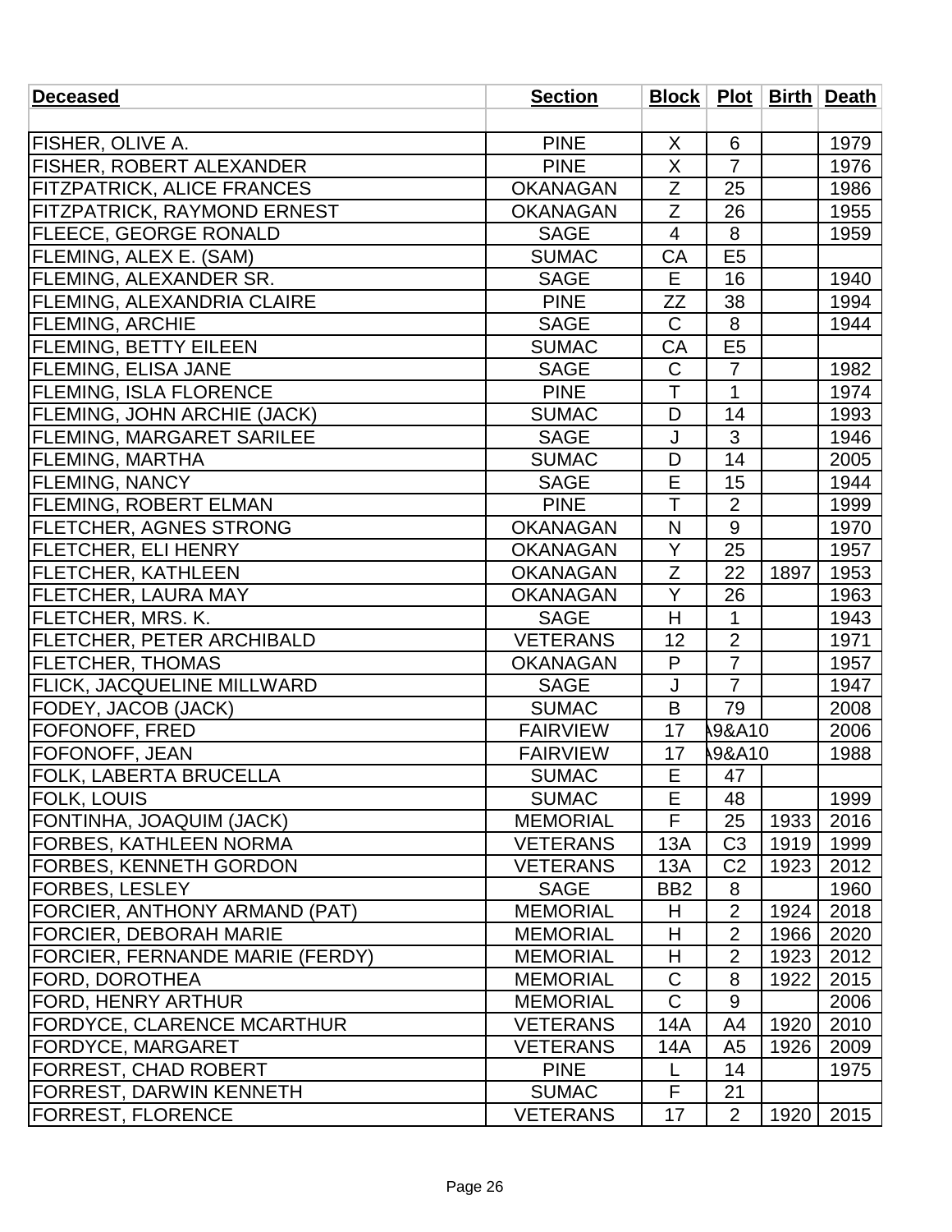| Deceased | Section | Block | Plot | Birth | Death |
|---|---|---|---|---|---|
| | | | | | |
| FISHER, OLIVE A. | PINE | X | 6 | | 1979 |
| FISHER, ROBERT ALEXANDER | PINE | X | 7 | | 1976 |
| FITZPATRICK, ALICE FRANCES | OKANAGAN | Z | 25 | | 1986 |
| FITZPATRICK, RAYMOND ERNEST | OKANAGAN | Z | 26 | | 1955 |
| FLEECE, GEORGE RONALD | SAGE | 4 | 8 | | 1959 |
| FLEMING, ALEX E. (SAM) | SUMAC | CA | E5 | | |
| FLEMING, ALEXANDER SR. | SAGE | E | 16 | | 1940 |
| FLEMING, ALEXANDRIA CLAIRE | PINE | ZZ | 38 | | 1994 |
| FLEMING, ARCHIE | SAGE | C | 8 | | 1944 |
| FLEMING, BETTY EILEEN | SUMAC | CA | E5 | | |
| FLEMING, ELISA JANE | SAGE | C | 7 | | 1982 |
| FLEMING, ISLA FLORENCE | PINE | T | 1 | | 1974 |
| FLEMING, JOHN ARCHIE (JACK) | SUMAC | D | 14 | | 1993 |
| FLEMING, MARGARET SARILEE | SAGE | J | 3 | | 1946 |
| FLEMING, MARTHA | SUMAC | D | 14 | | 2005 |
| FLEMING, NANCY | SAGE | E | 15 | | 1944 |
| FLEMING, ROBERT ELMAN | PINE | T | 2 | | 1999 |
| FLETCHER, AGNES STRONG | OKANAGAN | N | 9 | | 1970 |
| FLETCHER, ELI HENRY | OKANAGAN | Y | 25 | | 1957 |
| FLETCHER, KATHLEEN | OKANAGAN | Z | 22 | 1897 | 1953 |
| FLETCHER, LAURA MAY | OKANAGAN | Y | 26 | | 1963 |
| FLETCHER, MRS. K. | SAGE | H | 1 | | 1943 |
| FLETCHER, PETER ARCHIBALD | VETERANS | 12 | 2 | | 1971 |
| FLETCHER, THOMAS | OKANAGAN | P | 7 | | 1957 |
| FLICK, JACQUELINE MILLWARD | SAGE | J | 7 | | 1947 |
| FODEY, JACOB (JACK) | SUMAC | B | 79 | | 2008 |
| FOFONOFF, FRED | FAIRVIEW | 17 | A9&A10 | | 2006 |
| FOFONOFF, JEAN | FAIRVIEW | 17 | A9&A10 | | 1988 |
| FOLK, LABERTA BRUCELLA | SUMAC | E | 47 | | |
| FOLK, LOUIS | SUMAC | E | 48 | | 1999 |
| FONTINHA, JOAQUIM (JACK) | MEMORIAL | F | 25 | 1933 | 2016 |
| FORBES, KATHLEEN NORMA | VETERANS | 13A | C3 | 1919 | 1999 |
| FORBES, KENNETH GORDON | VETERANS | 13A | C2 | 1923 | 2012 |
| FORBES, LESLEY | SAGE | BB2 | 8 | | 1960 |
| FORCIER, ANTHONY ARMAND (PAT) | MEMORIAL | H | 2 | 1924 | 2018 |
| FORCIER, DEBORAH MARIE | MEMORIAL | H | 2 | 1966 | 2020 |
| FORCIER, FERNANDE MARIE (FERDY) | MEMORIAL | H | 2 | 1923 | 2012 |
| FORD, DOROTHEA | MEMORIAL | C | 8 | 1922 | 2015 |
| FORD, HENRY ARTHUR | MEMORIAL | C | 9 | | 2006 |
| FORDYCE, CLARENCE MCARTHUR | VETERANS | 14A | A4 | 1920 | 2010 |
| FORDYCE, MARGARET | VETERANS | 14A | A5 | 1926 | 2009 |
| FORREST, CHAD ROBERT | PINE | L | 14 | | 1975 |
| FORREST, DARWIN KENNETH | SUMAC | F | 21 | | |
| FORREST, FLORENCE | VETERANS | 17 | 2 | 1920 | 2015 |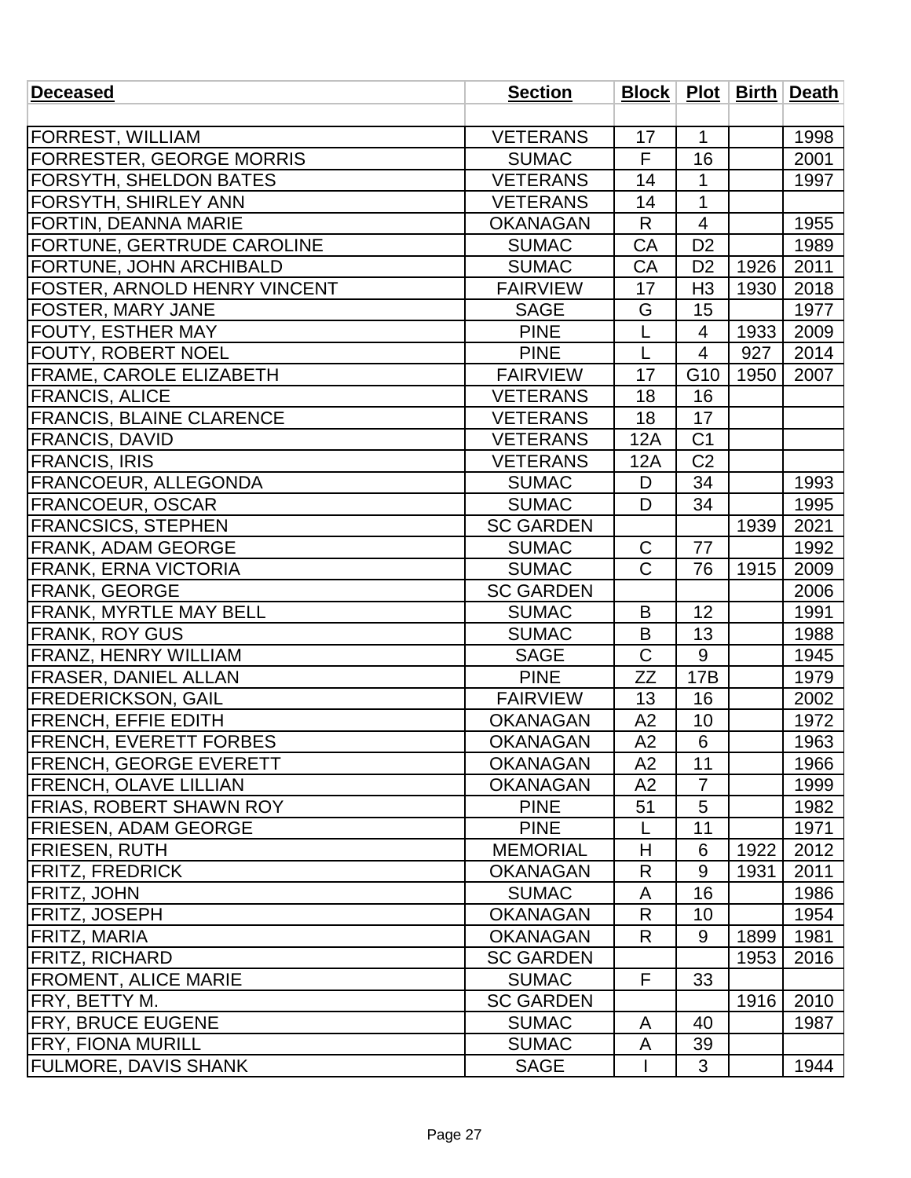| Deceased | Section | Block | Plot | Birth | Death |
| --- | --- | --- | --- | --- | --- |
| | | | | | |
| FORREST, WILLIAM | VETERANS | 17 | 1 | | 1998 |
| FORRESTER, GEORGE MORRIS | SUMAC | F | 16 | | 2001 |
| FORSYTH, SHELDON BATES | VETERANS | 14 | 1 | | 1997 |
| FORSYTH, SHIRLEY ANN | VETERANS | 14 | 1 | | |
| FORTIN, DEANNA MARIE | OKANAGAN | R | 4 | | 1955 |
| FORTUNE, GERTRUDE CAROLINE | SUMAC | CA | D2 | | 1989 |
| FORTUNE, JOHN ARCHIBALD | SUMAC | CA | D2 | 1926 | 2011 |
| FOSTER, ARNOLD HENRY VINCENT | FAIRVIEW | 17 | H3 | 1930 | 2018 |
| FOSTER, MARY JANE | SAGE | G | 15 | | 1977 |
| FOUTY, ESTHER MAY | PINE | L | 4 | 1933 | 2009 |
| FOUTY, ROBERT NOEL | PINE | L | 4 | 927 | 2014 |
| FRAME, CAROLE ELIZABETH | FAIRVIEW | 17 | G10 | 1950 | 2007 |
| FRANCIS, ALICE | VETERANS | 18 | 16 | | |
| FRANCIS, BLAINE CLARENCE | VETERANS | 18 | 17 | | |
| FRANCIS, DAVID | VETERANS | 12A | C1 | | |
| FRANCIS, IRIS | VETERANS | 12A | C2 | | |
| FRANCOEUR, ALLEGONDA | SUMAC | D | 34 | | 1993 |
| FRANCOEUR, OSCAR | SUMAC | D | 34 | | 1995 |
| FRANCSICS, STEPHEN | SC GARDEN | | | 1939 | 2021 |
| FRANK, ADAM GEORGE | SUMAC | C | 77 | | 1992 |
| FRANK, ERNA VICTORIA | SUMAC | C | 76 | 1915 | 2009 |
| FRANK, GEORGE | SC GARDEN | | | | 2006 |
| FRANK, MYRTLE MAY BELL | SUMAC | B | 12 | | 1991 |
| FRANK, ROY GUS | SUMAC | B | 13 | | 1988 |
| FRANZ, HENRY WILLIAM | SAGE | C | 9 | | 1945 |
| FRASER, DANIEL ALLAN | PINE | ZZ | 17B | | 1979 |
| FREDERICKSON, GAIL | FAIRVIEW | 13 | 16 | | 2002 |
| FRENCH, EFFIE EDITH | OKANAGAN | A2 | 10 | | 1972 |
| FRENCH, EVERETT FORBES | OKANAGAN | A2 | 6 | | 1963 |
| FRENCH, GEORGE EVERETT | OKANAGAN | A2 | 11 | | 1966 |
| FRENCH, OLAVE LILLIAN | OKANAGAN | A2 | 7 | | 1999 |
| FRIAS, ROBERT SHAWN ROY | PINE | 51 | 5 | | 1982 |
| FRIESEN, ADAM GEORGE | PINE | L | 11 | | 1971 |
| FRIESEN, RUTH | MEMORIAL | H | 6 | 1922 | 2012 |
| FRITZ, FREDRICK | OKANAGAN | R | 9 | 1931 | 2011 |
| FRITZ, JOHN | SUMAC | A | 16 | | 1986 |
| FRITZ, JOSEPH | OKANAGAN | R | 10 | | 1954 |
| FRITZ, MARIA | OKANAGAN | R | 9 | 1899 | 1981 |
| FRITZ, RICHARD | SC GARDEN | | | 1953 | 2016 |
| FROMENT, ALICE MARIE | SUMAC | F | 33 | | |
| FRY, BETTY M. | SC GARDEN | | | 1916 | 2010 |
| FRY, BRUCE EUGENE | SUMAC | A | 40 | | 1987 |
| FRY, FIONA MURILL | SUMAC | A | 39 | | |
| FULMORE, DAVIS SHANK | SAGE | I | 3 | | 1944 |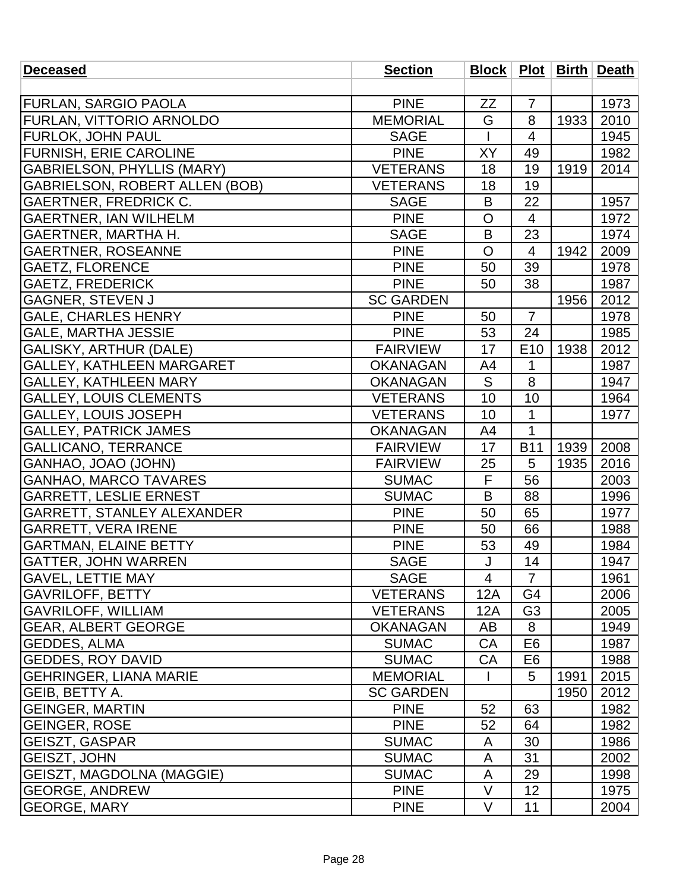| Deceased | Section | Block | Plot | Birth | Death |
|---|---|---|---|---|---|
| | | | | | |
| FURLAN, SARGIO PAOLA | PINE | ZZ | 7 | | 1973 |
| FURLAN, VITTORIO ARNOLDO | MEMORIAL | G | 8 | 1933 | 2010 |
| FURLOK, JOHN PAUL | SAGE | I | 4 | | 1945 |
| FURNISH, ERIE CAROLINE | PINE | XY | 49 | | 1982 |
| GABRIELSON, PHYLLIS (MARY) | VETERANS | 18 | 19 | 1919 | 2014 |
| GABRIELSON, ROBERT ALLEN (BOB) | VETERANS | 18 | 19 | | |
| GAERTNER, FREDRICK C. | SAGE | B | 22 | | 1957 |
| GAERTNER, IAN WILHELM | PINE | O | 4 | | 1972 |
| GAERTNER, MARTHA H. | SAGE | B | 23 | | 1974 |
| GAERTNER, ROSEANNE | PINE | O | 4 | 1942 | 2009 |
| GAETZ, FLORENCE | PINE | 50 | 39 | | 1978 |
| GAETZ, FREDERICK | PINE | 50 | 38 | | 1987 |
| GAGNER, STEVEN J | SC GARDEN | | | 1956 | 2012 |
| GALE, CHARLES HENRY | PINE | 50 | 7 | | 1978 |
| GALE, MARTHA JESSIE | PINE | 53 | 24 | | 1985 |
| GALISKY, ARTHUR (DALE) | FAIRVIEW | 17 | E10 | 1938 | 2012 |
| GALLEY, KATHLEEN MARGARET | OKANAGAN | A4 | 1 | | 1987 |
| GALLEY, KATHLEEN MARY | OKANAGAN | S | 8 | | 1947 |
| GALLEY, LOUIS CLEMENTS | VETERANS | 10 | 10 | | 1964 |
| GALLEY, LOUIS JOSEPH | VETERANS | 10 | 1 | | 1977 |
| GALLEY, PATRICK JAMES | OKANAGAN | A4 | 1 | | |
| GALLICANO, TERRANCE | FAIRVIEW | 17 | B11 | 1939 | 2008 |
| GANHAO, JOAO (JOHN) | FAIRVIEW | 25 | 5 | 1935 | 2016 |
| GANHAO, MARCO TAVARES | SUMAC | F | 56 | | 2003 |
| GARRETT, LESLIE ERNEST | SUMAC | B | 88 | | 1996 |
| GARRETT, STANLEY ALEXANDER | PINE | 50 | 65 | | 1977 |
| GARRETT, VERA IRENE | PINE | 50 | 66 | | 1988 |
| GARTMAN, ELAINE BETTY | PINE | 53 | 49 | | 1984 |
| GATTER, JOHN WARREN | SAGE | J | 14 | | 1947 |
| GAVEL, LETTIE MAY | SAGE | 4 | 7 | | 1961 |
| GAVRILOFF, BETTY | VETERANS | 12A | G4 | | 2006 |
| GAVRILOFF, WILLIAM | VETERANS | 12A | G3 | | 2005 |
| GEAR, ALBERT GEORGE | OKANAGAN | AB | 8 | | 1949 |
| GEDDES, ALMA | SUMAC | CA | E6 | | 1987 |
| GEDDES, ROY DAVID | SUMAC | CA | E6 | | 1988 |
| GEHRINGER, LIANA MARIE | MEMORIAL | I | 5 | 1991 | 2015 |
| GEIB, BETTY A. | SC GARDEN | | | 1950 | 2012 |
| GEINGER, MARTIN | PINE | 52 | 63 | | 1982 |
| GEINGER, ROSE | PINE | 52 | 64 | | 1982 |
| GEISZT, GASPAR | SUMAC | A | 30 | | 1986 |
| GEISZT, JOHN | SUMAC | A | 31 | | 2002 |
| GEISZT, MAGDOLNA (MAGGIE) | SUMAC | A | 29 | | 1998 |
| GEORGE, ANDREW | PINE | V | 12 | | 1975 |
| GEORGE, MARY | PINE | V | 11 | | 2004 |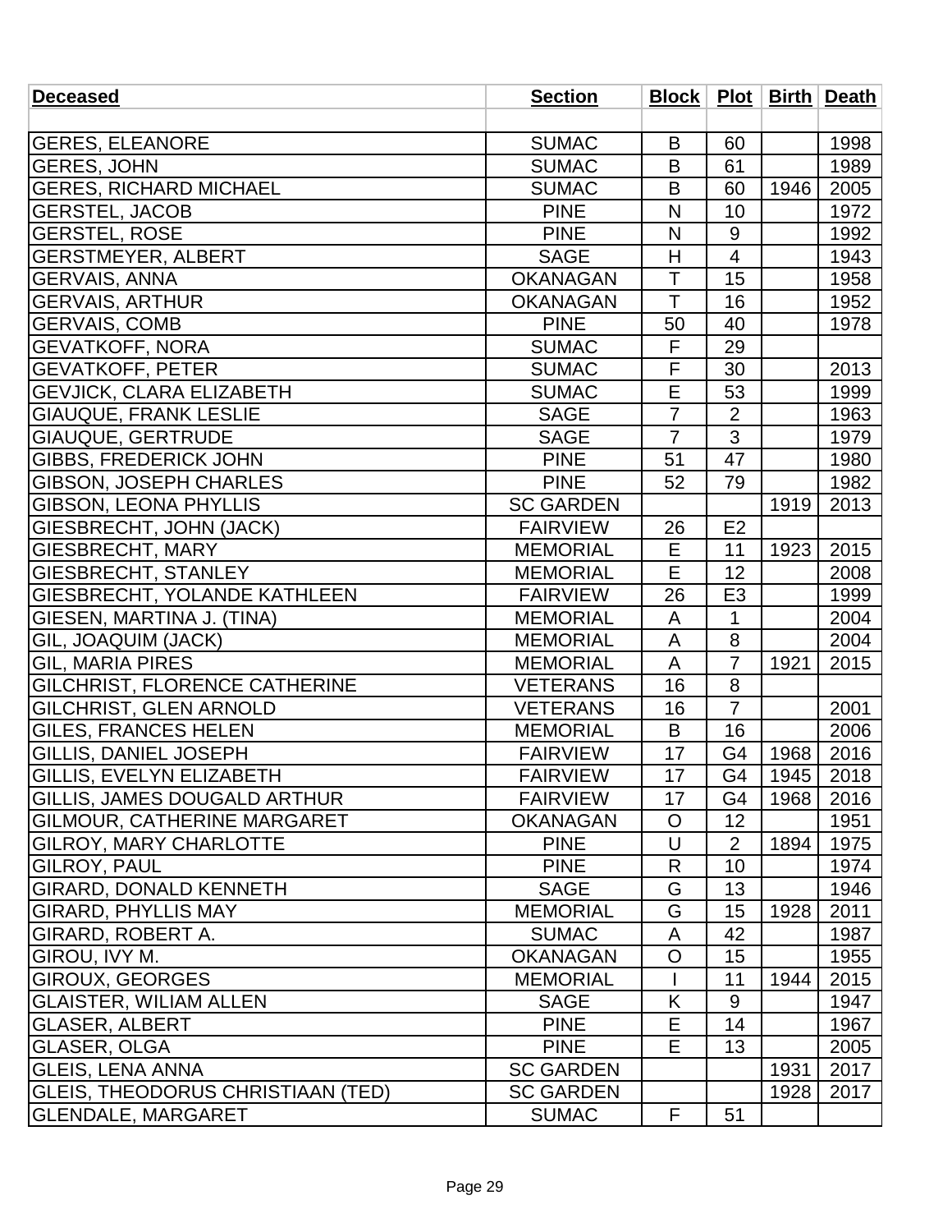| Deceased | Section | Block | Plot | Birth | Death |
|---|---|---|---|---|---|
| | | | | | |
| GERES, ELEANORE | SUMAC | B | 60 | | 1998 |
| GERES, JOHN | SUMAC | B | 61 | | 1989 |
| GERES, RICHARD MICHAEL | SUMAC | B | 60 | 1946 | 2005 |
| GERSTEL, JACOB | PINE | N | 10 | | 1972 |
| GERSTEL, ROSE | PINE | N | 9 | | 1992 |
| GERSTMEYER, ALBERT | SAGE | H | 4 | | 1943 |
| GERVAIS, ANNA | OKANAGAN | T | 15 | | 1958 |
| GERVAIS, ARTHUR | OKANAGAN | T | 16 | | 1952 |
| GERVAIS, COMB | PINE | 50 | 40 | | 1978 |
| GEVATKOFF, NORA | SUMAC | F | 29 | | |
| GEVATKOFF, PETER | SUMAC | F | 30 | | 2013 |
| GEVJICK, CLARA ELIZABETH | SUMAC | E | 53 | | 1999 |
| GIAUQUE, FRANK LESLIE | SAGE | 7 | 2 | | 1963 |
| GIAUQUE, GERTRUDE | SAGE | 7 | 3 | | 1979 |
| GIBBS, FREDERICK JOHN | PINE | 51 | 47 | | 1980 |
| GIBSON, JOSEPH CHARLES | PINE | 52 | 79 | | 1982 |
| GIBSON, LEONA PHYLLIS | SC GARDEN | | | 1919 | 2013 |
| GIESBRECHT, JOHN (JACK) | FAIRVIEW | 26 | E2 | | |
| GIESBRECHT, MARY | MEMORIAL | E | 11 | 1923 | 2015 |
| GIESBRECHT, STANLEY | MEMORIAL | E | 12 | | 2008 |
| GIESBRECHT, YOLANDE KATHLEEN | FAIRVIEW | 26 | E3 | | 1999 |
| GIESEN, MARTINA J. (TINA) | MEMORIAL | A | 1 | | 2004 |
| GIL, JOAQUIM (JACK) | MEMORIAL | A | 8 | | 2004 |
| GIL, MARIA PIRES | MEMORIAL | A | 7 | 1921 | 2015 |
| GILCHRIST, FLORENCE CATHERINE | VETERANS | 16 | 8 | | |
| GILCHRIST, GLEN ARNOLD | VETERANS | 16 | 7 | | 2001 |
| GILES, FRANCES HELEN | MEMORIAL | B | 16 | | 2006 |
| GILLIS, DANIEL JOSEPH | FAIRVIEW | 17 | G4 | 1968 | 2016 |
| GILLIS, EVELYN ELIZABETH | FAIRVIEW | 17 | G4 | 1945 | 2018 |
| GILLIS, JAMES DOUGALD ARTHUR | FAIRVIEW | 17 | G4 | 1968 | 2016 |
| GILMOUR, CATHERINE MARGARET | OKANAGAN | O | 12 | | 1951 |
| GILROY, MARY CHARLOTTE | PINE | U | 2 | 1894 | 1975 |
| GILROY, PAUL | PINE | R | 10 | | 1974 |
| GIRARD, DONALD KENNETH | SAGE | G | 13 | | 1946 |
| GIRARD, PHYLLIS MAY | MEMORIAL | G | 15 | 1928 | 2011 |
| GIRARD, ROBERT A. | SUMAC | A | 42 | | 1987 |
| GIROU, IVY M. | OKANAGAN | O | 15 | | 1955 |
| GIROUX, GEORGES | MEMORIAL | I | 11 | 1944 | 2015 |
| GLAISTER, WILIAM ALLEN | SAGE | K | 9 | | 1947 |
| GLASER, ALBERT | PINE | E | 14 | | 1967 |
| GLASER, OLGA | PINE | E | 13 | | 2005 |
| GLEIS, LENA ANNA | SC GARDEN | | | 1931 | 2017 |
| GLEIS, THEODORUS CHRISTIAAN (TED) | SC GARDEN | | | 1928 | 2017 |
| GLENDALE, MARGARET | SUMAC | F | 51 | | |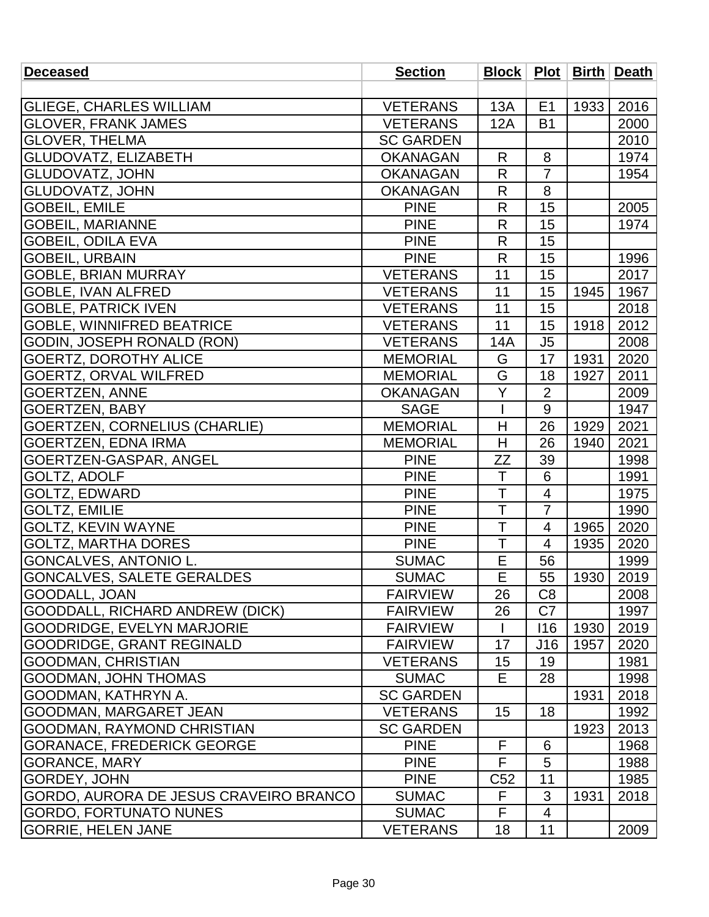| Deceased | Section | Block | Plot | Birth | Death |
|---|---|---|---|---|---|
| | | | | | |
| GLIEGE, CHARLES WILLIAM | VETERANS | 13A | E1 | 1933 | 2016 |
| GLOVER, FRANK JAMES | VETERANS | 12A | B1 | | 2000 |
| GLOVER, THELMA | SC GARDEN | | | | 2010 |
| GLUDOVATZ, ELIZABETH | OKANAGAN | R | 8 | | 1974 |
| GLUDOVATZ, JOHN | OKANAGAN | R | 7 | | 1954 |
| GLUDOVATZ, JOHN | OKANAGAN | R | 8 | | |
| GOBEIL, EMILE | PINE | R | 15 | | 2005 |
| GOBEIL, MARIANNE | PINE | R | 15 | | 1974 |
| GOBEIL, ODILA EVA | PINE | R | 15 | | |
| GOBEIL, URBAIN | PINE | R | 15 | | 1996 |
| GOBLE, BRIAN MURRAY | VETERANS | 11 | 15 | | 2017 |
| GOBLE, IVAN ALFRED | VETERANS | 11 | 15 | 1945 | 1967 |
| GOBLE, PATRICK IVEN | VETERANS | 11 | 15 | | 2018 |
| GOBLE, WINNIFRED BEATRICE | VETERANS | 11 | 15 | 1918 | 2012 |
| GODIN, JOSEPH RONALD (RON) | VETERANS | 14A | J5 | | 2008 |
| GOERTZ, DOROTHY ALICE | MEMORIAL | G | 17 | 1931 | 2020 |
| GOERTZ, ORVAL WILFRED | MEMORIAL | G | 18 | 1927 | 2011 |
| GOERTZEN, ANNE | OKANAGAN | Y | 2 | | 2009 |
| GOERTZEN, BABY | SAGE | I | 9 | | 1947 |
| GOERTZEN, CORNELIUS (CHARLIE) | MEMORIAL | H | 26 | 1929 | 2021 |
| GOERTZEN, EDNA IRMA | MEMORIAL | H | 26 | 1940 | 2021 |
| GOERTZEN-GASPAR, ANGEL | PINE | ZZ | 39 | | 1998 |
| GOLTZ, ADOLF | PINE | T | 6 | | 1991 |
| GOLTZ, EDWARD | PINE | T | 4 | | 1975 |
| GOLTZ, EMILIE | PINE | T | 7 | | 1990 |
| GOLTZ, KEVIN WAYNE | PINE | T | 4 | 1965 | 2020 |
| GOLTZ, MARTHA DORES | PINE | T | 4 | 1935 | 2020 |
| GONCALVES, ANTONIO L. | SUMAC | E | 56 | | 1999 |
| GONCALVES, SALETE GERALDES | SUMAC | E | 55 | 1930 | 2019 |
| GOODALL, JOAN | FAIRVIEW | 26 | C8 | | 2008 |
| GOODDALL, RICHARD ANDREW (DICK) | FAIRVIEW | 26 | C7 | | 1997 |
| GOODRIDGE, EVELYN MARJORIE | FAIRVIEW | I | I16 | 1930 | 2019 |
| GOODRIDGE, GRANT REGINALD | FAIRVIEW | 17 | J16 | 1957 | 2020 |
| GOODMAN, CHRISTIAN | VETERANS | 15 | 19 | | 1981 |
| GOODMAN, JOHN THOMAS | SUMAC | E | 28 | | 1998 |
| GOODMAN, KATHRYN A. | SC GARDEN | | | 1931 | 2018 |
| GOODMAN, MARGARET JEAN | VETERANS | 15 | 18 | | 1992 |
| GOODMAN, RAYMOND CHRISTIAN | SC GARDEN | | | 1923 | 2013 |
| GORANACE, FREDERICK GEORGE | PINE | F | 6 | | 1968 |
| GORANCE, MARY | PINE | F | 5 | | 1988 |
| GORDEY, JOHN | PINE | C52 | 11 | | 1985 |
| GORDO, AURORA DE JESUS CRAVEIRO BRANCO | SUMAC | F | 3 | 1931 | 2018 |
| GORDO, FORTUNATO NUNES | SUMAC | F | 4 | | |
| GORRIE, HELEN JANE | VETERANS | 18 | 11 | | 2009 |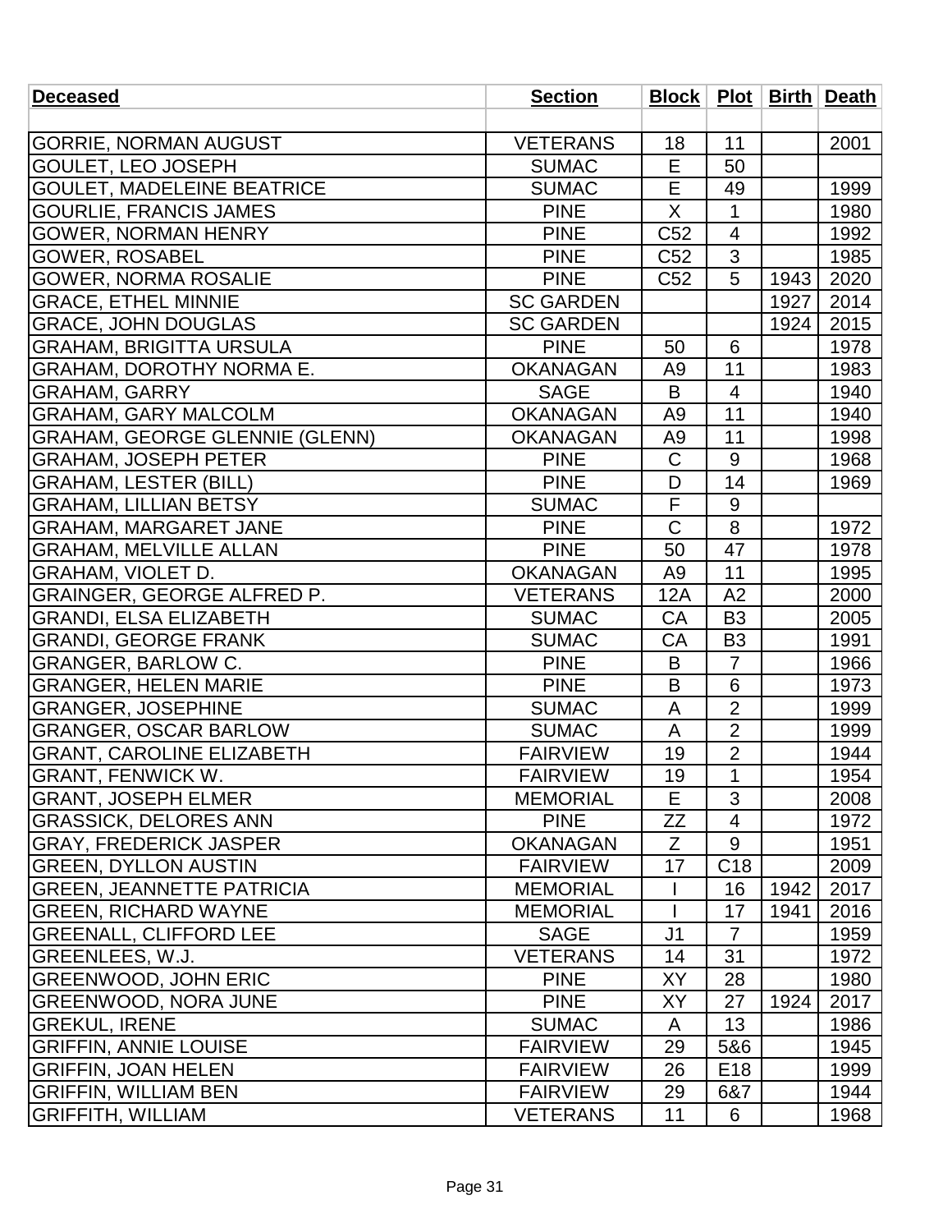| Deceased | Section | Block | Plot | Birth | Death |
|---|---|---|---|---|---|
| | | | | | |
| GORRIE, NORMAN AUGUST | VETERANS | 18 | 11 | | 2001 |
| GOULET, LEO JOSEPH | SUMAC | E | 50 | | |
| GOULET, MADELEINE BEATRICE | SUMAC | E | 49 | | 1999 |
| GOURLIE, FRANCIS JAMES | PINE | X | 1 | | 1980 |
| GOWER, NORMAN HENRY | PINE | C52 | 4 | | 1992 |
| GOWER, ROSABEL | PINE | C52 | 3 | | 1985 |
| GOWER, NORMA ROSALIE | PINE | C52 | 5 | 1943 | 2020 |
| GRACE, ETHEL MINNIE | SC GARDEN | | | 1927 | 2014 |
| GRACE, JOHN DOUGLAS | SC GARDEN | | | 1924 | 2015 |
| GRAHAM, BRIGITTA URSULA | PINE | 50 | 6 | | 1978 |
| GRAHAM, DOROTHY NORMA E. | OKANAGAN | A9 | 11 | | 1983 |
| GRAHAM, GARRY | SAGE | B | 4 | | 1940 |
| GRAHAM, GARY MALCOLM | OKANAGAN | A9 | 11 | | 1940 |
| GRAHAM, GEORGE GLENNIE (GLENN) | OKANAGAN | A9 | 11 | | 1998 |
| GRAHAM, JOSEPH PETER | PINE | C | 9 | | 1968 |
| GRAHAM, LESTER (BILL) | PINE | D | 14 | | 1969 |
| GRAHAM, LILLIAN BETSY | SUMAC | F | 9 | | |
| GRAHAM, MARGARET JANE | PINE | C | 8 | | 1972 |
| GRAHAM, MELVILLE ALLAN | PINE | 50 | 47 | | 1978 |
| GRAHAM, VIOLET D. | OKANAGAN | A9 | 11 | | 1995 |
| GRAINGER, GEORGE ALFRED P. | VETERANS | 12A | A2 | | 2000 |
| GRANDI, ELSA ELIZABETH | SUMAC | CA | B3 | | 2005 |
| GRANDI, GEORGE FRANK | SUMAC | CA | B3 | | 1991 |
| GRANGER, BARLOW C. | PINE | B | 7 | | 1966 |
| GRANGER, HELEN MARIE | PINE | B | 6 | | 1973 |
| GRANGER, JOSEPHINE | SUMAC | A | 2 | | 1999 |
| GRANGER, OSCAR BARLOW | SUMAC | A | 2 | | 1999 |
| GRANT, CAROLINE ELIZABETH | FAIRVIEW | 19 | 2 | | 1944 |
| GRANT, FENWICK W. | FAIRVIEW | 19 | 1 | | 1954 |
| GRANT, JOSEPH ELMER | MEMORIAL | E | 3 | | 2008 |
| GRASSICK, DELORES ANN | PINE | ZZ | 4 | | 1972 |
| GRAY, FREDERICK JASPER | OKANAGAN | Z | 9 | | 1951 |
| GREEN, DYLLON AUSTIN | FAIRVIEW | 17 | C18 | | 2009 |
| GREEN, JEANNETTE PATRICIA | MEMORIAL | I | 16 | 1942 | 2017 |
| GREEN, RICHARD WAYNE | MEMORIAL | I | 17 | 1941 | 2016 |
| GREENALL, CLIFFORD LEE | SAGE | J1 | 7 | | 1959 |
| GREENLEES, W.J. | VETERANS | 14 | 31 | | 1972 |
| GREENWOOD, JOHN ERIC | PINE | XY | 28 | | 1980 |
| GREENWOOD, NORA JUNE | PINE | XY | 27 | 1924 | 2017 |
| GREKUL, IRENE | SUMAC | A | 13 | | 1986 |
| GRIFFIN, ANNIE LOUISE | FAIRVIEW | 29 | 5&6 | | 1945 |
| GRIFFIN, JOAN HELEN | FAIRVIEW | 26 | E18 | | 1999 |
| GRIFFIN, WILLIAM BEN | FAIRVIEW | 29 | 6&7 | | 1944 |
| GRIFFITH, WILLIAM | VETERANS | 11 | 6 | | 1968 |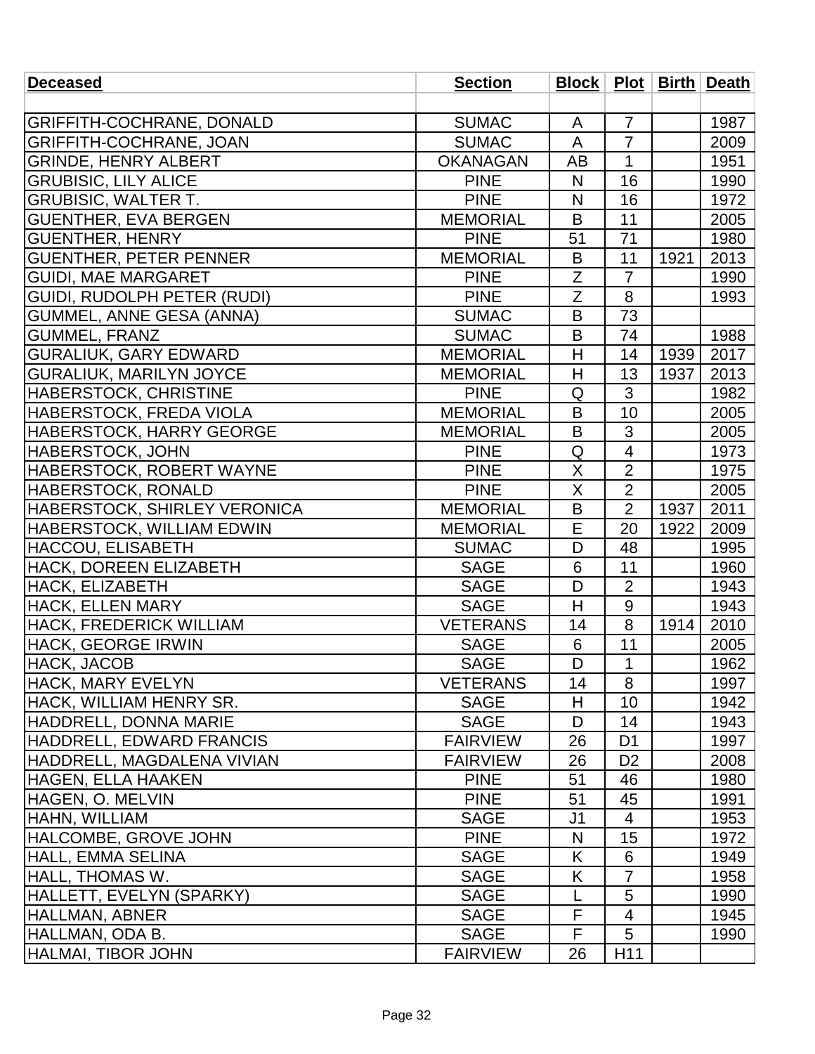| Deceased | Section | Block | Plot | Birth | Death |
|---|---|---|---|---|---|
| | | | | | |
| GRIFFITH-COCHRANE, DONALD | SUMAC | A | 7 | | 1987 |
| GRIFFITH-COCHRANE, JOAN | SUMAC | A | 7 | | 2009 |
| GRINDE, HENRY ALBERT | OKANAGAN | AB | 1 | | 1951 |
| GRUBISIC, LILY ALICE | PINE | N | 16 | | 1990 |
| GRUBISIC, WALTER T. | PINE | N | 16 | | 1972 |
| GUENTHER, EVA BERGEN | MEMORIAL | B | 11 | | 2005 |
| GUENTHER, HENRY | PINE | 51 | 71 | | 1980 |
| GUENTHER, PETER PENNER | MEMORIAL | B | 11 | 1921 | 2013 |
| GUIDI, MAE MARGARET | PINE | Z | 7 | | 1990 |
| GUIDI, RUDOLPH PETER (RUDI) | PINE | Z | 8 | | 1993 |
| GUMMEL, ANNE GESA (ANNA) | SUMAC | B | 73 | | |
| GUMMEL, FRANZ | SUMAC | B | 74 | | 1988 |
| GURALIUK, GARY EDWARD | MEMORIAL | H | 14 | 1939 | 2017 |
| GURALIUK, MARILYN JOYCE | MEMORIAL | H | 13 | 1937 | 2013 |
| HABERSTOCK, CHRISTINE | PINE | Q | 3 | | 1982 |
| HABERSTOCK, FREDA VIOLA | MEMORIAL | B | 10 | | 2005 |
| HABERSTOCK, HARRY GEORGE | MEMORIAL | B | 3 | | 2005 |
| HABERSTOCK, JOHN | PINE | Q | 4 | | 1973 |
| HABERSTOCK, ROBERT WAYNE | PINE | X | 2 | | 1975 |
| HABERSTOCK, RONALD | PINE | X | 2 | | 2005 |
| HABERSTOCK, SHIRLEY VERONICA | MEMORIAL | B | 2 | 1937 | 2011 |
| HABERSTOCK, WILLIAM EDWIN | MEMORIAL | E | 20 | 1922 | 2009 |
| HACCOU, ELISABETH | SUMAC | D | 48 | | 1995 |
| HACK, DOREEN ELIZABETH | SAGE | 6 | 11 | | 1960 |
| HACK, ELIZABETH | SAGE | D | 2 | | 1943 |
| HACK, ELLEN MARY | SAGE | H | 9 | | 1943 |
| HACK, FREDERICK WILLIAM | VETERANS | 14 | 8 | 1914 | 2010 |
| HACK, GEORGE IRWIN | SAGE | 6 | 11 | | 2005 |
| HACK, JACOB | SAGE | D | 1 | | 1962 |
| HACK, MARY EVELYN | VETERANS | 14 | 8 | | 1997 |
| HACK, WILLIAM HENRY SR. | SAGE | H | 10 | | 1942 |
| HADDRELL, DONNA MARIE | SAGE | D | 14 | | 1943 |
| HADDRELL, EDWARD FRANCIS | FAIRVIEW | 26 | D1 | | 1997 |
| HADDRELL, MAGDALENA VIVIAN | FAIRVIEW | 26 | D2 | | 2008 |
| HAGEN, ELLA HAAKEN | PINE | 51 | 46 | | 1980 |
| HAGEN, O. MELVIN | PINE | 51 | 45 | | 1991 |
| HAHN, WILLIAM | SAGE | J1 | 4 | | 1953 |
| HALCOMBE, GROVE JOHN | PINE | N | 15 | | 1972 |
| HALL, EMMA SELINA | SAGE | K | 6 | | 1949 |
| HALL, THOMAS W. | SAGE | K | 7 | | 1958 |
| HALLETT, EVELYN (SPARKY) | SAGE | L | 5 | | 1990 |
| HALLMAN, ABNER | SAGE | F | 4 | | 1945 |
| HALLMAN, ODA B. | SAGE | F | 5 | | 1990 |
| HALMAI, TIBOR JOHN | FAIRVIEW | 26 | H11 | | |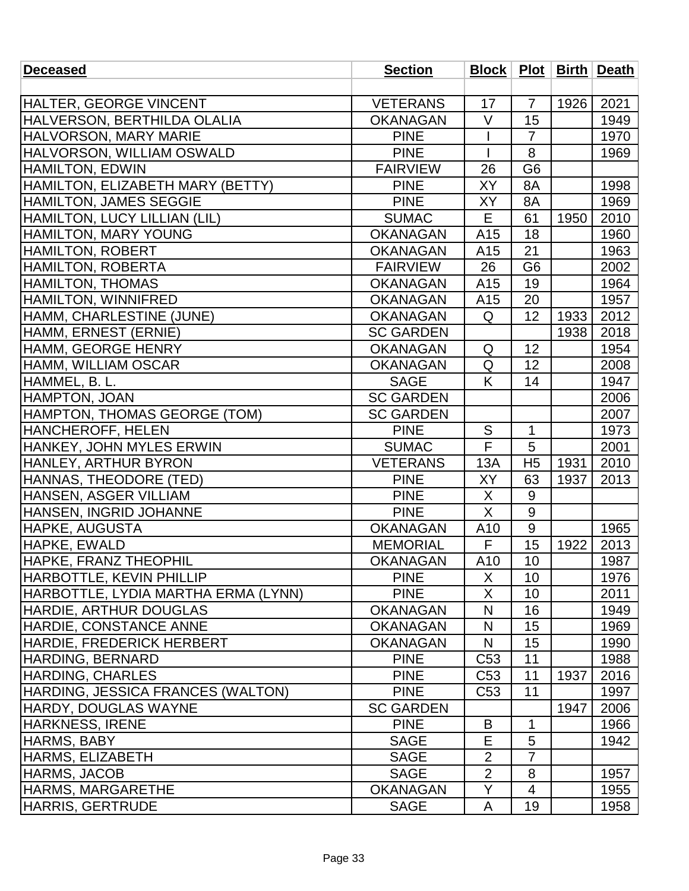| Deceased | Section | Block | Plot | Birth | Death |
|---|---|---|---|---|---|
| | | | | | |
| HALTER, GEORGE VINCENT | VETERANS | 17 | 7 | 1926 | 2021 |
| HALVERSON, BERTHILDA OLALIA | OKANAGAN | V | 15 | | 1949 |
| HALVORSON, MARY MARIE | PINE | I | 7 | | 1970 |
| HALVORSON, WILLIAM OSWALD | PINE | I | 8 | | 1969 |
| HAMILTON, EDWIN | FAIRVIEW | 26 | G6 | | |
| HAMILTON, ELIZABETH MARY (BETTY) | PINE | XY | 8A | | 1998 |
| HAMILTON, JAMES SEGGIE | PINE | XY | 8A | | 1969 |
| HAMILTON, LUCY LILLIAN (LIL) | SUMAC | E | 61 | 1950 | 2010 |
| HAMILTON, MARY YOUNG | OKANAGAN | A15 | 18 | | 1960 |
| HAMILTON, ROBERT | OKANAGAN | A15 | 21 | | 1963 |
| HAMILTON, ROBERTA | FAIRVIEW | 26 | G6 | | 2002 |
| HAMILTON, THOMAS | OKANAGAN | A15 | 19 | | 1964 |
| HAMILTON, WINNIFRED | OKANAGAN | A15 | 20 | | 1957 |
| HAMM, CHARLESTINE (JUNE) | OKANAGAN | Q | 12 | 1933 | 2012 |
| HAMM, ERNEST (ERNIE) | SC GARDEN | | | 1938 | 2018 |
| HAMM, GEORGE HENRY | OKANAGAN | Q | 12 | | 1954 |
| HAMM, WILLIAM OSCAR | OKANAGAN | Q | 12 | | 2008 |
| HAMMEL, B. L. | SAGE | K | 14 | | 1947 |
| HAMPTON, JOAN | SC GARDEN | | | | 2006 |
| HAMPTON, THOMAS GEORGE (TOM) | SC GARDEN | | | | 2007 |
| HANCHEROFF, HELEN | PINE | S | 1 | | 1973 |
| HANKEY, JOHN MYLES ERWIN | SUMAC | F | 5 | | 2001 |
| HANLEY, ARTHUR BYRON | VETERANS | 13A | H5 | 1931 | 2010 |
| HANNAS, THEODORE (TED) | PINE | XY | 63 | 1937 | 2013 |
| HANSEN, ASGER VILLIAM | PINE | X | 9 | | |
| HANSEN, INGRID JOHANNE | PINE | X | 9 | | |
| HAPKE, AUGUSTA | OKANAGAN | A10 | 9 | | 1965 |
| HAPKE, EWALD | MEMORIAL | F | 15 | 1922 | 2013 |
| HAPKE, FRANZ THEOPHIL | OKANAGAN | A10 | 10 | | 1987 |
| HARBOTTLE, KEVIN PHILLIP | PINE | X | 10 | | 1976 |
| HARBOTTLE, LYDIA MARTHA ERMA (LYNN) | PINE | X | 10 | | 2011 |
| HARDIE, ARTHUR DOUGLAS | OKANAGAN | N | 16 | | 1949 |
| HARDIE, CONSTANCE ANNE | OKANAGAN | N | 15 | | 1969 |
| HARDIE, FREDERICK HERBERT | OKANAGAN | N | 15 | | 1990 |
| HARDING, BERNARD | PINE | C53 | 11 | | 1988 |
| HARDING, CHARLES | PINE | C53 | 11 | 1937 | 2016 |
| HARDING, JESSICA FRANCES (WALTON) | PINE | C53 | 11 | | 1997 |
| HARDY, DOUGLAS WAYNE | SC GARDEN | | | 1947 | 2006 |
| HARKNESS, IRENE | PINE | B | 1 | | 1966 |
| HARMS, BABY | SAGE | E | 5 | | 1942 |
| HARMS, ELIZABETH | SAGE | 2 | 7 | | |
| HARMS, JACOB | SAGE | 2 | 8 | | 1957 |
| HARMS, MARGARETHE | OKANAGAN | Y | 4 | | 1955 |
| HARRIS, GERTRUDE | SAGE | A | 19 | | 1958 |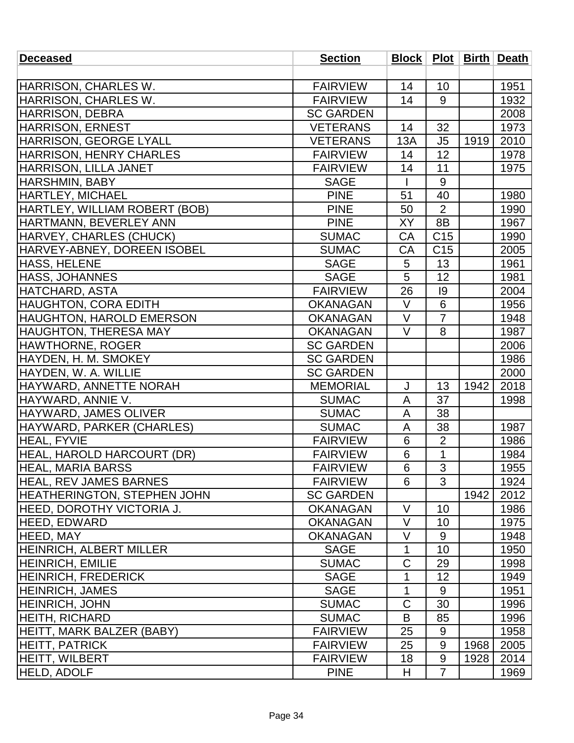| Deceased | Section | Block | Plot | Birth | Death |
|---|---|---|---|---|---|
| | | | | | |
| HARRISON, CHARLES W. | FAIRVIEW | 14 | 10 | | 1951 |
| HARRISON, CHARLES W. | FAIRVIEW | 14 | 9 | | 1932 |
| HARRISON, DEBRA | SC GARDEN | | | | 2008 |
| HARRISON, ERNEST | VETERANS | 14 | 32 | | 1973 |
| HARRISON, GEORGE LYALL | VETERANS | 13A | J5 | 1919 | 2010 |
| HARRISON, HENRY CHARLES | FAIRVIEW | 14 | 12 | | 1978 |
| HARRISON, LILLA JANET | FAIRVIEW | 14 | 11 | | 1975 |
| HARSHMIN, BABY | SAGE | I | 9 | | |
| HARTLEY, MICHAEL | PINE | 51 | 40 | | 1980 |
| HARTLEY, WILLIAM ROBERT (BOB) | PINE | 50 | 2 | | 1990 |
| HARTMANN, BEVERLEY ANN | PINE | XY | 8B | | 1967 |
| HARVEY, CHARLES (CHUCK) | SUMAC | CA | C15 | | 1990 |
| HARVEY-ABNEY, DOREEN ISOBEL | SUMAC | CA | C15 | | 2005 |
| HASS, HELENE | SAGE | 5 | 13 | | 1961 |
| HASS, JOHANNES | SAGE | 5 | 12 | | 1981 |
| HATCHARD, ASTA | FAIRVIEW | 26 | I9 | | 2004 |
| HAUGHTON, CORA EDITH | OKANAGAN | V | 6 | | 1956 |
| HAUGHTON, HAROLD EMERSON | OKANAGAN | V | 7 | | 1948 |
| HAUGHTON, THERESA MAY | OKANAGAN | V | 8 | | 1987 |
| HAWTHORNE, ROGER | SC GARDEN | | | | 2006 |
| HAYDEN, H. M. SMOKEY | SC GARDEN | | | | 1986 |
| HAYDEN, W. A. WILLIE | SC GARDEN | | | | 2000 |
| HAYWARD, ANNETTE NORAH | MEMORIAL | J | 13 | 1942 | 2018 |
| HAYWARD, ANNIE V. | SUMAC | A | 37 | | 1998 |
| HAYWARD, JAMES OLIVER | SUMAC | A | 38 | | |
| HAYWARD, PARKER (CHARLES) | SUMAC | A | 38 | | 1987 |
| HEAL, FYVIE | FAIRVIEW | 6 | 2 | | 1986 |
| HEAL, HAROLD HARCOURT (DR) | FAIRVIEW | 6 | 1 | | 1984 |
| HEAL, MARIA BARSS | FAIRVIEW | 6 | 3 | | 1955 |
| HEAL, REV JAMES BARNES | FAIRVIEW | 6 | 3 | | 1924 |
| HEATHERINGTON, STEPHEN JOHN | SC GARDEN | | | 1942 | 2012 |
| HEED, DOROTHY VICTORIA J. | OKANAGAN | V | 10 | | 1986 |
| HEED, EDWARD | OKANAGAN | V | 10 | | 1975 |
| HEED, MAY | OKANAGAN | V | 9 | | 1948 |
| HEINRICH, ALBERT MILLER | SAGE | 1 | 10 | | 1950 |
| HEINRICH, EMILIE | SUMAC | C | 29 | | 1998 |
| HEINRICH, FREDERICK | SAGE | 1 | 12 | | 1949 |
| HEINRICH, JAMES | SAGE | 1 | 9 | | 1951 |
| HEINRICH, JOHN | SUMAC | C | 30 | | 1996 |
| HEITH, RICHARD | SUMAC | B | 85 | | 1996 |
| HEITT, MARK BALZER (BABY) | FAIRVIEW | 25 | 9 | | 1958 |
| HEITT, PATRICK | FAIRVIEW | 25 | 9 | 1968 | 2005 |
| HEITT, WILBERT | FAIRVIEW | 18 | 9 | 1928 | 2014 |
| HELD, ADOLF | PINE | H | 7 | | 1969 |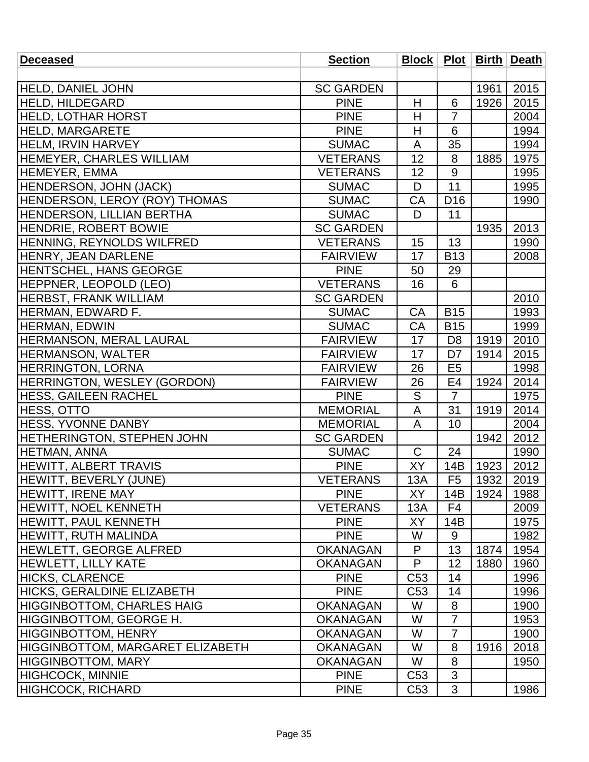| Deceased | Section | Block | Plot | Birth | Death |
| --- | --- | --- | --- | --- | --- |
| | | | | | |
| HELD, DANIEL JOHN | SC GARDEN | | | 1961 | 2015 |
| HELD, HILDEGARD | PINE | H | 6 | 1926 | 2015 |
| HELD, LOTHAR HORST | PINE | H | 7 | | 2004 |
| HELD, MARGARETE | PINE | H | 6 | | 1994 |
| HELM, IRVIN HARVEY | SUMAC | A | 35 | | 1994 |
| HEMEYER, CHARLES WILLIAM | VETERANS | 12 | 8 | 1885 | 1975 |
| HEMEYER, EMMA | VETERANS | 12 | 9 | | 1995 |
| HENDERSON, JOHN (JACK) | SUMAC | D | 11 | | 1995 |
| HENDERSON, LEROY (ROY) THOMAS | SUMAC | CA | D16 | | 1990 |
| HENDERSON, LILLIAN BERTHA | SUMAC | D | 11 | | |
| HENDRIE, ROBERT BOWIE | SC GARDEN | | | 1935 | 2013 |
| HENNING, REYNOLDS WILFRED | VETERANS | 15 | 13 | | 1990 |
| HENRY, JEAN DARLENE | FAIRVIEW | 17 | B13 | | 2008 |
| HENTSCHEL, HANS GEORGE | PINE | 50 | 29 | | |
| HEPPNER, LEOPOLD (LEO) | VETERANS | 16 | 6 | | |
| HERBST, FRANK WILLIAM | SC GARDEN | | | | 2010 |
| HERMAN, EDWARD F. | SUMAC | CA | B15 | | 1993 |
| HERMAN, EDWIN | SUMAC | CA | B15 | | 1999 |
| HERMANSON, MERAL LAURAL | FAIRVIEW | 17 | D8 | 1919 | 2010 |
| HERMANSON, WALTER | FAIRVIEW | 17 | D7 | 1914 | 2015 |
| HERRINGTON, LORNA | FAIRVIEW | 26 | E5 | | 1998 |
| HERRINGTON, WESLEY (GORDON) | FAIRVIEW | 26 | E4 | 1924 | 2014 |
| HESS, GAILEEN RACHEL | PINE | S | 7 | | 1975 |
| HESS, OTTO | MEMORIAL | A | 31 | 1919 | 2014 |
| HESS, YVONNE DANBY | MEMORIAL | A | 10 | | 2004 |
| HETHERINGTON, STEPHEN JOHN | SC GARDEN | | | 1942 | 2012 |
| HETMAN, ANNA | SUMAC | C | 24 | | 1990 |
| HEWITT, ALBERT TRAVIS | PINE | XY | 14B | 1923 | 2012 |
| HEWITT, BEVERLY (JUNE) | VETERANS | 13A | F5 | 1932 | 2019 |
| HEWITT, IRENE MAY | PINE | XY | 14B | 1924 | 1988 |
| HEWITT, NOEL KENNETH | VETERANS | 13A | F4 | | 2009 |
| HEWITT, PAUL KENNETH | PINE | XY | 14B | | 1975 |
| HEWITT, RUTH MALINDA | PINE | W | 9 | | 1982 |
| HEWLETT, GEORGE ALFRED | OKANAGAN | P | 13 | 1874 | 1954 |
| HEWLETT, LILLY KATE | OKANAGAN | P | 12 | 1880 | 1960 |
| HICKS, CLARENCE | PINE | C53 | 14 | | 1996 |
| HICKS, GERALDINE ELIZABETH | PINE | C53 | 14 | | 1996 |
| HIGGINBOTTOM, CHARLES HAIG | OKANAGAN | W | 8 | | 1900 |
| HIGGINBOTTOM, GEORGE H. | OKANAGAN | W | 7 | | 1953 |
| HIGGINBOTTOM, HENRY | OKANAGAN | W | 7 | | 1900 |
| HIGGINBOTTOM, MARGARET ELIZABETH | OKANAGAN | W | 8 | 1916 | 2018 |
| HIGGINBOTTOM, MARY | OKANAGAN | W | 8 | | 1950 |
| HIGHCOCK, MINNIE | PINE | C53 | 3 | | |
| HIGHCOCK, RICHARD | PINE | C53 | 3 | | 1986 |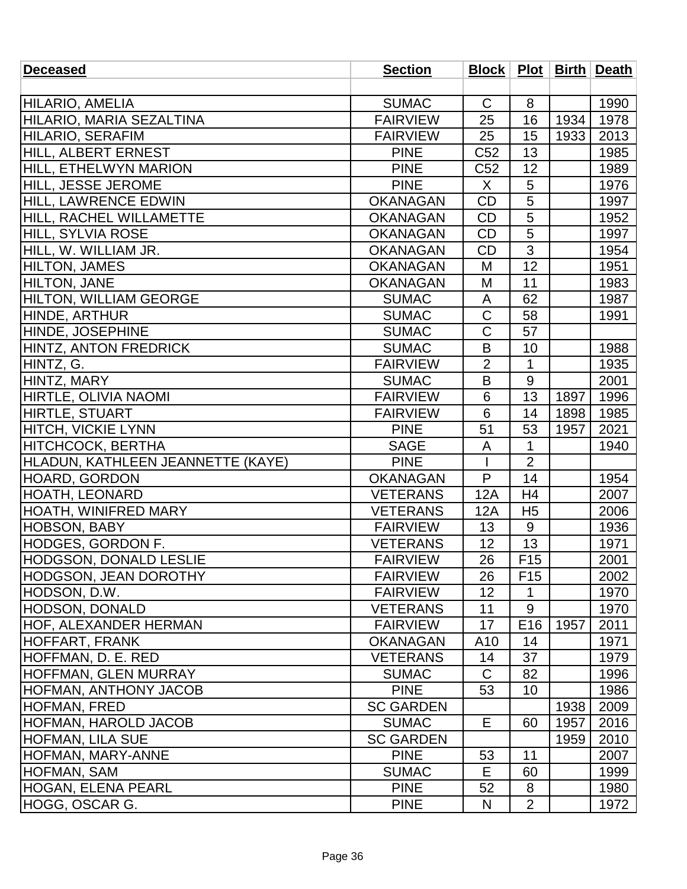| Deceased | Section | Block | Plot | Birth | Death |
|---|---|---|---|---|---|
| | | | | | |
| HILARIO, AMELIA | SUMAC | C | 8 | | 1990 |
| HILARIO, MARIA SEZALTINA | FAIRVIEW | 25 | 16 | 1934 | 1978 |
| HILARIO, SERAFIM | FAIRVIEW | 25 | 15 | 1933 | 2013 |
| HILL, ALBERT ERNEST | PINE | C52 | 13 | | 1985 |
| HILL, ETHELWYN MARION | PINE | C52 | 12 | | 1989 |
| HILL, JESSE JEROME | PINE | X | 5 | | 1976 |
| HILL, LAWRENCE EDWIN | OKANAGAN | CD | 5 | | 1997 |
| HILL, RACHEL WILLAMETTE | OKANAGAN | CD | 5 | | 1952 |
| HILL, SYLVIA ROSE | OKANAGAN | CD | 5 | | 1997 |
| HILL, W. WILLIAM JR. | OKANAGAN | CD | 3 | | 1954 |
| HILTON, JAMES | OKANAGAN | M | 12 | | 1951 |
| HILTON, JANE | OKANAGAN | M | 11 | | 1983 |
| HILTON, WILLIAM GEORGE | SUMAC | A | 62 | | 1987 |
| HINDE, ARTHUR | SUMAC | C | 58 | | 1991 |
| HINDE, JOSEPHINE | SUMAC | C | 57 | | |
| HINTZ, ANTON FREDRICK | SUMAC | B | 10 | | 1988 |
| HINTZ, G. | FAIRVIEW | 2 | 1 | | 1935 |
| HINTZ, MARY | SUMAC | B | 9 | | 2001 |
| HIRTLE, OLIVIA NAOMI | FAIRVIEW | 6 | 13 | 1897 | 1996 |
| HIRTLE, STUART | FAIRVIEW | 6 | 14 | 1898 | 1985 |
| HITCH, VICKIE LYNN | PINE | 51 | 53 | 1957 | 2021 |
| HITCHCOCK, BERTHA | SAGE | A | 1 | | 1940 |
| HLADUN, KATHLEEN JEANNETTE (KAYE) | PINE | I | 2 | | |
| HOARD, GORDON | OKANAGAN | P | 14 | | 1954 |
| HOATH, LEONARD | VETERANS | 12A | H4 | | 2007 |
| HOATH, WINIFRED MARY | VETERANS | 12A | H5 | | 2006 |
| HOBSON, BABY | FAIRVIEW | 13 | 9 | | 1936 |
| HODGES, GORDON F. | VETERANS | 12 | 13 | | 1971 |
| HODGSON, DONALD LESLIE | FAIRVIEW | 26 | F15 | | 2001 |
| HODGSON, JEAN DOROTHY | FAIRVIEW | 26 | F15 | | 2002 |
| HODSON, D.W. | FAIRVIEW | 12 | 1 | | 1970 |
| HODSON, DONALD | VETERANS | 11 | 9 | | 1970 |
| HOF, ALEXANDER HERMAN | FAIRVIEW | 17 | E16 | 1957 | 2011 |
| HOFFART, FRANK | OKANAGAN | A10 | 14 | | 1971 |
| HOFFMAN, D. E. RED | VETERANS | 14 | 37 | | 1979 |
| HOFFMAN, GLEN MURRAY | SUMAC | C | 82 | | 1996 |
| HOFMAN, ANTHONY JACOB | PINE | 53 | 10 | | 1986 |
| HOFMAN, FRED | SC GARDEN | | | 1938 | 2009 |
| HOFMAN, HAROLD JACOB | SUMAC | E | 60 | 1957 | 2016 |
| HOFMAN, LILA SUE | SC GARDEN | | | 1959 | 2010 |
| HOFMAN, MARY-ANNE | PINE | 53 | 11 | | 2007 |
| HOFMAN, SAM | SUMAC | E | 60 | | 1999 |
| HOGAN, ELENA PEARL | PINE | 52 | 8 | | 1980 |
| HOGG, OSCAR G. | PINE | N | 2 | | 1972 |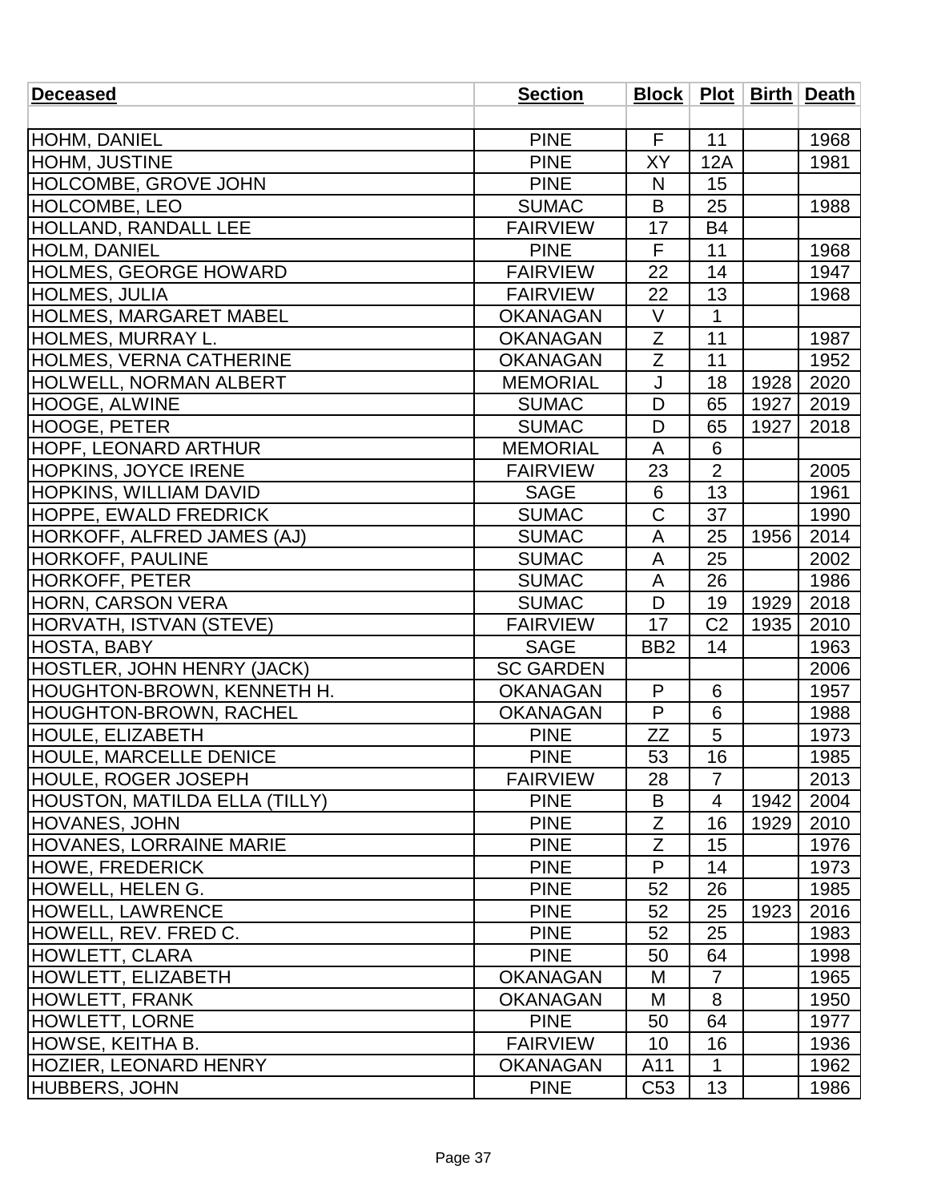| Deceased | Section | Block | Plot | Birth | Death |
|---|---|---|---|---|---|
| | | | | | |
| HOHM, DANIEL | PINE | F | 11 | | 1968 |
| HOHM, JUSTINE | PINE | XY | 12A | | 1981 |
| HOLCOMBE, GROVE JOHN | PINE | N | 15 | | |
| HOLCOMBE, LEO | SUMAC | B | 25 | | 1988 |
| HOLLAND, RANDALL LEE | FAIRVIEW | 17 | B4 | | |
| HOLM, DANIEL | PINE | F | 11 | | 1968 |
| HOLMES, GEORGE HOWARD | FAIRVIEW | 22 | 14 | | 1947 |
| HOLMES, JULIA | FAIRVIEW | 22 | 13 | | 1968 |
| HOLMES, MARGARET MABEL | OKANAGAN | V | 1 | | |
| HOLMES, MURRAY L. | OKANAGAN | Z | 11 | | 1987 |
| HOLMES, VERNA CATHERINE | OKANAGAN | Z | 11 | | 1952 |
| HOLWELL, NORMAN ALBERT | MEMORIAL | J | 18 | 1928 | 2020 |
| HOOGE, ALWINE | SUMAC | D | 65 | 1927 | 2019 |
| HOOGE, PETER | SUMAC | D | 65 | 1927 | 2018 |
| HOPF, LEONARD ARTHUR | MEMORIAL | A | 6 | | |
| HOPKINS, JOYCE IRENE | FAIRVIEW | 23 | 2 | | 2005 |
| HOPKINS, WILLIAM DAVID | SAGE | 6 | 13 | | 1961 |
| HOPPE, EWALD FREDRICK | SUMAC | C | 37 | | 1990 |
| HORKOFF, ALFRED JAMES (AJ) | SUMAC | A | 25 | 1956 | 2014 |
| HORKOFF, PAULINE | SUMAC | A | 25 | | 2002 |
| HORKOFF, PETER | SUMAC | A | 26 | | 1986 |
| HORN, CARSON VERA | SUMAC | D | 19 | 1929 | 2018 |
| HORVATH, ISTVAN (STEVE) | FAIRVIEW | 17 | C2 | 1935 | 2010 |
| HOSTA, BABY | SAGE | BB2 | 14 | | 1963 |
| HOSTLER, JOHN HENRY (JACK) | SC GARDEN | | | | 2006 |
| HOUGHTON-BROWN, KENNETH H. | OKANAGAN | P | 6 | | 1957 |
| HOUGHTON-BROWN, RACHEL | OKANAGAN | P | 6 | | 1988 |
| HOULE, ELIZABETH | PINE | ZZ | 5 | | 1973 |
| HOULE, MARCELLE DENICE | PINE | 53 | 16 | | 1985 |
| HOULE, ROGER JOSEPH | FAIRVIEW | 28 | 7 | | 2013 |
| HOUSTON, MATILDA ELLA (TILLY) | PINE | B | 4 | 1942 | 2004 |
| HOVANES, JOHN | PINE | Z | 16 | 1929 | 2010 |
| HOVANES, LORRAINE MARIE | PINE | Z | 15 | | 1976 |
| HOWE, FREDERICK | PINE | P | 14 | | 1973 |
| HOWELL, HELEN G. | PINE | 52 | 26 | | 1985 |
| HOWELL, LAWRENCE | PINE | 52 | 25 | 1923 | 2016 |
| HOWELL, REV. FRED C. | PINE | 52 | 25 | | 1983 |
| HOWLETT, CLARA | PINE | 50 | 64 | | 1998 |
| HOWLETT, ELIZABETH | OKANAGAN | M | 7 | | 1965 |
| HOWLETT, FRANK | OKANAGAN | M | 8 | | 1950 |
| HOWLETT, LORNE | PINE | 50 | 64 | | 1977 |
| HOWSE, KEITHA B. | FAIRVIEW | 10 | 16 | | 1936 |
| HOZIER, LEONARD HENRY | OKANAGAN | A11 | 1 | | 1962 |
| HUBBERS, JOHN | PINE | C53 | 13 | | 1986 |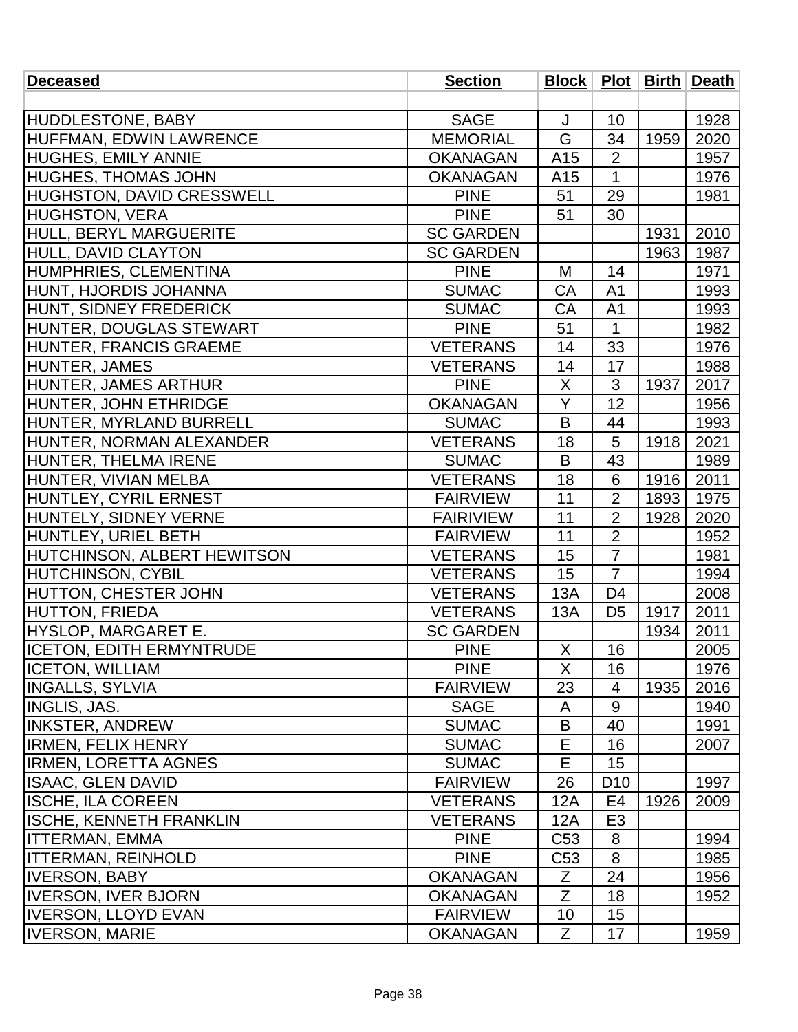| Deceased | Section | Block | Plot | Birth | Death |
|---|---|---|---|---|---|
| | | | | | |
| HUDDLESTONE, BABY | SAGE | J | 10 | | 1928 |
| HUFFMAN, EDWIN LAWRENCE | MEMORIAL | G | 34 | 1959 | 2020 |
| HUGHES, EMILY ANNIE | OKANAGAN | A15 | 2 | | 1957 |
| HUGHES, THOMAS JOHN | OKANAGAN | A15 | 1 | | 1976 |
| HUGHSTON, DAVID CRESSWELL | PINE | 51 | 29 | | 1981 |
| HUGHSTON, VERA | PINE | 51 | 30 | | |
| HULL, BERYL MARGUERITE | SC GARDEN | | | 1931 | 2010 |
| HULL, DAVID CLAYTON | SC GARDEN | | | 1963 | 1987 |
| HUMPHRIES, CLEMENTINA | PINE | M | 14 | | 1971 |
| HUNT, HJORDIS JOHANNA | SUMAC | CA | A1 | | 1993 |
| HUNT, SIDNEY FREDERICK | SUMAC | CA | A1 | | 1993 |
| HUNTER, DOUGLAS STEWART | PINE | 51 | 1 | | 1982 |
| HUNTER, FRANCIS GRAEME | VETERANS | 14 | 33 | | 1976 |
| HUNTER, JAMES | VETERANS | 14 | 17 | | 1988 |
| HUNTER, JAMES ARTHUR | PINE | X | 3 | 1937 | 2017 |
| HUNTER, JOHN ETHRIDGE | OKANAGAN | Y | 12 | | 1956 |
| HUNTER, MYRLAND BURRELL | SUMAC | B | 44 | | 1993 |
| HUNTER, NORMAN ALEXANDER | VETERANS | 18 | 5 | 1918 | 2021 |
| HUNTER, THELMA IRENE | SUMAC | B | 43 | | 1989 |
| HUNTER, VIVIAN MELBA | VETERANS | 18 | 6 | 1916 | 2011 |
| HUNTLEY, CYRIL ERNEST | FAIRVIEW | 11 | 2 | 1893 | 1975 |
| HUNTELY, SIDNEY VERNE | FAIRIVIEW | 11 | 2 | 1928 | 2020 |
| HUNTLEY, URIEL BETH | FAIRVIEW | 11 | 2 | | 1952 |
| HUTCHINSON, ALBERT HEWITSON | VETERANS | 15 | 7 | | 1981 |
| HUTCHINSON, CYBIL | VETERANS | 15 | 7 | | 1994 |
| HUTTON, CHESTER JOHN | VETERANS | 13A | D4 | | 2008 |
| HUTTON, FRIEDA | VETERANS | 13A | D5 | 1917 | 2011 |
| HYSLOP, MARGARET E. | SC GARDEN | | | 1934 | 2011 |
| ICETON, EDITH ERMYNTRUDE | PINE | X | 16 | | 2005 |
| ICETON, WILLIAM | PINE | X | 16 | | 1976 |
| INGALLS, SYLVIA | FAIRVIEW | 23 | 4 | 1935 | 2016 |
| INGLIS, JAS. | SAGE | A | 9 | | 1940 |
| INKSTER, ANDREW | SUMAC | B | 40 | | 1991 |
| IRMEN, FELIX HENRY | SUMAC | E | 16 | | 2007 |
| IRMEN, LORETTA AGNES | SUMAC | E | 15 | | |
| ISAAC, GLEN DAVID | FAIRVIEW | 26 | D10 | | 1997 |
| ISCHE, ILA COREEN | VETERANS | 12A | E4 | 1926 | 2009 |
| ISCHE, KENNETH FRANKLIN | VETERANS | 12A | E3 | | |
| ITTERMAN, EMMA | PINE | C53 | 8 | | 1994 |
| ITTERMAN, REINHOLD | PINE | C53 | 8 | | 1985 |
| IVERSON, BABY | OKANAGAN | Z | 24 | | 1956 |
| IVERSON, IVER BJORN | OKANAGAN | Z | 18 | | 1952 |
| IVERSON, LLOYD EVAN | FAIRVIEW | 10 | 15 | | |
| IVERSON, MARIE | OKANAGAN | Z | 17 | | 1959 |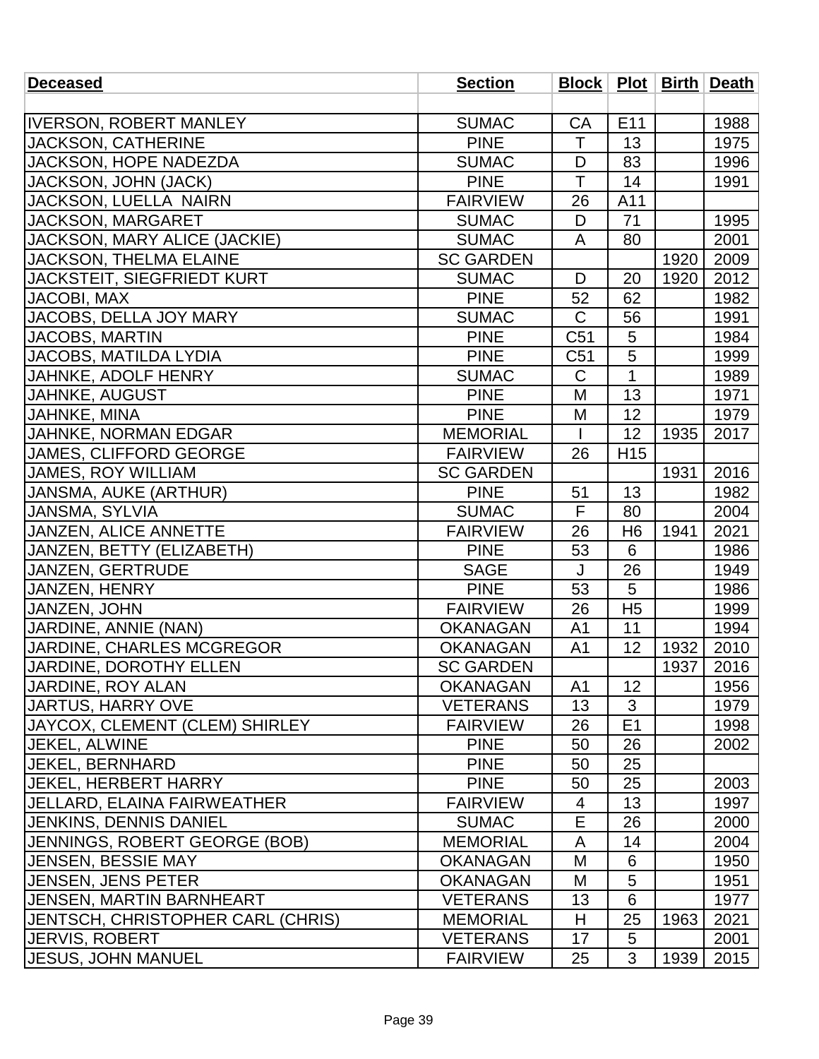| Deceased | Section | Block | Plot | Birth | Death |
| --- | --- | --- | --- | --- | --- |
| | | | | | |
| IVERSON, ROBERT MANLEY | SUMAC | CA | E11 | | 1988 |
| JACKSON, CATHERINE | PINE | T | 13 | | 1975 |
| JACKSON, HOPE NADEZDA | SUMAC | D | 83 | | 1996 |
| JACKSON, JOHN (JACK) | PINE | T | 14 | | 1991 |
| JACKSON, LUELLA  NAIRN | FAIRVIEW | 26 | A11 | | |
| JACKSON, MARGARET | SUMAC | D | 71 | | 1995 |
| JACKSON, MARY ALICE (JACKIE) | SUMAC | A | 80 | | 2001 |
| JACKSON, THELMA ELAINE | SC GARDEN | | | 1920 | 2009 |
| JACKSTEIT, SIEGFRIEDT KURT | SUMAC | D | 20 | 1920 | 2012 |
| JACOBI, MAX | PINE | 52 | 62 | | 1982 |
| JACOBS, DELLA JOY MARY | SUMAC | C | 56 | | 1991 |
| JACOBS, MARTIN | PINE | C51 | 5 | | 1984 |
| JACOBS, MATILDA LYDIA | PINE | C51 | 5 | | 1999 |
| JAHNKE, ADOLF HENRY | SUMAC | C | 1 | | 1989 |
| JAHNKE, AUGUST | PINE | M | 13 | | 1971 |
| JAHNKE, MINA | PINE | M | 12 | | 1979 |
| JAHNKE, NORMAN EDGAR | MEMORIAL | I | 12 | 1935 | 2017 |
| JAMES, CLIFFORD GEORGE | FAIRVIEW | 26 | H15 | | |
| JAMES, ROY WILLIAM | SC GARDEN | | | 1931 | 2016 |
| JANSMA, AUKE (ARTHUR) | PINE | 51 | 13 | | 1982 |
| JANSMA, SYLVIA | SUMAC | F | 80 | | 2004 |
| JANZEN, ALICE ANNETTE | FAIRVIEW | 26 | H6 | 1941 | 2021 |
| JANZEN, BETTY (ELIZABETH) | PINE | 53 | 6 | | 1986 |
| JANZEN, GERTRUDE | SAGE | J | 26 | | 1949 |
| JANZEN, HENRY | PINE | 53 | 5 | | 1986 |
| JANZEN, JOHN | FAIRVIEW | 26 | H5 | | 1999 |
| JARDINE, ANNIE (NAN) | OKANAGAN | A1 | 11 | | 1994 |
| JARDINE, CHARLES MCGREGOR | OKANAGAN | A1 | 12 | 1932 | 2010 |
| JARDINE, DOROTHY ELLEN | SC GARDEN | | | 1937 | 2016 |
| JARDINE, ROY ALAN | OKANAGAN | A1 | 12 | | 1956 |
| JARTUS, HARRY OVE | VETERANS | 13 | 3 | | 1979 |
| JAYCOX, CLEMENT (CLEM) SHIRLEY | FAIRVIEW | 26 | E1 | | 1998 |
| JEKEL, ALWINE | PINE | 50 | 26 | | 2002 |
| JEKEL, BERNHARD | PINE | 50 | 25 | | |
| JEKEL, HERBERT HARRY | PINE | 50 | 25 | | 2003 |
| JELLARD, ELAINA FAIRWEATHER | FAIRVIEW | 4 | 13 | | 1997 |
| JENKINS, DENNIS DANIEL | SUMAC | E | 26 | | 2000 |
| JENNINGS, ROBERT GEORGE (BOB) | MEMORIAL | A | 14 | | 2004 |
| JENSEN, BESSIE MAY | OKANAGAN | M | 6 | | 1950 |
| JENSEN, JENS PETER | OKANAGAN | M | 5 | | 1951 |
| JENSEN, MARTIN BARNHEART | VETERANS | 13 | 6 | | 1977 |
| JENTSCH, CHRISTOPHER CARL (CHRIS) | MEMORIAL | H | 25 | 1963 | 2021 |
| JERVIS, ROBERT | VETERANS | 17 | 5 | | 2001 |
| JESUS, JOHN MANUEL | FAIRVIEW | 25 | 3 | 1939 | 2015 |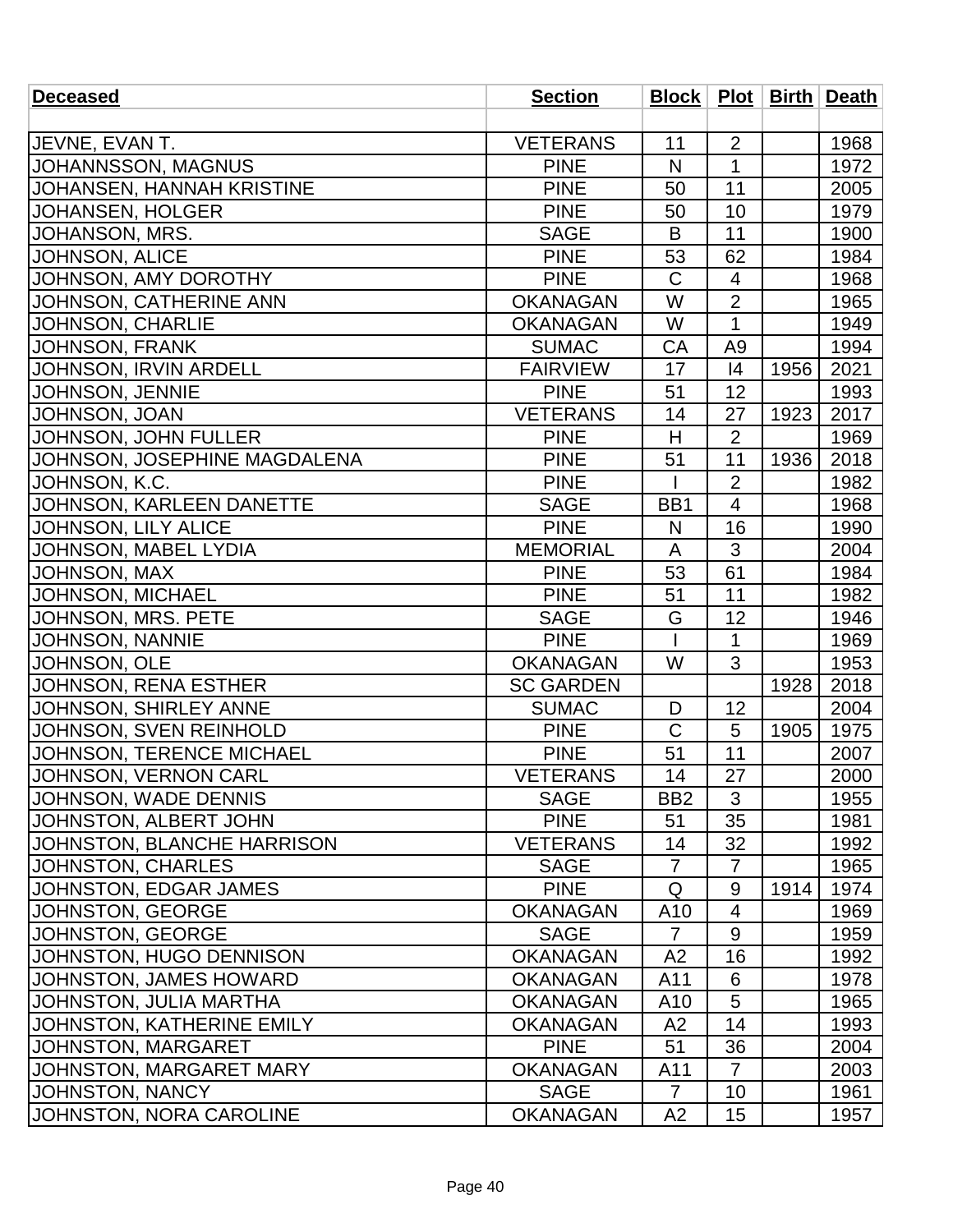| Deceased | Section | Block | Plot | Birth | Death |
|---|---|---|---|---|---|
| | | | | | |
| JEVNE, EVAN T. | VETERANS | 11 | 2 | | 1968 |
| JOHANNSSON, MAGNUS | PINE | N | 1 | | 1972 |
| JOHANSEN, HANNAH KRISTINE | PINE | 50 | 11 | | 2005 |
| JOHANSEN, HOLGER | PINE | 50 | 10 | | 1979 |
| JOHANSON, MRS. | SAGE | B | 11 | | 1900 |
| JOHNSON, ALICE | PINE | 53 | 62 | | 1984 |
| JOHNSON, AMY DOROTHY | PINE | C | 4 | | 1968 |
| JOHNSON, CATHERINE ANN | OKANAGAN | W | 2 | | 1965 |
| JOHNSON, CHARLIE | OKANAGAN | W | 1 | | 1949 |
| JOHNSON, FRANK | SUMAC | CA | A9 | | 1994 |
| JOHNSON, IRVIN ARDELL | FAIRVIEW | 17 | I4 | 1956 | 2021 |
| JOHNSON, JENNIE | PINE | 51 | 12 | | 1993 |
| JOHNSON, JOAN | VETERANS | 14 | 27 | 1923 | 2017 |
| JOHNSON, JOHN FULLER | PINE | H | 2 | | 1969 |
| JOHNSON, JOSEPHINE MAGDALENA | PINE | 51 | 11 | 1936 | 2018 |
| JOHNSON, K.C. | PINE | I | 2 | | 1982 |
| JOHNSON, KARLEEN DANETTE | SAGE | BB1 | 4 | | 1968 |
| JOHNSON, LILY ALICE | PINE | N | 16 | | 1990 |
| JOHNSON, MABEL LYDIA | MEMORIAL | A | 3 | | 2004 |
| JOHNSON, MAX | PINE | 53 | 61 | | 1984 |
| JOHNSON, MICHAEL | PINE | 51 | 11 | | 1982 |
| JOHNSON, MRS. PETE | SAGE | G | 12 | | 1946 |
| JOHNSON, NANNIE | PINE | I | 1 | | 1969 |
| JOHNSON, OLE | OKANAGAN | W | 3 | | 1953 |
| JOHNSON, RENA ESTHER | SC GARDEN | | | 1928 | 2018 |
| JOHNSON, SHIRLEY ANNE | SUMAC | D | 12 | | 2004 |
| JOHNSON, SVEN REINHOLD | PINE | C | 5 | 1905 | 1975 |
| JOHNSON, TERENCE MICHAEL | PINE | 51 | 11 | | 2007 |
| JOHNSON, VERNON CARL | VETERANS | 14 | 27 | | 2000 |
| JOHNSON, WADE DENNIS | SAGE | BB2 | 3 | | 1955 |
| JOHNSTON, ALBERT JOHN | PINE | 51 | 35 | | 1981 |
| JOHNSTON, BLANCHE HARRISON | VETERANS | 14 | 32 | | 1992 |
| JOHNSTON, CHARLES | SAGE | 7 | 7 | | 1965 |
| JOHNSTON, EDGAR JAMES | PINE | Q | 9 | 1914 | 1974 |
| JOHNSTON, GEORGE | OKANAGAN | A10 | 4 | | 1969 |
| JOHNSTON, GEORGE | SAGE | 7 | 9 | | 1959 |
| JOHNSTON, HUGO DENNISON | OKANAGAN | A2 | 16 | | 1992 |
| JOHNSTON, JAMES HOWARD | OKANAGAN | A11 | 6 | | 1978 |
| JOHNSTON, JULIA MARTHA | OKANAGAN | A10 | 5 | | 1965 |
| JOHNSTON, KATHERINE EMILY | OKANAGAN | A2 | 14 | | 1993 |
| JOHNSTON, MARGARET | PINE | 51 | 36 | | 2004 |
| JOHNSTON, MARGARET MARY | OKANAGAN | A11 | 7 | | 2003 |
| JOHNSTON, NANCY | SAGE | 7 | 10 | | 1961 |
| JOHNSTON, NORA CAROLINE | OKANAGAN | A2 | 15 | | 1957 |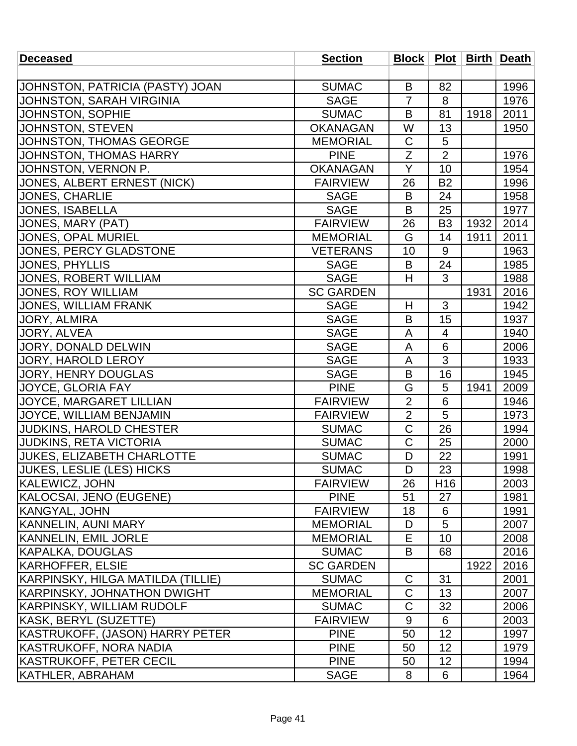| Deceased | Section | Block | Plot | Birth | Death |
|---|---|---|---|---|---|
| | | | | | |
| JOHNSTON, PATRICIA (PASTY) JOAN | SUMAC | B | 82 | | 1996 |
| JOHNSTON, SARAH VIRGINIA | SAGE | 7 | 8 | | 1976 |
| JOHNSTON, SOPHIE | SUMAC | B | 81 | 1918 | 2011 |
| JOHNSTON, STEVEN | OKANAGAN | W | 13 | | 1950 |
| JOHNSTON, THOMAS GEORGE | MEMORIAL | C | 5 | | |
| JOHNSTON, THOMAS HARRY | PINE | Z | 2 | | 1976 |
| JOHNSTON, VERNON P. | OKANAGAN | Y | 10 | | 1954 |
| JONES, ALBERT ERNEST (NICK) | FAIRVIEW | 26 | B2 | | 1996 |
| JONES, CHARLIE | SAGE | B | 24 | | 1958 |
| JONES, ISABELLA | SAGE | B | 25 | | 1977 |
| JONES, MARY (PAT) | FAIRVIEW | 26 | B3 | 1932 | 2014 |
| JONES, OPAL MURIEL | MEMORIAL | G | 14 | 1911 | 2011 |
| JONES, PERCY GLADSTONE | VETERANS | 10 | 9 | | 1963 |
| JONES, PHYLLIS | SAGE | B | 24 | | 1985 |
| JONES, ROBERT WILLIAM | SAGE | H | 3 | | 1988 |
| JONES, ROY WILLIAM | SC GARDEN | | | 1931 | 2016 |
| JONES, WILLIAM FRANK | SAGE | H | 3 | | 1942 |
| JORY, ALMIRA | SAGE | B | 15 | | 1937 |
| JORY, ALVEA | SAGE | A | 4 | | 1940 |
| JORY, DONALD DELWIN | SAGE | A | 6 | | 2006 |
| JORY, HAROLD LEROY | SAGE | A | 3 | | 1933 |
| JORY, HENRY DOUGLAS | SAGE | B | 16 | | 1945 |
| JOYCE, GLORIA FAY | PINE | G | 5 | 1941 | 2009 |
| JOYCE, MARGARET LILLIAN | FAIRVIEW | 2 | 6 | | 1946 |
| JOYCE, WILLIAM BENJAMIN | FAIRVIEW | 2 | 5 | | 1973 |
| JUDKINS, HAROLD CHESTER | SUMAC | C | 26 | | 1994 |
| JUDKINS, RETA VICTORIA | SUMAC | C | 25 | | 2000 |
| JUKES, ELIZABETH CHARLOTTE | SUMAC | D | 22 | | 1991 |
| JUKES, LESLIE (LES) HICKS | SUMAC | D | 23 | | 1998 |
| KALEWICZ, JOHN | FAIRVIEW | 26 | H16 | | 2003 |
| KALOCSAI, JENO (EUGENE) | PINE | 51 | 27 | | 1981 |
| KANGYAL, JOHN | FAIRVIEW | 18 | 6 | | 1991 |
| KANNELIN, AUNI MARY | MEMORIAL | D | 5 | | 2007 |
| KANNELIN, EMIL JORLE | MEMORIAL | E | 10 | | 2008 |
| KAPALKA, DOUGLAS | SUMAC | B | 68 | | 2016 |
| KARHOFFER, ELSIE | SC GARDEN | | | 1922 | 2016 |
| KARPINSKY, HILGA MATILDA (TILLIE) | SUMAC | C | 31 | | 2001 |
| KARPINSKY, JOHNATHON DWIGHT | MEMORIAL | C | 13 | | 2007 |
| KARPINSKY, WILLIAM RUDOLF | SUMAC | C | 32 | | 2006 |
| KASK, BERYL (SUZETTE) | FAIRVIEW | 9 | 6 | | 2003 |
| KASTRUKOFF, (JASON) HARRY PETER | PINE | 50 | 12 | | 1997 |
| KASTRUKOFF, NORA NADIA | PINE | 50 | 12 | | 1979 |
| KASTRUKOFF, PETER CECIL | PINE | 50 | 12 | | 1994 |
| KATHLER, ABRAHAM | SAGE | 8 | 6 | | 1964 |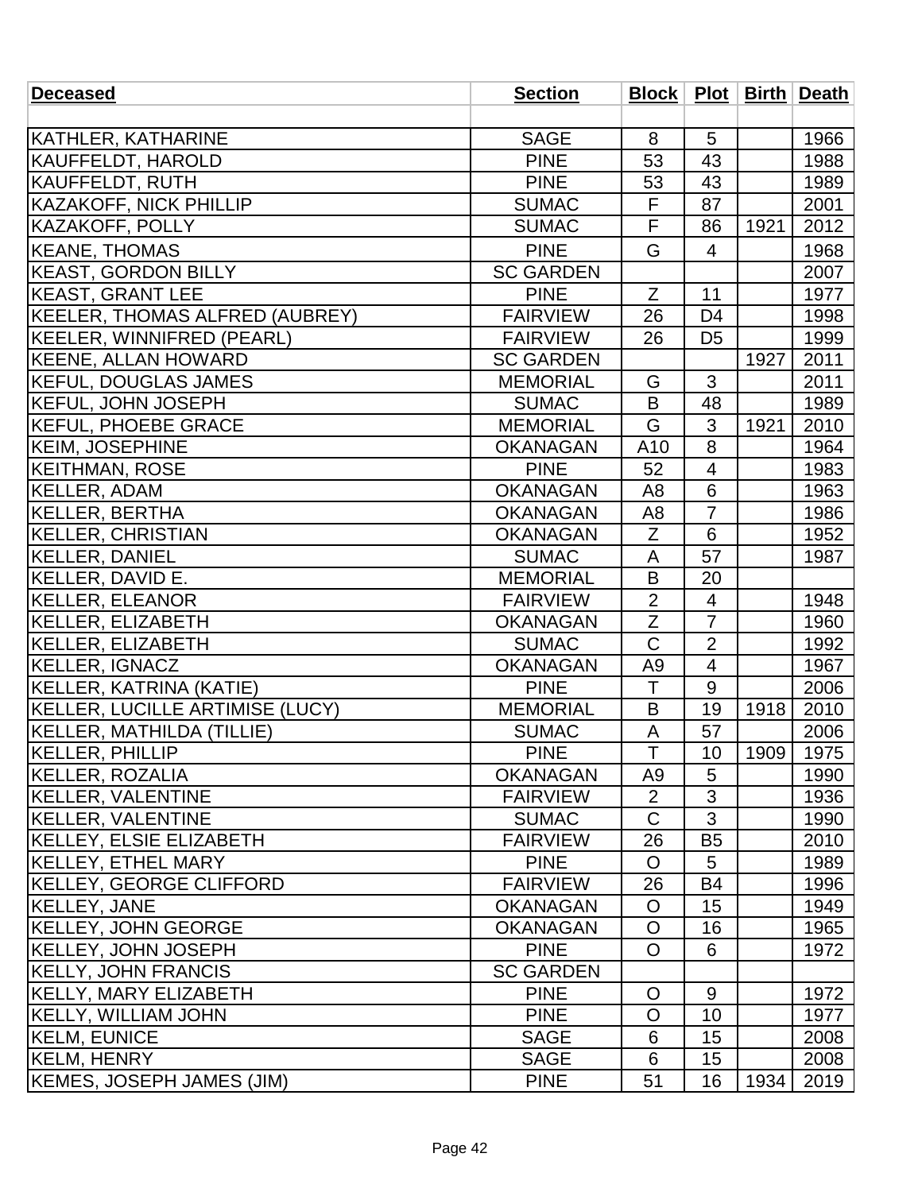| Deceased | Section | Block | Plot | Birth | Death |
|---|---|---|---|---|---|
| | | | | | |
| KATHLER, KATHARINE | SAGE | 8 | 5 | | 1966 |
| KAUFFELDT, HAROLD | PINE | 53 | 43 | | 1988 |
| KAUFFELDT, RUTH | PINE | 53 | 43 | | 1989 |
| KAZAKOFF, NICK PHILLIP | SUMAC | F | 87 | | 2001 |
| KAZAKOFF, POLLY | SUMAC | F | 86 | 1921 | 2012 |
| KEANE, THOMAS | PINE | G | 4 | | 1968 |
| KEAST, GORDON BILLY | SC GARDEN | | | | 2007 |
| KEAST, GRANT LEE | PINE | Z | 11 | | 1977 |
| KEELER, THOMAS ALFRED (AUBREY) | FAIRVIEW | 26 | D4 | | 1998 |
| KEELER, WINNIFRED (PEARL) | FAIRVIEW | 26 | D5 | | 1999 |
| KEENE, ALLAN HOWARD | SC GARDEN | | | 1927 | 2011 |
| KEFUL, DOUGLAS JAMES | MEMORIAL | G | 3 | | 2011 |
| KEFUL, JOHN JOSEPH | SUMAC | B | 48 | | 1989 |
| KEFUL, PHOEBE GRACE | MEMORIAL | G | 3 | 1921 | 2010 |
| KEIM, JOSEPHINE | OKANAGAN | A10 | 8 | | 1964 |
| KEITHMAN, ROSE | PINE | 52 | 4 | | 1983 |
| KELLER, ADAM | OKANAGAN | A8 | 6 | | 1963 |
| KELLER, BERTHA | OKANAGAN | A8 | 7 | | 1986 |
| KELLER, CHRISTIAN | OKANAGAN | Z | 6 | | 1952 |
| KELLER, DANIEL | SUMAC | A | 57 | | 1987 |
| KELLER, DAVID E. | MEMORIAL | B | 20 | | |
| KELLER, ELEANOR | FAIRVIEW | 2 | 4 | | 1948 |
| KELLER, ELIZABETH | OKANAGAN | Z | 7 | | 1960 |
| KELLER, ELIZABETH | SUMAC | C | 2 | | 1992 |
| KELLER, IGNACZ | OKANAGAN | A9 | 4 | | 1967 |
| KELLER, KATRINA (KATIE) | PINE | T | 9 | | 2006 |
| KELLER, LUCILLE ARTIMISE (LUCY) | MEMORIAL | B | 19 | 1918 | 2010 |
| KELLER, MATHILDA (TILLIE) | SUMAC | A | 57 | | 2006 |
| KELLER, PHILLIP | PINE | T | 10 | 1909 | 1975 |
| KELLER, ROZALIA | OKANAGAN | A9 | 5 | | 1990 |
| KELLER, VALENTINE | FAIRVIEW | 2 | 3 | | 1936 |
| KELLER, VALENTINE | SUMAC | C | 3 | | 1990 |
| KELLEY, ELSIE ELIZABETH | FAIRVIEW | 26 | B5 | | 2010 |
| KELLEY, ETHEL MARY | PINE | O | 5 | | 1989 |
| KELLEY, GEORGE CLIFFORD | FAIRVIEW | 26 | B4 | | 1996 |
| KELLEY, JANE | OKANAGAN | O | 15 | | 1949 |
| KELLEY, JOHN GEORGE | OKANAGAN | O | 16 | | 1965 |
| KELLEY, JOHN JOSEPH | PINE | O | 6 | | 1972 |
| KELLY, JOHN FRANCIS | SC GARDEN | | | | |
| KELLY, MARY ELIZABETH | PINE | O | 9 | | 1972 |
| KELLY, WILLIAM JOHN | PINE | O | 10 | | 1977 |
| KELM, EUNICE | SAGE | 6 | 15 | | 2008 |
| KELM, HENRY | SAGE | 6 | 15 | | 2008 |
| KEMES, JOSEPH JAMES (JIM) | PINE | 51 | 16 | 1934 | 2019 |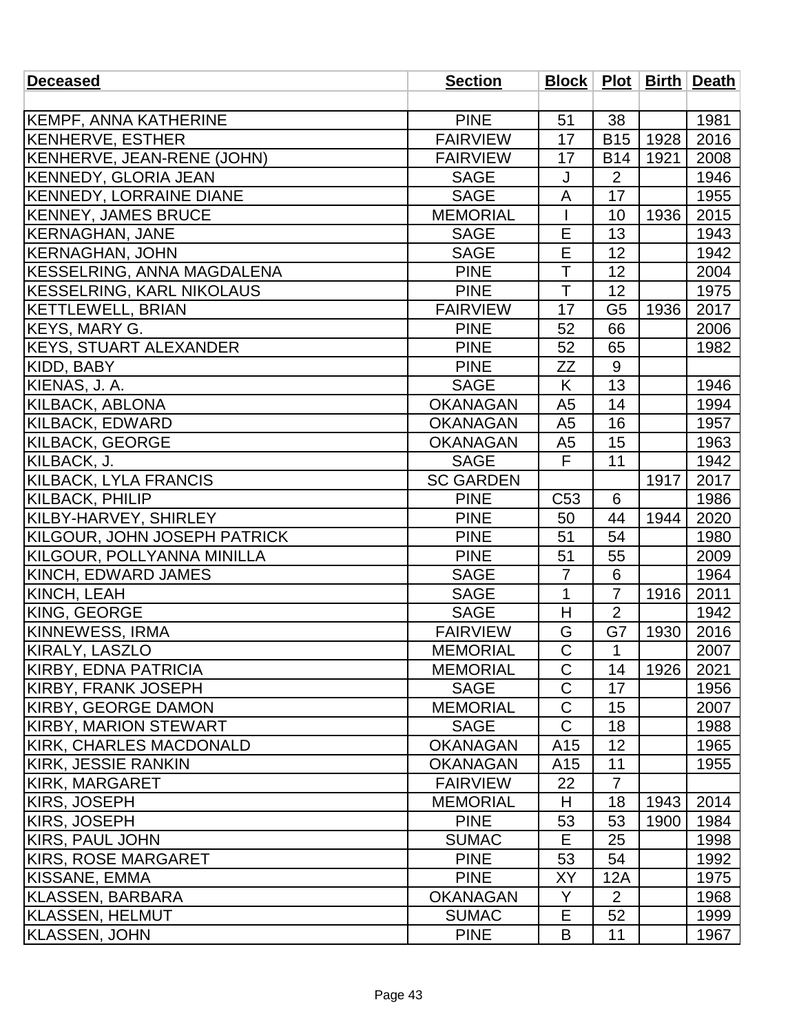| Deceased | Section | Block | Plot | Birth | Death |
|---|---|---|---|---|---|
| | | | | | |
| KEMPF, ANNA KATHERINE | PINE | 51 | 38 | | 1981 |
| KENHERVE, ESTHER | FAIRVIEW | 17 | B15 | 1928 | 2016 |
| KENHERVE, JEAN-RENE (JOHN) | FAIRVIEW | 17 | B14 | 1921 | 2008 |
| KENNEDY, GLORIA JEAN | SAGE | J | 2 | | 1946 |
| KENNEDY, LORRAINE DIANE | SAGE | A | 17 | | 1955 |
| KENNEY, JAMES BRUCE | MEMORIAL | I | 10 | 1936 | 2015 |
| KERNAGHAN, JANE | SAGE | E | 13 | | 1943 |
| KERNAGHAN, JOHN | SAGE | E | 12 | | 1942 |
| KESSELRING, ANNA MAGDALENA | PINE | T | 12 | | 2004 |
| KESSELRING, KARL NIKOLAUS | PINE | T | 12 | | 1975 |
| KETTLEWELL, BRIAN | FAIRVIEW | 17 | G5 | 1936 | 2017 |
| KEYS, MARY G. | PINE | 52 | 66 | | 2006 |
| KEYS, STUART ALEXANDER | PINE | 52 | 65 | | 1982 |
| KIDD, BABY | PINE | ZZ | 9 | | |
| KIENAS, J. A. | SAGE | K | 13 | | 1946 |
| KILBACK, ABLONA | OKANAGAN | A5 | 14 | | 1994 |
| KILBACK, EDWARD | OKANAGAN | A5 | 16 | | 1957 |
| KILBACK, GEORGE | OKANAGAN | A5 | 15 | | 1963 |
| KILBACK, J. | SAGE | F | 11 | | 1942 |
| KILBACK, LYLA FRANCIS | SC GARDEN | | | 1917 | 2017 |
| KILBACK, PHILIP | PINE | C53 | 6 | | 1986 |
| KILBY-HARVEY, SHIRLEY | PINE | 50 | 44 | 1944 | 2020 |
| KILGOUR, JOHN JOSEPH PATRICK | PINE | 51 | 54 | | 1980 |
| KILGOUR, POLLYANNA MINILLA | PINE | 51 | 55 | | 2009 |
| KINCH, EDWARD JAMES | SAGE | 7 | 6 | | 1964 |
| KINCH, LEAH | SAGE | 1 | 7 | 1916 | 2011 |
| KING, GEORGE | SAGE | H | 2 | | 1942 |
| KINNEWESS, IRMA | FAIRVIEW | G | G7 | 1930 | 2016 |
| KIRALY, LASZLO | MEMORIAL | C | 1 | | 2007 |
| KIRBY, EDNA PATRICIA | MEMORIAL | C | 14 | 1926 | 2021 |
| KIRBY, FRANK JOSEPH | SAGE | C | 17 | | 1956 |
| KIRBY, GEORGE DAMON | MEMORIAL | C | 15 | | 2007 |
| KIRBY, MARION STEWART | SAGE | C | 18 | | 1988 |
| KIRK, CHARLES MACDONALD | OKANAGAN | A15 | 12 | | 1965 |
| KIRK, JESSIE RANKIN | OKANAGAN | A15 | 11 | | 1955 |
| KIRK, MARGARET | FAIRVIEW | 22 | 7 | | |
| KIRS, JOSEPH | MEMORIAL | H | 18 | 1943 | 2014 |
| KIRS, JOSEPH | PINE | 53 | 53 | 1900 | 1984 |
| KIRS, PAUL JOHN | SUMAC | E | 25 | | 1998 |
| KIRS, ROSE MARGARET | PINE | 53 | 54 | | 1992 |
| KISSANE, EMMA | PINE | XY | 12A | | 1975 |
| KLASSEN, BARBARA | OKANAGAN | Y | 2 | | 1968 |
| KLASSEN, HELMUT | SUMAC | E | 52 | | 1999 |
| KLASSEN, JOHN | PINE | B | 11 | | 1967 |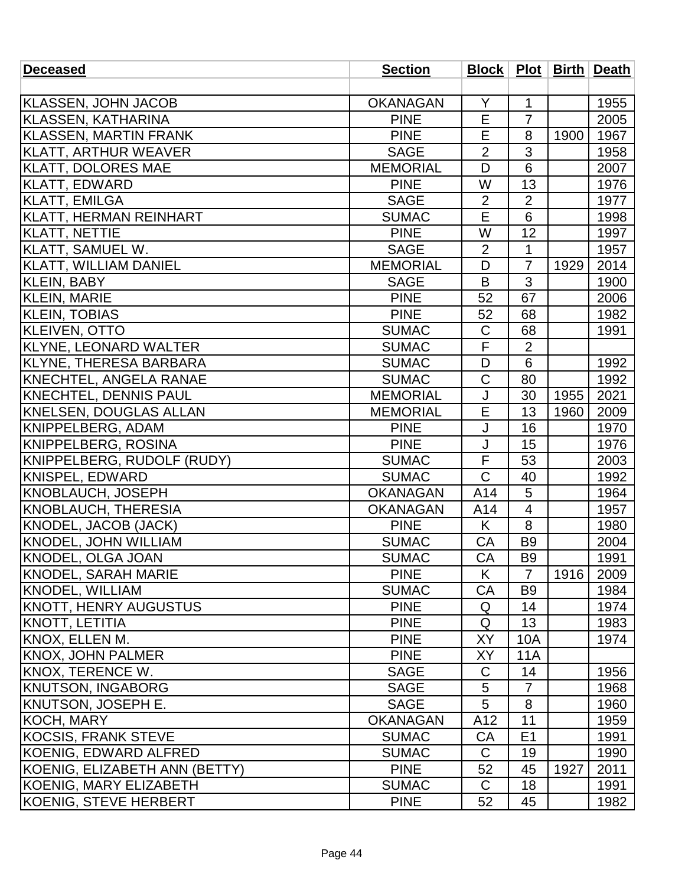| Deceased | Section | Block | Plot | Birth | Death |
|---|---|---|---|---|---|
| | | | | | |
| KLASSEN, JOHN JACOB | OKANAGAN | Y | 1 | | 1955 |
| KLASSEN, KATHARINA | PINE | E | 7 | | 2005 |
| KLASSEN, MARTIN FRANK | PINE | E | 8 | 1900 | 1967 |
| KLATT, ARTHUR WEAVER | SAGE | 2 | 3 | | 1958 |
| KLATT, DOLORES MAE | MEMORIAL | D | 6 | | 2007 |
| KLATT, EDWARD | PINE | W | 13 | | 1976 |
| KLATT, EMILGA | SAGE | 2 | 2 | | 1977 |
| KLATT, HERMAN REINHART | SUMAC | E | 6 | | 1998 |
| KLATT, NETTIE | PINE | W | 12 | | 1997 |
| KLATT, SAMUEL W. | SAGE | 2 | 1 | | 1957 |
| KLATT, WILLIAM DANIEL | MEMORIAL | D | 7 | 1929 | 2014 |
| KLEIN, BABY | SAGE | B | 3 | | 1900 |
| KLEIN, MARIE | PINE | 52 | 67 | | 2006 |
| KLEIN, TOBIAS | PINE | 52 | 68 | | 1982 |
| KLEIVEN, OTTO | SUMAC | C | 68 | | 1991 |
| KLYNE, LEONARD WALTER | SUMAC | F | 2 | | |
| KLYNE, THERESA BARBARA | SUMAC | D | 6 | | 1992 |
| KNECHTEL, ANGELA RANAE | SUMAC | C | 80 | | 1992 |
| KNECHTEL, DENNIS PAUL | MEMORIAL | J | 30 | 1955 | 2021 |
| KNELSEN, DOUGLAS ALLAN | MEMORIAL | E | 13 | 1960 | 2009 |
| KNIPPELBERG, ADAM | PINE | J | 16 | | 1970 |
| KNIPPELBERG, ROSINA | PINE | J | 15 | | 1976 |
| KNIPPELBERG, RUDOLF (RUDY) | SUMAC | F | 53 | | 2003 |
| KNISPEL, EDWARD | SUMAC | C | 40 | | 1992 |
| KNOBLAUCH, JOSEPH | OKANAGAN | A14 | 5 | | 1964 |
| KNOBLAUCH, THERESIA | OKANAGAN | A14 | 4 | | 1957 |
| KNODEL, JACOB (JACK) | PINE | K | 8 | | 1980 |
| KNODEL, JOHN WILLIAM | SUMAC | CA | B9 | | 2004 |
| KNODEL, OLGA JOAN | SUMAC | CA | B9 | | 1991 |
| KNODEL, SARAH MARIE | PINE | K | 7 | 1916 | 2009 |
| KNODEL, WILLIAM | SUMAC | CA | B9 | | 1984 |
| KNOTT, HENRY AUGUSTUS | PINE | Q | 14 | | 1974 |
| KNOTT, LETITIA | PINE | Q | 13 | | 1983 |
| KNOX, ELLEN M. | PINE | XY | 10A | | 1974 |
| KNOX, JOHN PALMER | PINE | XY | 11A | | |
| KNOX, TERENCE W. | SAGE | C | 14 | | 1956 |
| KNUTSON, INGABORG | SAGE | 5 | 7 | | 1968 |
| KNUTSON, JOSEPH E. | SAGE | 5 | 8 | | 1960 |
| KOCH, MARY | OKANAGAN | A12 | 11 | | 1959 |
| KOCSIS, FRANK STEVE | SUMAC | CA | E1 | | 1991 |
| KOENIG, EDWARD ALFRED | SUMAC | C | 19 | | 1990 |
| KOENIG, ELIZABETH ANN (BETTY) | PINE | 52 | 45 | 1927 | 2011 |
| KOENIG, MARY ELIZABETH | SUMAC | C | 18 | | 1991 |
| KOENIG, STEVE HERBERT | PINE | 52 | 45 | | 1982 |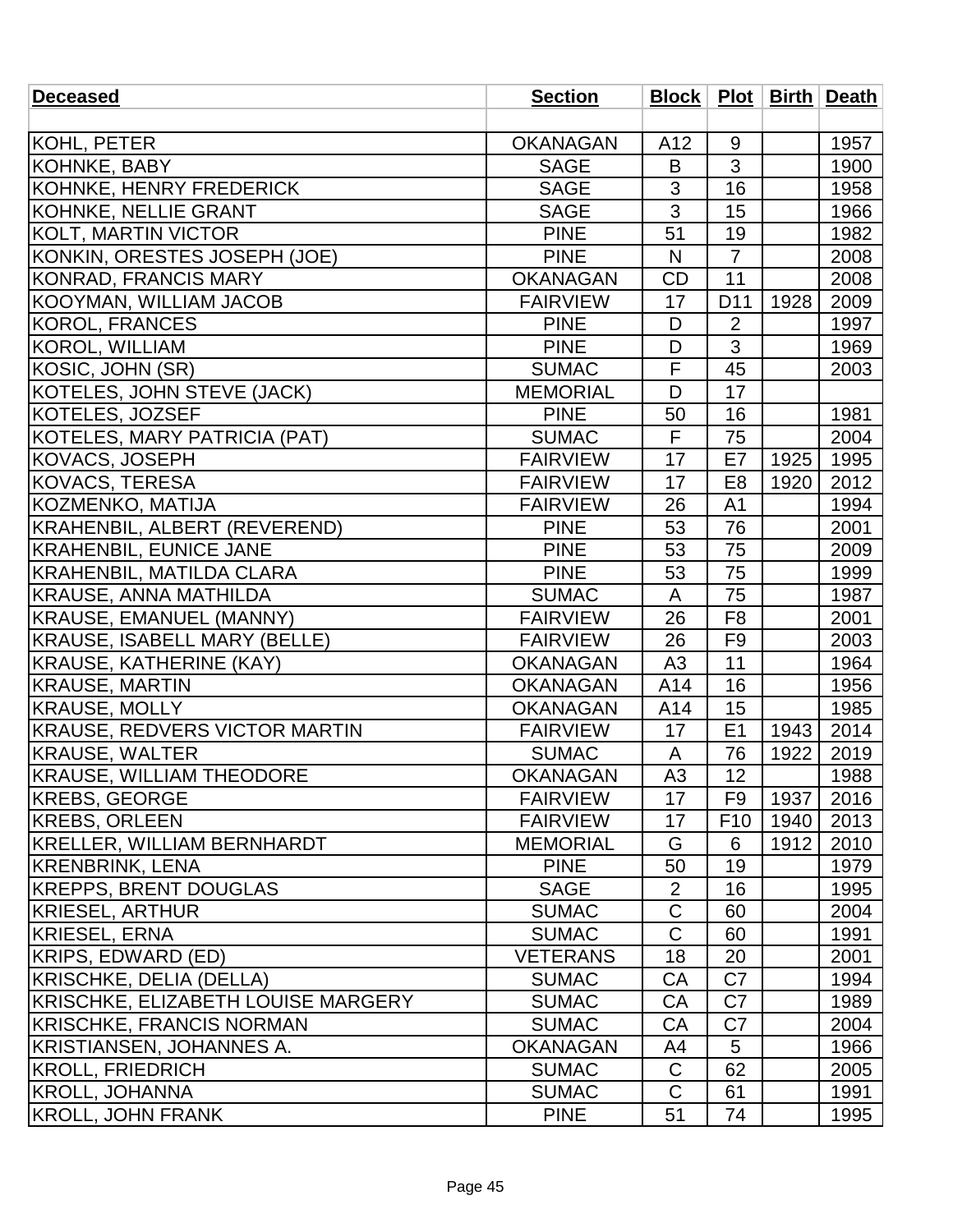| Deceased | Section | Block | Plot | Birth | Death |
|---|---|---|---|---|---|
| | | | | | |
| KOHL, PETER | OKANAGAN | A12 | 9 | | 1957 |
| KOHNKE, BABY | SAGE | B | 3 | | 1900 |
| KOHNKE, HENRY FREDERICK | SAGE | 3 | 16 | | 1958 |
| KOHNKE, NELLIE GRANT | SAGE | 3 | 15 | | 1966 |
| KOLT, MARTIN VICTOR | PINE | 51 | 19 | | 1982 |
| KONKIN, ORESTES JOSEPH (JOE) | PINE | N | 7 | | 2008 |
| KONRAD, FRANCIS MARY | OKANAGAN | CD | 11 | | 2008 |
| KOOYMAN, WILLIAM JACOB | FAIRVIEW | 17 | D11 | 1928 | 2009 |
| KOROL, FRANCES | PINE | D | 2 | | 1997 |
| KOROL, WILLIAM | PINE | D | 3 | | 1969 |
| KOSIC, JOHN (SR) | SUMAC | F | 45 | | 2003 |
| KOTELES, JOHN STEVE (JACK) | MEMORIAL | D | 17 | | |
| KOTELES, JOZSEF | PINE | 50 | 16 | | 1981 |
| KOTELES, MARY PATRICIA (PAT) | SUMAC | F | 75 | | 2004 |
| KOVACS, JOSEPH | FAIRVIEW | 17 | E7 | 1925 | 1995 |
| KOVACS, TERESA | FAIRVIEW | 17 | E8 | 1920 | 2012 |
| KOZMENKO, MATIJA | FAIRVIEW | 26 | A1 | | 1994 |
| KRAHENBIL, ALBERT (REVEREND) | PINE | 53 | 76 | | 2001 |
| KRAHENBIL, EUNICE JANE | PINE | 53 | 75 | | 2009 |
| KRAHENBIL, MATILDA CLARA | PINE | 53 | 75 | | 1999 |
| KRAUSE, ANNA MATHILDA | SUMAC | A | 75 | | 1987 |
| KRAUSE, EMANUEL (MANNY) | FAIRVIEW | 26 | F8 | | 2001 |
| KRAUSE, ISABELL MARY (BELLE) | FAIRVIEW | 26 | F9 | | 2003 |
| KRAUSE, KATHERINE (KAY) | OKANAGAN | A3 | 11 | | 1964 |
| KRAUSE, MARTIN | OKANAGAN | A14 | 16 | | 1956 |
| KRAUSE, MOLLY | OKANAGAN | A14 | 15 | | 1985 |
| KRAUSE, REDVERS VICTOR MARTIN | FAIRVIEW | 17 | E1 | 1943 | 2014 |
| KRAUSE, WALTER | SUMAC | A | 76 | 1922 | 2019 |
| KRAUSE, WILLIAM THEODORE | OKANAGAN | A3 | 12 | | 1988 |
| KREBS, GEORGE | FAIRVIEW | 17 | F9 | 1937 | 2016 |
| KREBS, ORLEEN | FAIRVIEW | 17 | F10 | 1940 | 2013 |
| KRELLER, WILLIAM BERNHARDT | MEMORIAL | G | 6 | 1912 | 2010 |
| KRENBRINK, LENA | PINE | 50 | 19 | | 1979 |
| KREPPS, BRENT DOUGLAS | SAGE | 2 | 16 | | 1995 |
| KRIESEL, ARTHUR | SUMAC | C | 60 | | 2004 |
| KRIESEL, ERNA | SUMAC | C | 60 | | 1991 |
| KRIPS, EDWARD (ED) | VETERANS | 18 | 20 | | 2001 |
| KRISCHKE, DELIA (DELLA) | SUMAC | CA | C7 | | 1994 |
| KRISCHKE, ELIZABETH LOUISE MARGERY | SUMAC | CA | C7 | | 1989 |
| KRISCHKE, FRANCIS NORMAN | SUMAC | CA | C7 | | 2004 |
| KRISTIANSEN, JOHANNES A. | OKANAGAN | A4 | 5 | | 1966 |
| KROLL, FRIEDRICH | SUMAC | C | 62 | | 2005 |
| KROLL, JOHANNA | SUMAC | C | 61 | | 1991 |
| KROLL, JOHN FRANK | PINE | 51 | 74 | | 1995 |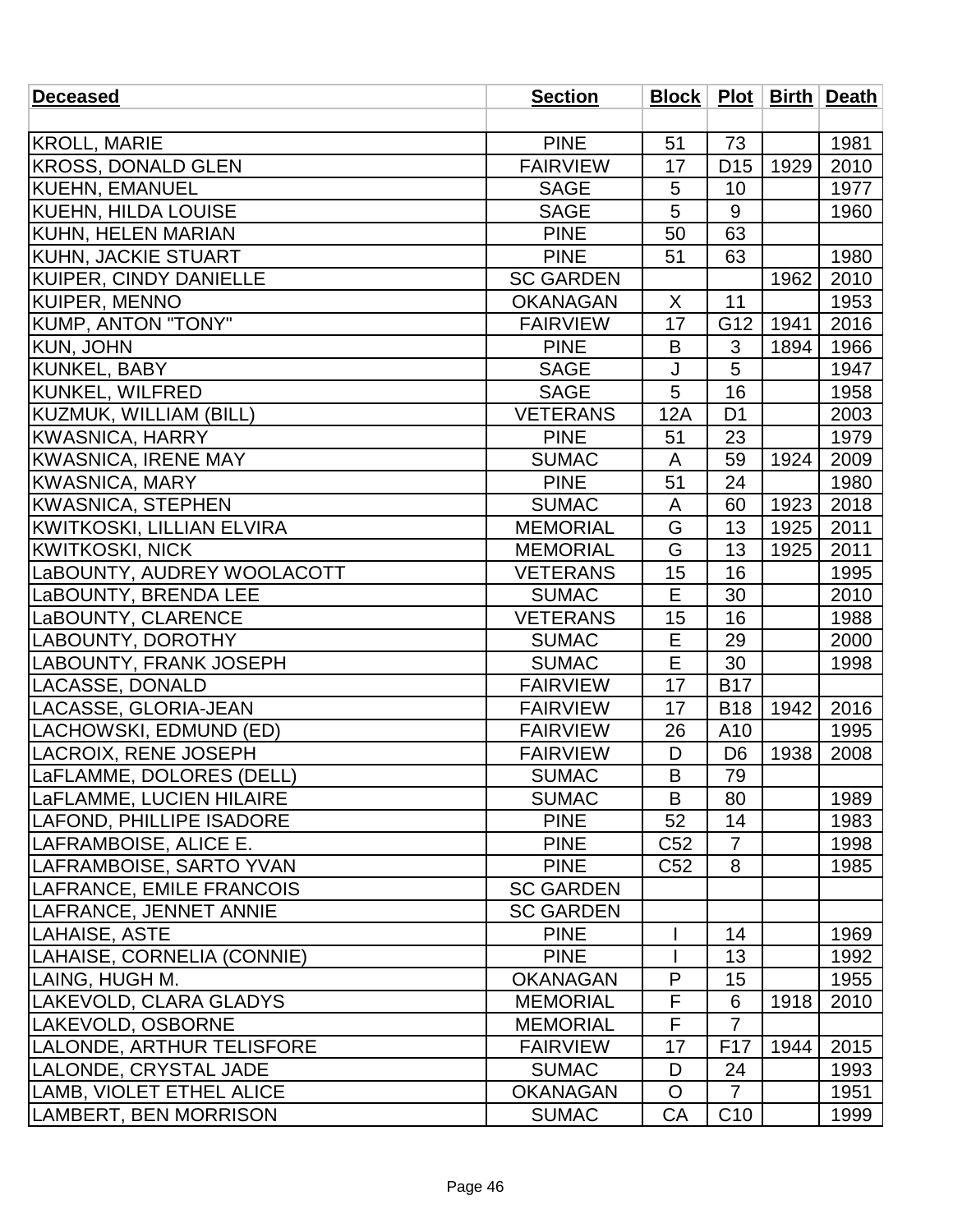| Deceased | Section | Block | Plot | Birth | Death |
|---|---|---|---|---|---|
| | | | | | |
| KROLL, MARIE | PINE | 51 | 73 | | 1981 |
| KROSS, DONALD GLEN | FAIRVIEW | 17 | D15 | 1929 | 2010 |
| KUEHN, EMANUEL | SAGE | 5 | 10 | | 1977 |
| KUEHN, HILDA LOUISE | SAGE | 5 | 9 | | 1960 |
| KUHN, HELEN MARIAN | PINE | 50 | 63 | | |
| KUHN, JACKIE STUART | PINE | 51 | 63 | | 1980 |
| KUIPER, CINDY DANIELLE | SC GARDEN | | | 1962 | 2010 |
| KUIPER, MENNO | OKANAGAN | X | 11 | | 1953 |
| KUMP, ANTON "TONY" | FAIRVIEW | 17 | G12 | 1941 | 2016 |
| KUN, JOHN | PINE | B | 3 | 1894 | 1966 |
| KUNKEL, BABY | SAGE | J | 5 | | 1947 |
| KUNKEL, WILFRED | SAGE | 5 | 16 | | 1958 |
| KUZMUK, WILLIAM (BILL) | VETERANS | 12A | D1 | | 2003 |
| KWASNICA, HARRY | PINE | 51 | 23 | | 1979 |
| KWASNICA, IRENE MAY | SUMAC | A | 59 | 1924 | 2009 |
| KWASNICA, MARY | PINE | 51 | 24 | | 1980 |
| KWASNICA, STEPHEN | SUMAC | A | 60 | 1923 | 2018 |
| KWITKOSKI, LILLIAN ELVIRA | MEMORIAL | G | 13 | 1925 | 2011 |
| KWITKOSKI, NICK | MEMORIAL | G | 13 | 1925 | 2011 |
| LaBOUNTY, AUDREY WOOLACOTT | VETERANS | 15 | 16 | | 1995 |
| LaBOUNTY, BRENDA LEE | SUMAC | E | 30 | | 2010 |
| LaBOUNTY, CLARENCE | VETERANS | 15 | 16 | | 1988 |
| LABOUNTY, DOROTHY | SUMAC | E | 29 | | 2000 |
| LABOUNTY, FRANK JOSEPH | SUMAC | E | 30 | | 1998 |
| LACASSE, DONALD | FAIRVIEW | 17 | B17 | | |
| LACASSE, GLORIA-JEAN | FAIRVIEW | 17 | B18 | 1942 | 2016 |
| LACHOWSKI, EDMUND (ED) | FAIRVIEW | 26 | A10 | | 1995 |
| LACROIX, RENE JOSEPH | FAIRVIEW | D | D6 | 1938 | 2008 |
| LaFLAMME, DOLORES (DELL) | SUMAC | B | 79 | | |
| LaFLAMME, LUCIEN HILAIRE | SUMAC | B | 80 | | 1989 |
| LAFOND, PHILLIPE ISADORE | PINE | 52 | 14 | | 1983 |
| LAFRAMBOISE, ALICE E. | PINE | C52 | 7 | | 1998 |
| LAFRAMBOISE, SARTO YVAN | PINE | C52 | 8 | | 1985 |
| LAFRANCE, EMILE FRANCOIS | SC GARDEN | | | | |
| LAFRANCE, JENNET ANNIE | SC GARDEN | | | | |
| LAHAISE, ASTE | PINE | I | 14 | | 1969 |
| LAHAISE, CORNELIA (CONNIE) | PINE | I | 13 | | 1992 |
| LAING, HUGH M. | OKANAGAN | P | 15 | | 1955 |
| LAKEVOLD, CLARA GLADYS | MEMORIAL | F | 6 | 1918 | 2010 |
| LAKEVOLD, OSBORNE | MEMORIAL | F | 7 | | |
| LALONDE, ARTHUR TELISFORE | FAIRVIEW | 17 | F17 | 1944 | 2015 |
| LALONDE, CRYSTAL JADE | SUMAC | D | 24 | | 1993 |
| LAMB, VIOLET ETHEL ALICE | OKANAGAN | O | 7 | | 1951 |
| LAMBERT, BEN MORRISON | SUMAC | CA | C10 | | 1999 |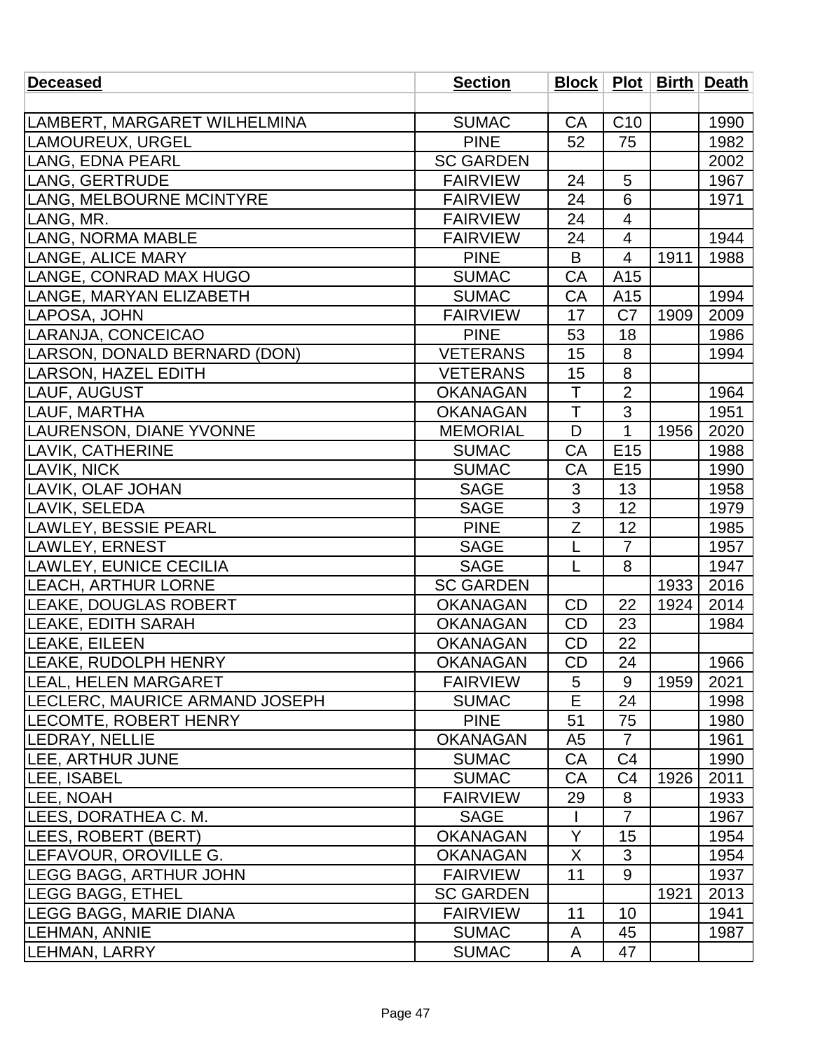| Deceased | Section | Block | Plot | Birth | Death |
|---|---|---|---|---|---|
| | | | | | |
| LAMBERT, MARGARET WILHELMINA | SUMAC | CA | C10 | | 1990 |
| LAMOUREUX, URGEL | PINE | 52 | 75 | | 1982 |
| LANG, EDNA PEARL | SC GARDEN | | | | 2002 |
| LANG, GERTRUDE | FAIRVIEW | 24 | 5 | | 1967 |
| LANG, MELBOURNE MCINTYRE | FAIRVIEW | 24 | 6 | | 1971 |
| LANG, MR. | FAIRVIEW | 24 | 4 | | |
| LANG, NORMA MABLE | FAIRVIEW | 24 | 4 | | 1944 |
| LANGE, ALICE MARY | PINE | B | 4 | 1911 | 1988 |
| LANGE, CONRAD MAX HUGO | SUMAC | CA | A15 | | |
| LANGE, MARYAN ELIZABETH | SUMAC | CA | A15 | | 1994 |
| LAPOSA, JOHN | FAIRVIEW | 17 | C7 | 1909 | 2009 |
| LARANJA, CONCEICAO | PINE | 53 | 18 | | 1986 |
| LARSON, DONALD BERNARD (DON) | VETERANS | 15 | 8 | | 1994 |
| LARSON, HAZEL EDITH | VETERANS | 15 | 8 | | |
| LAUF, AUGUST | OKANAGAN | T | 2 | | 1964 |
| LAUF, MARTHA | OKANAGAN | T | 3 | | 1951 |
| LAURENSON, DIANE YVONNE | MEMORIAL | D | 1 | 1956 | 2020 |
| LAVIK, CATHERINE | SUMAC | CA | E15 | | 1988 |
| LAVIK, NICK | SUMAC | CA | E15 | | 1990 |
| LAVIK, OLAF JOHAN | SAGE | 3 | 13 | | 1958 |
| LAVIK, SELEDA | SAGE | 3 | 12 | | 1979 |
| LAWLEY, BESSIE PEARL | PINE | Z | 12 | | 1985 |
| LAWLEY, ERNEST | SAGE | L | 7 | | 1957 |
| LAWLEY, EUNICE CECILIA | SAGE | L | 8 | | 1947 |
| LEACH, ARTHUR LORNE | SC GARDEN | | | 1933 | 2016 |
| LEAKE, DOUGLAS ROBERT | OKANAGAN | CD | 22 | 1924 | 2014 |
| LEAKE, EDITH SARAH | OKANAGAN | CD | 23 | | 1984 |
| LEAKE, EILEEN | OKANAGAN | CD | 22 | | |
| LEAKE, RUDOLPH HENRY | OKANAGAN | CD | 24 | | 1966 |
| LEAL, HELEN MARGARET | FAIRVIEW | 5 | 9 | 1959 | 2021 |
| LECLERC, MAURICE ARMAND JOSEPH | SUMAC | E | 24 | | 1998 |
| LECOMTE, ROBERT HENRY | PINE | 51 | 75 | | 1980 |
| LEDRAY, NELLIE | OKANAGAN | A5 | 7 | | 1961 |
| LEE, ARTHUR JUNE | SUMAC | CA | C4 | | 1990 |
| LEE, ISABEL | SUMAC | CA | C4 | 1926 | 2011 |
| LEE, NOAH | FAIRVIEW | 29 | 8 | | 1933 |
| LEES, DORATHEA C. M. | SAGE | I | 7 | | 1967 |
| LEES, ROBERT (BERT) | OKANAGAN | Y | 15 | | 1954 |
| LEFAVOUR, OROVILLE G. | OKANAGAN | X | 3 | | 1954 |
| LEGG BAGG, ARTHUR JOHN | FAIRVIEW | 11 | 9 | | 1937 |
| LEGG BAGG, ETHEL | SC GARDEN | | | 1921 | 2013 |
| LEGG BAGG, MARIE DIANA | FAIRVIEW | 11 | 10 | | 1941 |
| LEHMAN, ANNIE | SUMAC | A | 45 | | 1987 |
| LEHMAN, LARRY | SUMAC | A | 47 | | |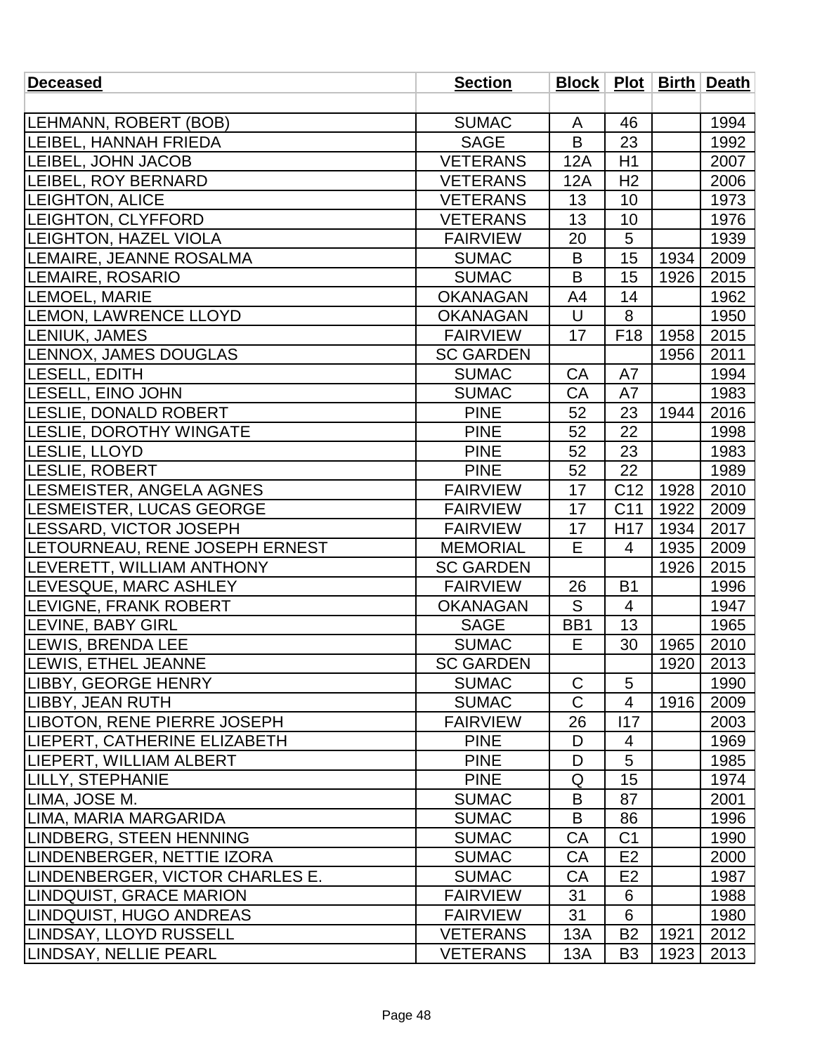| Deceased | Section | Block | Plot | Birth | Death |
|---|---|---|---|---|---|
| | | | | | |
| LEHMANN, ROBERT (BOB) | SUMAC | A | 46 | | 1994 |
| LEIBEL, HANNAH FRIEDA | SAGE | B | 23 | | 1992 |
| LEIBEL, JOHN JACOB | VETERANS | 12A | H1 | | 2007 |
| LEIBEL, ROY BERNARD | VETERANS | 12A | H2 | | 2006 |
| LEIGHTON, ALICE | VETERANS | 13 | 10 | | 1973 |
| LEIGHTON, CLYFFORD | VETERANS | 13 | 10 | | 1976 |
| LEIGHTON, HAZEL VIOLA | FAIRVIEW | 20 | 5 | | 1939 |
| LEMAIRE, JEANNE ROSALMA | SUMAC | B | 15 | 1934 | 2009 |
| LEMAIRE, ROSARIO | SUMAC | B | 15 | 1926 | 2015 |
| LEMOEL, MARIE | OKANAGAN | A4 | 14 | | 1962 |
| LEMON, LAWRENCE LLOYD | OKANAGAN | U | 8 | | 1950 |
| LENIUK, JAMES | FAIRVIEW | 17 | F18 | 1958 | 2015 |
| LENNOX, JAMES DOUGLAS | SC GARDEN | | | 1956 | 2011 |
| LESELL, EDITH | SUMAC | CA | A7 | | 1994 |
| LESELL, EINO JOHN | SUMAC | CA | A7 | | 1983 |
| LESLIE, DONALD ROBERT | PINE | 52 | 23 | 1944 | 2016 |
| LESLIE, DOROTHY WINGATE | PINE | 52 | 22 | | 1998 |
| LESLIE, LLOYD | PINE | 52 | 23 | | 1983 |
| LESLIE, ROBERT | PINE | 52 | 22 | | 1989 |
| LESMEISTER, ANGELA AGNES | FAIRVIEW | 17 | C12 | 1928 | 2010 |
| LESMEISTER, LUCAS GEORGE | FAIRVIEW | 17 | C11 | 1922 | 2009 |
| LESSARD, VICTOR JOSEPH | FAIRVIEW | 17 | H17 | 1934 | 2017 |
| LETOURNEAU, RENE JOSEPH ERNEST | MEMORIAL | E | 4 | 1935 | 2009 |
| LEVERETT, WILLIAM ANTHONY | SC GARDEN | | | 1926 | 2015 |
| LEVESQUE, MARC ASHLEY | FAIRVIEW | 26 | B1 | | 1996 |
| LEVIGNE, FRANK ROBERT | OKANAGAN | S | 4 | | 1947 |
| LEVINE, BABY GIRL | SAGE | BB1 | 13 | | 1965 |
| LEWIS, BRENDA LEE | SUMAC | E | 30 | 1965 | 2010 |
| LEWIS, ETHEL JEANNE | SC GARDEN | | | 1920 | 2013 |
| LIBBY, GEORGE HENRY | SUMAC | C | 5 | | 1990 |
| LIBBY, JEAN RUTH | SUMAC | C | 4 | 1916 | 2009 |
| LIBOTON, RENE PIERRE JOSEPH | FAIRVIEW | 26 | I17 | | 2003 |
| LIEPERT, CATHERINE ELIZABETH | PINE | D | 4 | | 1969 |
| LIEPERT, WILLIAM ALBERT | PINE | D | 5 | | 1985 |
| LILLY, STEPHANIE | PINE | Q | 15 | | 1974 |
| LIMA, JOSE M. | SUMAC | B | 87 | | 2001 |
| LIMA, MARIA MARGARIDA | SUMAC | B | 86 | | 1996 |
| LINDBERG, STEEN HENNING | SUMAC | CA | C1 | | 1990 |
| LINDENBERGER, NETTIE IZORA | SUMAC | CA | E2 | | 2000 |
| LINDENBERGER, VICTOR CHARLES E. | SUMAC | CA | E2 | | 1987 |
| LINDQUIST, GRACE MARION | FAIRVIEW | 31 | 6 | | 1988 |
| LINDQUIST, HUGO ANDREAS | FAIRVIEW | 31 | 6 | | 1980 |
| LINDSAY, LLOYD RUSSELL | VETERANS | 13A | B2 | 1921 | 2012 |
| LINDSAY, NELLIE PEARL | VETERANS | 13A | B3 | 1923 | 2013 |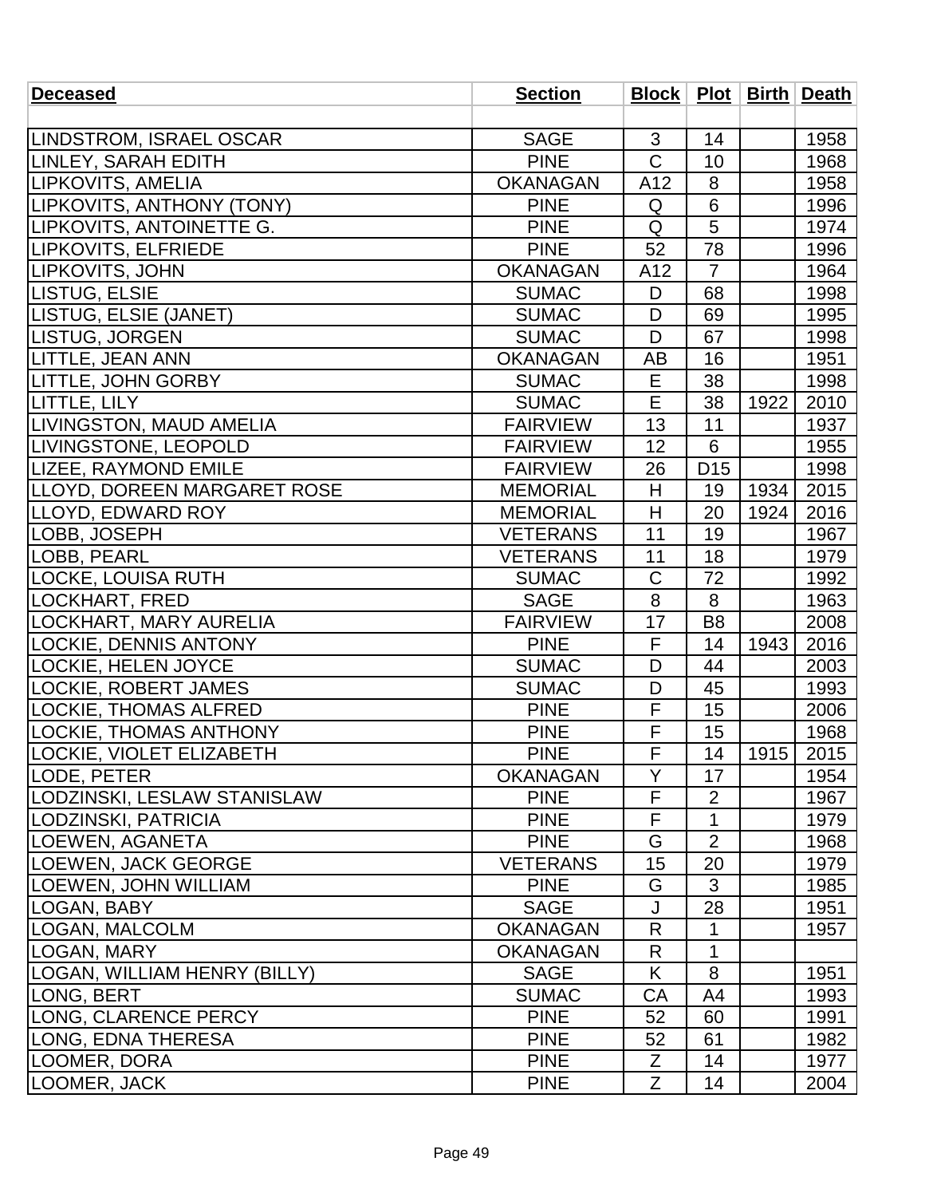| Deceased | Section | Block | Plot | Birth | Death |
| --- | --- | --- | --- | --- | --- |
| | | | | | |
| LINDSTROM, ISRAEL OSCAR | SAGE | 3 | 14 | | 1958 |
| LINLEY, SARAH EDITH | PINE | C | 10 | | 1968 |
| LIPKOVITS, AMELIA | OKANAGAN | A12 | 8 | | 1958 |
| LIPKOVITS, ANTHONY (TONY) | PINE | Q | 6 | | 1996 |
| LIPKOVITS, ANTOINETTE G. | PINE | Q | 5 | | 1974 |
| LIPKOVITS, ELFRIEDE | PINE | 52 | 78 | | 1996 |
| LIPKOVITS, JOHN | OKANAGAN | A12 | 7 | | 1964 |
| LISTUG, ELSIE | SUMAC | D | 68 | | 1998 |
| LISTUG, ELSIE (JANET) | SUMAC | D | 69 | | 1995 |
| LISTUG, JORGEN | SUMAC | D | 67 | | 1998 |
| LITTLE, JEAN ANN | OKANAGAN | AB | 16 | | 1951 |
| LITTLE, JOHN GORBY | SUMAC | E | 38 | | 1998 |
| LITTLE, LILY | SUMAC | E | 38 | 1922 | 2010 |
| LIVINGSTON, MAUD AMELIA | FAIRVIEW | 13 | 11 | | 1937 |
| LIVINGSTONE, LEOPOLD | FAIRVIEW | 12 | 6 | | 1955 |
| LIZEE, RAYMOND EMILE | FAIRVIEW | 26 | D15 | | 1998 |
| LLOYD, DOREEN MARGARET ROSE | MEMORIAL | H | 19 | 1934 | 2015 |
| LLOYD, EDWARD ROY | MEMORIAL | H | 20 | 1924 | 2016 |
| LOBB, JOSEPH | VETERANS | 11 | 19 | | 1967 |
| LOBB, PEARL | VETERANS | 11 | 18 | | 1979 |
| LOCKE, LOUISA RUTH | SUMAC | C | 72 | | 1992 |
| LOCKHART, FRED | SAGE | 8 | 8 | | 1963 |
| LOCKHART, MARY AURELIA | FAIRVIEW | 17 | B8 | | 2008 |
| LOCKIE, DENNIS ANTONY | PINE | F | 14 | 1943 | 2016 |
| LOCKIE, HELEN JOYCE | SUMAC | D | 44 | | 2003 |
| LOCKIE, ROBERT JAMES | SUMAC | D | 45 | | 1993 |
| LOCKIE, THOMAS ALFRED | PINE | F | 15 | | 2006 |
| LOCKIE, THOMAS ANTHONY | PINE | F | 15 | | 1968 |
| LOCKIE, VIOLET ELIZABETH | PINE | F | 14 | 1915 | 2015 |
| LODE, PETER | OKANAGAN | Y | 17 | | 1954 |
| LODZINSKI, LESLAW STANISLAW | PINE | F | 2 | | 1967 |
| LODZINSKI, PATRICIA | PINE | F | 1 | | 1979 |
| LOEWEN, AGANETA | PINE | G | 2 | | 1968 |
| LOEWEN, JACK GEORGE | VETERANS | 15 | 20 | | 1979 |
| LOEWEN, JOHN WILLIAM | PINE | G | 3 | | 1985 |
| LOGAN, BABY | SAGE | J | 28 | | 1951 |
| LOGAN, MALCOLM | OKANAGAN | R | 1 | | 1957 |
| LOGAN, MARY | OKANAGAN | R | 1 | | |
| LOGAN, WILLIAM HENRY (BILLY) | SAGE | K | 8 | | 1951 |
| LONG, BERT | SUMAC | CA | A4 | | 1993 |
| LONG, CLARENCE PERCY | PINE | 52 | 60 | | 1991 |
| LONG, EDNA THERESA | PINE | 52 | 61 | | 1982 |
| LOOMER, DORA | PINE | Z | 14 | | 1977 |
| LOOMER, JACK | PINE | Z | 14 | | 2004 |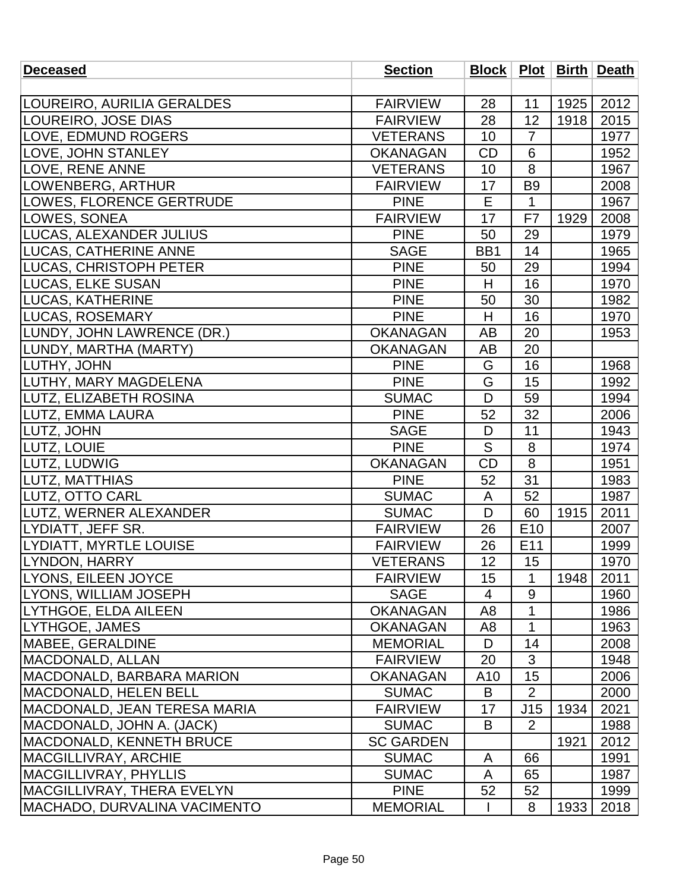| Deceased | Section | Block | Plot | Birth | Death |
|---|---|---|---|---|---|
| | | | | | |
| LOUREIRO, AURILIA GERALDES | FAIRVIEW | 28 | 11 | 1925 | 2012 |
| LOUREIRO, JOSE DIAS | FAIRVIEW | 28 | 12 | 1918 | 2015 |
| LOVE, EDMUND ROGERS | VETERANS | 10 | 7 | | 1977 |
| LOVE, JOHN STANLEY | OKANAGAN | CD | 6 | | 1952 |
| LOVE, RENE ANNE | VETERANS | 10 | 8 | | 1967 |
| LOWENBERG, ARTHUR | FAIRVIEW | 17 | B9 | | 2008 |
| LOWES, FLORENCE GERTRUDE | PINE | E | 1 | | 1967 |
| LOWES, SONEA | FAIRVIEW | 17 | F7 | 1929 | 2008 |
| LUCAS, ALEXANDER JULIUS | PINE | 50 | 29 | | 1979 |
| LUCAS, CATHERINE ANNE | SAGE | BB1 | 14 | | 1965 |
| LUCAS, CHRISTOPH PETER | PINE | 50 | 29 | | 1994 |
| LUCAS, ELKE SUSAN | PINE | H | 16 | | 1970 |
| LUCAS, KATHERINE | PINE | 50 | 30 | | 1982 |
| LUCAS, ROSEMARY | PINE | H | 16 | | 1970 |
| LUNDY, JOHN LAWRENCE (DR.) | OKANAGAN | AB | 20 | | 1953 |
| LUNDY, MARTHA (MARTY) | OKANAGAN | AB | 20 | | |
| LUTHY, JOHN | PINE | G | 16 | | 1968 |
| LUTHY, MARY MAGDELENA | PINE | G | 15 | | 1992 |
| LUTZ, ELIZABETH ROSINA | SUMAC | D | 59 | | 1994 |
| LUTZ, EMMA LAURA | PINE | 52 | 32 | | 2006 |
| LUTZ, JOHN | SAGE | D | 11 | | 1943 |
| LUTZ, LOUIE | PINE | S | 8 | | 1974 |
| LUTZ, LUDWIG | OKANAGAN | CD | 8 | | 1951 |
| LUTZ, MATTHIAS | PINE | 52 | 31 | | 1983 |
| LUTZ, OTTO CARL | SUMAC | A | 52 | | 1987 |
| LUTZ, WERNER ALEXANDER | SUMAC | D | 60 | 1915 | 2011 |
| LYDIATT, JEFF SR. | FAIRVIEW | 26 | E10 | | 2007 |
| LYDIATT, MYRTLE LOUISE | FAIRVIEW | 26 | E11 | | 1999 |
| LYNDON, HARRY | VETERANS | 12 | 15 | | 1970 |
| LYONS, EILEEN JOYCE | FAIRVIEW | 15 | 1 | 1948 | 2011 |
| LYONS, WILLIAM JOSEPH | SAGE | 4 | 9 | | 1960 |
| LYTHGOE, ELDA AILEEN | OKANAGAN | A8 | 1 | | 1986 |
| LYTHGOE, JAMES | OKANAGAN | A8 | 1 | | 1963 |
| MABEE, GERALDINE | MEMORIAL | D | 14 | | 2008 |
| MACDONALD, ALLAN | FAIRVIEW | 20 | 3 | | 1948 |
| MACDONALD, BARBARA MARION | OKANAGAN | A10 | 15 | | 2006 |
| MACDONALD, HELEN BELL | SUMAC | B | 2 | | 2000 |
| MACDONALD, JEAN TERESA MARIA | FAIRVIEW | 17 | J15 | 1934 | 2021 |
| MACDONALD, JOHN A. (JACK) | SUMAC | B | 2 | | 1988 |
| MACDONALD, KENNETH BRUCE | SC GARDEN | | | 1921 | 2012 |
| MACGILLIVRAY, ARCHIE | SUMAC | A | 66 | | 1991 |
| MACGILLIVRAY, PHYLLIS | SUMAC | A | 65 | | 1987 |
| MACGILLIVRAY, THERA EVELYN | PINE | 52 | 52 | | 1999 |
| MACHADO, DURVALINA VACIMENTO | MEMORIAL | I | 8 | 1933 | 2018 |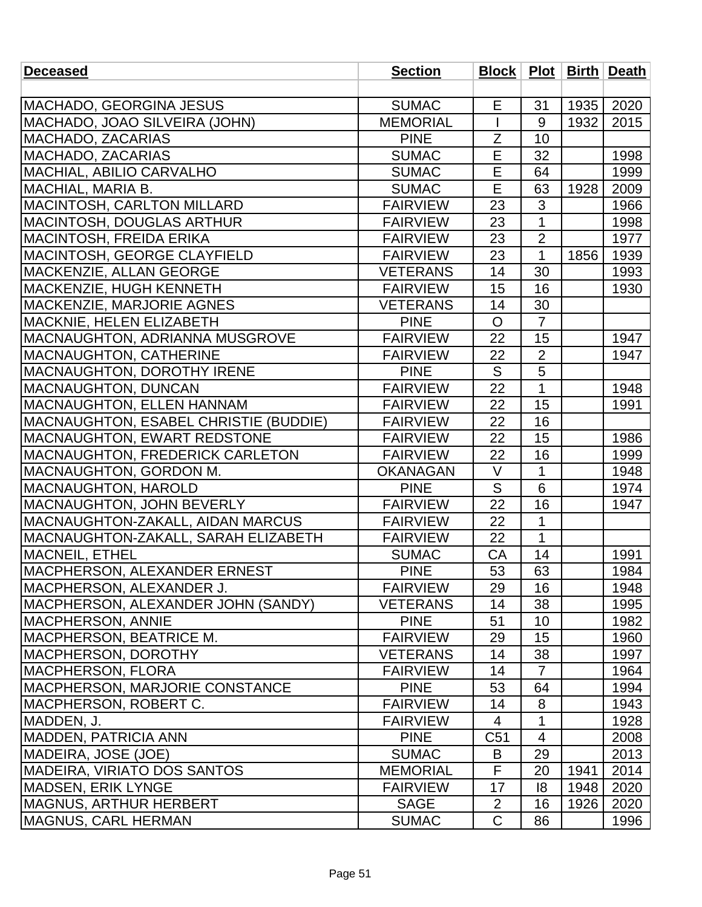| Deceased | Section | Block | Plot | Birth | Death |
|---|---|---|---|---|---|
| | | | | | |
| MACHADO, GEORGINA JESUS | SUMAC | E | 31 | 1935 | 2020 |
| MACHADO, JOAO SILVEIRA (JOHN) | MEMORIAL | I | 9 | 1932 | 2015 |
| MACHADO, ZACARIAS | PINE | Z | 10 | | |
| MACHADO, ZACARIAS | SUMAC | E | 32 | | 1998 |
| MACHIAL, ABILIO CARVALHO | SUMAC | E | 64 | | 1999 |
| MACHIAL, MARIA B. | SUMAC | E | 63 | 1928 | 2009 |
| MACINTOSH, CARLTON MILLARD | FAIRVIEW | 23 | 3 | | 1966 |
| MACINTOSH, DOUGLAS ARTHUR | FAIRVIEW | 23 | 1 | | 1998 |
| MACINTOSH, FREIDA ERIKA | FAIRVIEW | 23 | 2 | | 1977 |
| MACINTOSH, GEORGE CLAYFIELD | FAIRVIEW | 23 | 1 | 1856 | 1939 |
| MACKENZIE, ALLAN GEORGE | VETERANS | 14 | 30 | | 1993 |
| MACKENZIE, HUGH KENNETH | FAIRVIEW | 15 | 16 | | 1930 |
| MACKENZIE, MARJORIE AGNES | VETERANS | 14 | 30 | | |
| MACKNIE, HELEN ELIZABETH | PINE | O | 7 | | |
| MACNAUGHTON, ADRIANNA MUSGROVE | FAIRVIEW | 22 | 15 | | 1947 |
| MACNAUGHTON, CATHERINE | FAIRVIEW | 22 | 2 | | 1947 |
| MACNAUGHTON, DOROTHY IRENE | PINE | S | 5 | | |
| MACNAUGHTON, DUNCAN | FAIRVIEW | 22 | 1 | | 1948 |
| MACNAUGHTON, ELLEN HANNAM | FAIRVIEW | 22 | 15 | | 1991 |
| MACNAUGHTON, ESABEL CHRISTIE (BUDDIE) | FAIRVIEW | 22 | 16 | | |
| MACNAUGHTON, EWART REDSTONE | FAIRVIEW | 22 | 15 | | 1986 |
| MACNAUGHTON, FREDERICK CARLETON | FAIRVIEW | 22 | 16 | | 1999 |
| MACNAUGHTON, GORDON M. | OKANAGAN | V | 1 | | 1948 |
| MACNAUGHTON, HAROLD | PINE | S | 6 | | 1974 |
| MACNAUGHTON, JOHN BEVERLY | FAIRVIEW | 22 | 16 | | 1947 |
| MACNAUGHTON-ZAKALL, AIDAN MARCUS | FAIRVIEW | 22 | 1 | | |
| MACNAUGHTON-ZAKALL, SARAH ELIZABETH | FAIRVIEW | 22 | 1 | | |
| MACNEIL, ETHEL | SUMAC | CA | 14 | | 1991 |
| MACPHERSON, ALEXANDER ERNEST | PINE | 53 | 63 | | 1984 |
| MACPHERSON, ALEXANDER J. | FAIRVIEW | 29 | 16 | | 1948 |
| MACPHERSON, ALEXANDER JOHN (SANDY) | VETERANS | 14 | 38 | | 1995 |
| MACPHERSON, ANNIE | PINE | 51 | 10 | | 1982 |
| MACPHERSON, BEATRICE M. | FAIRVIEW | 29 | 15 | | 1960 |
| MACPHERSON, DOROTHY | VETERANS | 14 | 38 | | 1997 |
| MACPHERSON, FLORA | FAIRVIEW | 14 | 7 | | 1964 |
| MACPHERSON, MARJORIE CONSTANCE | PINE | 53 | 64 | | 1994 |
| MACPHERSON, ROBERT C. | FAIRVIEW | 14 | 8 | | 1943 |
| MADDEN, J. | FAIRVIEW | 4 | 1 | | 1928 |
| MADDEN, PATRICIA ANN | PINE | C51 | 4 | | 2008 |
| MADEIRA, JOSE (JOE) | SUMAC | B | 29 | | 2013 |
| MADEIRA, VIRIATO DOS SANTOS | MEMORIAL | F | 20 | 1941 | 2014 |
| MADSEN, ERIK LYNGE | FAIRVIEW | 17 | I8 | 1948 | 2020 |
| MAGNUS, ARTHUR HERBERT | SAGE | 2 | 16 | 1926 | 2020 |
| MAGNUS, CARL HERMAN | SUMAC | C | 86 | | 1996 |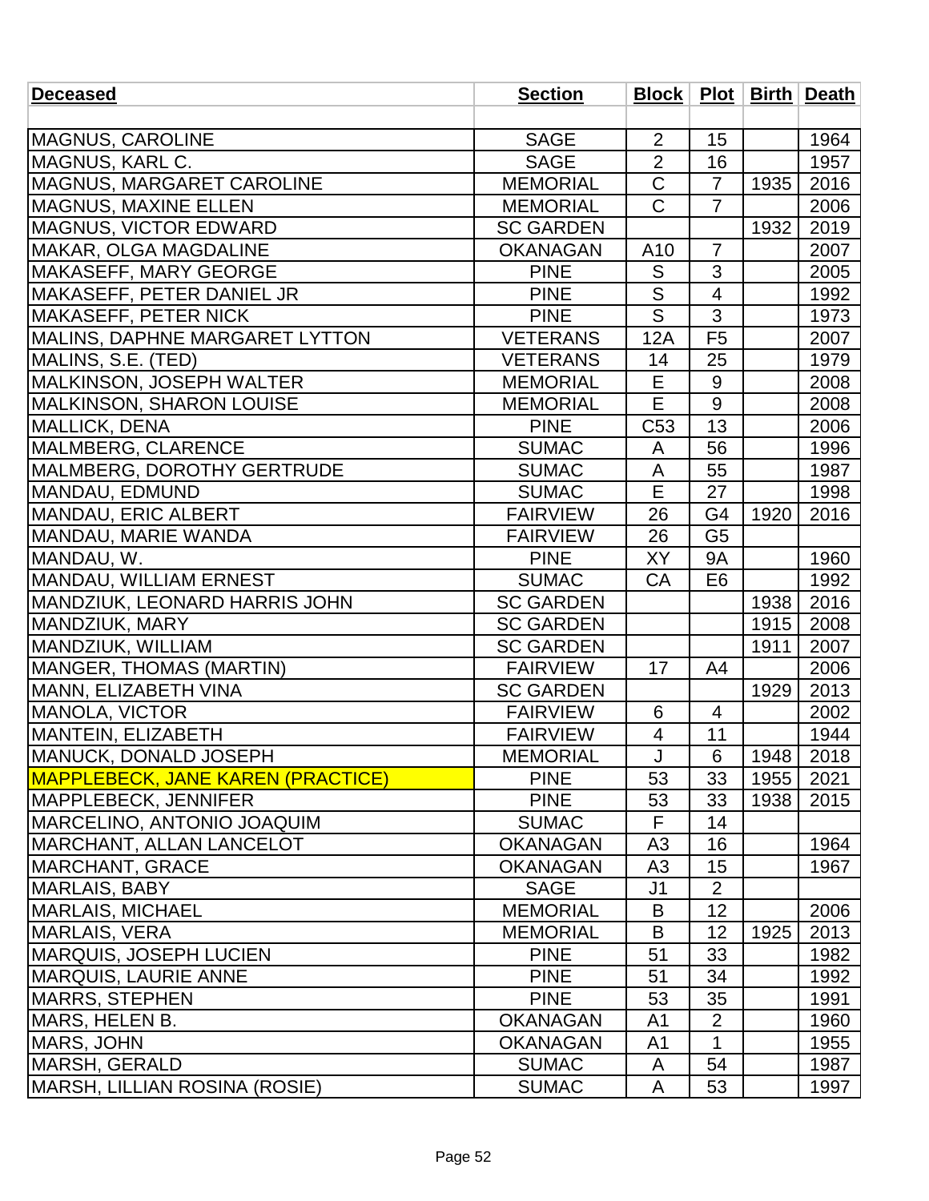| Deceased | Section | Block | Plot | Birth | Death |
|---|---|---|---|---|---|
| | | | | | |
| MAGNUS, CAROLINE | SAGE | 2 | 15 | | 1964 |
| MAGNUS, KARL C. | SAGE | 2 | 16 | | 1957 |
| MAGNUS, MARGARET CAROLINE | MEMORIAL | C | 7 | 1935 | 2016 |
| MAGNUS, MAXINE ELLEN | MEMORIAL | C | 7 | | 2006 |
| MAGNUS, VICTOR EDWARD | SC GARDEN | | | 1932 | 2019 |
| MAKAR, OLGA MAGDALINE | OKANAGAN | A10 | 7 | | 2007 |
| MAKASEFF, MARY GEORGE | PINE | S | 3 | | 2005 |
| MAKASEFF, PETER DANIEL JR | PINE | S | 4 | | 1992 |
| MAKASEFF, PETER NICK | PINE | S | 3 | | 1973 |
| MALINS, DAPHNE MARGARET LYTTON | VETERANS | 12A | F5 | | 2007 |
| MALINS, S.E. (TED) | VETERANS | 14 | 25 | | 1979 |
| MALKINSON, JOSEPH WALTER | MEMORIAL | E | 9 | | 2008 |
| MALKINSON, SHARON LOUISE | MEMORIAL | E | 9 | | 2008 |
| MALLICK, DENA | PINE | C53 | 13 | | 2006 |
| MALMBERG, CLARENCE | SUMAC | A | 56 | | 1996 |
| MALMBERG, DOROTHY GERTRUDE | SUMAC | A | 55 | | 1987 |
| MANDAU, EDMUND | SUMAC | E | 27 | | 1998 |
| MANDAU, ERIC ALBERT | FAIRVIEW | 26 | G4 | 1920 | 2016 |
| MANDAU, MARIE WANDA | FAIRVIEW | 26 | G5 | | |
| MANDAU, W. | PINE | XY | 9A | | 1960 |
| MANDAU, WILLIAM ERNEST | SUMAC | CA | E6 | | 1992 |
| MANDZIUK, LEONARD HARRIS JOHN | SC GARDEN | | | 1938 | 2016 |
| MANDZIUK, MARY | SC GARDEN | | | 1915 | 2008 |
| MANDZIUK, WILLIAM | SC GARDEN | | | 1911 | 2007 |
| MANGER, THOMAS (MARTIN) | FAIRVIEW | 17 | A4 | | 2006 |
| MANN, ELIZABETH VINA | SC GARDEN | | | 1929 | 2013 |
| MANOLA, VICTOR | FAIRVIEW | 6 | 4 | | 2002 |
| MANTEIN, ELIZABETH | FAIRVIEW | 4 | 11 | | 1944 |
| MANUCK, DONALD JOSEPH | MEMORIAL | J | 6 | 1948 | 2018 |
| MAPPLEBECK, JANE KAREN (PRACTICE) | PINE | 53 | 33 | 1955 | 2021 |
| MAPPLEBECK, JENNIFER | PINE | 53 | 33 | 1938 | 2015 |
| MARCELINO, ANTONIO JOAQUIM | SUMAC | F | 14 | | |
| MARCHANT, ALLAN LANCELOT | OKANAGAN | A3 | 16 | | 1964 |
| MARCHANT, GRACE | OKANAGAN | A3 | 15 | | 1967 |
| MARLAIS, BABY | SAGE | J1 | 2 | | |
| MARLAIS, MICHAEL | MEMORIAL | B | 12 | | 2006 |
| MARLAIS, VERA | MEMORIAL | B | 12 | 1925 | 2013 |
| MARQUIS, JOSEPH LUCIEN | PINE | 51 | 33 | | 1982 |
| MARQUIS, LAURIE ANNE | PINE | 51 | 34 | | 1992 |
| MARRS, STEPHEN | PINE | 53 | 35 | | 1991 |
| MARS, HELEN B. | OKANAGAN | A1 | 2 | | 1960 |
| MARS, JOHN | OKANAGAN | A1 | 1 | | 1955 |
| MARSH, GERALD | SUMAC | A | 54 | | 1987 |
| MARSH, LILLIAN ROSINA (ROSIE) | SUMAC | A | 53 | | 1997 |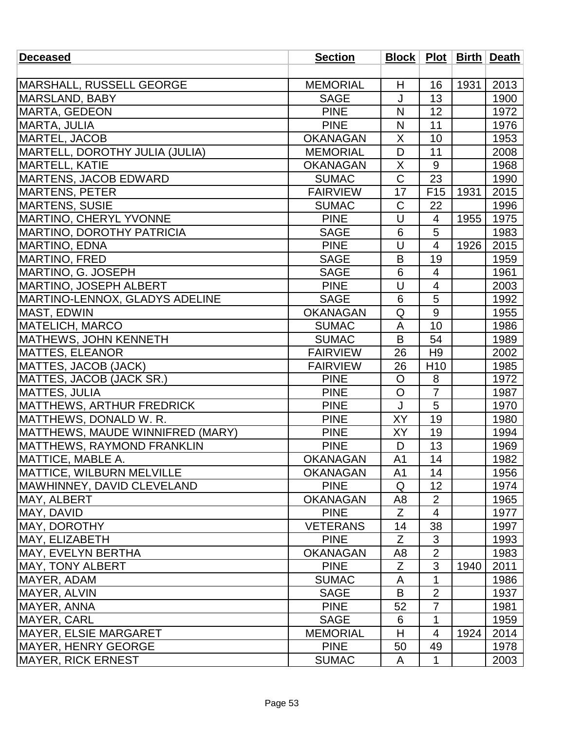| Deceased | Section | Block | Plot | Birth | Death |
|---|---|---|---|---|---|
| | | | | | |
| MARSHALL, RUSSELL GEORGE | MEMORIAL | H | 16 | 1931 | 2013 |
| MARSLAND, BABY | SAGE | J | 13 | | 1900 |
| MARTA, GEDEON | PINE | N | 12 | | 1972 |
| MARTA, JULIA | PINE | N | 11 | | 1976 |
| MARTEL, JACOB | OKANAGAN | X | 10 | | 1953 |
| MARTELL, DOROTHY JULIA (JULIA) | MEMORIAL | D | 11 | | 2008 |
| MARTELL, KATIE | OKANAGAN | X | 9 | | 1968 |
| MARTENS, JACOB EDWARD | SUMAC | C | 23 | | 1990 |
| MARTENS, PETER | FAIRVIEW | 17 | F15 | 1931 | 2015 |
| MARTENS, SUSIE | SUMAC | C | 22 | | 1996 |
| MARTINO, CHERYL YVONNE | PINE | U | 4 | 1955 | 1975 |
| MARTINO, DOROTHY PATRICIA | SAGE | 6 | 5 | | 1983 |
| MARTINO, EDNA | PINE | U | 4 | 1926 | 2015 |
| MARTINO, FRED | SAGE | B | 19 | | 1959 |
| MARTINO, G. JOSEPH | SAGE | 6 | 4 | | 1961 |
| MARTINO, JOSEPH ALBERT | PINE | U | 4 | | 2003 |
| MARTINO-LENNOX, GLADYS ADELINE | SAGE | 6 | 5 | | 1992 |
| MAST, EDWIN | OKANAGAN | Q | 9 | | 1955 |
| MATELICH, MARCO | SUMAC | A | 10 | | 1986 |
| MATHEWS, JOHN KENNETH | SUMAC | B | 54 | | 1989 |
| MATTES, ELEANOR | FAIRVIEW | 26 | H9 | | 2002 |
| MATTES, JACOB (JACK) | FAIRVIEW | 26 | H10 | | 1985 |
| MATTES, JACOB (JACK SR.) | PINE | O | 8 | | 1972 |
| MATTES, JULIA | PINE | O | 7 | | 1987 |
| MATTHEWS, ARTHUR FREDRICK | PINE | J | 5 | | 1970 |
| MATTHEWS, DONALD W. R. | PINE | XY | 19 | | 1980 |
| MATTHEWS, MAUDE WINNIFRED (MARY) | PINE | XY | 19 | | 1994 |
| MATTHEWS, RAYMOND FRANKLIN | PINE | D | 13 | | 1969 |
| MATTICE, MABLE A. | OKANAGAN | A1 | 14 | | 1982 |
| MATTICE, WILBURN MELVILLE | OKANAGAN | A1 | 14 | | 1956 |
| MAWHINNEY, DAVID CLEVELAND | PINE | Q | 12 | | 1974 |
| MAY, ALBERT | OKANAGAN | A8 | 2 | | 1965 |
| MAY, DAVID | PINE | Z | 4 | | 1977 |
| MAY, DOROTHY | VETERANS | 14 | 38 | | 1997 |
| MAY, ELIZABETH | PINE | Z | 3 | | 1993 |
| MAY, EVELYN BERTHA | OKANAGAN | A8 | 2 | | 1983 |
| MAY, TONY ALBERT | PINE | Z | 3 | 1940 | 2011 |
| MAYER, ADAM | SUMAC | A | 1 | | 1986 |
| MAYER, ALVIN | SAGE | B | 2 | | 1937 |
| MAYER, ANNA | PINE | 52 | 7 | | 1981 |
| MAYER, CARL | SAGE | 6 | 1 | | 1959 |
| MAYER, ELSIE MARGARET | MEMORIAL | H | 4 | 1924 | 2014 |
| MAYER, HENRY GEORGE | PINE | 50 | 49 | | 1978 |
| MAYER, RICK ERNEST | SUMAC | A | 1 | | 2003 |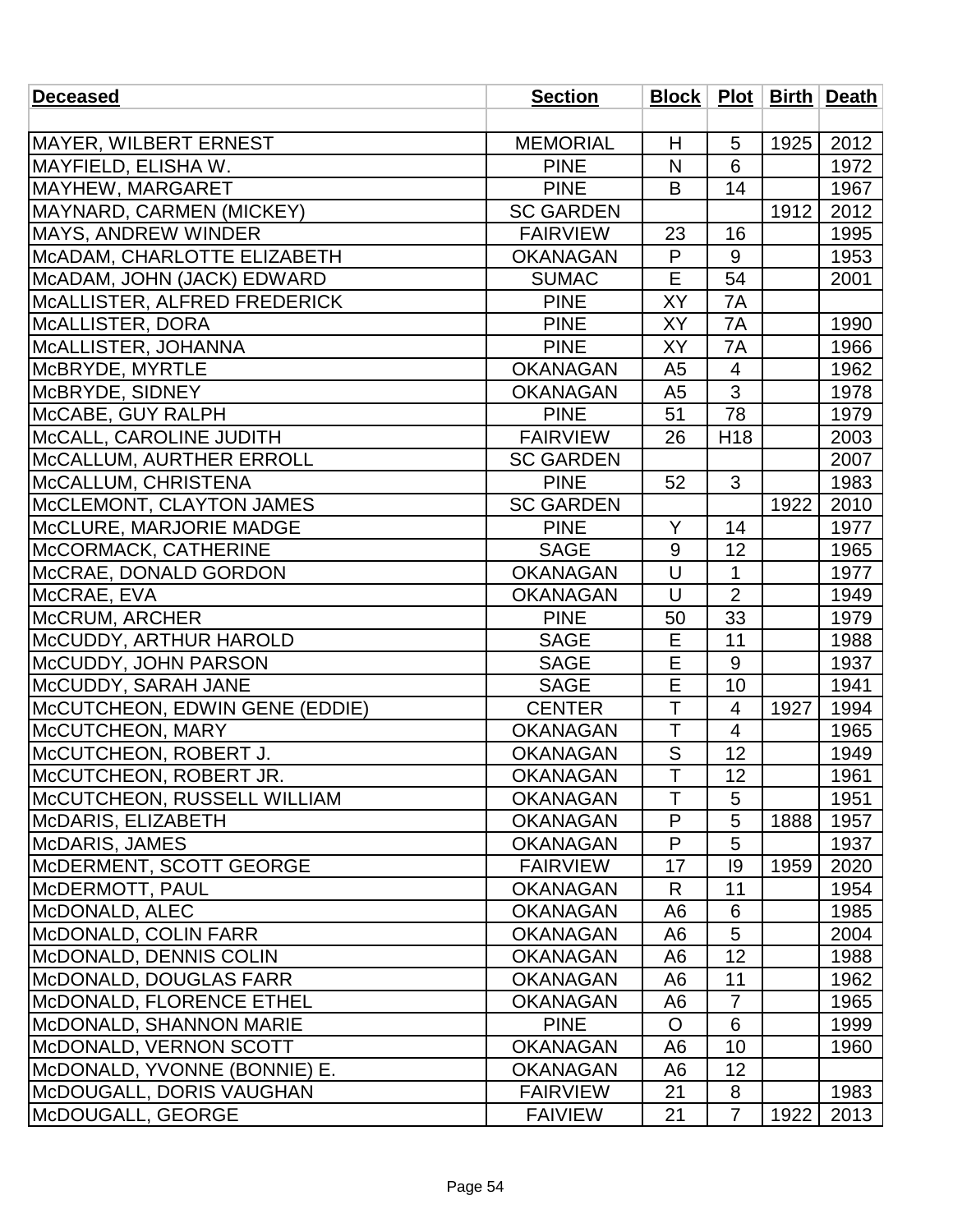| Deceased | Section | Block | Plot | Birth | Death |
|---|---|---|---|---|---|
| | | | | | |
| MAYER, WILBERT ERNEST | MEMORIAL | H | 5 | 1925 | 2012 |
| MAYFIELD, ELISHA W. | PINE | N | 6 | | 1972 |
| MAYHEW, MARGARET | PINE | B | 14 | | 1967 |
| MAYNARD, CARMEN (MICKEY) | SC GARDEN | | | 1912 | 2012 |
| MAYS, ANDREW WINDER | FAIRVIEW | 23 | 16 | | 1995 |
| McADAM, CHARLOTTE ELIZABETH | OKANAGAN | P | 9 | | 1953 |
| McADAM, JOHN (JACK) EDWARD | SUMAC | E | 54 | | 2001 |
| McALLISTER, ALFRED FREDERICK | PINE | XY | 7A | | |
| McALLISTER, DORA | PINE | XY | 7A | | 1990 |
| McALLISTER, JOHANNA | PINE | XY | 7A | | 1966 |
| McBRYDE, MYRTLE | OKANAGAN | A5 | 4 | | 1962 |
| McBRYDE, SIDNEY | OKANAGAN | A5 | 3 | | 1978 |
| McCABE, GUY RALPH | PINE | 51 | 78 | | 1979 |
| McCALL, CAROLINE JUDITH | FAIRVIEW | 26 | H18 | | 2003 |
| McCALLUM, AURTHER ERROLL | SC GARDEN | | | | 2007 |
| McCALLUM, CHRISTENA | PINE | 52 | 3 | | 1983 |
| McCLEMONT, CLAYTON JAMES | SC GARDEN | | | 1922 | 2010 |
| McCLURE, MARJORIE MADGE | PINE | Y | 14 | | 1977 |
| McCORMACK, CATHERINE | SAGE | 9 | 12 | | 1965 |
| McCRAE, DONALD GORDON | OKANAGAN | U | 1 | | 1977 |
| McCRAE, EVA | OKANAGAN | U | 2 | | 1949 |
| McCRUM, ARCHER | PINE | 50 | 33 | | 1979 |
| McCUDDY, ARTHUR HAROLD | SAGE | E | 11 | | 1988 |
| McCUDDY, JOHN PARSON | SAGE | E | 9 | | 1937 |
| McCUDDY, SARAH JANE | SAGE | E | 10 | | 1941 |
| McCUTCHEON, EDWIN GENE (EDDIE) | CENTER | T | 4 | 1927 | 1994 |
| McCUTCHEON, MARY | OKANAGAN | T | 4 | | 1965 |
| McCUTCHEON, ROBERT J. | OKANAGAN | S | 12 | | 1949 |
| McCUTCHEON, ROBERT JR. | OKANAGAN | T | 12 | | 1961 |
| McCUTCHEON, RUSSELL WILLIAM | OKANAGAN | T | 5 | | 1951 |
| McDARIS, ELIZABETH | OKANAGAN | P | 5 | 1888 | 1957 |
| McDARIS, JAMES | OKANAGAN | P | 5 | | 1937 |
| McDERMENT, SCOTT GEORGE | FAIRVIEW | 17 | I9 | 1959 | 2020 |
| McDERMOTT, PAUL | OKANAGAN | R | 11 | | 1954 |
| McDONALD, ALEC | OKANAGAN | A6 | 6 | | 1985 |
| McDONALD, COLIN FARR | OKANAGAN | A6 | 5 | | 2004 |
| McDONALD, DENNIS COLIN | OKANAGAN | A6 | 12 | | 1988 |
| McDONALD, DOUGLAS FARR | OKANAGAN | A6 | 11 | | 1962 |
| McDONALD, FLORENCE ETHEL | OKANAGAN | A6 | 7 | | 1965 |
| McDONALD, SHANNON MARIE | PINE | O | 6 | | 1999 |
| McDONALD, VERNON SCOTT | OKANAGAN | A6 | 10 | | 1960 |
| McDONALD, YVONNE (BONNIE) E. | OKANAGAN | A6 | 12 | | |
| McDOUGALL, DORIS VAUGHAN | FAIRVIEW | 21 | 8 | | 1983 |
| McDOUGALL, GEORGE | FAIVIEW | 21 | 7 | 1922 | 2013 |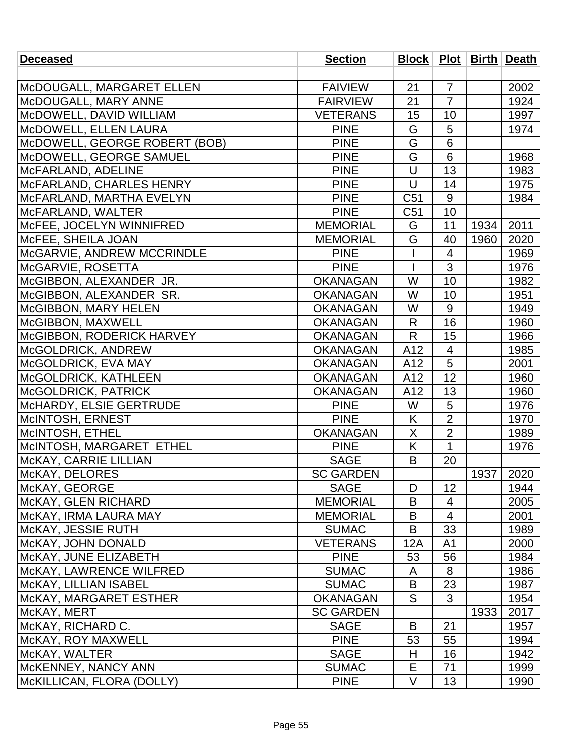| Deceased | Section | Block | Plot | Birth | Death |
|---|---|---|---|---|---|
| | | | | | |
| McDOUGALL, MARGARET ELLEN | FAIVIEW | 21 | 7 | | 2002 |
| McDOUGALL, MARY ANNE | FAIRVIEW | 21 | 7 | | 1924 |
| McDOWELL, DAVID WILLIAM | VETERANS | 15 | 10 | | 1997 |
| McDOWELL, ELLEN LAURA | PINE | G | 5 | | 1974 |
| McDOWELL, GEORGE ROBERT (BOB) | PINE | G | 6 | | |
| McDOWELL, GEORGE SAMUEL | PINE | G | 6 | | 1968 |
| McFARLAND, ADELINE | PINE | U | 13 | | 1983 |
| McFARLAND, CHARLES HENRY | PINE | U | 14 | | 1975 |
| McFARLAND, MARTHA EVELYN | PINE | C51 | 9 | | 1984 |
| McFARLAND, WALTER | PINE | C51 | 10 | | |
| McFEE, JOCELYN WINNIFRED | MEMORIAL | G | 11 | 1934 | 2011 |
| McFEE, SHEILA JOAN | MEMORIAL | G | 40 | 1960 | 2020 |
| McGARVIE, ANDREW MCCRINDLE | PINE | I | 4 | | 1969 |
| McGARVIE, ROSETTA | PINE | I | 3 | | 1976 |
| McGIBBON, ALEXANDER JR. | OKANAGAN | W | 10 | | 1982 |
| McGIBBON, ALEXANDER SR. | OKANAGAN | W | 10 | | 1951 |
| McGIBBON, MARY HELEN | OKANAGAN | W | 9 | | 1949 |
| McGIBBON, MAXWELL | OKANAGAN | R | 16 | | 1960 |
| McGIBBON, RODERICK HARVEY | OKANAGAN | R | 15 | | 1966 |
| McGOLDRICK, ANDREW | OKANAGAN | A12 | 4 | | 1985 |
| McGOLDRICK, EVA MAY | OKANAGAN | A12 | 5 | | 2001 |
| McGOLDRICK, KATHLEEN | OKANAGAN | A12 | 12 | | 1960 |
| McGOLDRICK, PATRICK | OKANAGAN | A12 | 13 | | 1960 |
| McHARDY, ELSIE GERTRUDE | PINE | W | 5 | | 1976 |
| McINTOSH, ERNEST | PINE | K | 2 | | 1970 |
| McINTOSH, ETHEL | OKANAGAN | X | 2 | | 1989 |
| McINTOSH, MARGARET ETHEL | PINE | K | 1 | | 1976 |
| McKAY, CARRIE LILLIAN | SAGE | B | 20 | | |
| McKAY, DELORES | SC GARDEN | | | 1937 | 2020 |
| McKAY, GEORGE | SAGE | D | 12 | | 1944 |
| McKAY, GLEN RICHARD | MEMORIAL | B | 4 | | 2005 |
| McKAY, IRMA LAURA MAY | MEMORIAL | B | 4 | | 2001 |
| McKAY, JESSIE RUTH | SUMAC | B | 33 | | 1989 |
| McKAY, JOHN DONALD | VETERANS | 12A | A1 | | 2000 |
| McKAY, JUNE ELIZABETH | PINE | 53 | 56 | | 1984 |
| McKAY, LAWRENCE WILFRED | SUMAC | A | 8 | | 1986 |
| McKAY, LILLIAN ISABEL | SUMAC | B | 23 | | 1987 |
| McKAY, MARGARET ESTHER | OKANAGAN | S | 3 | | 1954 |
| McKAY, MERT | SC GARDEN | | | 1933 | 2017 |
| McKAY, RICHARD C. | SAGE | B | 21 | | 1957 |
| McKAY, ROY MAXWELL | PINE | 53 | 55 | | 1994 |
| McKAY, WALTER | SAGE | H | 16 | | 1942 |
| McKENNEY, NANCY ANN | SUMAC | E | 71 | | 1999 |
| McKILLICAN, FLORA (DOLLY) | PINE | V | 13 | | 1990 |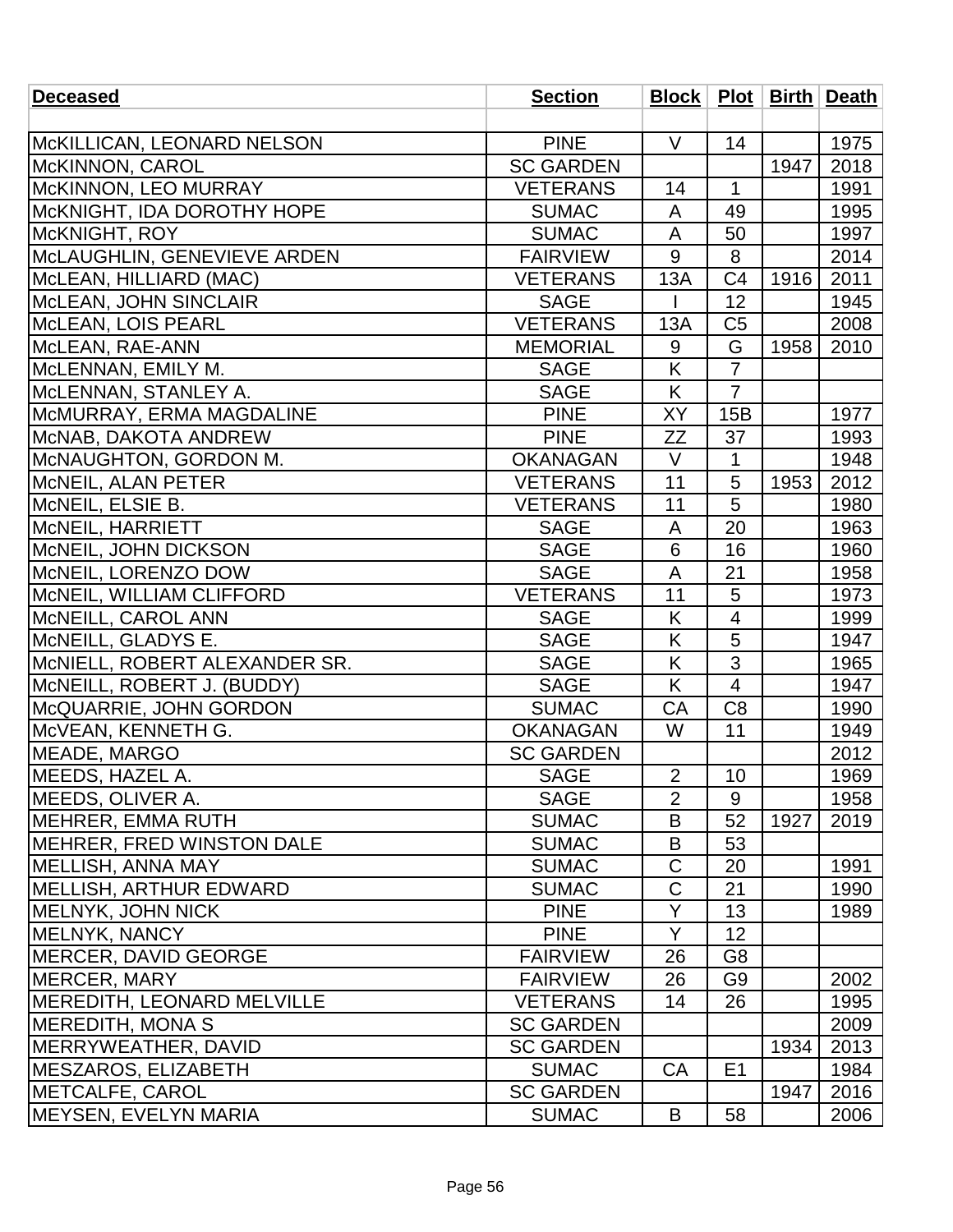| Deceased | Section | Block | Plot | Birth | Death |
|---|---|---|---|---|---|
| | | | | | |
| McKILLICAN, LEONARD NELSON | PINE | V | 14 | | 1975 |
| McKINNON, CAROL | SC GARDEN | | | 1947 | 2018 |
| McKINNON, LEO MURRAY | VETERANS | 14 | 1 | | 1991 |
| McKNIGHT, IDA DOROTHY HOPE | SUMAC | A | 49 | | 1995 |
| McKNIGHT, ROY | SUMAC | A | 50 | | 1997 |
| McLAUGHLIN, GENEVIEVE ARDEN | FAIRVIEW | 9 | 8 | | 2014 |
| McLEAN, HILLIARD (MAC) | VETERANS | 13A | C4 | 1916 | 2011 |
| McLEAN, JOHN SINCLAIR | SAGE | I | 12 | | 1945 |
| McLEAN, LOIS PEARL | VETERANS | 13A | C5 | | 2008 |
| McLEAN, RAE-ANN | MEMORIAL | 9 | G | 1958 | 2010 |
| McLENNAN, EMILY M. | SAGE | K | 7 | | |
| McLENNAN, STANLEY A. | SAGE | K | 7 | | |
| McMURRAY, ERMA MAGDALINE | PINE | XY | 15B | | 1977 |
| McNAB, DAKOTA ANDREW | PINE | ZZ | 37 | | 1993 |
| McNAUGHTON, GORDON M. | OKANAGAN | V | 1 | | 1948 |
| McNEIL, ALAN PETER | VETERANS | 11 | 5 | 1953 | 2012 |
| McNEIL, ELSIE B. | VETERANS | 11 | 5 | | 1980 |
| McNEIL, HARRIETT | SAGE | A | 20 | | 1963 |
| McNEIL, JOHN DICKSON | SAGE | 6 | 16 | | 1960 |
| McNEIL, LORENZO DOW | SAGE | A | 21 | | 1958 |
| McNEIL, WILLIAM CLIFFORD | VETERANS | 11 | 5 | | 1973 |
| McNEILL, CAROL ANN | SAGE | K | 4 | | 1999 |
| McNEILL, GLADYS E. | SAGE | K | 5 | | 1947 |
| McNIELL, ROBERT ALEXANDER SR. | SAGE | K | 3 | | 1965 |
| McNEILL, ROBERT J. (BUDDY) | SAGE | K | 4 | | 1947 |
| McQUARRIE, JOHN GORDON | SUMAC | CA | C8 | | 1990 |
| McVEAN, KENNETH G. | OKANAGAN | W | 11 | | 1949 |
| MEADE, MARGO | SC GARDEN | | | | 2012 |
| MEEDS, HAZEL A. | SAGE | 2 | 10 | | 1969 |
| MEEDS, OLIVER A. | SAGE | 2 | 9 | | 1958 |
| MEHRER, EMMA RUTH | SUMAC | B | 52 | 1927 | 2019 |
| MEHRER, FRED WINSTON DALE | SUMAC | B | 53 | | |
| MELLISH, ANNA MAY | SUMAC | C | 20 | | 1991 |
| MELLISH, ARTHUR EDWARD | SUMAC | C | 21 | | 1990 |
| MELNYK, JOHN NICK | PINE | Y | 13 | | 1989 |
| MELNYK, NANCY | PINE | Y | 12 | | |
| MERCER, DAVID GEORGE | FAIRVIEW | 26 | G8 | | |
| MERCER, MARY | FAIRVIEW | 26 | G9 | | 2002 |
| MEREDITH, LEONARD MELVILLE | VETERANS | 14 | 26 | | 1995 |
| MEREDITH, MONA S | SC GARDEN | | | | 2009 |
| MERRYWEATHER, DAVID | SC GARDEN | | | 1934 | 2013 |
| MESZAROS, ELIZABETH | SUMAC | CA | E1 | | 1984 |
| METCALFE, CAROL | SC GARDEN | | | 1947 | 2016 |
| MEYSEN, EVELYN MARIA | SUMAC | B | 58 | | 2006 |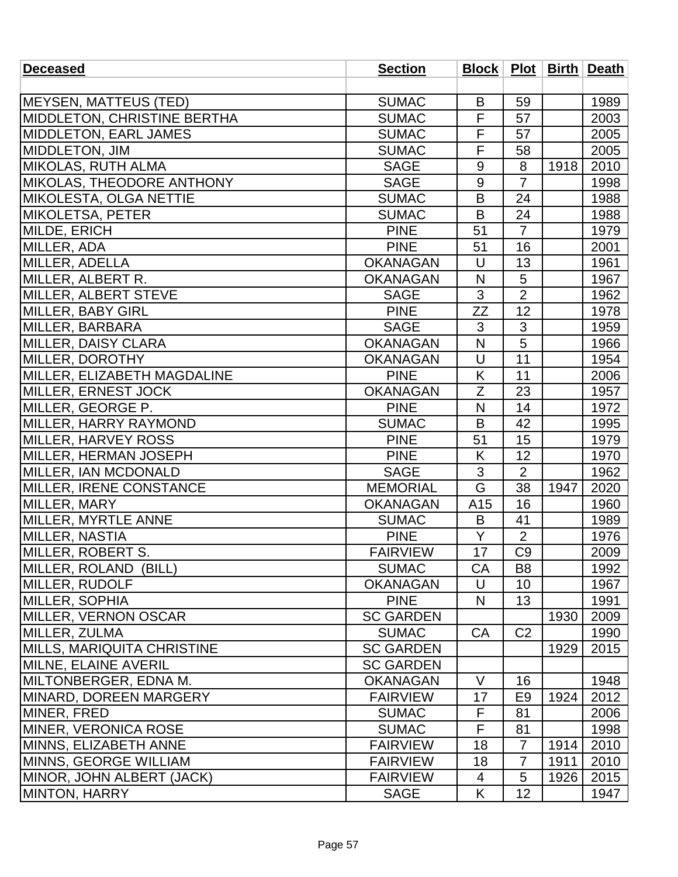| Deceased | Section | Block | Plot | Birth | Death |
|---|---|---|---|---|---|
| | | | | | |
| MEYSEN, MATTEUS (TED) | SUMAC | B | 59 | | 1989 |
| MIDDLETON, CHRISTINE BERTHA | SUMAC | F | 57 | | 2003 |
| MIDDLETON, EARL JAMES | SUMAC | F | 57 | | 2005 |
| MIDDLETON, JIM | SUMAC | F | 58 | | 2005 |
| MIKOLAS, RUTH ALMA | SAGE | 9 | 8 | 1918 | 2010 |
| MIKOLAS, THEODORE ANTHONY | SAGE | 9 | 7 | | 1998 |
| MIKOLESTA, OLGA NETTIE | SUMAC | B | 24 | | 1988 |
| MIKOLETSA, PETER | SUMAC | B | 24 | | 1988 |
| MILDE, ERICH | PINE | 51 | 7 | | 1979 |
| MILLER, ADA | PINE | 51 | 16 | | 2001 |
| MILLER, ADELLA | OKANAGAN | U | 13 | | 1961 |
| MILLER, ALBERT R. | OKANAGAN | N | 5 | | 1967 |
| MILLER, ALBERT STEVE | SAGE | 3 | 2 | | 1962 |
| MILLER, BABY GIRL | PINE | ZZ | 12 | | 1978 |
| MILLER, BARBARA | SAGE | 3 | 3 | | 1959 |
| MILLER, DAISY CLARA | OKANAGAN | N | 5 | | 1966 |
| MILLER, DOROTHY | OKANAGAN | U | 11 | | 1954 |
| MILLER, ELIZABETH MAGDALINE | PINE | K | 11 | | 2006 |
| MILLER, ERNEST JOCK | OKANAGAN | Z | 23 | | 1957 |
| MILLER, GEORGE P. | PINE | N | 14 | | 1972 |
| MILLER, HARRY RAYMOND | SUMAC | B | 42 | | 1995 |
| MILLER, HARVEY ROSS | PINE | 51 | 15 | | 1979 |
| MILLER, HERMAN JOSEPH | PINE | K | 12 | | 1970 |
| MILLER, IAN MCDONALD | SAGE | 3 | 2 | | 1962 |
| MILLER, IRENE CONSTANCE | MEMORIAL | G | 38 | 1947 | 2020 |
| MILLER, MARY | OKANAGAN | A15 | 16 | | 1960 |
| MILLER, MYRTLE ANNE | SUMAC | B | 41 | | 1989 |
| MILLER, NASTIA | PINE | Y | 2 | | 1976 |
| MILLER, ROBERT S. | FAIRVIEW | 17 | C9 | | 2009 |
| MILLER, ROLAND (BILL) | SUMAC | CA | B8 | | 1992 |
| MILLER, RUDOLF | OKANAGAN | U | 10 | | 1967 |
| MILLER, SOPHIA | PINE | N | 13 | | 1991 |
| MILLER, VERNON OSCAR | SC GARDEN | | | 1930 | 2009 |
| MILLER, ZULMA | SUMAC | CA | C2 | | 1990 |
| MILLS, MARIQUITA CHRISTINE | SC GARDEN | | | 1929 | 2015 |
| MILNE, ELAINE AVERIL | SC GARDEN | | | | |
| MILTONBERGER, EDNA M. | OKANAGAN | V | 16 | | 1948 |
| MINARD, DOREEN MARGERY | FAIRVIEW | 17 | E9 | 1924 | 2012 |
| MINER, FRED | SUMAC | F | 81 | | 2006 |
| MINER, VERONICA ROSE | SUMAC | F | 81 | | 1998 |
| MINNS, ELIZABETH ANNE | FAIRVIEW | 18 | 7 | 1914 | 2010 |
| MINNS, GEORGE WILLIAM | FAIRVIEW | 18 | 7 | 1911 | 2010 |
| MINOR, JOHN ALBERT (JACK) | FAIRVIEW | 4 | 5 | 1926 | 2015 |
| MINTON, HARRY | SAGE | K | 12 | | 1947 |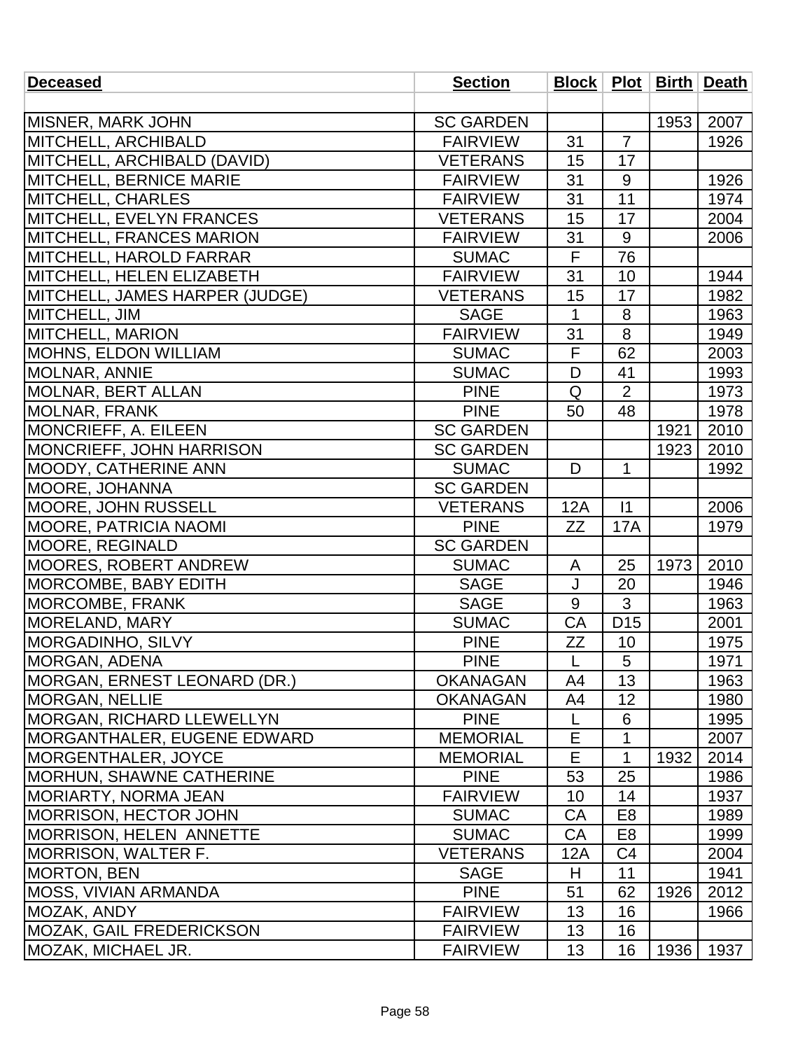| Deceased | Section | Block | Plot | Birth | Death |
|---|---|---|---|---|---|
| | | | | | |
| MISNER, MARK JOHN | SC GARDEN | | | 1953 | 2007 |
| MITCHELL, ARCHIBALD | FAIRVIEW | 31 | 7 | | 1926 |
| MITCHELL, ARCHIBALD (DAVID) | VETERANS | 15 | 17 | | |
| MITCHELL, BERNICE MARIE | FAIRVIEW | 31 | 9 | | 1926 |
| MITCHELL, CHARLES | FAIRVIEW | 31 | 11 | | 1974 |
| MITCHELL, EVELYN FRANCES | VETERANS | 15 | 17 | | 2004 |
| MITCHELL, FRANCES MARION | FAIRVIEW | 31 | 9 | | 2006 |
| MITCHELL, HAROLD FARRAR | SUMAC | F | 76 | | |
| MITCHELL, HELEN ELIZABETH | FAIRVIEW | 31 | 10 | | 1944 |
| MITCHELL, JAMES HARPER (JUDGE) | VETERANS | 15 | 17 | | 1982 |
| MITCHELL, JIM | SAGE | 1 | 8 | | 1963 |
| MITCHELL, MARION | FAIRVIEW | 31 | 8 | | 1949 |
| MOHNS, ELDON WILLIAM | SUMAC | F | 62 | | 2003 |
| MOLNAR, ANNIE | SUMAC | D | 41 | | 1993 |
| MOLNAR, BERT ALLAN | PINE | Q | 2 | | 1973 |
| MOLNAR, FRANK | PINE | 50 | 48 | | 1978 |
| MONCRIEFF, A. EILEEN | SC GARDEN | | | 1921 | 2010 |
| MONCRIEFF, JOHN HARRISON | SC GARDEN | | | 1923 | 2010 |
| MOODY, CATHERINE ANN | SUMAC | D | 1 | | 1992 |
| MOORE, JOHANNA | SC GARDEN | | | | |
| MOORE, JOHN RUSSELL | VETERANS | 12A | I1 | | 2006 |
| MOORE, PATRICIA NAOMI | PINE | ZZ | 17A | | 1979 |
| MOORE, REGINALD | SC GARDEN | | | | |
| MOORES, ROBERT ANDREW | SUMAC | A | 25 | 1973 | 2010 |
| MORCOMBE, BABY EDITH | SAGE | J | 20 | | 1946 |
| MORCOMBE, FRANK | SAGE | 9 | 3 | | 1963 |
| MORELAND, MARY | SUMAC | CA | D15 | | 2001 |
| MORGADINHO, SILVY | PINE | ZZ | 10 | | 1975 |
| MORGAN, ADENA | PINE | L | 5 | | 1971 |
| MORGAN, ERNEST LEONARD (DR.) | OKANAGAN | A4 | 13 | | 1963 |
| MORGAN, NELLIE | OKANAGAN | A4 | 12 | | 1980 |
| MORGAN, RICHARD LLEWELLYN | PINE | L | 6 | | 1995 |
| MORGANTHALER, EUGENE EDWARD | MEMORIAL | E | 1 | | 2007 |
| MORGENTHALER, JOYCE | MEMORIAL | E | 1 | 1932 | 2014 |
| MORHUN, SHAWNE CATHERINE | PINE | 53 | 25 | | 1986 |
| MORIARTY, NORMA JEAN | FAIRVIEW | 10 | 14 | | 1937 |
| MORRISON, HECTOR JOHN | SUMAC | CA | E8 | | 1989 |
| MORRISON, HELEN ANNETTE | SUMAC | CA | E8 | | 1999 |
| MORRISON, WALTER F. | VETERANS | 12A | C4 | | 2004 |
| MORTON, BEN | SAGE | H | 11 | | 1941 |
| MOSS, VIVIAN ARMANDA | PINE | 51 | 62 | 1926 | 2012 |
| MOZAK, ANDY | FAIRVIEW | 13 | 16 | | 1966 |
| MOZAK, GAIL FREDERICKSON | FAIRVIEW | 13 | 16 | | |
| MOZAK, MICHAEL JR. | FAIRVIEW | 13 | 16 | 1936 | 1937 |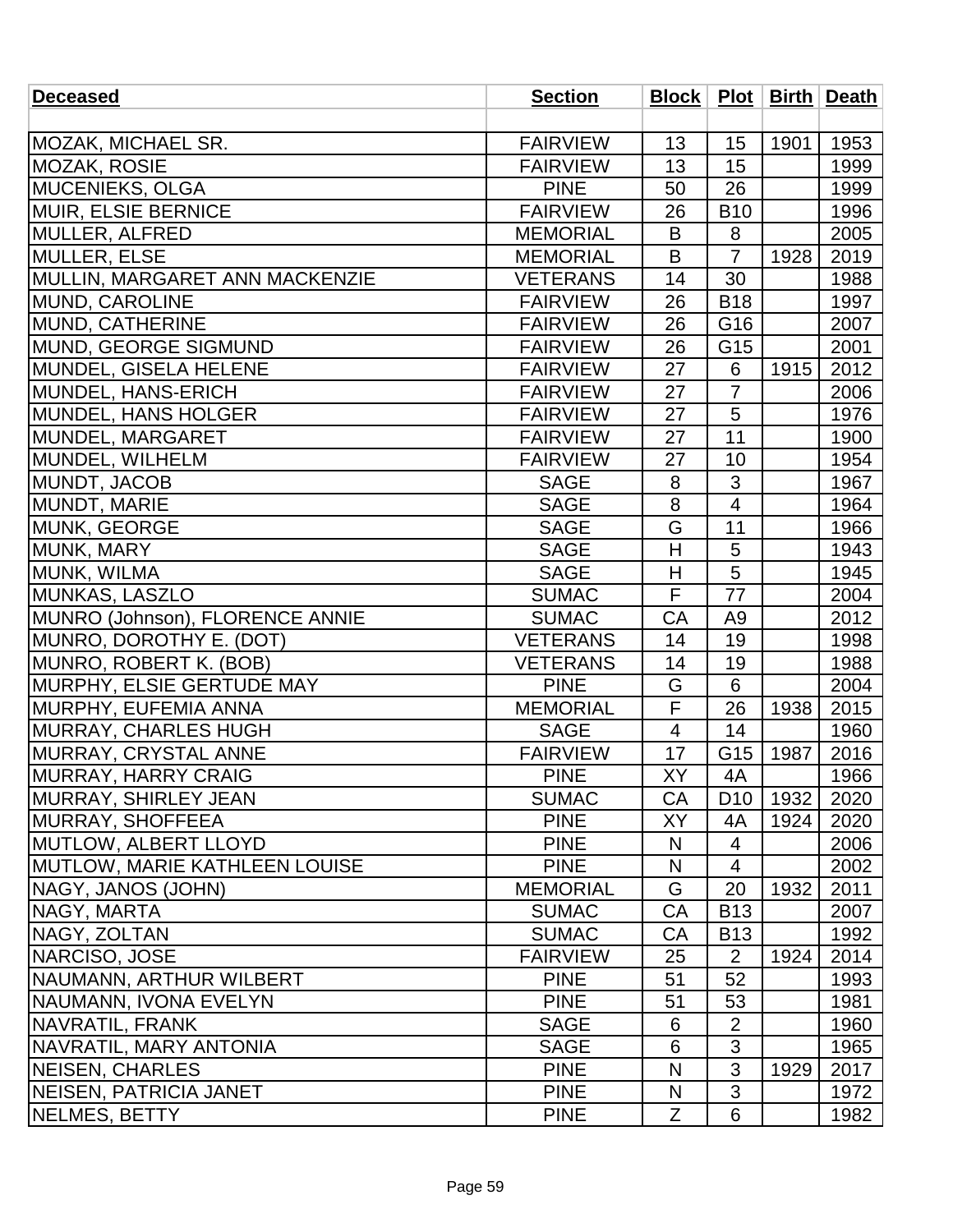| Deceased | Section | Block | Plot | Birth | Death |
|---|---|---|---|---|---|
| | | | | | |
| MOZAK, MICHAEL SR. | FAIRVIEW | 13 | 15 | 1901 | 1953 |
| MOZAK, ROSIE | FAIRVIEW | 13 | 15 | | 1999 |
| MUCENIEKS, OLGA | PINE | 50 | 26 | | 1999 |
| MUIR, ELSIE BERNICE | FAIRVIEW | 26 | B10 | | 1996 |
| MULLER, ALFRED | MEMORIAL | B | 8 | | 2005 |
| MULLER, ELSE | MEMORIAL | B | 7 | 1928 | 2019 |
| MULLIN, MARGARET ANN MACKENZIE | VETERANS | 14 | 30 | | 1988 |
| MUND, CAROLINE | FAIRVIEW | 26 | B18 | | 1997 |
| MUND, CATHERINE | FAIRVIEW | 26 | G16 | | 2007 |
| MUND, GEORGE SIGMUND | FAIRVIEW | 26 | G15 | | 2001 |
| MUNDEL, GISELA HELENE | FAIRVIEW | 27 | 6 | 1915 | 2012 |
| MUNDEL, HANS-ERICH | FAIRVIEW | 27 | 7 | | 2006 |
| MUNDEL, HANS HOLGER | FAIRVIEW | 27 | 5 | | 1976 |
| MUNDEL, MARGARET | FAIRVIEW | 27 | 11 | | 1900 |
| MUNDEL, WILHELM | FAIRVIEW | 27 | 10 | | 1954 |
| MUNDT, JACOB | SAGE | 8 | 3 | | 1967 |
| MUNDT, MARIE | SAGE | 8 | 4 | | 1964 |
| MUNK, GEORGE | SAGE | G | 11 | | 1966 |
| MUNK, MARY | SAGE | H | 5 | | 1943 |
| MUNK, WILMA | SAGE | H | 5 | | 1945 |
| MUNKAS, LASZLO | SUMAC | F | 77 | | 2004 |
| MUNRO (Johnson), FLORENCE ANNIE | SUMAC | CA | A9 | | 2012 |
| MUNRO, DOROTHY E. (DOT) | VETERANS | 14 | 19 | | 1998 |
| MUNRO, ROBERT K. (BOB) | VETERANS | 14 | 19 | | 1988 |
| MURPHY, ELSIE GERTUDE MAY | PINE | G | 6 | | 2004 |
| MURPHY, EUFEMIA ANNA | MEMORIAL | F | 26 | 1938 | 2015 |
| MURRAY, CHARLES HUGH | SAGE | 4 | 14 | | 1960 |
| MURRAY, CRYSTAL ANNE | FAIRVIEW | 17 | G15 | 1987 | 2016 |
| MURRAY, HARRY CRAIG | PINE | XY | 4A | | 1966 |
| MURRAY, SHIRLEY JEAN | SUMAC | CA | D10 | 1932 | 2020 |
| MURRAY, SHOFFEEA | PINE | XY | 4A | 1924 | 2020 |
| MUTLOW, ALBERT LLOYD | PINE | N | 4 | | 2006 |
| MUTLOW, MARIE KATHLEEN LOUISE | PINE | N | 4 | | 2002 |
| NAGY, JANOS (JOHN) | MEMORIAL | G | 20 | 1932 | 2011 |
| NAGY, MARTA | SUMAC | CA | B13 | | 2007 |
| NAGY, ZOLTAN | SUMAC | CA | B13 | | 1992 |
| NARCISO, JOSE | FAIRVIEW | 25 | 2 | 1924 | 2014 |
| NAUMANN, ARTHUR WILBERT | PINE | 51 | 52 | | 1993 |
| NAUMANN, IVONA EVELYN | PINE | 51 | 53 | | 1981 |
| NAVRATIL, FRANK | SAGE | 6 | 2 | | 1960 |
| NAVRATIL, MARY ANTONIA | SAGE | 6 | 3 | | 1965 |
| NEISEN, CHARLES | PINE | N | 3 | 1929 | 2017 |
| NEISEN, PATRICIA JANET | PINE | N | 3 | | 1972 |
| NELMES, BETTY | PINE | Z | 6 | | 1982 |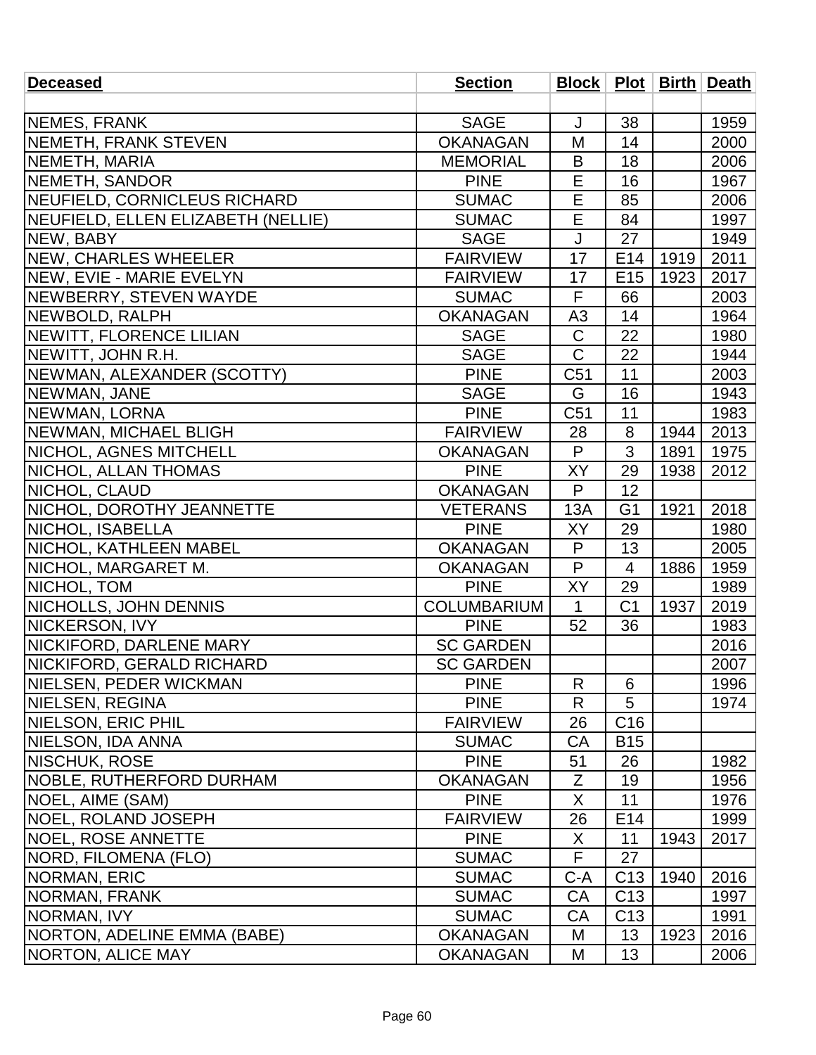| Deceased | Section | Block | Plot | Birth | Death |
|---|---|---|---|---|---|
| | | | | | |
| NEMES, FRANK | SAGE | J | 38 | | 1959 |
| NEMETH, FRANK STEVEN | OKANAGAN | M | 14 | | 2000 |
| NEMETH, MARIA | MEMORIAL | B | 18 | | 2006 |
| NEMETH, SANDOR | PINE | E | 16 | | 1967 |
| NEUFIELD, CORNICLEUS RICHARD | SUMAC | E | 85 | | 2006 |
| NEUFIELD, ELLEN ELIZABETH (NELLIE) | SUMAC | E | 84 | | 1997 |
| NEW, BABY | SAGE | J | 27 | | 1949 |
| NEW, CHARLES WHEELER | FAIRVIEW | 17 | E14 | 1919 | 2011 |
| NEW, EVIE - MARIE EVELYN | FAIRVIEW | 17 | E15 | 1923 | 2017 |
| NEWBERRY, STEVEN WAYDE | SUMAC | F | 66 | | 2003 |
| NEWBOLD, RALPH | OKANAGAN | A3 | 14 | | 1964 |
| NEWITT, FLORENCE LILIAN | SAGE | C | 22 | | 1980 |
| NEWITT, JOHN R.H. | SAGE | C | 22 | | 1944 |
| NEWMAN, ALEXANDER (SCOTTY) | PINE | C51 | 11 | | 2003 |
| NEWMAN, JANE | SAGE | G | 16 | | 1943 |
| NEWMAN, LORNA | PINE | C51 | 11 | | 1983 |
| NEWMAN, MICHAEL BLIGH | FAIRVIEW | 28 | 8 | 1944 | 2013 |
| NICHOL, AGNES MITCHELL | OKANAGAN | P | 3 | 1891 | 1975 |
| NICHOL, ALLAN THOMAS | PINE | XY | 29 | 1938 | 2012 |
| NICHOL, CLAUD | OKANAGAN | P | 12 | | |
| NICHOL, DOROTHY JEANNETTE | VETERANS | 13A | G1 | 1921 | 2018 |
| NICHOL, ISABELLA | PINE | XY | 29 | | 1980 |
| NICHOL, KATHLEEN MABEL | OKANAGAN | P | 13 | | 2005 |
| NICHOL, MARGARET M. | OKANAGAN | P | 4 | 1886 | 1959 |
| NICHOL, TOM | PINE | XY | 29 | | 1989 |
| NICHOLLS, JOHN DENNIS | COLUMBARIUM | 1 | C1 | 1937 | 2019 |
| NICKERSON, IVY | PINE | 52 | 36 | | 1983 |
| NICKIFORD, DARLENE MARY | SC GARDEN | | | | 2016 |
| NICKIFORD, GERALD RICHARD | SC GARDEN | | | | 2007 |
| NIELSEN, PEDER WICKMAN | PINE | R | 6 | | 1996 |
| NIELSEN, REGINA | PINE | R | 5 | | 1974 |
| NIELSON, ERIC PHIL | FAIRVIEW | 26 | C16 | | |
| NIELSON, IDA ANNA | SUMAC | CA | B15 | | |
| NISCHUK, ROSE | PINE | 51 | 26 | | 1982 |
| NOBLE, RUTHERFORD DURHAM | OKANAGAN | Z | 19 | | 1956 |
| NOEL, AIME (SAM) | PINE | X | 11 | | 1976 |
| NOEL, ROLAND JOSEPH | FAIRVIEW | 26 | E14 | | 1999 |
| NOEL, ROSE ANNETTE | PINE | X | 11 | 1943 | 2017 |
| NORD, FILOMENA (FLO) | SUMAC | F | 27 | | |
| NORMAN, ERIC | SUMAC | C-A | C13 | 1940 | 2016 |
| NORMAN, FRANK | SUMAC | CA | C13 | | 1997 |
| NORMAN, IVY | SUMAC | CA | C13 | | 1991 |
| NORTON, ADELINE EMMA (BABE) | OKANAGAN | M | 13 | 1923 | 2016 |
| NORTON, ALICE MAY | OKANAGAN | M | 13 | | 2006 |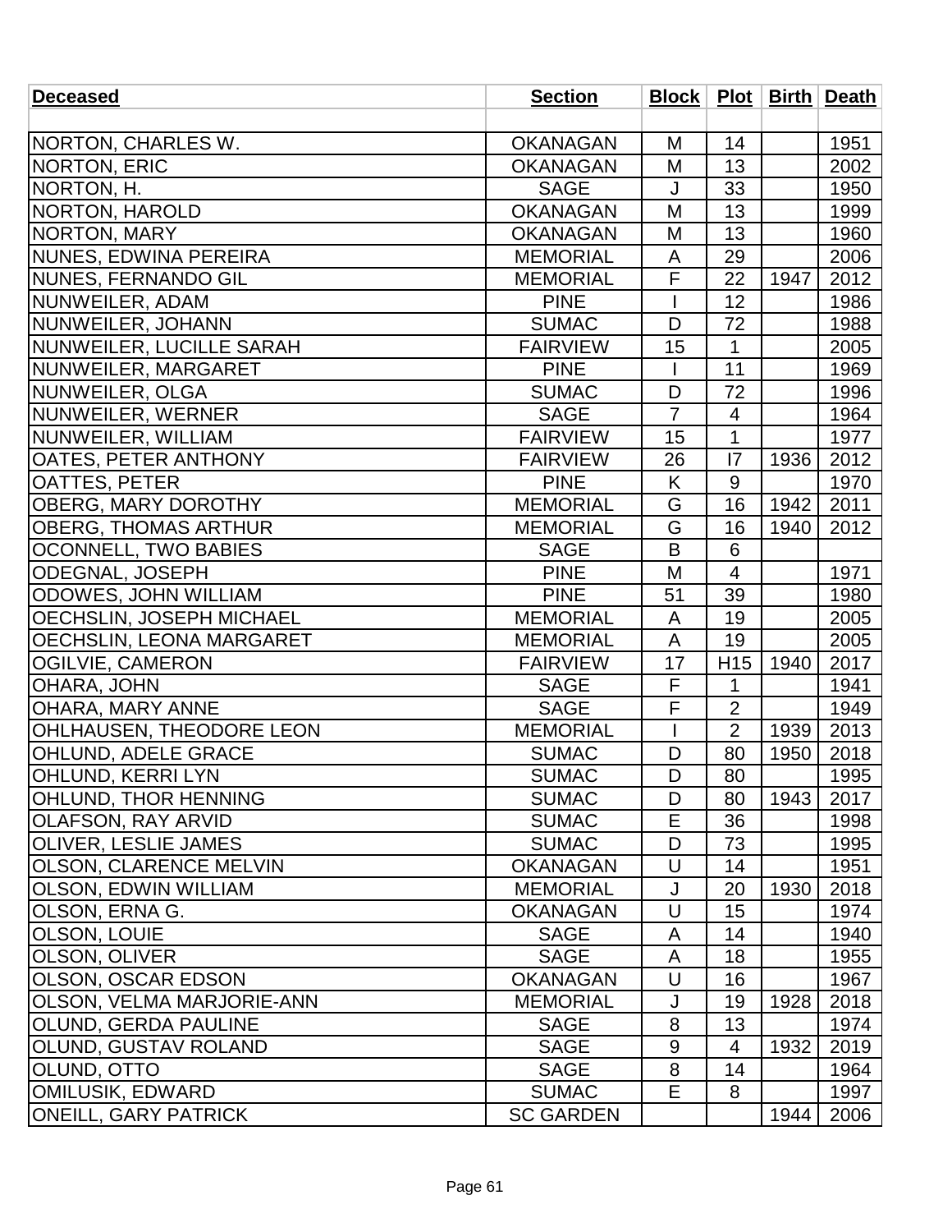| Deceased | Section | Block | Plot | Birth | Death |
|---|---|---|---|---|---|
| | | | | | |
| NORTON, CHARLES W. | OKANAGAN | M | 14 | | 1951 |
| NORTON, ERIC | OKANAGAN | M | 13 | | 2002 |
| NORTON, H. | SAGE | J | 33 | | 1950 |
| NORTON, HAROLD | OKANAGAN | M | 13 | | 1999 |
| NORTON, MARY | OKANAGAN | M | 13 | | 1960 |
| NUNES, EDWINA PEREIRA | MEMORIAL | A | 29 | | 2006 |
| NUNES, FERNANDO GIL | MEMORIAL | F | 22 | 1947 | 2012 |
| NUNWEILER, ADAM | PINE | I | 12 | | 1986 |
| NUNWEILER, JOHANN | SUMAC | D | 72 | | 1988 |
| NUNWEILER, LUCILLE SARAH | FAIRVIEW | 15 | 1 | | 2005 |
| NUNWEILER, MARGARET | PINE | I | 11 | | 1969 |
| NUNWEILER, OLGA | SUMAC | D | 72 | | 1996 |
| NUNWEILER, WERNER | SAGE | 7 | 4 | | 1964 |
| NUNWEILER, WILLIAM | FAIRVIEW | 15 | 1 | | 1977 |
| OATES, PETER ANTHONY | FAIRVIEW | 26 | I7 | 1936 | 2012 |
| OATTES, PETER | PINE | K | 9 | | 1970 |
| OBERG, MARY DOROTHY | MEMORIAL | G | 16 | 1942 | 2011 |
| OBERG, THOMAS ARTHUR | MEMORIAL | G | 16 | 1940 | 2012 |
| OCONNELL, TWO BABIES | SAGE | B | 6 | | |
| ODEGNAL, JOSEPH | PINE | M | 4 | | 1971 |
| ODOWES, JOHN WILLIAM | PINE | 51 | 39 | | 1980 |
| OECHSLIN, JOSEPH MICHAEL | MEMORIAL | A | 19 | | 2005 |
| OECHSLIN, LEONA MARGARET | MEMORIAL | A | 19 | | 2005 |
| OGILVIE, CAMERON | FAIRVIEW | 17 | H15 | 1940 | 2017 |
| OHARA, JOHN | SAGE | F | 1 | | 1941 |
| OHARA, MARY ANNE | SAGE | F | 2 | | 1949 |
| OHLHAUSEN, THEODORE LEON | MEMORIAL | I | 2 | 1939 | 2013 |
| OHLUND, ADELE GRACE | SUMAC | D | 80 | 1950 | 2018 |
| OHLUND, KERRI LYN | SUMAC | D | 80 | | 1995 |
| OHLUND, THOR HENNING | SUMAC | D | 80 | 1943 | 2017 |
| OLAFSON, RAY ARVID | SUMAC | E | 36 | | 1998 |
| OLIVER, LESLIE JAMES | SUMAC | D | 73 | | 1995 |
| OLSON, CLARENCE MELVIN | OKANAGAN | U | 14 | | 1951 |
| OLSON, EDWIN WILLIAM | MEMORIAL | J | 20 | 1930 | 2018 |
| OLSON, ERNA G. | OKANAGAN | U | 15 | | 1974 |
| OLSON, LOUIE | SAGE | A | 14 | | 1940 |
| OLSON, OLIVER | SAGE | A | 18 | | 1955 |
| OLSON, OSCAR EDSON | OKANAGAN | U | 16 | | 1967 |
| OLSON, VELMA MARJORIE-ANN | MEMORIAL | J | 19 | 1928 | 2018 |
| OLUND, GERDA PAULINE | SAGE | 8 | 13 | | 1974 |
| OLUND, GUSTAV ROLAND | SAGE | 9 | 4 | 1932 | 2019 |
| OLUND, OTTO | SAGE | 8 | 14 | | 1964 |
| OMILUSIK, EDWARD | SUMAC | E | 8 | | 1997 |
| ONEILL, GARY PATRICK | SC GARDEN | | | 1944 | 2006 |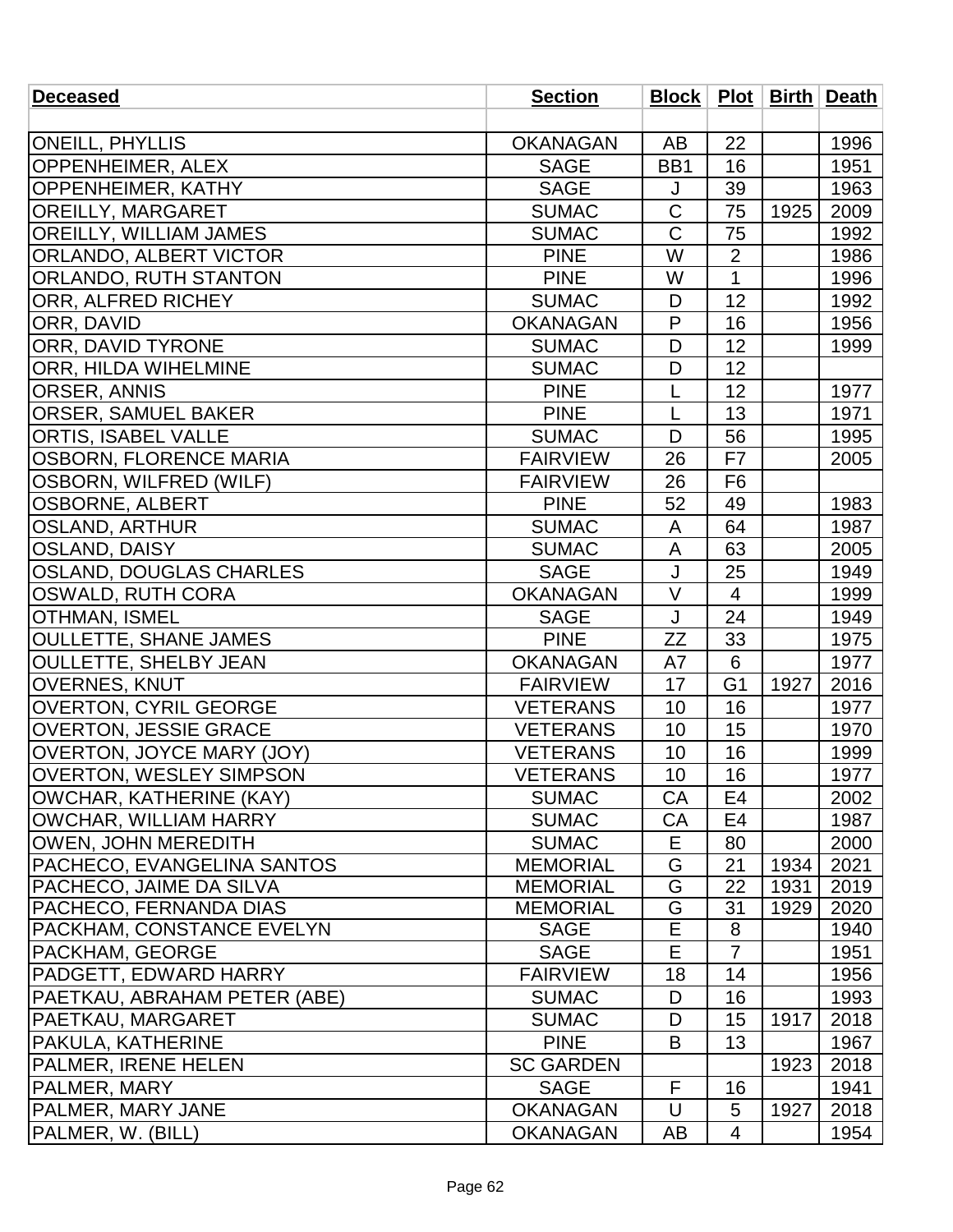| Deceased | Section | Block | Plot | Birth | Death |
|---|---|---|---|---|---|
| | | | | | |
| ONEILL, PHYLLIS | OKANAGAN | AB | 22 | | 1996 |
| OPPENHEIMER, ALEX | SAGE | BB1 | 16 | | 1951 |
| OPPENHEIMER, KATHY | SAGE | J | 39 | | 1963 |
| OREILLY, MARGARET | SUMAC | C | 75 | 1925 | 2009 |
| OREILLY, WILLIAM JAMES | SUMAC | C | 75 | | 1992 |
| ORLANDO, ALBERT VICTOR | PINE | W | 2 | | 1986 |
| ORLANDO, RUTH STANTON | PINE | W | 1 | | 1996 |
| ORR, ALFRED RICHEY | SUMAC | D | 12 | | 1992 |
| ORR, DAVID | OKANAGAN | P | 16 | | 1956 |
| ORR, DAVID TYRONE | SUMAC | D | 12 | | 1999 |
| ORR, HILDA WIHELMINE | SUMAC | D | 12 | | |
| ORSER, ANNIS | PINE | L | 12 | | 1977 |
| ORSER, SAMUEL BAKER | PINE | L | 13 | | 1971 |
| ORTIS, ISABEL VALLE | SUMAC | D | 56 | | 1995 |
| OSBORN, FLORENCE MARIA | FAIRVIEW | 26 | F7 | | 2005 |
| OSBORN, WILFRED (WILF) | FAIRVIEW | 26 | F6 | | |
| OSBORNE, ALBERT | PINE | 52 | 49 | | 1983 |
| OSLAND, ARTHUR | SUMAC | A | 64 | | 1987 |
| OSLAND, DAISY | SUMAC | A | 63 | | 2005 |
| OSLAND, DOUGLAS CHARLES | SAGE | J | 25 | | 1949 |
| OSWALD, RUTH CORA | OKANAGAN | V | 4 | | 1999 |
| OTHMAN, ISMEL | SAGE | J | 24 | | 1949 |
| OULLETTE, SHANE JAMES | PINE | ZZ | 33 | | 1975 |
| OULLETTE, SHELBY JEAN | OKANAGAN | A7 | 6 | | 1977 |
| OVERNES, KNUT | FAIRVIEW | 17 | G1 | 1927 | 2016 |
| OVERTON, CYRIL GEORGE | VETERANS | 10 | 16 | | 1977 |
| OVERTON, JESSIE GRACE | VETERANS | 10 | 15 | | 1970 |
| OVERTON, JOYCE MARY (JOY) | VETERANS | 10 | 16 | | 1999 |
| OVERTON, WESLEY SIMPSON | VETERANS | 10 | 16 | | 1977 |
| OWCHAR, KATHERINE (KAY) | SUMAC | CA | E4 | | 2002 |
| OWCHAR, WILLIAM HARRY | SUMAC | CA | E4 | | 1987 |
| OWEN, JOHN MEREDITH | SUMAC | E | 80 | | 2000 |
| PACHECO, EVANGELINA SANTOS | MEMORIAL | G | 21 | 1934 | 2021 |
| PACHECO, JAIME DA SILVA | MEMORIAL | G | 22 | 1931 | 2019 |
| PACHECO, FERNANDA DIAS | MEMORIAL | G | 31 | 1929 | 2020 |
| PACKHAM, CONSTANCE EVELYN | SAGE | E | 8 | | 1940 |
| PACKHAM, GEORGE | SAGE | E | 7 | | 1951 |
| PADGETT, EDWARD HARRY | FAIRVIEW | 18 | 14 | | 1956 |
| PAETKAU, ABRAHAM PETER (ABE) | SUMAC | D | 16 | | 1993 |
| PAETKAU, MARGARET | SUMAC | D | 15 | 1917 | 2018 |
| PAKULA, KATHERINE | PINE | B | 13 | | 1967 |
| PALMER, IRENE HELEN | SC GARDEN | | | 1923 | 2018 |
| PALMER, MARY | SAGE | F | 16 | | 1941 |
| PALMER, MARY JANE | OKANAGAN | U | 5 | 1927 | 2018 |
| PALMER, W. (BILL) | OKANAGAN | AB | 4 | | 1954 |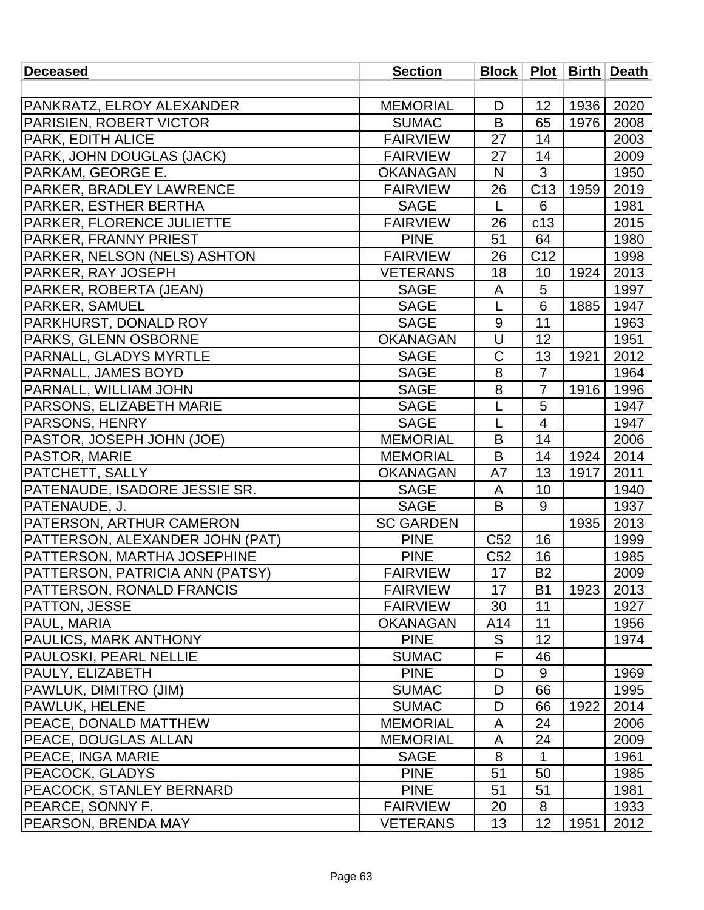| Deceased | Section | Block | Plot | Birth | Death |
|---|---|---|---|---|---|
| | | | | | |
| PANKRATZ, ELROY ALEXANDER | MEMORIAL | D | 12 | 1936 | 2020 |
| PARISIEN, ROBERT VICTOR | SUMAC | B | 65 | 1976 | 2008 |
| PARK, EDITH ALICE | FAIRVIEW | 27 | 14 | | 2003 |
| PARK, JOHN DOUGLAS (JACK) | FAIRVIEW | 27 | 14 | | 2009 |
| PARKAM, GEORGE E. | OKANAGAN | N | 3 | | 1950 |
| PARKER, BRADLEY LAWRENCE | FAIRVIEW | 26 | C13 | 1959 | 2019 |
| PARKER, ESTHER BERTHA | SAGE | L | 6 | | 1981 |
| PARKER, FLORENCE JULIETTE | FAIRVIEW | 26 | c13 | | 2015 |
| PARKER, FRANNY PRIEST | PINE | 51 | 64 | | 1980 |
| PARKER, NELSON (NELS) ASHTON | FAIRVIEW | 26 | C12 | | 1998 |
| PARKER, RAY JOSEPH | VETERANS | 18 | 10 | 1924 | 2013 |
| PARKER, ROBERTA (JEAN) | SAGE | A | 5 | | 1997 |
| PARKER, SAMUEL | SAGE | L | 6 | 1885 | 1947 |
| PARKHURST, DONALD ROY | SAGE | 9 | 11 | | 1963 |
| PARKS, GLENN OSBORNE | OKANAGAN | U | 12 | | 1951 |
| PARNALL, GLADYS MYRTLE | SAGE | C | 13 | 1921 | 2012 |
| PARNALL, JAMES BOYD | SAGE | 8 | 7 | | 1964 |
| PARNALL, WILLIAM JOHN | SAGE | 8 | 7 | 1916 | 1996 |
| PARSONS, ELIZABETH MARIE | SAGE | L | 5 | | 1947 |
| PARSONS, HENRY | SAGE | L | 4 | | 1947 |
| PASTOR, JOSEPH JOHN (JOE) | MEMORIAL | B | 14 | | 2006 |
| PASTOR, MARIE | MEMORIAL | B | 14 | 1924 | 2014 |
| PATCHETT, SALLY | OKANAGAN | A7 | 13 | 1917 | 2011 |
| PATENAUDE, ISADORE JESSIE SR. | SAGE | A | 10 | | 1940 |
| PATENAUDE, J. | SAGE | B | 9 | | 1937 |
| PATERSON, ARTHUR CAMERON | SC GARDEN | | | 1935 | 2013 |
| PATTERSON, ALEXANDER JOHN (PAT) | PINE | C52 | 16 | | 1999 |
| PATTERSON, MARTHA JOSEPHINE | PINE | C52 | 16 | | 1985 |
| PATTERSON, PATRICIA ANN (PATSY) | FAIRVIEW | 17 | B2 | | 2009 |
| PATTERSON, RONALD FRANCIS | FAIRVIEW | 17 | B1 | 1923 | 2013 |
| PATTON, JESSE | FAIRVIEW | 30 | 11 | | 1927 |
| PAUL, MARIA | OKANAGAN | A14 | 11 | | 1956 |
| PAULICS, MARK ANTHONY | PINE | S | 12 | | 1974 |
| PAULOSKI, PEARL NELLIE | SUMAC | F | 46 | | |
| PAULY, ELIZABETH | PINE | D | 9 | | 1969 |
| PAWLUK, DIMITRO (JIM) | SUMAC | D | 66 | | 1995 |
| PAWLUK, HELENE | SUMAC | D | 66 | 1922 | 2014 |
| PEACE, DONALD MATTHEW | MEMORIAL | A | 24 | | 2006 |
| PEACE, DOUGLAS ALLAN | MEMORIAL | A | 24 | | 2009 |
| PEACE, INGA MARIE | SAGE | 8 | 1 | | 1961 |
| PEACOCK, GLADYS | PINE | 51 | 50 | | 1985 |
| PEACOCK, STANLEY BERNARD | PINE | 51 | 51 | | 1981 |
| PEARCE, SONNY F. | FAIRVIEW | 20 | 8 | | 1933 |
| PEARSON, BRENDA MAY | VETERANS | 13 | 12 | 1951 | 2012 |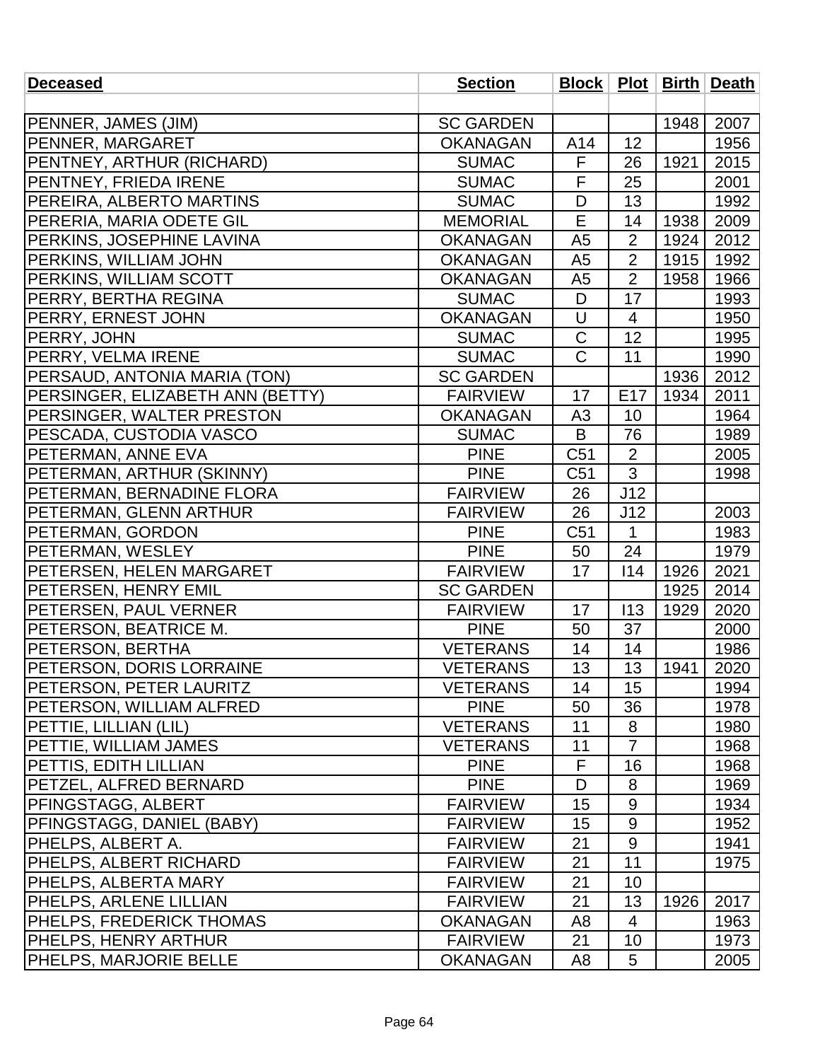| Deceased | Section | Block | Plot | Birth | Death |
|---|---|---|---|---|---|
| | | | | | |
| PENNER, JAMES (JIM) | SC GARDEN | | | 1948 | 2007 |
| PENNER, MARGARET | OKANAGAN | A14 | 12 | | 1956 |
| PENTNEY, ARTHUR (RICHARD) | SUMAC | F | 26 | 1921 | 2015 |
| PENTNEY, FRIEDA IRENE | SUMAC | F | 25 | | 2001 |
| PEREIRA, ALBERTO MARTINS | SUMAC | D | 13 | | 1992 |
| PERERIA, MARIA ODETE GIL | MEMORIAL | E | 14 | 1938 | 2009 |
| PERKINS, JOSEPHINE LAVINA | OKANAGAN | A5 | 2 | 1924 | 2012 |
| PERKINS, WILLIAM JOHN | OKANAGAN | A5 | 2 | 1915 | 1992 |
| PERKINS, WILLIAM SCOTT | OKANAGAN | A5 | 2 | 1958 | 1966 |
| PERRY, BERTHA REGINA | SUMAC | D | 17 | | 1993 |
| PERRY, ERNEST JOHN | OKANAGAN | U | 4 | | 1950 |
| PERRY, JOHN | SUMAC | C | 12 | | 1995 |
| PERRY, VELMA IRENE | SUMAC | C | 11 | | 1990 |
| PERSAUD, ANTONIA MARIA (TON) | SC GARDEN | | | 1936 | 2012 |
| PERSINGER, ELIZABETH ANN (BETTY) | FAIRVIEW | 17 | E17 | 1934 | 2011 |
| PERSINGER, WALTER PRESTON | OKANAGAN | A3 | 10 | | 1964 |
| PESCADA, CUSTODIA VASCO | SUMAC | B | 76 | | 1989 |
| PETERMAN, ANNE EVA | PINE | C51 | 2 | | 2005 |
| PETERMAN, ARTHUR (SKINNY) | PINE | C51 | 3 | | 1998 |
| PETERMAN, BERNADINE FLORA | FAIRVIEW | 26 | J12 | | |
| PETERMAN, GLENN ARTHUR | FAIRVIEW | 26 | J12 | | 2003 |
| PETERMAN, GORDON | PINE | C51 | 1 | | 1983 |
| PETERMAN, WESLEY | PINE | 50 | 24 | | 1979 |
| PETERSEN, HELEN MARGARET | FAIRVIEW | 17 | I14 | 1926 | 2021 |
| PETERSEN, HENRY EMIL | SC GARDEN | | | 1925 | 2014 |
| PETERSEN, PAUL VERNER | FAIRVIEW | 17 | I13 | 1929 | 2020 |
| PETERSON, BEATRICE M. | PINE | 50 | 37 | | 2000 |
| PETERSON, BERTHA | VETERANS | 14 | 14 | | 1986 |
| PETERSON, DORIS LORRAINE | VETERANS | 13 | 13 | 1941 | 2020 |
| PETERSON, PETER LAURITZ | VETERANS | 14 | 15 | | 1994 |
| PETERSON, WILLIAM ALFRED | PINE | 50 | 36 | | 1978 |
| PETTIE, LILLIAN (LIL) | VETERANS | 11 | 8 | | 1980 |
| PETTIE, WILLIAM JAMES | VETERANS | 11 | 7 | | 1968 |
| PETTIS, EDITH LILLIAN | PINE | F | 16 | | 1968 |
| PETZEL, ALFRED BERNARD | PINE | D | 8 | | 1969 |
| PFINGSTAGG, ALBERT | FAIRVIEW | 15 | 9 | | 1934 |
| PFINGSTAGG, DANIEL (BABY) | FAIRVIEW | 15 | 9 | | 1952 |
| PHELPS, ALBERT A. | FAIRVIEW | 21 | 9 | | 1941 |
| PHELPS, ALBERT RICHARD | FAIRVIEW | 21 | 11 | | 1975 |
| PHELPS, ALBERTA MARY | FAIRVIEW | 21 | 10 | | |
| PHELPS, ARLENE LILLIAN | FAIRVIEW | 21 | 13 | 1926 | 2017 |
| PHELPS, FREDERICK THOMAS | OKANAGAN | A8 | 4 | | 1963 |
| PHELPS, HENRY ARTHUR | FAIRVIEW | 21 | 10 | | 1973 |
| PHELPS, MARJORIE BELLE | OKANAGAN | A8 | 5 | | 2005 |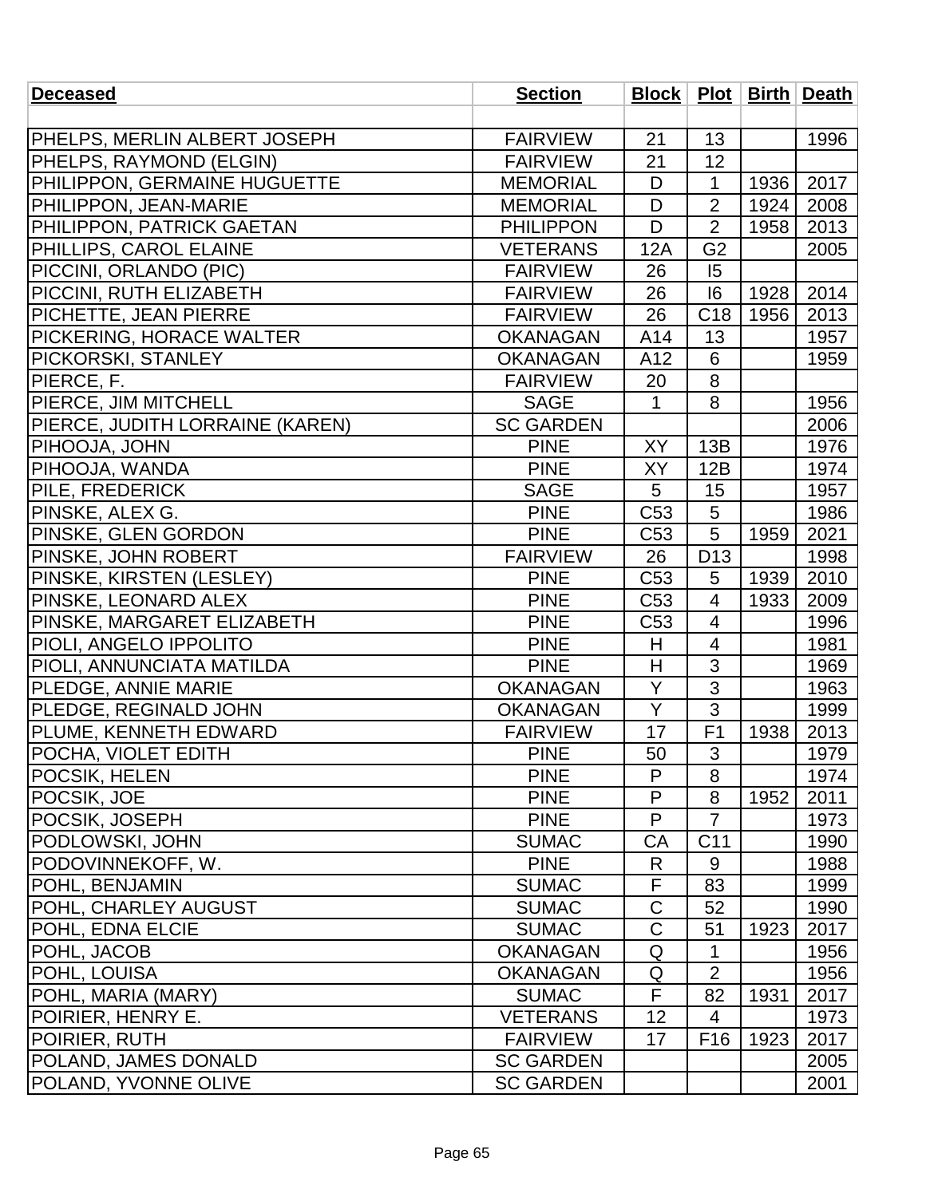| Deceased | Section | Block | Plot | Birth | Death |
|---|---|---|---|---|---|
| | | | | | |
| PHELPS, MERLIN ALBERT JOSEPH | FAIRVIEW | 21 | 13 | | 1996 |
| PHELPS, RAYMOND (ELGIN) | FAIRVIEW | 21 | 12 | | |
| PHILIPPON, GERMAINE HUGUETTE | MEMORIAL | D | 1 | 1936 | 2017 |
| PHILIPPON, JEAN-MARIE | MEMORIAL | D | 2 | 1924 | 2008 |
| PHILIPPON, PATRICK GAETAN | PHILIPPON | D | 2 | 1958 | 2013 |
| PHILLIPS, CAROL ELAINE | VETERANS | 12A | G2 | | 2005 |
| PICCINI, ORLANDO (PIC) | FAIRVIEW | 26 | I5 | | |
| PICCINI, RUTH ELIZABETH | FAIRVIEW | 26 | I6 | 1928 | 2014 |
| PICHETTE, JEAN PIERRE | FAIRVIEW | 26 | C18 | 1956 | 2013 |
| PICKERING, HORACE WALTER | OKANAGAN | A14 | 13 | | 1957 |
| PICKORSKI, STANLEY | OKANAGAN | A12 | 6 | | 1959 |
| PIERCE, F. | FAIRVIEW | 20 | 8 | | |
| PIERCE, JIM MITCHELL | SAGE | 1 | 8 | | 1956 |
| PIERCE, JUDITH LORRAINE (KAREN) | SC GARDEN | | | | 2006 |
| PIHOOJA, JOHN | PINE | XY | 13B | | 1976 |
| PIHOOJA, WANDA | PINE | XY | 12B | | 1974 |
| PILE, FREDERICK | SAGE | 5 | 15 | | 1957 |
| PINSKE, ALEX G. | PINE | C53 | 5 | | 1986 |
| PINSKE, GLEN GORDON | PINE | C53 | 5 | 1959 | 2021 |
| PINSKE, JOHN ROBERT | FAIRVIEW | 26 | D13 | | 1998 |
| PINSKE, KIRSTEN (LESLEY) | PINE | C53 | 5 | 1939 | 2010 |
| PINSKE, LEONARD ALEX | PINE | C53 | 4 | 1933 | 2009 |
| PINSKE, MARGARET ELIZABETH | PINE | C53 | 4 | | 1996 |
| PIOLI, ANGELO IPPOLITO | PINE | H | 4 | | 1981 |
| PIOLI, ANNUNCIATA MATILDA | PINE | H | 3 | | 1969 |
| PLEDGE, ANNIE MARIE | OKANAGAN | Y | 3 | | 1963 |
| PLEDGE, REGINALD JOHN | OKANAGAN | Y | 3 | | 1999 |
| PLUME, KENNETH EDWARD | FAIRVIEW | 17 | F1 | 1938 | 2013 |
| POCHA, VIOLET EDITH | PINE | 50 | 3 | | 1979 |
| POCSIK, HELEN | PINE | P | 8 | | 1974 |
| POCSIK, JOE | PINE | P | 8 | 1952 | 2011 |
| POCSIK, JOSEPH | PINE | P | 7 | | 1973 |
| PODLOWSKI, JOHN | SUMAC | CA | C11 | | 1990 |
| PODOVINNEKOFF, W. | PINE | R | 9 | | 1988 |
| POHL, BENJAMIN | SUMAC | F | 83 | | 1999 |
| POHL, CHARLEY AUGUST | SUMAC | C | 52 | | 1990 |
| POHL, EDNA ELCIE | SUMAC | C | 51 | 1923 | 2017 |
| POHL, JACOB | OKANAGAN | Q | 1 | | 1956 |
| POHL, LOUISA | OKANAGAN | Q | 2 | | 1956 |
| POHL, MARIA (MARY) | SUMAC | F | 82 | 1931 | 2017 |
| POIRIER, HENRY E. | VETERANS | 12 | 4 | | 1973 |
| POIRIER, RUTH | FAIRVIEW | 17 | F16 | 1923 | 2017 |
| POLAND, JAMES DONALD | SC GARDEN | | | | 2005 |
| POLAND, YVONNE OLIVE | SC GARDEN | | | | 2001 |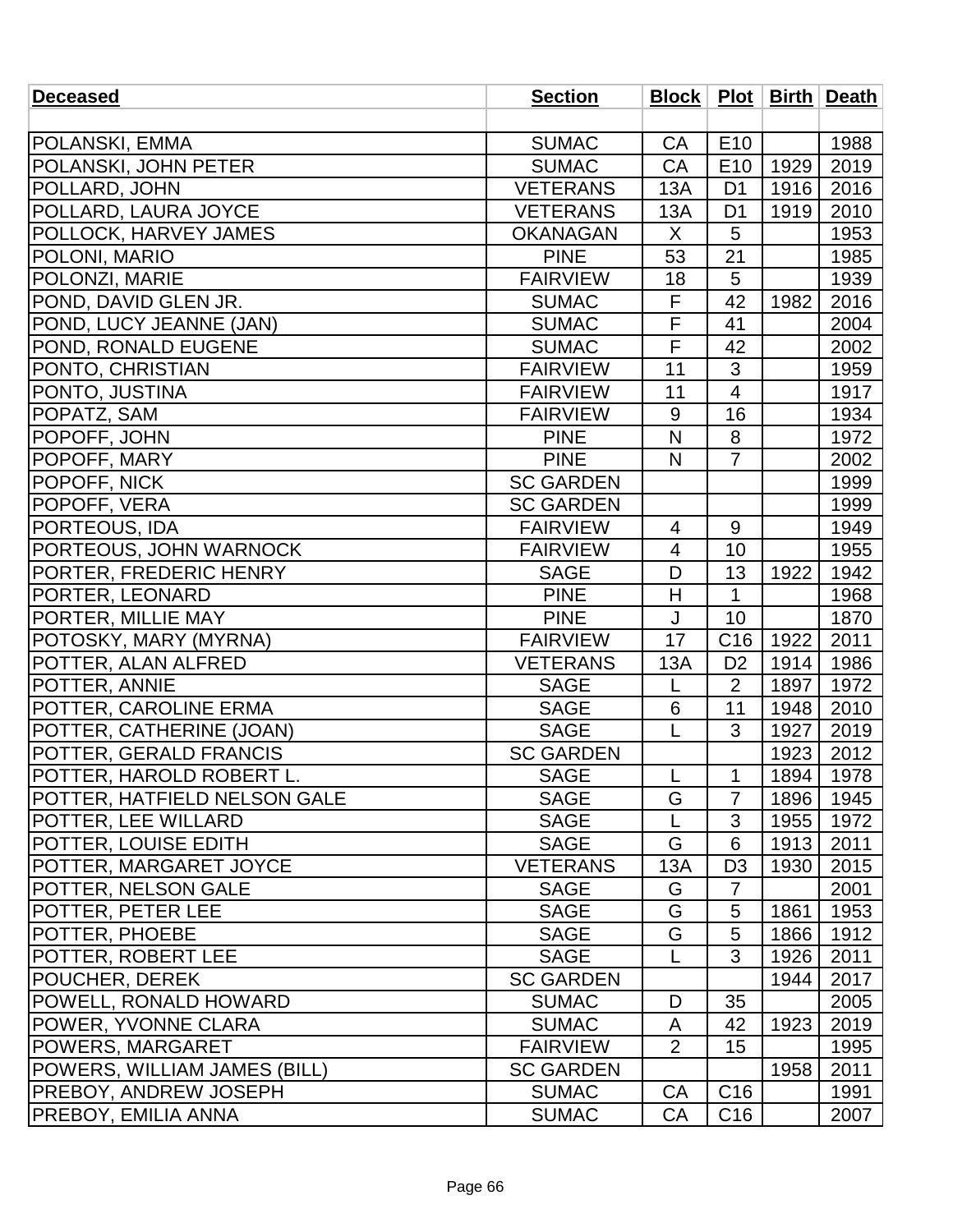| Deceased | Section | Block | Plot | Birth | Death |
|---|---|---|---|---|---|
| | | | | | |
| POLANSKI, EMMA | SUMAC | CA | E10 | | 1988 |
| POLANSKI, JOHN PETER | SUMAC | CA | E10 | 1929 | 2019 |
| POLLARD, JOHN | VETERANS | 13A | D1 | 1916 | 2016 |
| POLLARD, LAURA JOYCE | VETERANS | 13A | D1 | 1919 | 2010 |
| POLLOCK, HARVEY JAMES | OKANAGAN | X | 5 | | 1953 |
| POLONI, MARIO | PINE | 53 | 21 | | 1985 |
| POLONZI, MARIE | FAIRVIEW | 18 | 5 | | 1939 |
| POND, DAVID GLEN JR. | SUMAC | F | 42 | 1982 | 2016 |
| POND, LUCY JEANNE (JAN) | SUMAC | F | 41 | | 2004 |
| POND, RONALD EUGENE | SUMAC | F | 42 | | 2002 |
| PONTO, CHRISTIAN | FAIRVIEW | 11 | 3 | | 1959 |
| PONTO, JUSTINA | FAIRVIEW | 11 | 4 | | 1917 |
| POPATZ, SAM | FAIRVIEW | 9 | 16 | | 1934 |
| POPOFF, JOHN | PINE | N | 8 | | 1972 |
| POPOFF, MARY | PINE | N | 7 | | 2002 |
| POPOFF, NICK | SC GARDEN | | | | 1999 |
| POPOFF, VERA | SC GARDEN | | | | 1999 |
| PORTEOUS, IDA | FAIRVIEW | 4 | 9 | | 1949 |
| PORTEOUS, JOHN WARNOCK | FAIRVIEW | 4 | 10 | | 1955 |
| PORTER, FREDERIC HENRY | SAGE | D | 13 | 1922 | 1942 |
| PORTER, LEONARD | PINE | H | 1 | | 1968 |
| PORTER, MILLIE MAY | PINE | J | 10 | | 1870 |
| POTOSKY, MARY (MYRNA) | FAIRVIEW | 17 | C16 | 1922 | 2011 |
| POTTER, ALAN ALFRED | VETERANS | 13A | D2 | 1914 | 1986 |
| POTTER, ANNIE | SAGE | L | 2 | 1897 | 1972 |
| POTTER, CAROLINE ERMA | SAGE | 6 | 11 | 1948 | 2010 |
| POTTER, CATHERINE (JOAN) | SAGE | L | 3 | 1927 | 2019 |
| POTTER, GERALD FRANCIS | SC GARDEN | | | 1923 | 2012 |
| POTTER, HAROLD ROBERT L. | SAGE | L | 1 | 1894 | 1978 |
| POTTER, HATFIELD NELSON GALE | SAGE | G | 7 | 1896 | 1945 |
| POTTER, LEE WILLARD | SAGE | L | 3 | 1955 | 1972 |
| POTTER, LOUISE EDITH | SAGE | G | 6 | 1913 | 2011 |
| POTTER, MARGARET JOYCE | VETERANS | 13A | D3 | 1930 | 2015 |
| POTTER, NELSON GALE | SAGE | G | 7 | | 2001 |
| POTTER, PETER LEE | SAGE | G | 5 | 1861 | 1953 |
| POTTER, PHOEBE | SAGE | G | 5 | 1866 | 1912 |
| POTTER, ROBERT LEE | SAGE | L | 3 | 1926 | 2011 |
| POUCHER, DEREK | SC GARDEN | | | 1944 | 2017 |
| POWELL, RONALD HOWARD | SUMAC | D | 35 | | 2005 |
| POWER, YVONNE CLARA | SUMAC | A | 42 | 1923 | 2019 |
| POWERS, MARGARET | FAIRVIEW | 2 | 15 | | 1995 |
| POWERS, WILLIAM JAMES (BILL) | SC GARDEN | | | 1958 | 2011 |
| PREBOY, ANDREW JOSEPH | SUMAC | CA | C16 | | 1991 |
| PREBOY, EMILIA ANNA | SUMAC | CA | C16 | | 2007 |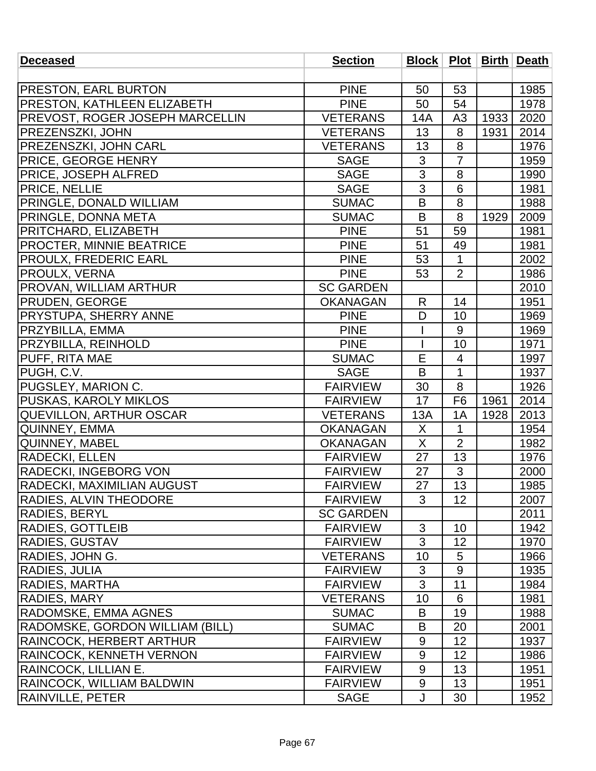| Deceased | Section | Block | Plot | Birth | Death |
|---|---|---|---|---|---|
| | | | | | |
| PRESTON, EARL BURTON | PINE | 50 | 53 | | 1985 |
| PRESTON, KATHLEEN ELIZABETH | PINE | 50 | 54 | | 1978 |
| PREVOST, ROGER JOSEPH MARCELLIN | VETERANS | 14A | A3 | 1933 | 2020 |
| PREZENSZKI, JOHN | VETERANS | 13 | 8 | 1931 | 2014 |
| PREZENSZKI, JOHN CARL | VETERANS | 13 | 8 | | 1976 |
| PRICE, GEORGE HENRY | SAGE | 3 | 7 | | 1959 |
| PRICE, JOSEPH ALFRED | SAGE | 3 | 8 | | 1990 |
| PRICE, NELLIE | SAGE | 3 | 6 | | 1981 |
| PRINGLE, DONALD WILLIAM | SUMAC | B | 8 | | 1988 |
| PRINGLE, DONNA META | SUMAC | B | 8 | 1929 | 2009 |
| PRITCHARD, ELIZABETH | PINE | 51 | 59 | | 1981 |
| PROCTER, MINNIE BEATRICE | PINE | 51 | 49 | | 1981 |
| PROULX, FREDERIC EARL | PINE | 53 | 1 | | 2002 |
| PROULX, VERNA | PINE | 53 | 2 | | 1986 |
| PROVAN, WILLIAM ARTHUR | SC GARDEN | | | | 2010 |
| PRUDEN, GEORGE | OKANAGAN | R | 14 | | 1951 |
| PRYSTUPA, SHERRY ANNE | PINE | D | 10 | | 1969 |
| PRZYBILLA, EMMA | PINE | I | 9 | | 1969 |
| PRZYBILLA, REINHOLD | PINE | I | 10 | | 1971 |
| PUFF, RITA MAE | SUMAC | E | 4 | | 1997 |
| PUGH, C.V. | SAGE | B | 1 | | 1937 |
| PUGSLEY, MARION C. | FAIRVIEW | 30 | 8 | | 1926 |
| PUSKAS, KAROLY MIKLOS | FAIRVIEW | 17 | F6 | 1961 | 2014 |
| QUEVILLON, ARTHUR OSCAR | VETERANS | 13A | 1A | 1928 | 2013 |
| QUINNEY, EMMA | OKANAGAN | X | 1 | | 1954 |
| QUINNEY, MABEL | OKANAGAN | X | 2 | | 1982 |
| RADECKI, ELLEN | FAIRVIEW | 27 | 13 | | 1976 |
| RADECKI, INGEBORG VON | FAIRVIEW | 27 | 3 | | 2000 |
| RADECKI, MAXIMILIAN AUGUST | FAIRVIEW | 27 | 13 | | 1985 |
| RADIES, ALVIN THEODORE | FAIRVIEW | 3 | 12 | | 2007 |
| RADIES, BERYL | SC GARDEN | | | | 2011 |
| RADIES, GOTTLEIB | FAIRVIEW | 3 | 10 | | 1942 |
| RADIES, GUSTAV | FAIRVIEW | 3 | 12 | | 1970 |
| RADIES, JOHN G. | VETERANS | 10 | 5 | | 1966 |
| RADIES, JULIA | FAIRVIEW | 3 | 9 | | 1935 |
| RADIES, MARTHA | FAIRVIEW | 3 | 11 | | 1984 |
| RADIES, MARY | VETERANS | 10 | 6 | | 1981 |
| RADOMSKE, EMMA AGNES | SUMAC | B | 19 | | 1988 |
| RADOMSKE, GORDON WILLIAM (BILL) | SUMAC | B | 20 | | 2001 |
| RAINCOCK, HERBERT ARTHUR | FAIRVIEW | 9 | 12 | | 1937 |
| RAINCOCK, KENNETH VERNON | FAIRVIEW | 9 | 12 | | 1986 |
| RAINCOCK, LILLIAN E. | FAIRVIEW | 9 | 13 | | 1951 |
| RAINCOCK, WILLIAM BALDWIN | FAIRVIEW | 9 | 13 | | 1951 |
| RAINVILLE, PETER | SAGE | J | 30 | | 1952 |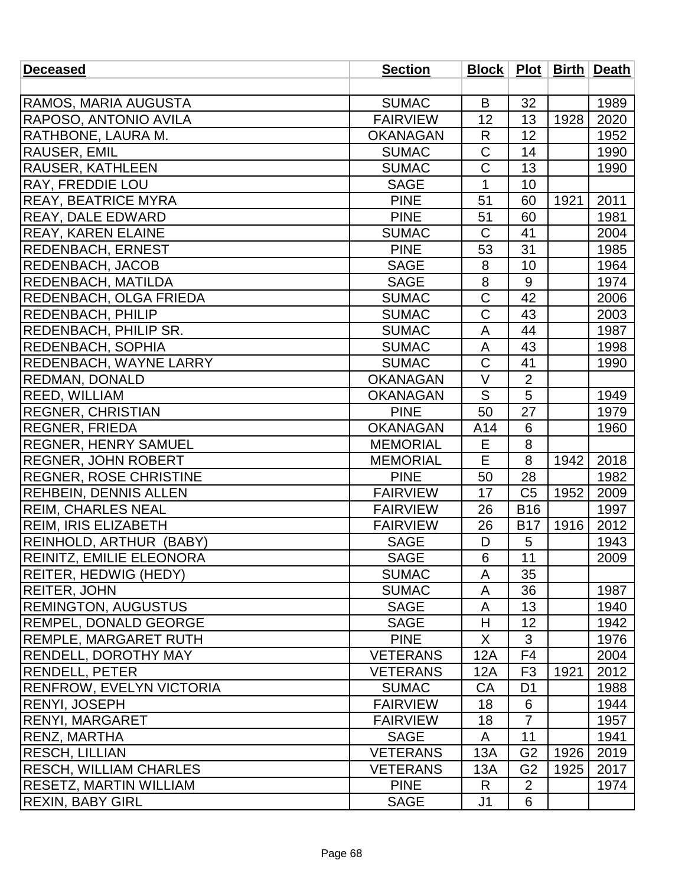| Deceased | Section | Block | Plot | Birth | Death |
|---|---|---|---|---|---|
| | | | | | |
| RAMOS, MARIA AUGUSTA | SUMAC | B | 32 | | 1989 |
| RAPOSO, ANTONIO AVILA | FAIRVIEW | 12 | 13 | 1928 | 2020 |
| RATHBONE, LAURA M. | OKANAGAN | R | 12 | | 1952 |
| RAUSER, EMIL | SUMAC | C | 14 | | 1990 |
| RAUSER, KATHLEEN | SUMAC | C | 13 | | 1990 |
| RAY, FREDDIE LOU | SAGE | 1 | 10 | | |
| REAY, BEATRICE MYRA | PINE | 51 | 60 | 1921 | 2011 |
| REAY, DALE EDWARD | PINE | 51 | 60 | | 1981 |
| REAY, KAREN ELAINE | SUMAC | C | 41 | | 2004 |
| REDENBACH, ERNEST | PINE | 53 | 31 | | 1985 |
| REDENBACH, JACOB | SAGE | 8 | 10 | | 1964 |
| REDENBACH, MATILDA | SAGE | 8 | 9 | | 1974 |
| REDENBACH, OLGA FRIEDA | SUMAC | C | 42 | | 2006 |
| REDENBACH, PHILIP | SUMAC | C | 43 | | 2003 |
| REDENBACH, PHILIP SR. | SUMAC | A | 44 | | 1987 |
| REDENBACH, SOPHIA | SUMAC | A | 43 | | 1998 |
| REDENBACH, WAYNE LARRY | SUMAC | C | 41 | | 1990 |
| REDMAN, DONALD | OKANAGAN | V | 2 | | |
| REED, WILLIAM | OKANAGAN | S | 5 | | 1949 |
| REGNER, CHRISTIAN | PINE | 50 | 27 | | 1979 |
| REGNER, FRIEDA | OKANAGAN | A14 | 6 | | 1960 |
| REGNER, HENRY SAMUEL | MEMORIAL | E | 8 | | |
| REGNER, JOHN ROBERT | MEMORIAL | E | 8 | 1942 | 2018 |
| REGNER, ROSE CHRISTINE | PINE | 50 | 28 | | 1982 |
| REHBEIN, DENNIS ALLEN | FAIRVIEW | 17 | C5 | 1952 | 2009 |
| REIM, CHARLES NEAL | FAIRVIEW | 26 | B16 | | 1997 |
| REIM, IRIS ELIZABETH | FAIRVIEW | 26 | B17 | 1916 | 2012 |
| REINHOLD, ARTHUR (BABY) | SAGE | D | 5 | | 1943 |
| REINITZ, EMILIE ELEONORA | SAGE | 6 | 11 | | 2009 |
| REITER, HEDWIG (HEDY) | SUMAC | A | 35 | | |
| REITER, JOHN | SUMAC | A | 36 | | 1987 |
| REMINGTON, AUGUSTUS | SAGE | A | 13 | | 1940 |
| REMPEL, DONALD GEORGE | SAGE | H | 12 | | 1942 |
| REMPLE, MARGARET RUTH | PINE | X | 3 | | 1976 |
| RENDELL, DOROTHY MAY | VETERANS | 12A | F4 | | 2004 |
| RENDELL, PETER | VETERANS | 12A | F3 | 1921 | 2012 |
| RENFROW, EVELYN VICTORIA | SUMAC | CA | D1 | | 1988 |
| RENYI, JOSEPH | FAIRVIEW | 18 | 6 | | 1944 |
| RENYI, MARGARET | FAIRVIEW | 18 | 7 | | 1957 |
| RENZ, MARTHA | SAGE | A | 11 | | 1941 |
| RESCH, LILLIAN | VETERANS | 13A | G2 | 1926 | 2019 |
| RESCH, WILLIAM CHARLES | VETERANS | 13A | G2 | 1925 | 2017 |
| RESETZ, MARTIN WILLIAM | PINE | R | 2 | | 1974 |
| REXIN, BABY GIRL | SAGE | J1 | 6 | | |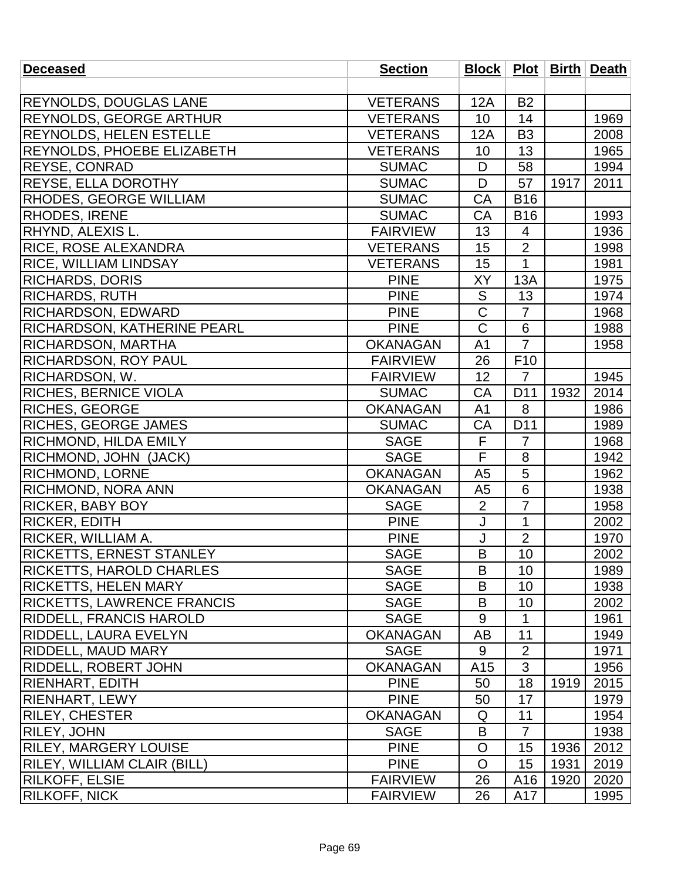| Deceased | Section | Block | Plot | Birth | Death |
|---|---|---|---|---|---|
| | | | | | |
| REYNOLDS, DOUGLAS LANE | VETERANS | 12A | B2 | | |
| REYNOLDS, GEORGE ARTHUR | VETERANS | 10 | 14 | | 1969 |
| REYNOLDS, HELEN ESTELLE | VETERANS | 12A | B3 | | 2008 |
| REYNOLDS, PHOEBE ELIZABETH | VETERANS | 10 | 13 | | 1965 |
| REYSE, CONRAD | SUMAC | D | 58 | | 1994 |
| REYSE, ELLA DOROTHY | SUMAC | D | 57 | 1917 | 2011 |
| RHODES, GEORGE WILLIAM | SUMAC | CA | B16 | | |
| RHODES, IRENE | SUMAC | CA | B16 | | 1993 |
| RHYND, ALEXIS L. | FAIRVIEW | 13 | 4 | | 1936 |
| RICE, ROSE ALEXANDRA | VETERANS | 15 | 2 | | 1998 |
| RICE, WILLIAM LINDSAY | VETERANS | 15 | 1 | | 1981 |
| RICHARDS, DORIS | PINE | XY | 13A | | 1975 |
| RICHARDS, RUTH | PINE | S | 13 | | 1974 |
| RICHARDSON, EDWARD | PINE | C | 7 | | 1968 |
| RICHARDSON, KATHERINE PEARL | PINE | C | 6 | | 1988 |
| RICHARDSON, MARTHA | OKANAGAN | A1 | 7 | | 1958 |
| RICHARDSON, ROY PAUL | FAIRVIEW | 26 | F10 | | |
| RICHARDSON, W. | FAIRVIEW | 12 | 7 | | 1945 |
| RICHES, BERNICE VIOLA | SUMAC | CA | D11 | 1932 | 2014 |
| RICHES, GEORGE | OKANAGAN | A1 | 8 | | 1986 |
| RICHES, GEORGE JAMES | SUMAC | CA | D11 | | 1989 |
| RICHMOND, HILDA EMILY | SAGE | F | 7 | | 1968 |
| RICHMOND, JOHN (JACK) | SAGE | F | 8 | | 1942 |
| RICHMOND, LORNE | OKANAGAN | A5 | 5 | | 1962 |
| RICHMOND, NORA ANN | OKANAGAN | A5 | 6 | | 1938 |
| RICKER, BABY BOY | SAGE | 2 | 7 | | 1958 |
| RICKER, EDITH | PINE | J | 1 | | 2002 |
| RICKER, WILLIAM A. | PINE | J | 2 | | 1970 |
| RICKETTS, ERNEST STANLEY | SAGE | B | 10 | | 2002 |
| RICKETTS, HAROLD CHARLES | SAGE | B | 10 | | 1989 |
| RICKETTS, HELEN MARY | SAGE | B | 10 | | 1938 |
| RICKETTS, LAWRENCE FRANCIS | SAGE | B | 10 | | 2002 |
| RIDDELL, FRANCIS HAROLD | SAGE | 9 | 1 | | 1961 |
| RIDDELL, LAURA EVELYN | OKANAGAN | AB | 11 | | 1949 |
| RIDDELL, MAUD MARY | SAGE | 9 | 2 | | 1971 |
| RIDDELL, ROBERT JOHN | OKANAGAN | A15 | 3 | | 1956 |
| RIENHART, EDITH | PINE | 50 | 18 | 1919 | 2015 |
| RIENHART, LEWY | PINE | 50 | 17 | | 1979 |
| RILEY, CHESTER | OKANAGAN | Q | 11 | | 1954 |
| RILEY, JOHN | SAGE | B | 7 | | 1938 |
| RILEY, MARGERY LOUISE | PINE | O | 15 | 1936 | 2012 |
| RILEY, WILLIAM CLAIR (BILL) | PINE | O | 15 | 1931 | 2019 |
| RILKOFF, ELSIE | FAIRVIEW | 26 | A16 | 1920 | 2020 |
| RILKOFF, NICK | FAIRVIEW | 26 | A17 | | 1995 |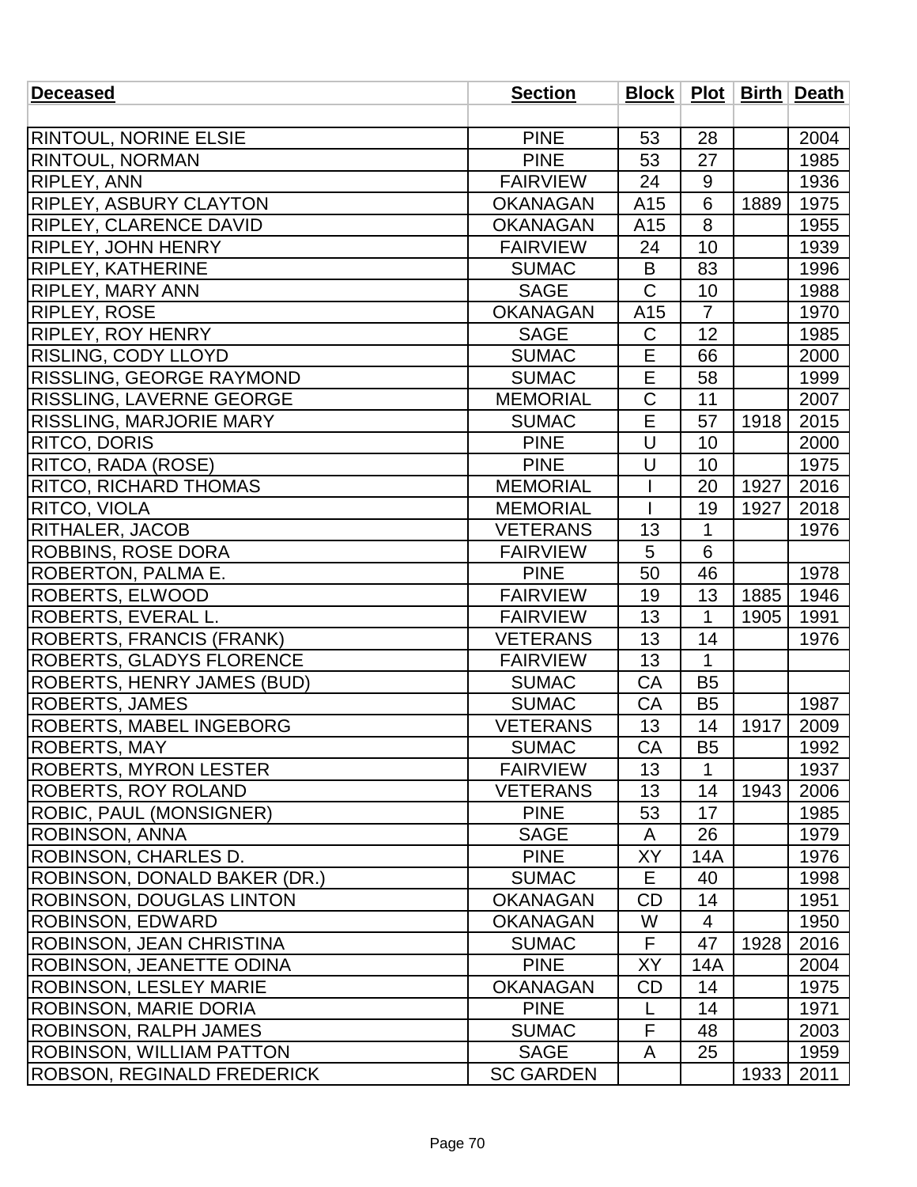| Deceased | Section | Block | Plot | Birth | Death |
|---|---|---|---|---|---|
| | | | | | |
| RINTOUL, NORINE ELSIE | PINE | 53 | 28 | | 2004 |
| RINTOUL, NORMAN | PINE | 53 | 27 | | 1985 |
| RIPLEY, ANN | FAIRVIEW | 24 | 9 | | 1936 |
| RIPLEY, ASBURY CLAYTON | OKANAGAN | A15 | 6 | 1889 | 1975 |
| RIPLEY, CLARENCE DAVID | OKANAGAN | A15 | 8 | | 1955 |
| RIPLEY, JOHN HENRY | FAIRVIEW | 24 | 10 | | 1939 |
| RIPLEY, KATHERINE | SUMAC | B | 83 | | 1996 |
| RIPLEY, MARY ANN | SAGE | C | 10 | | 1988 |
| RIPLEY, ROSE | OKANAGAN | A15 | 7 | | 1970 |
| RIPLEY, ROY HENRY | SAGE | C | 12 | | 1985 |
| RISLING, CODY LLOYD | SUMAC | E | 66 | | 2000 |
| RISSLING, GEORGE RAYMOND | SUMAC | E | 58 | | 1999 |
| RISSLING, LAVERNE GEORGE | MEMORIAL | C | 11 | | 2007 |
| RISSLING, MARJORIE MARY | SUMAC | E | 57 | 1918 | 2015 |
| RITCO, DORIS | PINE | U | 10 | | 2000 |
| RITCO, RADA (ROSE) | PINE | U | 10 | | 1975 |
| RITCO, RICHARD THOMAS | MEMORIAL | I | 20 | 1927 | 2016 |
| RITCO, VIOLA | MEMORIAL | I | 19 | 1927 | 2018 |
| RITHALER, JACOB | VETERANS | 13 | 1 | | 1976 |
| ROBBINS, ROSE DORA | FAIRVIEW | 5 | 6 | | |
| ROBERTON, PALMA E. | PINE | 50 | 46 | | 1978 |
| ROBERTS, ELWOOD | FAIRVIEW | 19 | 13 | 1885 | 1946 |
| ROBERTS, EVERAL L. | FAIRVIEW | 13 | 1 | 1905 | 1991 |
| ROBERTS, FRANCIS (FRANK) | VETERANS | 13 | 14 | | 1976 |
| ROBERTS, GLADYS FLORENCE | FAIRVIEW | 13 | 1 | | |
| ROBERTS, HENRY JAMES (BUD) | SUMAC | CA | B5 | | |
| ROBERTS, JAMES | SUMAC | CA | B5 | | 1987 |
| ROBERTS, MABEL INGEBORG | VETERANS | 13 | 14 | 1917 | 2009 |
| ROBERTS, MAY | SUMAC | CA | B5 | | 1992 |
| ROBERTS, MYRON LESTER | FAIRVIEW | 13 | 1 | | 1937 |
| ROBERTS, ROY ROLAND | VETERANS | 13 | 14 | 1943 | 2006 |
| ROBIC, PAUL (MONSIGNER) | PINE | 53 | 17 | | 1985 |
| ROBINSON, ANNA | SAGE | A | 26 | | 1979 |
| ROBINSON, CHARLES D. | PINE | XY | 14A | | 1976 |
| ROBINSON, DONALD BAKER (DR.) | SUMAC | E | 40 | | 1998 |
| ROBINSON, DOUGLAS LINTON | OKANAGAN | CD | 14 | | 1951 |
| ROBINSON, EDWARD | OKANAGAN | W | 4 | | 1950 |
| ROBINSON, JEAN CHRISTINA | SUMAC | F | 47 | 1928 | 2016 |
| ROBINSON, JEANETTE ODINA | PINE | XY | 14A | | 2004 |
| ROBINSON, LESLEY MARIE | OKANAGAN | CD | 14 | | 1975 |
| ROBINSON, MARIE DORIA | PINE | L | 14 | | 1971 |
| ROBINSON, RALPH JAMES | SUMAC | F | 48 | | 2003 |
| ROBINSON, WILLIAM PATTON | SAGE | A | 25 | | 1959 |
| ROBSON, REGINALD FREDERICK | SC GARDEN | | | 1933 | 2011 |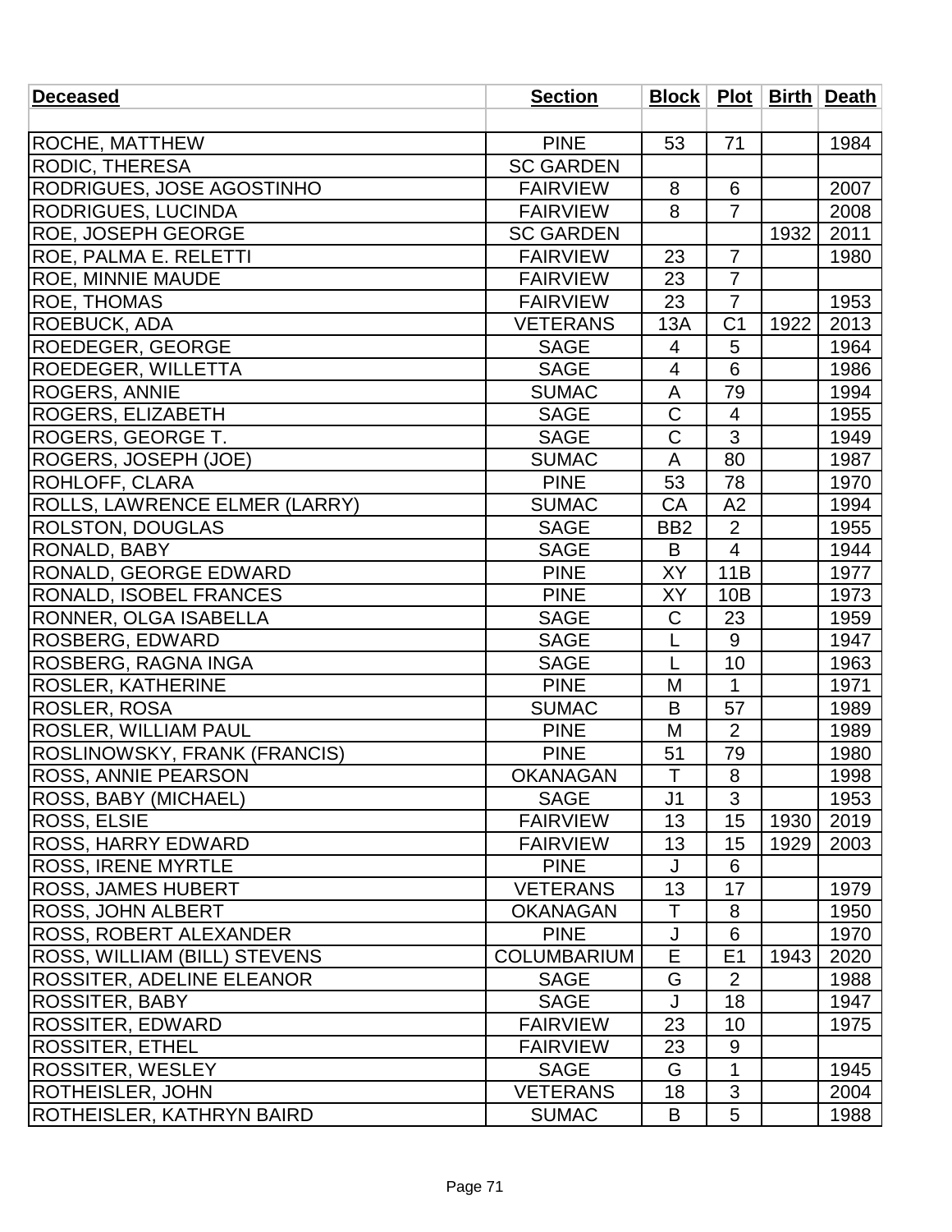| Deceased | Section | Block | Plot | Birth | Death |
| --- | --- | --- | --- | --- | --- |
| | | | | | |
| ROCHE, MATTHEW | PINE | 53 | 71 | | 1984 |
| RODIC, THERESA | SC GARDEN | | | | |
| RODRIGUES, JOSE AGOSTINHO | FAIRVIEW | 8 | 6 | | 2007 |
| RODRIGUES, LUCINDA | FAIRVIEW | 8 | 7 | | 2008 |
| ROE, JOSEPH GEORGE | SC GARDEN | | | 1932 | 2011 |
| ROE, PALMA E. RELETTI | FAIRVIEW | 23 | 7 | | 1980 |
| ROE, MINNIE MAUDE | FAIRVIEW | 23 | 7 | | |
| ROE, THOMAS | FAIRVIEW | 23 | 7 | | 1953 |
| ROEBUCK, ADA | VETERANS | 13A | C1 | 1922 | 2013 |
| ROEDEGER, GEORGE | SAGE | 4 | 5 | | 1964 |
| ROEDEGER, WILLETTA | SAGE | 4 | 6 | | 1986 |
| ROGERS, ANNIE | SUMAC | A | 79 | | 1994 |
| ROGERS, ELIZABETH | SAGE | C | 4 | | 1955 |
| ROGERS, GEORGE T. | SAGE | C | 3 | | 1949 |
| ROGERS, JOSEPH (JOE) | SUMAC | A | 80 | | 1987 |
| ROHLOFF, CLARA | PINE | 53 | 78 | | 1970 |
| ROLLS, LAWRENCE ELMER (LARRY) | SUMAC | CA | A2 | | 1994 |
| ROLSTON, DOUGLAS | SAGE | BB2 | 2 | | 1955 |
| RONALD, BABY | SAGE | B | 4 | | 1944 |
| RONALD, GEORGE EDWARD | PINE | XY | 11B | | 1977 |
| RONALD, ISOBEL FRANCES | PINE | XY | 10B | | 1973 |
| RONNER, OLGA ISABELLA | SAGE | C | 23 | | 1959 |
| ROSBERG, EDWARD | SAGE | L | 9 | | 1947 |
| ROSBERG, RAGNA INGA | SAGE | L | 10 | | 1963 |
| ROSLER, KATHERINE | PINE | M | 1 | | 1971 |
| ROSLER, ROSA | SUMAC | B | 57 | | 1989 |
| ROSLER, WILLIAM PAUL | PINE | M | 2 | | 1989 |
| ROSLINOWSKY, FRANK (FRANCIS) | PINE | 51 | 79 | | 1980 |
| ROSS, ANNIE PEARSON | OKANAGAN | T | 8 | | 1998 |
| ROSS, BABY (MICHAEL) | SAGE | J1 | 3 | | 1953 |
| ROSS, ELSIE | FAIRVIEW | 13 | 15 | 1930 | 2019 |
| ROSS, HARRY EDWARD | FAIRVIEW | 13 | 15 | 1929 | 2003 |
| ROSS, IRENE MYRTLE | PINE | J | 6 | | |
| ROSS, JAMES HUBERT | VETERANS | 13 | 17 | | 1979 |
| ROSS, JOHN ALBERT | OKANAGAN | T | 8 | | 1950 |
| ROSS, ROBERT ALEXANDER | PINE | J | 6 | | 1970 |
| ROSS, WILLIAM (BILL) STEVENS | COLUMBARIUM | E | E1 | 1943 | 2020 |
| ROSSITER, ADELINE ELEANOR | SAGE | G | 2 | | 1988 |
| ROSSITER, BABY | SAGE | J | 18 | | 1947 |
| ROSSITER, EDWARD | FAIRVIEW | 23 | 10 | | 1975 |
| ROSSITER, ETHEL | FAIRVIEW | 23 | 9 | | |
| ROSSITER, WESLEY | SAGE | G | 1 | | 1945 |
| ROTHEISLER, JOHN | VETERANS | 18 | 3 | | 2004 |
| ROTHEISLER, KATHRYN BAIRD | SUMAC | B | 5 | | 1988 |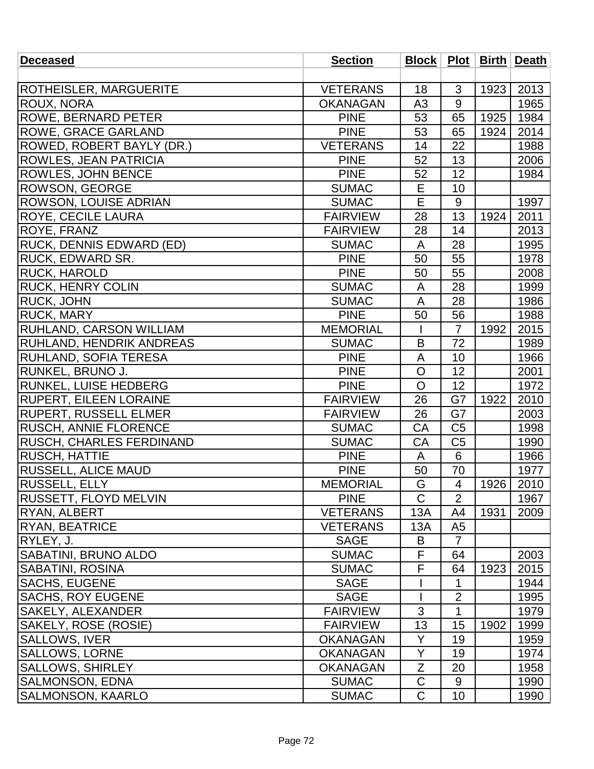| Deceased | Section | Block | Plot | Birth | Death |
|---|---|---|---|---|---|
| | | | | | |
| ROTHEISLER, MARGUERITE | VETERANS | 18 | 3 | 1923 | 2013 |
| ROUX, NORA | OKANAGAN | A3 | 9 | | 1965 |
| ROWE, BERNARD PETER | PINE | 53 | 65 | 1925 | 1984 |
| ROWE, GRACE GARLAND | PINE | 53 | 65 | 1924 | 2014 |
| ROWED, ROBERT BAYLY (DR.) | VETERANS | 14 | 22 | | 1988 |
| ROWLES, JEAN PATRICIA | PINE | 52 | 13 | | 2006 |
| ROWLES, JOHN BENCE | PINE | 52 | 12 | | 1984 |
| ROWSON, GEORGE | SUMAC | E | 10 | | |
| ROWSON, LOUISE ADRIAN | SUMAC | E | 9 | | 1997 |
| ROYE, CECILE LAURA | FAIRVIEW | 28 | 13 | 1924 | 2011 |
| ROYE, FRANZ | FAIRVIEW | 28 | 14 | | 2013 |
| RUCK, DENNIS EDWARD (ED) | SUMAC | A | 28 | | 1995 |
| RUCK, EDWARD SR. | PINE | 50 | 55 | | 1978 |
| RUCK, HAROLD | PINE | 50 | 55 | | 2008 |
| RUCK, HENRY COLIN | SUMAC | A | 28 | | 1999 |
| RUCK, JOHN | SUMAC | A | 28 | | 1986 |
| RUCK, MARY | PINE | 50 | 56 | | 1988 |
| RUHLAND, CARSON WILLIAM | MEMORIAL | I | 7 | 1992 | 2015 |
| RUHLAND, HENDRIK ANDREAS | SUMAC | B | 72 | | 1989 |
| RUHLAND, SOFIA TERESA | PINE | A | 10 | | 1966 |
| RUNKEL, BRUNO J. | PINE | O | 12 | | 2001 |
| RUNKEL, LUISE HEDBERG | PINE | O | 12 | | 1972 |
| RUPERT, EILEEN LORAINE | FAIRVIEW | 26 | G7 | 1922 | 2010 |
| RUPERT, RUSSELL ELMER | FAIRVIEW | 26 | G7 | | 2003 |
| RUSCH, ANNIE FLORENCE | SUMAC | CA | C5 | | 1998 |
| RUSCH, CHARLES FERDINAND | SUMAC | CA | C5 | | 1990 |
| RUSCH, HATTIE | PINE | A | 6 | | 1966 |
| RUSSELL, ALICE MAUD | PINE | 50 | 70 | | 1977 |
| RUSSELL, ELLY | MEMORIAL | G | 4 | 1926 | 2010 |
| RUSSETT, FLOYD MELVIN | PINE | C | 2 | | 1967 |
| RYAN, ALBERT | VETERANS | 13A | A4 | 1931 | 2009 |
| RYAN, BEATRICE | VETERANS | 13A | A5 | | |
| RYLEY, J. | SAGE | B | 7 | | |
| SABATINI, BRUNO ALDO | SUMAC | F | 64 | | 2003 |
| SABATINI, ROSINA | SUMAC | F | 64 | 1923 | 2015 |
| SACHS, EUGENE | SAGE | I | 1 | | 1944 |
| SACHS, ROY EUGENE | SAGE | I | 2 | | 1995 |
| SAKELY, ALEXANDER | FAIRVIEW | 3 | 1 | | 1979 |
| SAKELY, ROSE (ROSIE) | FAIRVIEW | 13 | 15 | 1902 | 1999 |
| SALLOWS, IVER | OKANAGAN | Y | 19 | | 1959 |
| SALLOWS, LORNE | OKANAGAN | Y | 19 | | 1974 |
| SALLOWS, SHIRLEY | OKANAGAN | Z | 20 | | 1958 |
| SALMONSON, EDNA | SUMAC | C | 9 | | 1990 |
| SALMONSON, KAARLO | SUMAC | C | 10 | | 1990 |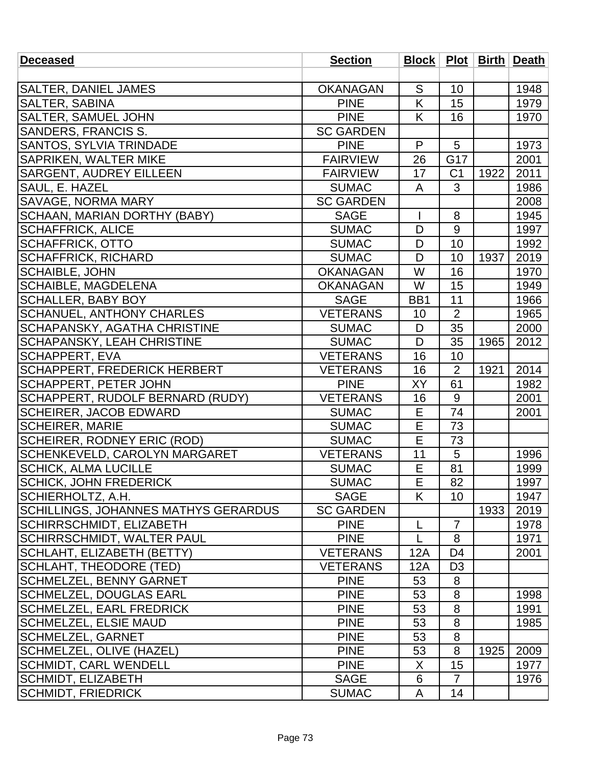| Deceased | Section | Block | Plot | Birth | Death |
|---|---|---|---|---|---|
| | | | | | |
| SALTER, DANIEL JAMES | OKANAGAN | S | 10 | | 1948 |
| SALTER, SABINA | PINE | K | 15 | | 1979 |
| SALTER, SAMUEL JOHN | PINE | K | 16 | | 1970 |
| SANDERS, FRANCIS S. | SC GARDEN | | | | |
| SANTOS, SYLVIA TRINDADE | PINE | P | 5 | | 1973 |
| SAPRIKEN, WALTER MIKE | FAIRVIEW | 26 | G17 | | 2001 |
| SARGENT, AUDREY EILLEEN | FAIRVIEW | 17 | C1 | 1922 | 2011 |
| SAUL, E. HAZEL | SUMAC | A | 3 | | 1986 |
| SAVAGE, NORMA MARY | SC GARDEN | | | | 2008 |
| SCHAAN, MARIAN DORTHY (BABY) | SAGE | I | 8 | | 1945 |
| SCHAFFRICK, ALICE | SUMAC | D | 9 | | 1997 |
| SCHAFFRICK, OTTO | SUMAC | D | 10 | | 1992 |
| SCHAFFRICK, RICHARD | SUMAC | D | 10 | 1937 | 2019 |
| SCHAIBLE, JOHN | OKANAGAN | W | 16 | | 1970 |
| SCHAIBLE, MAGDELENA | OKANAGAN | W | 15 | | 1949 |
| SCHALLER, BABY BOY | SAGE | BB1 | 11 | | 1966 |
| SCHANUEL, ANTHONY CHARLES | VETERANS | 10 | 2 | | 1965 |
| SCHAPANSKY, AGATHA CHRISTINE | SUMAC | D | 35 | | 2000 |
| SCHAPANSKY, LEAH CHRISTINE | SUMAC | D | 35 | 1965 | 2012 |
| SCHAPPERT, EVA | VETERANS | 16 | 10 | | |
| SCHAPPERT, FREDERICK HERBERT | VETERANS | 16 | 2 | 1921 | 2014 |
| SCHAPPERT, PETER JOHN | PINE | XY | 61 | | 1982 |
| SCHAPPERT, RUDOLF BERNARD (RUDY) | VETERANS | 16 | 9 | | 2001 |
| SCHEIRER, JACOB EDWARD | SUMAC | E | 74 | | 2001 |
| SCHEIRER, MARIE | SUMAC | E | 73 | | |
| SCHEIRER, RODNEY ERIC (ROD) | SUMAC | E | 73 | | |
| SCHENKEVELD, CAROLYN MARGARET | VETERANS | 11 | 5 | | 1996 |
| SCHICK, ALMA LUCILLE | SUMAC | E | 81 | | 1999 |
| SCHICK, JOHN FREDERICK | SUMAC | E | 82 | | 1997 |
| SCHIERHOLTZ, A.H. | SAGE | K | 10 | | 1947 |
| SCHILLINGS, JOHANNES MATHYS GERARDUS | SC GARDEN | | | 1933 | 2019 |
| SCHIRRSCHMIDT, ELIZABETH | PINE | L | 7 | | 1978 |
| SCHIRRSCHMIDT, WALTER PAUL | PINE | L | 8 | | 1971 |
| SCHLAHT, ELIZABETH (BETTY) | VETERANS | 12A | D4 | | 2001 |
| SCHLAHT, THEODORE (TED) | VETERANS | 12A | D3 | | |
| SCHMELZEL, BENNY GARNET | PINE | 53 | 8 | | |
| SCHMELZEL, DOUGLAS EARL | PINE | 53 | 8 | | 1998 |
| SCHMELZEL, EARL FREDRICK | PINE | 53 | 8 | | 1991 |
| SCHMELZEL, ELSIE MAUD | PINE | 53 | 8 | | 1985 |
| SCHMELZEL, GARNET | PINE | 53 | 8 | | |
| SCHMELZEL, OLIVE (HAZEL) | PINE | 53 | 8 | 1925 | 2009 |
| SCHMIDT, CARL WENDELL | PINE | X | 15 | | 1977 |
| SCHMIDT, ELIZABETH | SAGE | 6 | 7 | | 1976 |
| SCHMIDT, FRIEDRICK | SUMAC | A | 14 | | |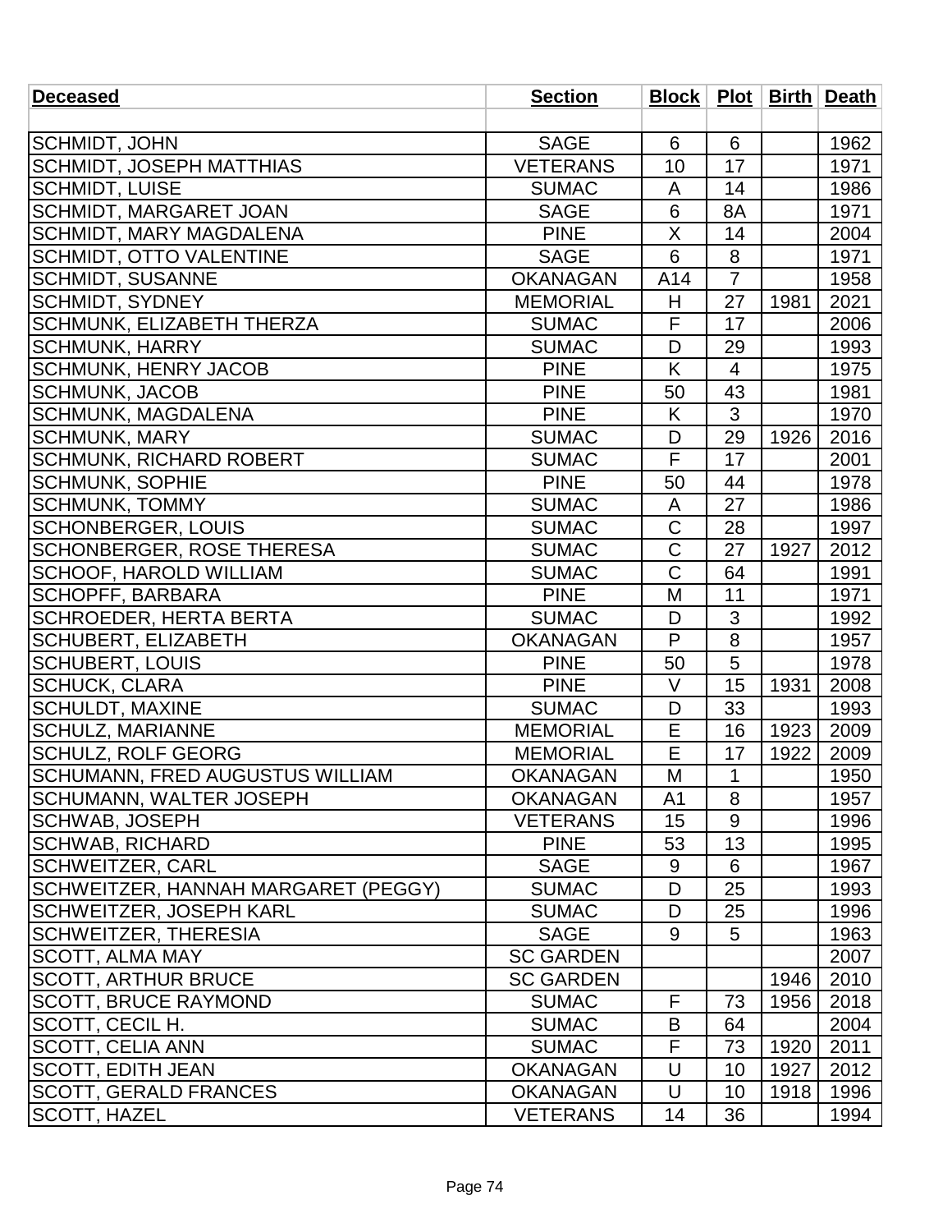| Deceased | Section | Block | Plot | Birth | Death |
|---|---|---|---|---|---|
| | | | | | |
| SCHMIDT, JOHN | SAGE | 6 | 6 | | 1962 |
| SCHMIDT, JOSEPH MATTHIAS | VETERANS | 10 | 17 | | 1971 |
| SCHMIDT, LUISE | SUMAC | A | 14 | | 1986 |
| SCHMIDT, MARGARET JOAN | SAGE | 6 | 8A | | 1971 |
| SCHMIDT, MARY MAGDALENA | PINE | X | 14 | | 2004 |
| SCHMIDT, OTTO VALENTINE | SAGE | 6 | 8 | | 1971 |
| SCHMIDT, SUSANNE | OKANAGAN | A14 | 7 | | 1958 |
| SCHMIDT, SYDNEY | MEMORIAL | H | 27 | 1981 | 2021 |
| SCHMUNK, ELIZABETH THERZA | SUMAC | F | 17 | | 2006 |
| SCHMUNK, HARRY | SUMAC | D | 29 | | 1993 |
| SCHMUNK, HENRY JACOB | PINE | K | 4 | | 1975 |
| SCHMUNK, JACOB | PINE | 50 | 43 | | 1981 |
| SCHMUNK, MAGDALENA | PINE | K | 3 | | 1970 |
| SCHMUNK, MARY | SUMAC | D | 29 | 1926 | 2016 |
| SCHMUNK, RICHARD ROBERT | SUMAC | F | 17 | | 2001 |
| SCHMUNK, SOPHIE | PINE | 50 | 44 | | 1978 |
| SCHMUNK, TOMMY | SUMAC | A | 27 | | 1986 |
| SCHONBERGER, LOUIS | SUMAC | C | 28 | | 1997 |
| SCHONBERGER, ROSE THERESA | SUMAC | C | 27 | 1927 | 2012 |
| SCHOOF, HAROLD WILLIAM | SUMAC | C | 64 | | 1991 |
| SCHOPFF, BARBARA | PINE | M | 11 | | 1971 |
| SCHROEDER, HERTA BERTA | SUMAC | D | 3 | | 1992 |
| SCHUBERT, ELIZABETH | OKANAGAN | P | 8 | | 1957 |
| SCHUBERT, LOUIS | PINE | 50 | 5 | | 1978 |
| SCHUCK, CLARA | PINE | V | 15 | 1931 | 2008 |
| SCHULDT, MAXINE | SUMAC | D | 33 | | 1993 |
| SCHULZ, MARIANNE | MEMORIAL | E | 16 | 1923 | 2009 |
| SCHULZ, ROLF GEORG | MEMORIAL | E | 17 | 1922 | 2009 |
| SCHUMANN, FRED AUGUSTUS WILLIAM | OKANAGAN | M | 1 | | 1950 |
| SCHUMANN, WALTER JOSEPH | OKANAGAN | A1 | 8 | | 1957 |
| SCHWAB, JOSEPH | VETERANS | 15 | 9 | | 1996 |
| SCHWAB, RICHARD | PINE | 53 | 13 | | 1995 |
| SCHWEITZER, CARL | SAGE | 9 | 6 | | 1967 |
| SCHWEITZER, HANNAH MARGARET (PEGGY) | SUMAC | D | 25 | | 1993 |
| SCHWEITZER, JOSEPH KARL | SUMAC | D | 25 | | 1996 |
| SCHWEITZER, THERESIA | SAGE | 9 | 5 | | 1963 |
| SCOTT, ALMA MAY | SC GARDEN | | | | 2007 |
| SCOTT, ARTHUR BRUCE | SC GARDEN | | | 1946 | 2010 |
| SCOTT, BRUCE RAYMOND | SUMAC | F | 73 | 1956 | 2018 |
| SCOTT, CECIL H. | SUMAC | B | 64 | | 2004 |
| SCOTT, CELIA ANN | SUMAC | F | 73 | 1920 | 2011 |
| SCOTT, EDITH JEAN | OKANAGAN | U | 10 | 1927 | 2012 |
| SCOTT, GERALD FRANCES | OKANAGAN | U | 10 | 1918 | 1996 |
| SCOTT, HAZEL | VETERANS | 14 | 36 | | 1994 |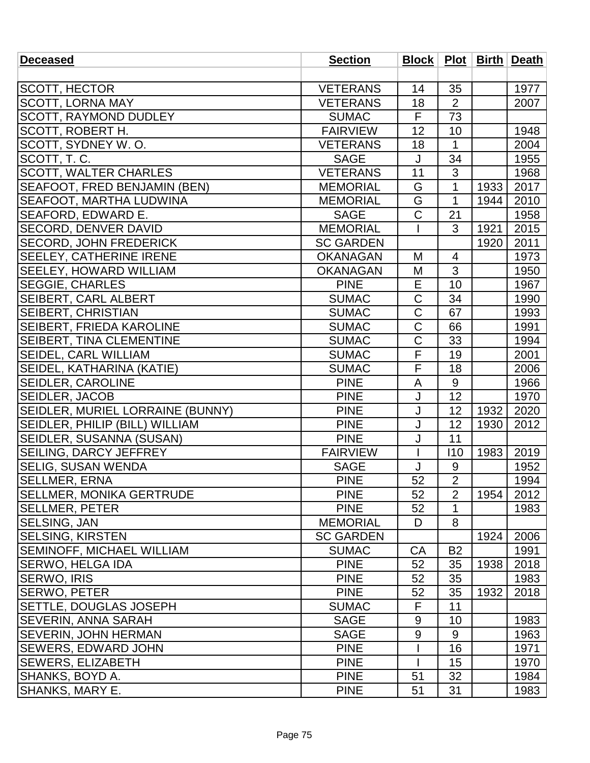| Deceased | Section | Block | Plot | Birth | Death |
|---|---|---|---|---|---|
| | | | | | |
| SCOTT, HECTOR | VETERANS | 14 | 35 | | 1977 |
| SCOTT, LORNA MAY | VETERANS | 18 | 2 | | 2007 |
| SCOTT, RAYMOND DUDLEY | SUMAC | F | 73 | | |
| SCOTT, ROBERT H. | FAIRVIEW | 12 | 10 | | 1948 |
| SCOTT, SYDNEY W. O. | VETERANS | 18 | 1 | | 2004 |
| SCOTT, T. C. | SAGE | J | 34 | | 1955 |
| SCOTT, WALTER CHARLES | VETERANS | 11 | 3 | | 1968 |
| SEAFOOT, FRED BENJAMIN (BEN) | MEMORIAL | G | 1 | 1933 | 2017 |
| SEAFOOT, MARTHA LUDWINA | MEMORIAL | G | 1 | 1944 | 2010 |
| SEAFORD, EDWARD E. | SAGE | C | 21 | | 1958 |
| SECORD, DENVER DAVID | MEMORIAL | I | 3 | 1921 | 2015 |
| SECORD, JOHN FREDERICK | SC GARDEN | | | 1920 | 2011 |
| SEELEY, CATHERINE IRENE | OKANAGAN | M | 4 | | 1973 |
| SEELEY, HOWARD WILLIAM | OKANAGAN | M | 3 | | 1950 |
| SEGGIE, CHARLES | PINE | E | 10 | | 1967 |
| SEIBERT, CARL ALBERT | SUMAC | C | 34 | | 1990 |
| SEIBERT, CHRISTIAN | SUMAC | C | 67 | | 1993 |
| SEIBERT, FRIEDA KAROLINE | SUMAC | C | 66 | | 1991 |
| SEIBERT, TINA CLEMENTINE | SUMAC | C | 33 | | 1994 |
| SEIDEL, CARL WILLIAM | SUMAC | F | 19 | | 2001 |
| SEIDEL, KATHARINA (KATIE) | SUMAC | F | 18 | | 2006 |
| SEIDLER, CAROLINE | PINE | A | 9 | | 1966 |
| SEIDLER, JACOB | PINE | J | 12 | | 1970 |
| SEIDLER, MURIEL LORRAINE (BUNNY) | PINE | J | 12 | 1932 | 2020 |
| SEIDLER, PHILIP (BILL) WILLIAM | PINE | J | 12 | 1930 | 2012 |
| SEIDLER, SUSANNA (SUSAN) | PINE | J | 11 | | |
| SEILING, DARCY JEFFREY | FAIRVIEW | I | I10 | 1983 | 2019 |
| SELIG, SUSAN WENDA | SAGE | J | 9 | | 1952 |
| SELLMER, ERNA | PINE | 52 | 2 | | 1994 |
| SELLMER, MONIKA GERTRUDE | PINE | 52 | 2 | 1954 | 2012 |
| SELLMER, PETER | PINE | 52 | 1 | | 1983 |
| SELSING, JAN | MEMORIAL | D | 8 | | |
| SELSING, KIRSTEN | SC GARDEN | | | 1924 | 2006 |
| SEMINOFF, MICHAEL WILLIAM | SUMAC | CA | B2 | | 1991 |
| SERWO, HELGA IDA | PINE | 52 | 35 | 1938 | 2018 |
| SERWO, IRIS | PINE | 52 | 35 | | 1983 |
| SERWO, PETER | PINE | 52 | 35 | 1932 | 2018 |
| SETTLE, DOUGLAS JOSEPH | SUMAC | F | 11 | | |
| SEVERIN, ANNA SARAH | SAGE | 9 | 10 | | 1983 |
| SEVERIN, JOHN HERMAN | SAGE | 9 | 9 | | 1963 |
| SEWERS, EDWARD JOHN | PINE | I | 16 | | 1971 |
| SEWERS, ELIZABETH | PINE | I | 15 | | 1970 |
| SHANKS, BOYD A. | PINE | 51 | 32 | | 1984 |
| SHANKS, MARY E. | PINE | 51 | 31 | | 1983 |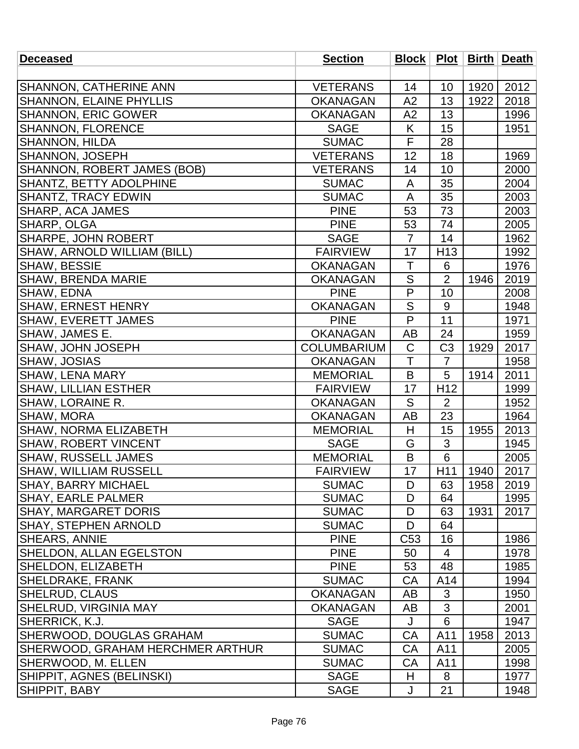| Deceased | Section | Block | Plot | Birth | Death |
|---|---|---|---|---|---|
| | | | | | |
| SHANNON, CATHERINE ANN | VETERANS | 14 | 10 | 1920 | 2012 |
| SHANNON, ELAINE PHYLLIS | OKANAGAN | A2 | 13 | 1922 | 2018 |
| SHANNON, ERIC GOWER | OKANAGAN | A2 | 13 | | 1996 |
| SHANNON, FLORENCE | SAGE | K | 15 | | 1951 |
| SHANNON, HILDA | SUMAC | F | 28 | | |
| SHANNON, JOSEPH | VETERANS | 12 | 18 | | 1969 |
| SHANNON, ROBERT JAMES (BOB) | VETERANS | 14 | 10 | | 2000 |
| SHANTZ, BETTY ADOLPHINE | SUMAC | A | 35 | | 2004 |
| SHANTZ, TRACY EDWIN | SUMAC | A | 35 | | 2003 |
| SHARP, ACA JAMES | PINE | 53 | 73 | | 2003 |
| SHARP, OLGA | PINE | 53 | 74 | | 2005 |
| SHARPE, JOHN ROBERT | SAGE | 7 | 14 | | 1962 |
| SHAW, ARNOLD WILLIAM (BILL) | FAIRVIEW | 17 | H13 | | 1992 |
| SHAW, BESSIE | OKANAGAN | T | 6 | | 1976 |
| SHAW, BRENDA MARIE | OKANAGAN | S | 2 | 1946 | 2019 |
| SHAW, EDNA | PINE | P | 10 | | 2008 |
| SHAW, ERNEST HENRY | OKANAGAN | S | 9 | | 1948 |
| SHAW, EVERETT JAMES | PINE | P | 11 | | 1971 |
| SHAW, JAMES E. | OKANAGAN | AB | 24 | | 1959 |
| SHAW, JOHN JOSEPH | COLUMBARIUM | C | C3 | 1929 | 2017 |
| SHAW, JOSIAS | OKANAGAN | T | 7 | | 1958 |
| SHAW, LENA MARY | MEMORIAL | B | 5 | 1914 | 2011 |
| SHAW, LILLIAN ESTHER | FAIRVIEW | 17 | H12 | | 1999 |
| SHAW, LORAINE R. | OKANAGAN | S | 2 | | 1952 |
| SHAW, MORA | OKANAGAN | AB | 23 | | 1964 |
| SHAW, NORMA ELIZABETH | MEMORIAL | H | 15 | 1955 | 2013 |
| SHAW, ROBERT VINCENT | SAGE | G | 3 | | 1945 |
| SHAW, RUSSELL JAMES | MEMORIAL | B | 6 | | 2005 |
| SHAW, WILLIAM RUSSELL | FAIRVIEW | 17 | H11 | 1940 | 2017 |
| SHAY, BARRY MICHAEL | SUMAC | D | 63 | 1958 | 2019 |
| SHAY, EARLE PALMER | SUMAC | D | 64 | | 1995 |
| SHAY, MARGARET DORIS | SUMAC | D | 63 | 1931 | 2017 |
| SHAY, STEPHEN ARNOLD | SUMAC | D | 64 | | |
| SHEARS, ANNIE | PINE | C53 | 16 | | 1986 |
| SHELDON, ALLAN EGELSTON | PINE | 50 | 4 | | 1978 |
| SHELDON, ELIZABETH | PINE | 53 | 48 | | 1985 |
| SHELDRAKE, FRANK | SUMAC | CA | A14 | | 1994 |
| SHELRUD, CLAUS | OKANAGAN | AB | 3 | | 1950 |
| SHELRUD, VIRGINIA MAY | OKANAGAN | AB | 3 | | 2001 |
| SHERRICK, K.J. | SAGE | J | 6 | | 1947 |
| SHERWOOD, DOUGLAS GRAHAM | SUMAC | CA | A11 | 1958 | 2013 |
| SHERWOOD, GRAHAM HERCHMER ARTHUR | SUMAC | CA | A11 | | 2005 |
| SHERWOOD, M. ELLEN | SUMAC | CA | A11 | | 1998 |
| SHIPPIT, AGNES (BELINSKI) | SAGE | H | 8 | | 1977 |
| SHIPPIT, BABY | SAGE | J | 21 | | 1948 |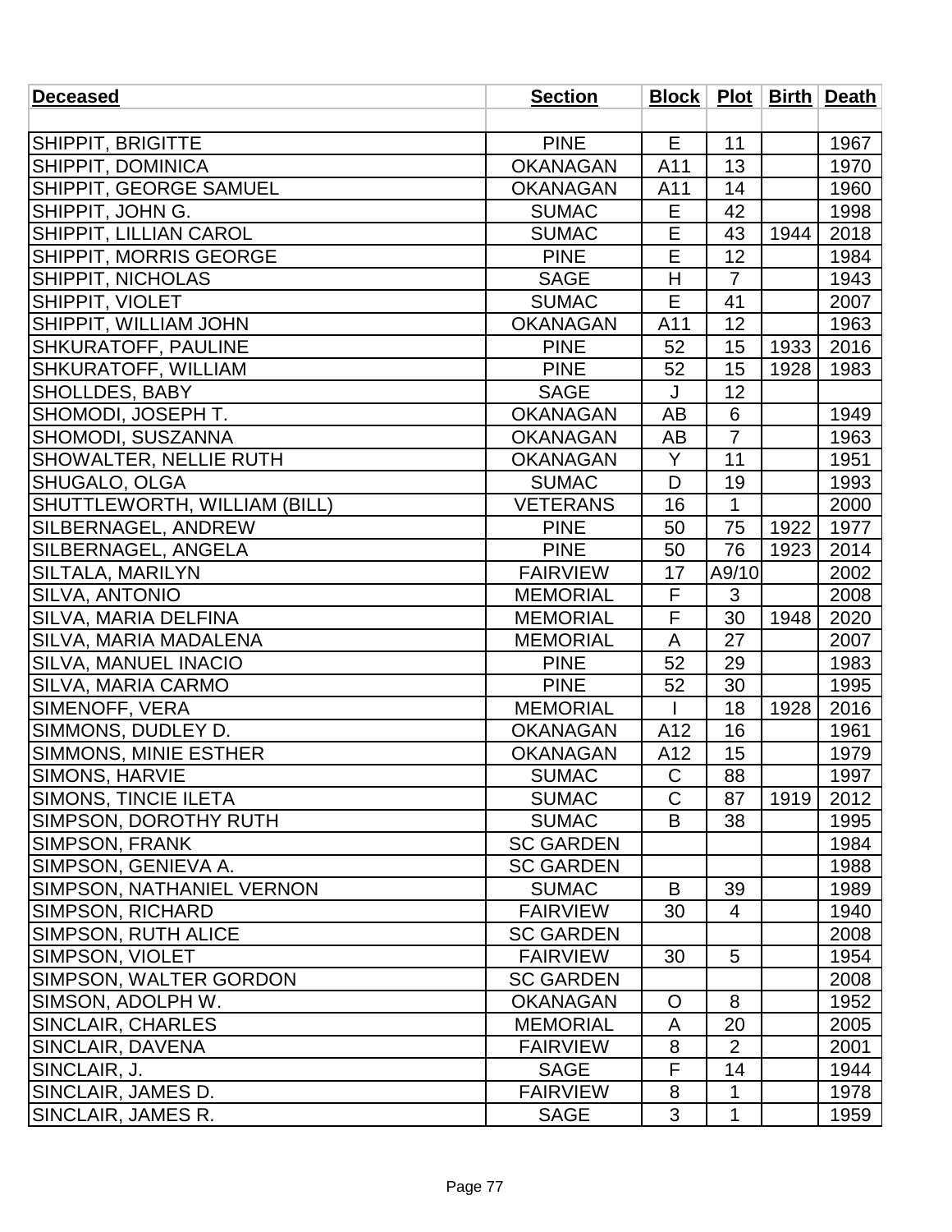| Deceased | Section | Block | Plot | Birth | Death |
|---|---|---|---|---|---|
| | | | | | |
| SHIPPIT, BRIGITTE | PINE | E | 11 | | 1967 |
| SHIPPIT, DOMINICA | OKANAGAN | A11 | 13 | | 1970 |
| SHIPPIT, GEORGE SAMUEL | OKANAGAN | A11 | 14 | | 1960 |
| SHIPPIT, JOHN G. | SUMAC | E | 42 | | 1998 |
| SHIPPIT, LILLIAN CAROL | SUMAC | E | 43 | 1944 | 2018 |
| SHIPPIT, MORRIS GEORGE | PINE | E | 12 | | 1984 |
| SHIPPIT, NICHOLAS | SAGE | H | 7 | | 1943 |
| SHIPPIT, VIOLET | SUMAC | E | 41 | | 2007 |
| SHIPPIT, WILLIAM JOHN | OKANAGAN | A11 | 12 | | 1963 |
| SHKURATOFF, PAULINE | PINE | 52 | 15 | 1933 | 2016 |
| SHKURATOFF, WILLIAM | PINE | 52 | 15 | 1928 | 1983 |
| SHOLLDES, BABY | SAGE | J | 12 | | |
| SHOMODI, JOSEPH T. | OKANAGAN | AB | 6 | | 1949 |
| SHOMODI, SUSZANNA | OKANAGAN | AB | 7 | | 1963 |
| SHOWALTER, NELLIE RUTH | OKANAGAN | Y | 11 | | 1951 |
| SHUGALO, OLGA | SUMAC | D | 19 | | 1993 |
| SHUTTLEWORTH, WILLIAM (BILL) | VETERANS | 16 | 1 | | 2000 |
| SILBERNAGEL, ANDREW | PINE | 50 | 75 | 1922 | 1977 |
| SILBERNAGEL, ANGELA | PINE | 50 | 76 | 1923 | 2014 |
| SILTALA, MARILYN | FAIRVIEW | 17 | A9/10 | | 2002 |
| SILVA, ANTONIO | MEMORIAL | F | 3 | | 2008 |
| SILVA, MARIA DELFINA | MEMORIAL | F | 30 | 1948 | 2020 |
| SILVA, MARIA MADALENA | MEMORIAL | A | 27 | | 2007 |
| SILVA, MANUEL INACIO | PINE | 52 | 29 | | 1983 |
| SILVA, MARIA CARMO | PINE | 52 | 30 | | 1995 |
| SIMENOFF, VERA | MEMORIAL | I | 18 | 1928 | 2016 |
| SIMMONS, DUDLEY D. | OKANAGAN | A12 | 16 | | 1961 |
| SIMMONS, MINIE ESTHER | OKANAGAN | A12 | 15 | | 1979 |
| SIMONS, HARVIE | SUMAC | C | 88 | | 1997 |
| SIMONS, TINCIE ILETA | SUMAC | C | 87 | 1919 | 2012 |
| SIMPSON, DOROTHY RUTH | SUMAC | B | 38 | | 1995 |
| SIMPSON, FRANK | SC GARDEN | | | | 1984 |
| SIMPSON, GENIEVA A. | SC GARDEN | | | | 1988 |
| SIMPSON, NATHANIEL VERNON | SUMAC | B | 39 | | 1989 |
| SIMPSON, RICHARD | FAIRVIEW | 30 | 4 | | 1940 |
| SIMPSON, RUTH ALICE | SC GARDEN | | | | 2008 |
| SIMPSON, VIOLET | FAIRVIEW | 30 | 5 | | 1954 |
| SIMPSON, WALTER GORDON | SC GARDEN | | | | 2008 |
| SIMSON, ADOLPH W. | OKANAGAN | O | 8 | | 1952 |
| SINCLAIR, CHARLES | MEMORIAL | A | 20 | | 2005 |
| SINCLAIR, DAVENA | FAIRVIEW | 8 | 2 | | 2001 |
| SINCLAIR, J. | SAGE | F | 14 | | 1944 |
| SINCLAIR, JAMES D. | FAIRVIEW | 8 | 1 | | 1978 |
| SINCLAIR, JAMES R. | SAGE | 3 | 1 | | 1959 |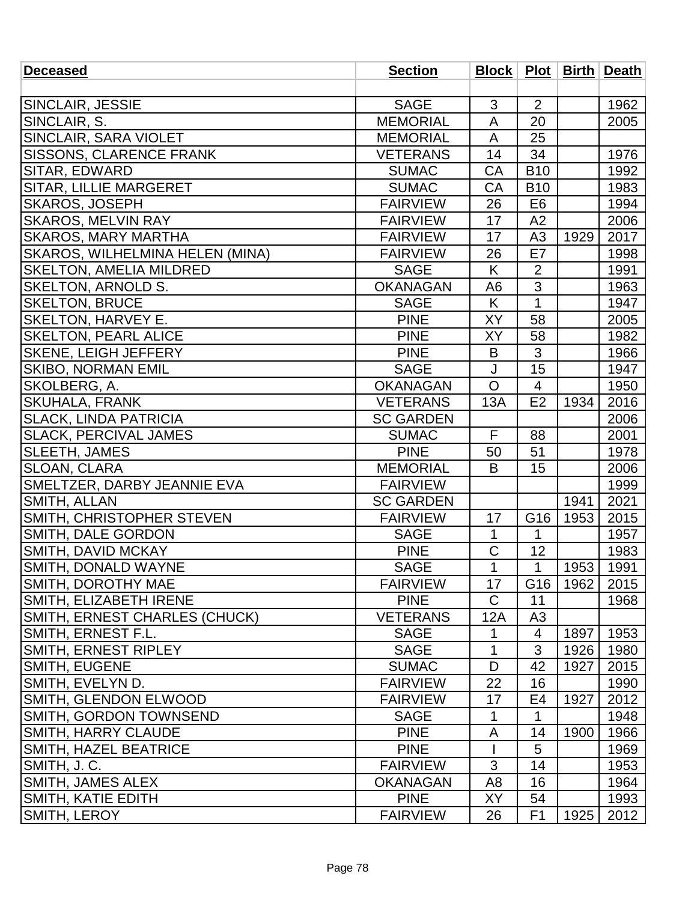| Deceased | Section | Block | Plot | Birth | Death |
|---|---|---|---|---|---|
| | | | | | |
| SINCLAIR, JESSIE | SAGE | 3 | 2 | | 1962 |
| SINCLAIR, S. | MEMORIAL | A | 20 | | 2005 |
| SINCLAIR, SARA VIOLET | MEMORIAL | A | 25 | | |
| SISSONS, CLARENCE FRANK | VETERANS | 14 | 34 | | 1976 |
| SITAR, EDWARD | SUMAC | CA | B10 | | 1992 |
| SITAR, LILLIE MARGERET | SUMAC | CA | B10 | | 1983 |
| SKAROS, JOSEPH | FAIRVIEW | 26 | E6 | | 1994 |
| SKAROS, MELVIN RAY | FAIRVIEW | 17 | A2 | | 2006 |
| SKAROS, MARY MARTHA | FAIRVIEW | 17 | A3 | 1929 | 2017 |
| SKAROS, WILHELMINA HELEN (MINA) | FAIRVIEW | 26 | E7 | | 1998 |
| SKELTON, AMELIA MILDRED | SAGE | K | 2 | | 1991 |
| SKELTON, ARNOLD S. | OKANAGAN | A6 | 3 | | 1963 |
| SKELTON, BRUCE | SAGE | K | 1 | | 1947 |
| SKELTON, HARVEY E. | PINE | XY | 58 | | 2005 |
| SKELTON, PEARL ALICE | PINE | XY | 58 | | 1982 |
| SKENE, LEIGH JEFFERY | PINE | B | 3 | | 1966 |
| SKIBO, NORMAN EMIL | SAGE | J | 15 | | 1947 |
| SKOLBERG, A. | OKANAGAN | O | 4 | | 1950 |
| SKUHALA, FRANK | VETERANS | 13A | E2 | 1934 | 2016 |
| SLACK, LINDA PATRICIA | SC GARDEN | | | | 2006 |
| SLACK, PERCIVAL JAMES | SUMAC | F | 88 | | 2001 |
| SLEETH, JAMES | PINE | 50 | 51 | | 1978 |
| SLOAN, CLARA | MEMORIAL | B | 15 | | 2006 |
| SMELTZER, DARBY JEANNIE EVA | FAIRVIEW | | | | 1999 |
| SMITH, ALLAN | SC GARDEN | | | 1941 | 2021 |
| SMITH, CHRISTOPHER STEVEN | FAIRVIEW | 17 | G16 | 1953 | 2015 |
| SMITH, DALE GORDON | SAGE | 1 | 1 | | 1957 |
| SMITH, DAVID MCKAY | PINE | C | 12 | | 1983 |
| SMITH, DONALD WAYNE | SAGE | 1 | 1 | 1953 | 1991 |
| SMITH, DOROTHY MAE | FAIRVIEW | 17 | G16 | 1962 | 2015 |
| SMITH, ELIZABETH IRENE | PINE | C | 11 | | 1968 |
| SMITH, ERNEST CHARLES (CHUCK) | VETERANS | 12A | A3 | | |
| SMITH, ERNEST F.L. | SAGE | 1 | 4 | 1897 | 1953 |
| SMITH, ERNEST RIPLEY | SAGE | 1 | 3 | 1926 | 1980 |
| SMITH, EUGENE | SUMAC | D | 42 | 1927 | 2015 |
| SMITH, EVELYN D. | FAIRVIEW | 22 | 16 | | 1990 |
| SMITH, GLENDON ELWOOD | FAIRVIEW | 17 | E4 | 1927 | 2012 |
| SMITH, GORDON TOWNSEND | SAGE | 1 | 1 | | 1948 |
| SMITH, HARRY CLAUDE | PINE | A | 14 | 1900 | 1966 |
| SMITH, HAZEL BEATRICE | PINE | I | 5 | | 1969 |
| SMITH, J. C. | FAIRVIEW | 3 | 14 | | 1953 |
| SMITH, JAMES ALEX | OKANAGAN | A8 | 16 | | 1964 |
| SMITH, KATIE EDITH | PINE | XY | 54 | | 1993 |
| SMITH, LEROY | FAIRVIEW | 26 | F1 | 1925 | 2012 |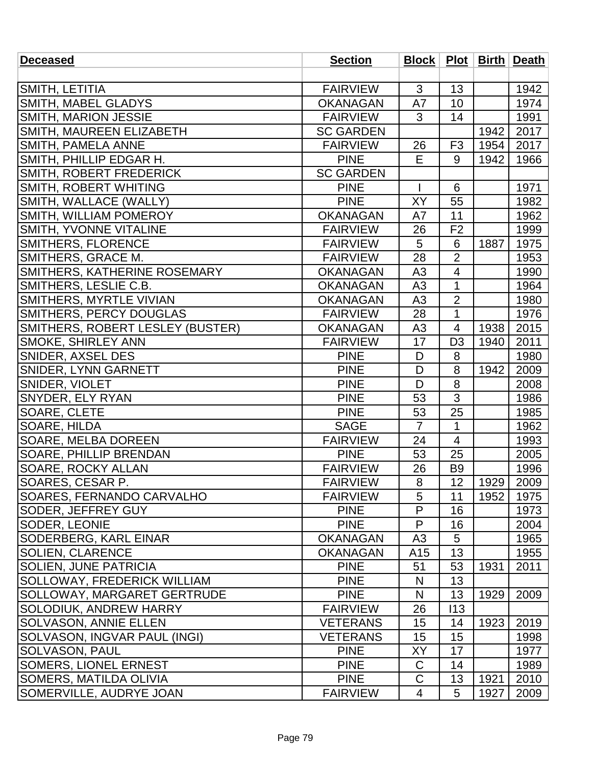| Deceased | Section | Block | Plot | Birth | Death |
|---|---|---|---|---|---|
| | | | | | |
| SMITH, LETITIA | FAIRVIEW | 3 | 13 | | 1942 |
| SMITH, MABEL GLADYS | OKANAGAN | A7 | 10 | | 1974 |
| SMITH, MARION JESSIE | FAIRVIEW | 3 | 14 | | 1991 |
| SMITH, MAUREEN ELIZABETH | SC GARDEN | | | 1942 | 2017 |
| SMITH, PAMELA ANNE | FAIRVIEW | 26 | F3 | 1954 | 2017 |
| SMITH, PHILLIP EDGAR H. | PINE | E | 9 | 1942 | 1966 |
| SMITH, ROBERT FREDERICK | SC GARDEN | | | | |
| SMITH, ROBERT WHITING | PINE | I | 6 | | 1971 |
| SMITH, WALLACE (WALLY) | PINE | XY | 55 | | 1982 |
| SMITH, WILLIAM POMEROY | OKANAGAN | A7 | 11 | | 1962 |
| SMITH, YVONNE VITALINE | FAIRVIEW | 26 | F2 | | 1999 |
| SMITHERS, FLORENCE | FAIRVIEW | 5 | 6 | 1887 | 1975 |
| SMITHERS, GRACE M. | FAIRVIEW | 28 | 2 | | 1953 |
| SMITHERS, KATHERINE ROSEMARY | OKANAGAN | A3 | 4 | | 1990 |
| SMITHERS, LESLIE C.B. | OKANAGAN | A3 | 1 | | 1964 |
| SMITHERS, MYRTLE VIVIAN | OKANAGAN | A3 | 2 | | 1980 |
| SMITHERS, PERCY DOUGLAS | FAIRVIEW | 28 | 1 | | 1976 |
| SMITHERS, ROBERT LESLEY (BUSTER) | OKANAGAN | A3 | 4 | 1938 | 2015 |
| SMOKE, SHIRLEY ANN | FAIRVIEW | 17 | D3 | 1940 | 2011 |
| SNIDER, AXSEL DES | PINE | D | 8 | | 1980 |
| SNIDER, LYNN GARNETT | PINE | D | 8 | 1942 | 2009 |
| SNIDER, VIOLET | PINE | D | 8 | | 2008 |
| SNYDER, ELY RYAN | PINE | 53 | 3 | | 1986 |
| SOARE, CLETE | PINE | 53 | 25 | | 1985 |
| SOARE, HILDA | SAGE | 7 | 1 | | 1962 |
| SOARE, MELBA DOREEN | FAIRVIEW | 24 | 4 | | 1993 |
| SOARE, PHILLIP BRENDAN | PINE | 53 | 25 | | 2005 |
| SOARE, ROCKY ALLAN | FAIRVIEW | 26 | B9 | | 1996 |
| SOARES, CESAR P. | FAIRVIEW | 8 | 12 | 1929 | 2009 |
| SOARES, FERNANDO CARVALHO | FAIRVIEW | 5 | 11 | 1952 | 1975 |
| SODER, JEFFREY GUY | PINE | P | 16 | | 1973 |
| SODER, LEONIE | PINE | P | 16 | | 2004 |
| SODERBERG, KARL EINAR | OKANAGAN | A3 | 5 | | 1965 |
| SOLIEN, CLARENCE | OKANAGAN | A15 | 13 | | 1955 |
| SOLIEN, JUNE PATRICIA | PINE | 51 | 53 | 1931 | 2011 |
| SOLLOWAY, FREDERICK WILLIAM | PINE | N | 13 | | |
| SOLLOWAY, MARGARET GERTRUDE | PINE | N | 13 | 1929 | 2009 |
| SOLODIUK, ANDREW HARRY | FAIRVIEW | 26 | I13 | | |
| SOLVASON, ANNIE ELLEN | VETERANS | 15 | 14 | 1923 | 2019 |
| SOLVASON, INGVAR PAUL (INGI) | VETERANS | 15 | 15 | | 1998 |
| SOLVASON, PAUL | PINE | XY | 17 | | 1977 |
| SOMERS, LIONEL ERNEST | PINE | C | 14 | | 1989 |
| SOMERS, MATILDA OLIVIA | PINE | C | 13 | 1921 | 2010 |
| SOMERVILLE, AUDRYE JOAN | FAIRVIEW | 4 | 5 | 1927 | 2009 |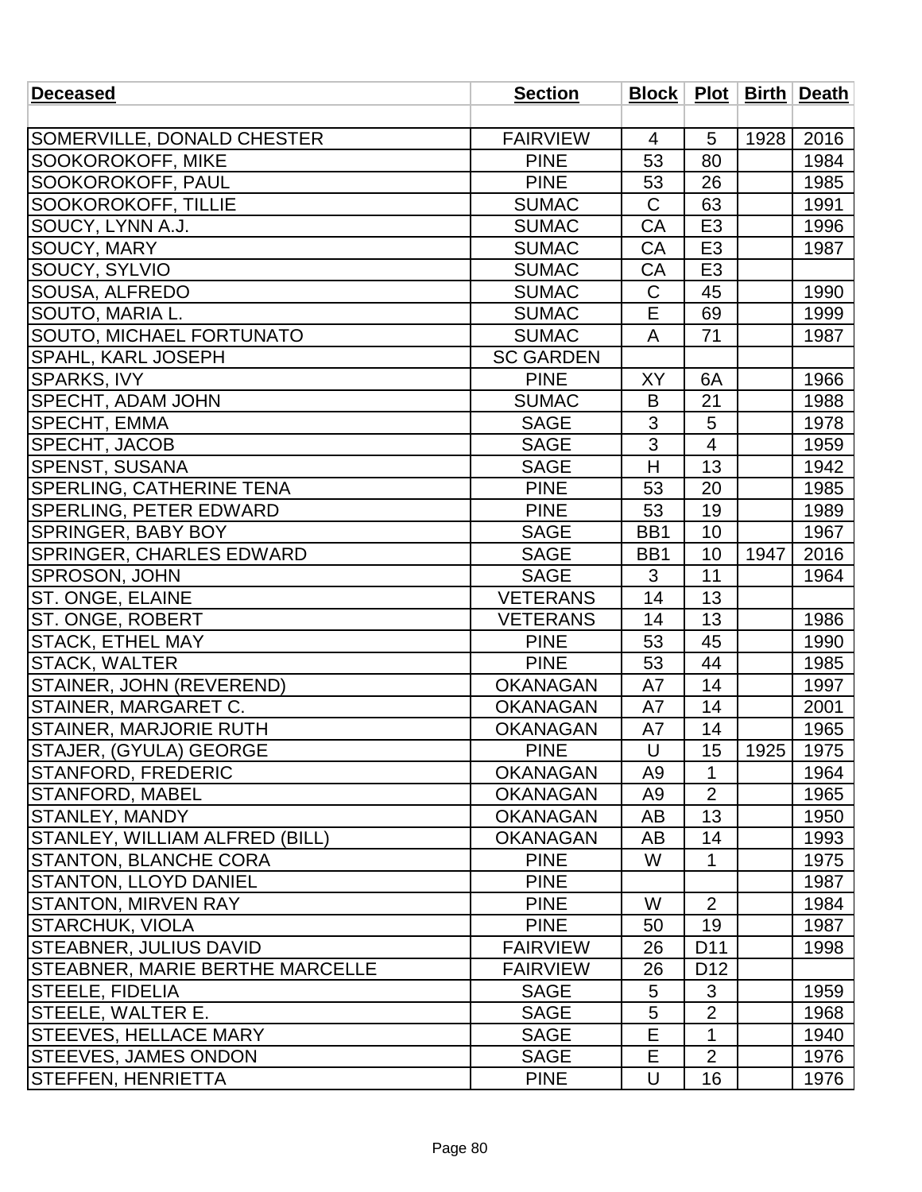| Deceased | Section | Block | Plot | Birth | Death |
|---|---|---|---|---|---|
| | | | | | |
| SOMERVILLE, DONALD CHESTER | FAIRVIEW | 4 | 5 | 1928 | 2016 |
| SOOKOROKOFF, MIKE | PINE | 53 | 80 | | 1984 |
| SOOKOROKOFF, PAUL | PINE | 53 | 26 | | 1985 |
| SOOKOROKOFF, TILLIE | SUMAC | C | 63 | | 1991 |
| SOUCY, LYNN A.J. | SUMAC | CA | E3 | | 1996 |
| SOUCY, MARY | SUMAC | CA | E3 | | 1987 |
| SOUCY, SYLVIO | SUMAC | CA | E3 | | |
| SOUSA, ALFREDO | SUMAC | C | 45 | | 1990 |
| SOUTO, MARIA L. | SUMAC | E | 69 | | 1999 |
| SOUTO, MICHAEL FORTUNATO | SUMAC | A | 71 | | 1987 |
| SPAHL, KARL JOSEPH | SC GARDEN | | | | |
| SPARKS, IVY | PINE | XY | 6A | | 1966 |
| SPECHT, ADAM JOHN | SUMAC | B | 21 | | 1988 |
| SPECHT, EMMA | SAGE | 3 | 5 | | 1978 |
| SPECHT, JACOB | SAGE | 3 | 4 | | 1959 |
| SPENST, SUSANA | SAGE | H | 13 | | 1942 |
| SPERLING, CATHERINE TENA | PINE | 53 | 20 | | 1985 |
| SPERLING, PETER EDWARD | PINE | 53 | 19 | | 1989 |
| SPRINGER, BABY BOY | SAGE | BB1 | 10 | | 1967 |
| SPRINGER, CHARLES EDWARD | SAGE | BB1 | 10 | 1947 | 2016 |
| SPROSON, JOHN | SAGE | 3 | 11 | | 1964 |
| ST. ONGE, ELAINE | VETERANS | 14 | 13 | | |
| ST. ONGE, ROBERT | VETERANS | 14 | 13 | | 1986 |
| STACK, ETHEL MAY | PINE | 53 | 45 | | 1990 |
| STACK, WALTER | PINE | 53 | 44 | | 1985 |
| STAINER, JOHN (REVEREND) | OKANAGAN | A7 | 14 | | 1997 |
| STAINER, MARGARET C. | OKANAGAN | A7 | 14 | | 2001 |
| STAINER, MARJORIE RUTH | OKANAGAN | A7 | 14 | | 1965 |
| STAJER, (GYULA) GEORGE | PINE | U | 15 | 1925 | 1975 |
| STANFORD, FREDERIC | OKANAGAN | A9 | 1 | | 1964 |
| STANFORD, MABEL | OKANAGAN | A9 | 2 | | 1965 |
| STANLEY, MANDY | OKANAGAN | AB | 13 | | 1950 |
| STANLEY, WILLIAM ALFRED (BILL) | OKANAGAN | AB | 14 | | 1993 |
| STANTON, BLANCHE CORA | PINE | W | 1 | | 1975 |
| STANTON, LLOYD DANIEL | PINE | | | | 1987 |
| STANTON, MIRVEN RAY | PINE | W | 2 | | 1984 |
| STARCHUK, VIOLA | PINE | 50 | 19 | | 1987 |
| STEABNER, JULIUS DAVID | FAIRVIEW | 26 | D11 | | 1998 |
| STEABNER, MARIE BERTHE MARCELLE | FAIRVIEW | 26 | D12 | | |
| STEELE, FIDELIA | SAGE | 5 | 3 | | 1959 |
| STEELE, WALTER E. | SAGE | 5 | 2 | | 1968 |
| STEEVES, HELLACE MARY | SAGE | E | 1 | | 1940 |
| STEEVES, JAMES ONDON | SAGE | E | 2 | | 1976 |
| STEFFEN, HENRIETTA | PINE | U | 16 | | 1976 |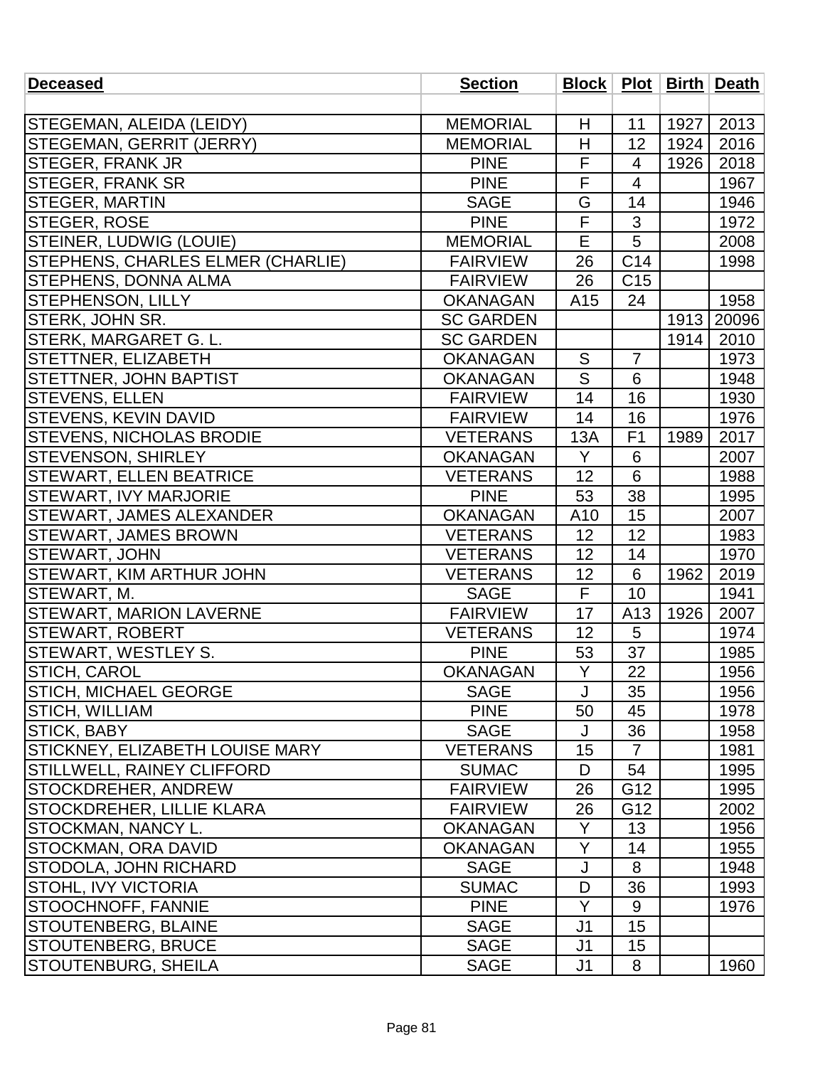| Deceased | Section | Block | Plot | Birth | Death |
|---|---|---|---|---|---|
| | | | | | |
| STEGEMAN, ALEIDA (LEIDY) | MEMORIAL | H | 11 | 1927 | 2013 |
| STEGEMAN, GERRIT (JERRY) | MEMORIAL | H | 12 | 1924 | 2016 |
| STEGER, FRANK JR | PINE | F | 4 | 1926 | 2018 |
| STEGER, FRANK SR | PINE | F | 4 | | 1967 |
| STEGER, MARTIN | SAGE | G | 14 | | 1946 |
| STEGER, ROSE | PINE | F | 3 | | 1972 |
| STEINER, LUDWIG (LOUIE) | MEMORIAL | E | 5 | | 2008 |
| STEPHENS, CHARLES ELMER (CHARLIE) | FAIRVIEW | 26 | C14 | | 1998 |
| STEPHENS, DONNA ALMA | FAIRVIEW | 26 | C15 | | |
| STEPHENSON, LILLY | OKANAGAN | A15 | 24 | | 1958 |
| STERK, JOHN SR. | SC GARDEN | | | 1913 | 20096 |
| STERK, MARGARET G. L. | SC GARDEN | | | 1914 | 2010 |
| STETTNER, ELIZABETH | OKANAGAN | S | 7 | | 1973 |
| STETTNER, JOHN BAPTIST | OKANAGAN | S | 6 | | 1948 |
| STEVENS, ELLEN | FAIRVIEW | 14 | 16 | | 1930 |
| STEVENS, KEVIN DAVID | FAIRVIEW | 14 | 16 | | 1976 |
| STEVENS, NICHOLAS BRODIE | VETERANS | 13A | F1 | 1989 | 2017 |
| STEVENSON, SHIRLEY | OKANAGAN | Y | 6 | | 2007 |
| STEWART, ELLEN BEATRICE | VETERANS | 12 | 6 | | 1988 |
| STEWART, IVY MARJORIE | PINE | 53 | 38 | | 1995 |
| STEWART, JAMES ALEXANDER | OKANAGAN | A10 | 15 | | 2007 |
| STEWART, JAMES BROWN | VETERANS | 12 | 12 | | 1983 |
| STEWART, JOHN | VETERANS | 12 | 14 | | 1970 |
| STEWART, KIM ARTHUR JOHN | VETERANS | 12 | 6 | 1962 | 2019 |
| STEWART, M. | SAGE | F | 10 | | 1941 |
| STEWART, MARION LAVERNE | FAIRVIEW | 17 | A13 | 1926 | 2007 |
| STEWART, ROBERT | VETERANS | 12 | 5 | | 1974 |
| STEWART, WESTLEY S. | PINE | 53 | 37 | | 1985 |
| STICH, CAROL | OKANAGAN | Y | 22 | | 1956 |
| STICH, MICHAEL GEORGE | SAGE | J | 35 | | 1956 |
| STICH, WILLIAM | PINE | 50 | 45 | | 1978 |
| STICK, BABY | SAGE | J | 36 | | 1958 |
| STICKNEY, ELIZABETH LOUISE MARY | VETERANS | 15 | 7 | | 1981 |
| STILLWELL, RAINEY CLIFFORD | SUMAC | D | 54 | | 1995 |
| STOCKDREHER, ANDREW | FAIRVIEW | 26 | G12 | | 1995 |
| STOCKDREHER, LILLIE KLARA | FAIRVIEW | 26 | G12 | | 2002 |
| STOCKMAN, NANCY L. | OKANAGAN | Y | 13 | | 1956 |
| STOCKMAN, ORA DAVID | OKANAGAN | Y | 14 | | 1955 |
| STODOLA, JOHN RICHARD | SAGE | J | 8 | | 1948 |
| STOHL, IVY VICTORIA | SUMAC | D | 36 | | 1993 |
| STOOCHNOFF, FANNIE | PINE | Y | 9 | | 1976 |
| STOUTENBERG, BLAINE | SAGE | J1 | 15 | | |
| STOUTENBERG, BRUCE | SAGE | J1 | 15 | | |
| STOUTENBURG, SHEILA | SAGE | J1 | 8 | | 1960 |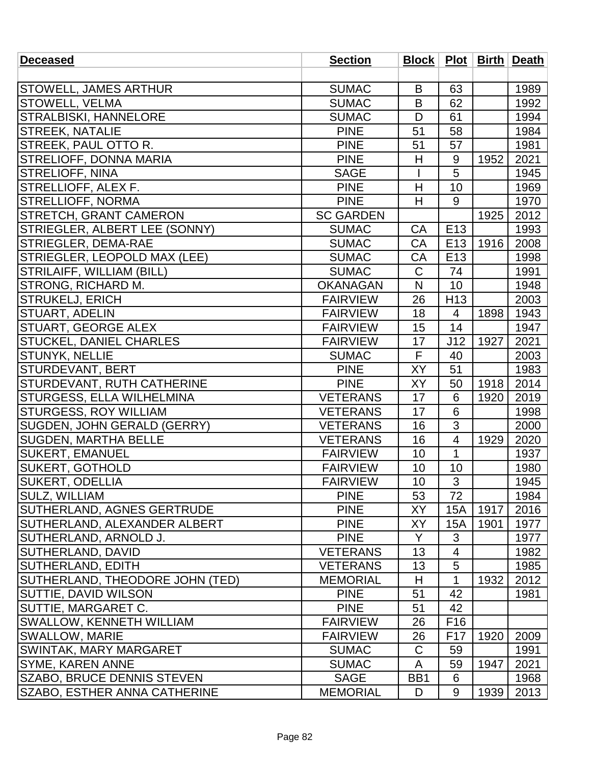| Deceased | Section | Block | Plot | Birth | Death |
|---|---|---|---|---|---|
| | | | | | |
| STOWELL, JAMES ARTHUR | SUMAC | B | 63 | | 1989 |
| STOWELL, VELMA | SUMAC | B | 62 | | 1992 |
| STRALBISKI, HANNELORE | SUMAC | D | 61 | | 1994 |
| STREEK, NATALIE | PINE | 51 | 58 | | 1984 |
| STREEK, PAUL OTTO R. | PINE | 51 | 57 | | 1981 |
| STRELIOFF, DONNA MARIA | PINE | H | 9 | 1952 | 2021 |
| STRELIOFF, NINA | SAGE | I | 5 | | 1945 |
| STRELLIOFF, ALEX F. | PINE | H | 10 | | 1969 |
| STRELLIOFF, NORMA | PINE | H | 9 | | 1970 |
| STRETCH, GRANT CAMERON | SC GARDEN | | | 1925 | 2012 |
| STRIEGLER, ALBERT LEE (SONNY) | SUMAC | CA | E13 | | 1993 |
| STRIEGLER, DEMA-RAE | SUMAC | CA | E13 | 1916 | 2008 |
| STRIEGLER, LEOPOLD MAX (LEE) | SUMAC | CA | E13 | | 1998 |
| STRILAIFF, WILLIAM (BILL) | SUMAC | C | 74 | | 1991 |
| STRONG, RICHARD M. | OKANAGAN | N | 10 | | 1948 |
| STRUKELJ, ERICH | FAIRVIEW | 26 | H13 | | 2003 |
| STUART, ADELIN | FAIRVIEW | 18 | 4 | 1898 | 1943 |
| STUART, GEORGE ALEX | FAIRVIEW | 15 | 14 | | 1947 |
| STUCKEL, DANIEL CHARLES | FAIRVIEW | 17 | J12 | 1927 | 2021 |
| STUNYK, NELLIE | SUMAC | F | 40 | | 2003 |
| STURDEVANT, BERT | PINE | XY | 51 | | 1983 |
| STURDEVANT, RUTH CATHERINE | PINE | XY | 50 | 1918 | 2014 |
| STURGESS, ELLA WILHELMINA | VETERANS | 17 | 6 | 1920 | 2019 |
| STURGESS, ROY WILLIAM | VETERANS | 17 | 6 | | 1998 |
| SUGDEN, JOHN GERALD (GERRY) | VETERANS | 16 | 3 | | 2000 |
| SUGDEN, MARTHA BELLE | VETERANS | 16 | 4 | 1929 | 2020 |
| SUKERT, EMANUEL | FAIRVIEW | 10 | 1 | | 1937 |
| SUKERT, GOTHOLD | FAIRVIEW | 10 | 10 | | 1980 |
| SUKERT, ODELLIA | FAIRVIEW | 10 | 3 | | 1945 |
| SULZ, WILLIAM | PINE | 53 | 72 | | 1984 |
| SUTHERLAND, AGNES GERTRUDE | PINE | XY | 15A | 1917 | 2016 |
| SUTHERLAND, ALEXANDER ALBERT | PINE | XY | 15A | 1901 | 1977 |
| SUTHERLAND, ARNOLD J. | PINE | Y | 3 | | 1977 |
| SUTHERLAND, DAVID | VETERANS | 13 | 4 | | 1982 |
| SUTHERLAND, EDITH | VETERANS | 13 | 5 | | 1985 |
| SUTHERLAND, THEODORE JOHN (TED) | MEMORIAL | H | 1 | 1932 | 2012 |
| SUTTIE, DAVID WILSON | PINE | 51 | 42 | | 1981 |
| SUTTIE, MARGARET C. | PINE | 51 | 42 | | |
| SWALLOW, KENNETH WILLIAM | FAIRVIEW | 26 | F16 | | |
| SWALLOW, MARIE | FAIRVIEW | 26 | F17 | 1920 | 2009 |
| SWINTAK, MARY MARGARET | SUMAC | C | 59 | | 1991 |
| SYME, KAREN ANNE | SUMAC | A | 59 | 1947 | 2021 |
| SZABO, BRUCE DENNIS STEVEN | SAGE | BB1 | 6 | | 1968 |
| SZABO, ESTHER ANNA CATHERINE | MEMORIAL | D | 9 | 1939 | 2013 |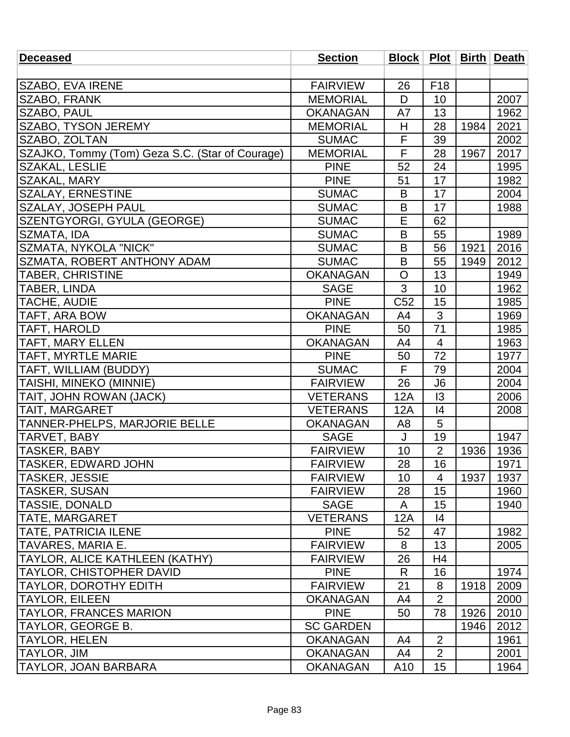| Deceased | Section | Block | Plot | Birth | Death |
|---|---|---|---|---|---|
| | | | | | |
| SZABO, EVA IRENE | FAIRVIEW | 26 | F18 | | |
| SZABO, FRANK | MEMORIAL | D | 10 | | 2007 |
| SZABO, PAUL | OKANAGAN | A7 | 13 | | 1962 |
| SZABO, TYSON JEREMY | MEMORIAL | H | 28 | 1984 | 2021 |
| SZABO, ZOLTAN | SUMAC | F | 39 | | 2002 |
| SZAJKO, Tommy (Tom) Geza S.C. (Star of Courage) | MEMORIAL | F | 28 | 1967 | 2017 |
| SZAKAL, LESLIE | PINE | 52 | 24 | | 1995 |
| SZAKAL, MARY | PINE | 51 | 17 | | 1982 |
| SZALAY, ERNESTINE | SUMAC | B | 17 | | 2004 |
| SZALAY, JOSEPH PAUL | SUMAC | B | 17 | | 1988 |
| SZENTGYORGI, GYULA (GEORGE) | SUMAC | E | 62 | | |
| SZMATA, IDA | SUMAC | B | 55 | | 1989 |
| SZMATA, NYKOLA "NICK" | SUMAC | B | 56 | 1921 | 2016 |
| SZMATA, ROBERT ANTHONY ADAM | SUMAC | B | 55 | 1949 | 2012 |
| TABER, CHRISTINE | OKANAGAN | O | 13 | | 1949 |
| TABER, LINDA | SAGE | 3 | 10 | | 1962 |
| TACHE, AUDIE | PINE | C52 | 15 | | 1985 |
| TAFT, ARA BOW | OKANAGAN | A4 | 3 | | 1969 |
| TAFT, HAROLD | PINE | 50 | 71 | | 1985 |
| TAFT, MARY ELLEN | OKANAGAN | A4 | 4 | | 1963 |
| TAFT, MYRTLE MARIE | PINE | 50 | 72 | | 1977 |
| TAFT, WILLIAM (BUDDY) | SUMAC | F | 79 | | 2004 |
| TAISHI, MINEKO (MINNIE) | FAIRVIEW | 26 | J6 | | 2004 |
| TAIT, JOHN ROWAN (JACK) | VETERANS | 12A | I3 | | 2006 |
| TAIT, MARGARET | VETERANS | 12A | I4 | | 2008 |
| TANNER-PHELPS, MARJORIE BELLE | OKANAGAN | A8 | 5 | | |
| TARVET, BABY | SAGE | J | 19 | | 1947 |
| TASKER, BABY | FAIRVIEW | 10 | 2 | 1936 | 1936 |
| TASKER, EDWARD JOHN | FAIRVIEW | 28 | 16 | | 1971 |
| TASKER, JESSIE | FAIRVIEW | 10 | 4 | 1937 | 1937 |
| TASKER, SUSAN | FAIRVIEW | 28 | 15 | | 1960 |
| TASSIE, DONALD | SAGE | A | 15 | | 1940 |
| TATE, MARGARET | VETERANS | 12A | I4 | | |
| TATE, PATRICIA ILENE | PINE | 52 | 47 | | 1982 |
| TAVARES, MARIA E. | FAIRVIEW | 8 | 13 | | 2005 |
| TAYLOR, ALICE KATHLEEN (KATHY) | FAIRVIEW | 26 | H4 | | |
| TAYLOR, CHISTOPHER DAVID | PINE | R | 16 | | 1974 |
| TAYLOR, DOROTHY EDITH | FAIRVIEW | 21 | 8 | 1918 | 2009 |
| TAYLOR, EILEEN | OKANAGAN | A4 | 2 | | 2000 |
| TAYLOR, FRANCES MARION | PINE | 50 | 78 | 1926 | 2010 |
| TAYLOR, GEORGE B. | SC GARDEN | | | 1946 | 2012 |
| TAYLOR, HELEN | OKANAGAN | A4 | 2 | | 1961 |
| TAYLOR, JIM | OKANAGAN | A4 | 2 | | 2001 |
| TAYLOR, JOAN BARBARA | OKANAGAN | A10 | 15 | | 1964 |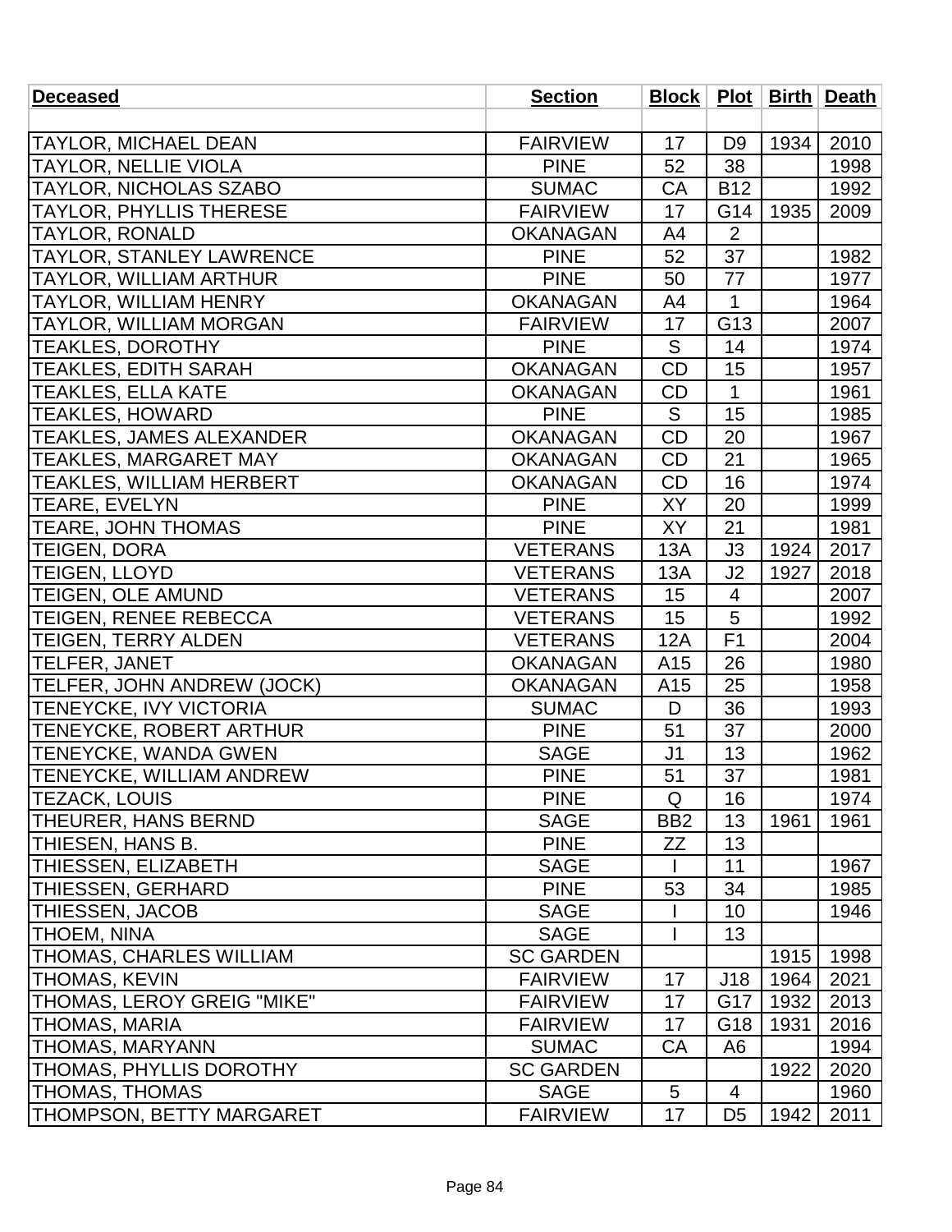| Deceased | Section | Block | Plot | Birth | Death |
|---|---|---|---|---|---|
| | | | | | |
| TAYLOR, MICHAEL DEAN | FAIRVIEW | 17 | D9 | 1934 | 2010 |
| TAYLOR, NELLIE VIOLA | PINE | 52 | 38 | | 1998 |
| TAYLOR, NICHOLAS SZABO | SUMAC | CA | B12 | | 1992 |
| TAYLOR, PHYLLIS THERESE | FAIRVIEW | 17 | G14 | 1935 | 2009 |
| TAYLOR, RONALD | OKANAGAN | A4 | 2 | | |
| TAYLOR, STANLEY LAWRENCE | PINE | 52 | 37 | | 1982 |
| TAYLOR, WILLIAM ARTHUR | PINE | 50 | 77 | | 1977 |
| TAYLOR, WILLIAM HENRY | OKANAGAN | A4 | 1 | | 1964 |
| TAYLOR, WILLIAM MORGAN | FAIRVIEW | 17 | G13 | | 2007 |
| TEAKLES, DOROTHY | PINE | S | 14 | | 1974 |
| TEAKLES, EDITH SARAH | OKANAGAN | CD | 15 | | 1957 |
| TEAKLES, ELLA KATE | OKANAGAN | CD | 1 | | 1961 |
| TEAKLES, HOWARD | PINE | S | 15 | | 1985 |
| TEAKLES, JAMES ALEXANDER | OKANAGAN | CD | 20 | | 1967 |
| TEAKLES, MARGARET MAY | OKANAGAN | CD | 21 | | 1965 |
| TEAKLES, WILLIAM HERBERT | OKANAGAN | CD | 16 | | 1974 |
| TEARE, EVELYN | PINE | XY | 20 | | 1999 |
| TEARE, JOHN THOMAS | PINE | XY | 21 | | 1981 |
| TEIGEN, DORA | VETERANS | 13A | J3 | 1924 | 2017 |
| TEIGEN, LLOYD | VETERANS | 13A | J2 | 1927 | 2018 |
| TEIGEN, OLE AMUND | VETERANS | 15 | 4 | | 2007 |
| TEIGEN, RENEE REBECCA | VETERANS | 15 | 5 | | 1992 |
| TEIGEN, TERRY ALDEN | VETERANS | 12A | F1 | | 2004 |
| TELFER, JANET | OKANAGAN | A15 | 26 | | 1980 |
| TELFER, JOHN ANDREW (JOCK) | OKANAGAN | A15 | 25 | | 1958 |
| TENEYCKE, IVY VICTORIA | SUMAC | D | 36 | | 1993 |
| TENEYCKE, ROBERT ARTHUR | PINE | 51 | 37 | | 2000 |
| TENEYCKE, WANDA GWEN | SAGE | J1 | 13 | | 1962 |
| TENEYCKE, WILLIAM ANDREW | PINE | 51 | 37 | | 1981 |
| TEZACK, LOUIS | PINE | Q | 16 | | 1974 |
| THEURER, HANS BERND | SAGE | BB2 | 13 | 1961 | 1961 |
| THIESEN, HANS B. | PINE | ZZ | 13 | | |
| THIESSEN, ELIZABETH | SAGE | I | 11 | | 1967 |
| THIESSEN, GERHARD | PINE | 53 | 34 | | 1985 |
| THIESSEN, JACOB | SAGE | I | 10 | | 1946 |
| THOEM, NINA | SAGE | I | 13 | | |
| THOMAS, CHARLES WILLIAM | SC GARDEN | | | 1915 | 1998 |
| THOMAS, KEVIN | FAIRVIEW | 17 | J18 | 1964 | 2021 |
| THOMAS, LEROY GREIG "MIKE" | FAIRVIEW | 17 | G17 | 1932 | 2013 |
| THOMAS, MARIA | FAIRVIEW | 17 | G18 | 1931 | 2016 |
| THOMAS, MARYANN | SUMAC | CA | A6 | | 1994 |
| THOMAS, PHYLLIS DOROTHY | SC GARDEN | | | 1922 | 2020 |
| THOMAS, THOMAS | SAGE | 5 | 4 | | 1960 |
| THOMPSON, BETTY MARGARET | FAIRVIEW | 17 | D5 | 1942 | 2011 |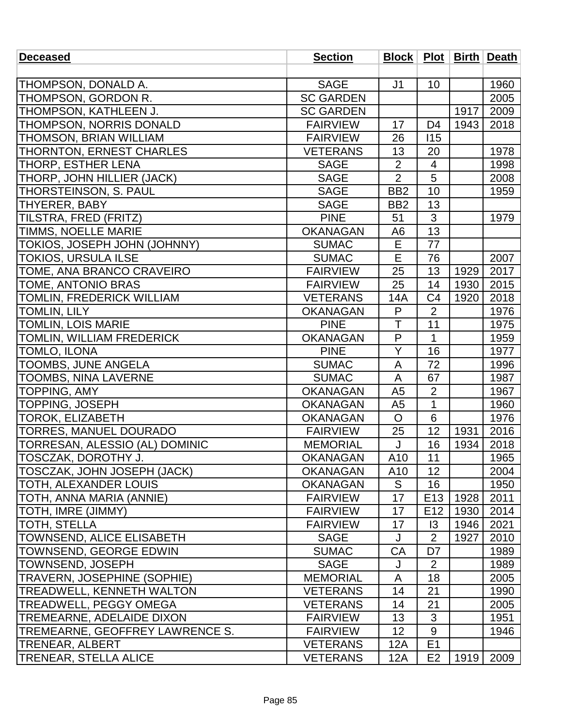| **Deceased** | **Section** | **Block** | **Plot** | **Birth** | **Death** |
|---|---|---|---|---|---|
| | | | | | |
| THOMPSON, DONALD A. | SAGE | J1 | 10 | | 1960 |
| THOMPSON, GORDON R. | SC GARDEN | | | | 2005 |
| THOMPSON, KATHLEEN J. | SC GARDEN | | | 1917 | 2009 |
| THOMPSON, NORRIS DONALD | FAIRVIEW | 17 | D4 | 1943 | 2018 |
| THOMSON, BRIAN WILLIAM | FAIRVIEW | 26 | I15 | | |
| THORNTON, ERNEST CHARLES | VETERANS | 13 | 20 | | 1978 |
| THORP, ESTHER LENA | SAGE | 2 | 4 | | 1998 |
| THORP, JOHN HILLIER (JACK) | SAGE | 2 | 5 | | 2008 |
| THORSTEINSON, S. PAUL | SAGE | BB2 | 10 | | 1959 |
| THYERER, BABY | SAGE | BB2 | 13 | | |
| TILSTRA, FRED (FRITZ) | PINE | 51 | 3 | | 1979 |
| TIMMS, NOELLE MARIE | OKANAGAN | A6 | 13 | | |
| TOKIOS, JOSEPH JOHN (JOHNNY) | SUMAC | E | 77 | | |
| TOKIOS, URSULA ILSE | SUMAC | E | 76 | | 2007 |
| TOME, ANA BRANCO CRAVEIRO | FAIRVIEW | 25 | 13 | 1929 | 2017 |
| TOME, ANTONIO BRAS | FAIRVIEW | 25 | 14 | 1930 | 2015 |
| TOMLIN, FREDERICK WILLIAM | VETERANS | 14A | C4 | 1920 | 2018 |
| TOMLIN, LILY | OKANAGAN | P | 2 | | 1976 |
| TOMLIN, LOIS MARIE | PINE | T | 11 | | 1975 |
| TOMLIN, WILLIAM FREDERICK | OKANAGAN | P | 1 | | 1959 |
| TOMLO, ILONA | PINE | Y | 16 | | 1977 |
| TOOMBS, JUNE ANGELA | SUMAC | A | 72 | | 1996 |
| TOOMBS, NINA LAVERNE | SUMAC | A | 67 | | 1987 |
| TOPPING, AMY | OKANAGAN | A5 | 2 | | 1967 |
| TOPPING, JOSEPH | OKANAGAN | A5 | 1 | | 1960 |
| TOROK, ELIZABETH | OKANAGAN | O | 6 | | 1976 |
| TORRES, MANUEL DOURADO | FAIRVIEW | 25 | 12 | 1931 | 2016 |
| TORRESAN, ALESSIO (AL) DOMINIC | MEMORIAL | J | 16 | 1934 | 2018 |
| TOSCZAK, DOROTHY J. | OKANAGAN | A10 | 11 | | 1965 |
| TOSCZAK, JOHN JOSEPH (JACK) | OKANAGAN | A10 | 12 | | 2004 |
| TOTH, ALEXANDER LOUIS | OKANAGAN | S | 16 | | 1950 |
| TOTH, ANNA MARIA (ANNIE) | FAIRVIEW | 17 | E13 | 1928 | 2011 |
| TOTH, IMRE (JIMMY) | FAIRVIEW | 17 | E12 | 1930 | 2014 |
| TOTH, STELLA | FAIRVIEW | 17 | I3 | 1946 | 2021 |
| TOWNSEND, ALICE ELISABETH | SAGE | J | 2 | 1927 | 2010 |
| TOWNSEND, GEORGE EDWIN | SUMAC | CA | D7 | | 1989 |
| TOWNSEND, JOSEPH | SAGE | J | 2 | | 1989 |
| TRAVERN, JOSEPHINE (SOPHIE) | MEMORIAL | A | 18 | | 2005 |
| TREADWELL, KENNETH WALTON | VETERANS | 14 | 21 | | 1990 |
| TREADWELL, PEGGY OMEGA | VETERANS | 14 | 21 | | 2005 |
| TREMEARNE, ADELAIDE DIXON | FAIRVIEW | 13 | 3 | | 1951 |
| TREMEARNE, GEOFFREY LAWRENCE S. | FAIRVIEW | 12 | 9 | | 1946 |
| TRENEAR, ALBERT | VETERANS | 12A | E1 | | |
| TRENEAR, STELLA ALICE | VETERANS | 12A | E2 | 1919 | 2009 |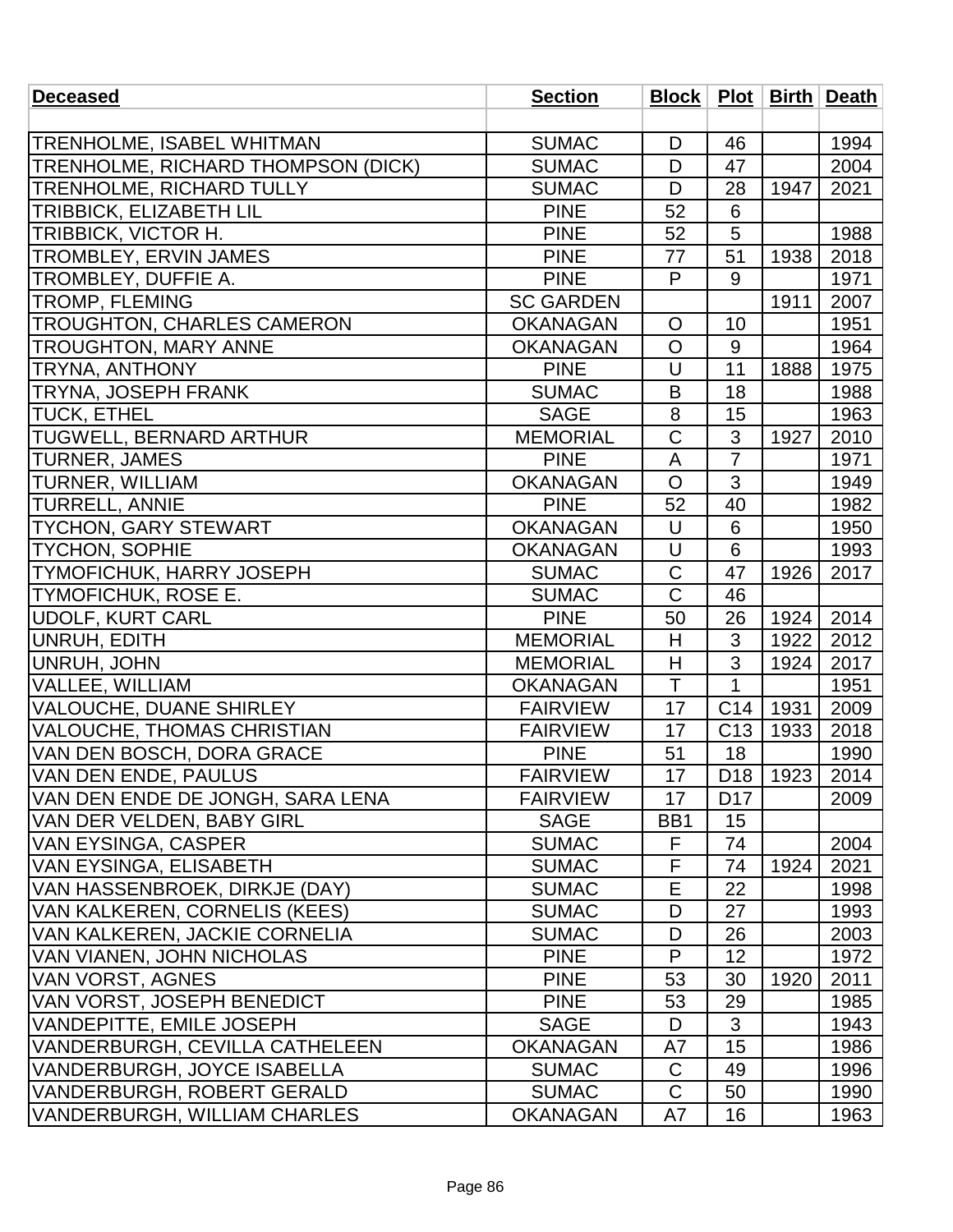| Deceased | Section | Block | Plot | Birth | Death |
|---|---|---|---|---|---|
| | | | | | |
| TRENHOLME, ISABEL WHITMAN | SUMAC | D | 46 | | 1994 |
| TRENHOLME, RICHARD THOMPSON (DICK) | SUMAC | D | 47 | | 2004 |
| TRENHOLME, RICHARD TULLY | SUMAC | D | 28 | 1947 | 2021 |
| TRIBBICK, ELIZABETH LIL | PINE | 52 | 6 | | |
| TRIBBICK, VICTOR H. | PINE | 52 | 5 | | 1988 |
| TROMBLEY, ERVIN JAMES | PINE | 77 | 51 | 1938 | 2018 |
| TROMBLEY, DUFFIE A. | PINE | P | 9 | | 1971 |
| TROMP, FLEMING | SC GARDEN | | | 1911 | 2007 |
| TROUGHTON, CHARLES CAMERON | OKANAGAN | O | 10 | | 1951 |
| TROUGHTON, MARY ANNE | OKANAGAN | O | 9 | | 1964 |
| TRYNA, ANTHONY | PINE | U | 11 | 1888 | 1975 |
| TRYNA, JOSEPH FRANK | SUMAC | B | 18 | | 1988 |
| TUCK, ETHEL | SAGE | 8 | 15 | | 1963 |
| TUGWELL, BERNARD ARTHUR | MEMORIAL | C | 3 | 1927 | 2010 |
| TURNER, JAMES | PINE | A | 7 | | 1971 |
| TURNER, WILLIAM | OKANAGAN | O | 3 | | 1949 |
| TURRELL, ANNIE | PINE | 52 | 40 | | 1982 |
| TYCHON, GARY STEWART | OKANAGAN | U | 6 | | 1950 |
| TYCHON, SOPHIE | OKANAGAN | U | 6 | | 1993 |
| TYMOFICHUK, HARRY JOSEPH | SUMAC | C | 47 | 1926 | 2017 |
| TYMOFICHUK, ROSE E. | SUMAC | C | 46 | | |
| UDOLF, KURT CARL | PINE | 50 | 26 | 1924 | 2014 |
| UNRUH, EDITH | MEMORIAL | H | 3 | 1922 | 2012 |
| UNRUH, JOHN | MEMORIAL | H | 3 | 1924 | 2017 |
| VALLEE, WILLIAM | OKANAGAN | T | 1 | | 1951 |
| VALOUCHE, DUANE SHIRLEY | FAIRVIEW | 17 | C14 | 1931 | 2009 |
| VALOUCHE, THOMAS CHRISTIAN | FAIRVIEW | 17 | C13 | 1933 | 2018 |
| VAN DEN BOSCH, DORA GRACE | PINE | 51 | 18 | | 1990 |
| VAN DEN ENDE, PAULUS | FAIRVIEW | 17 | D18 | 1923 | 2014 |
| VAN DEN ENDE DE JONGH, SARA LENA | FAIRVIEW | 17 | D17 | | 2009 |
| VAN DER VELDEN, BABY GIRL | SAGE | BB1 | 15 | | |
| VAN EYSINGA, CASPER | SUMAC | F | 74 | | 2004 |
| VAN EYSINGA, ELISABETH | SUMAC | F | 74 | 1924 | 2021 |
| VAN HASSENBROEK, DIRKJE (DAY) | SUMAC | E | 22 | | 1998 |
| VAN KALKEREN, CORNELIS (KEES) | SUMAC | D | 27 | | 1993 |
| VAN KALKEREN, JACKIE CORNELIA | SUMAC | D | 26 | | 2003 |
| VAN VIANEN, JOHN NICHOLAS | PINE | P | 12 | | 1972 |
| VAN VORST, AGNES | PINE | 53 | 30 | 1920 | 2011 |
| VAN VORST, JOSEPH BENEDICT | PINE | 53 | 29 | | 1985 |
| VANDEPITTE, EMILE JOSEPH | SAGE | D | 3 | | 1943 |
| VANDERBURGH, CEVILLA CATHELEEN | OKANAGAN | A7 | 15 | | 1986 |
| VANDERBURGH, JOYCE ISABELLA | SUMAC | C | 49 | | 1996 |
| VANDERBURGH, ROBERT GERALD | SUMAC | C | 50 | | 1990 |
| VANDERBURGH, WILLIAM CHARLES | OKANAGAN | A7 | 16 | | 1963 |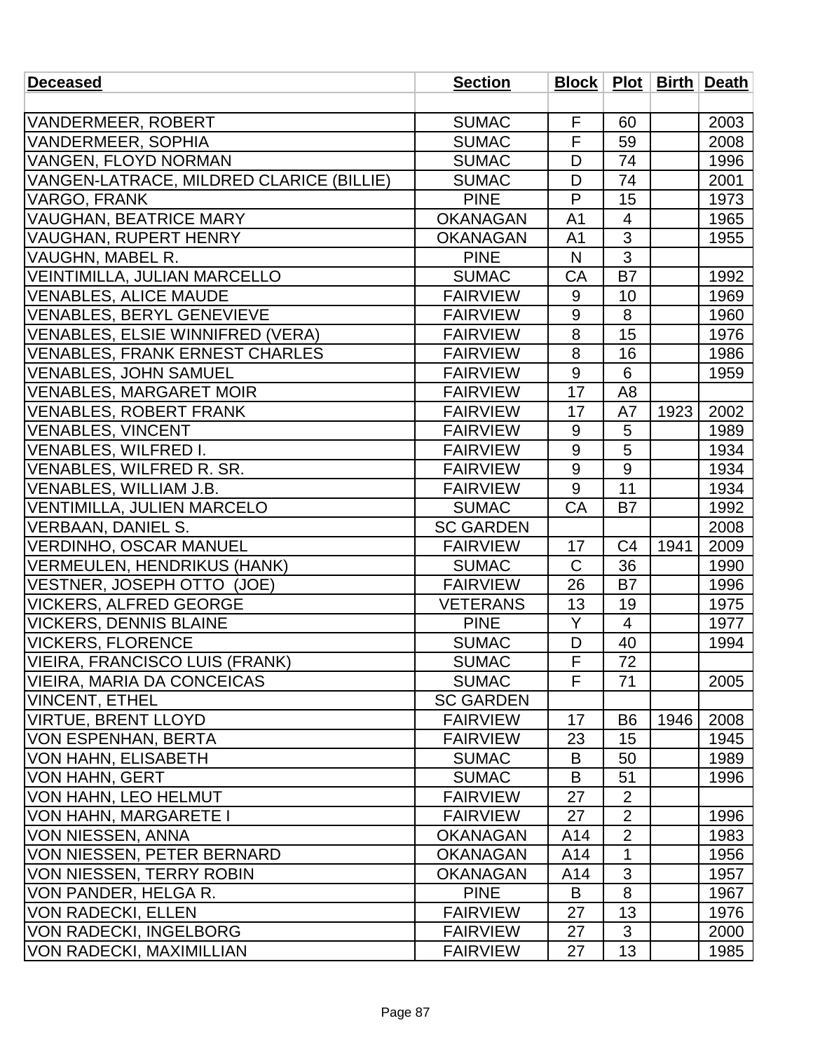| Deceased | Section | Block | Plot | Birth | Death |
|---|---|---|---|---|---|
| | | | | | |
| VANDERMEER, ROBERT | SUMAC | F | 60 | | 2003 |
| VANDERMEER, SOPHIA | SUMAC | F | 59 | | 2008 |
| VANGEN, FLOYD NORMAN | SUMAC | D | 74 | | 1996 |
| VANGEN-LATRACE, MILDRED CLARICE (BILLIE) | SUMAC | D | 74 | | 2001 |
| VARGO, FRANK | PINE | P | 15 | | 1973 |
| VAUGHAN, BEATRICE MARY | OKANAGAN | A1 | 4 | | 1965 |
| VAUGHAN, RUPERT HENRY | OKANAGAN | A1 | 3 | | 1955 |
| VAUGHN, MABEL R. | PINE | N | 3 | | |
| VEINTIMILLA, JULIAN MARCELLO | SUMAC | CA | B7 | | 1992 |
| VENABLES, ALICE MAUDE | FAIRVIEW | 9 | 10 | | 1969 |
| VENABLES, BERYL GENEVIEVE | FAIRVIEW | 9 | 8 | | 1960 |
| VENABLES, ELSIE WINNIFRED (VERA) | FAIRVIEW | 8 | 15 | | 1976 |
| VENABLES, FRANK ERNEST CHARLES | FAIRVIEW | 8 | 16 | | 1986 |
| VENABLES, JOHN SAMUEL | FAIRVIEW | 9 | 6 | | 1959 |
| VENABLES, MARGARET MOIR | FAIRVIEW | 17 | A8 | | |
| VENABLES, ROBERT FRANK | FAIRVIEW | 17 | A7 | 1923 | 2002 |
| VENABLES, VINCENT | FAIRVIEW | 9 | 5 | | 1989 |
| VENABLES, WILFRED I. | FAIRVIEW | 9 | 5 | | 1934 |
| VENABLES, WILFRED R. SR. | FAIRVIEW | 9 | 9 | | 1934 |
| VENABLES, WILLIAM J.B. | FAIRVIEW | 9 | 11 | | 1934 |
| VENTIMILLA, JULIEN MARCELO | SUMAC | CA | B7 | | 1992 |
| VERBAAN, DANIEL S. | SC GARDEN | | | | 2008 |
| VERDINHO, OSCAR MANUEL | FAIRVIEW | 17 | C4 | 1941 | 2009 |
| VERMEULEN, HENDRIKUS (HANK) | SUMAC | C | 36 | | 1990 |
| VESTNER, JOSEPH OTTO (JOE) | FAIRVIEW | 26 | B7 | | 1996 |
| VICKERS, ALFRED GEORGE | VETERANS | 13 | 19 | | 1975 |
| VICKERS, DENNIS BLAINE | PINE | Y | 4 | | 1977 |
| VICKERS, FLORENCE | SUMAC | D | 40 | | 1994 |
| VIEIRA, FRANCISCO LUIS (FRANK) | SUMAC | F | 72 | | |
| VIEIRA, MARIA DA CONCEICAS | SUMAC | F | 71 | | 2005 |
| VINCENT, ETHEL | SC GARDEN | | | | |
| VIRTUE, BRENT LLOYD | FAIRVIEW | 17 | B6 | 1946 | 2008 |
| VON ESPENHAN, BERTA | FAIRVIEW | 23 | 15 | | 1945 |
| VON HAHN, ELISABETH | SUMAC | B | 50 | | 1989 |
| VON HAHN, GERT | SUMAC | B | 51 | | 1996 |
| VON HAHN, LEO HELMUT | FAIRVIEW | 27 | 2 | | |
| VON HAHN, MARGARETE I | FAIRVIEW | 27 | 2 | | 1996 |
| VON NIESSEN, ANNA | OKANAGAN | A14 | 2 | | 1983 |
| VON NIESSEN, PETER BERNARD | OKANAGAN | A14 | 1 | | 1956 |
| VON NIESSEN, TERRY ROBIN | OKANAGAN | A14 | 3 | | 1957 |
| VON PANDER, HELGA R. | PINE | B | 8 | | 1967 |
| VON RADECKI, ELLEN | FAIRVIEW | 27 | 13 | | 1976 |
| VON RADECKI, INGELBORG | FAIRVIEW | 27 | 3 | | 2000 |
| VON RADECKI, MAXIMILLIAN | FAIRVIEW | 27 | 13 | | 1985 |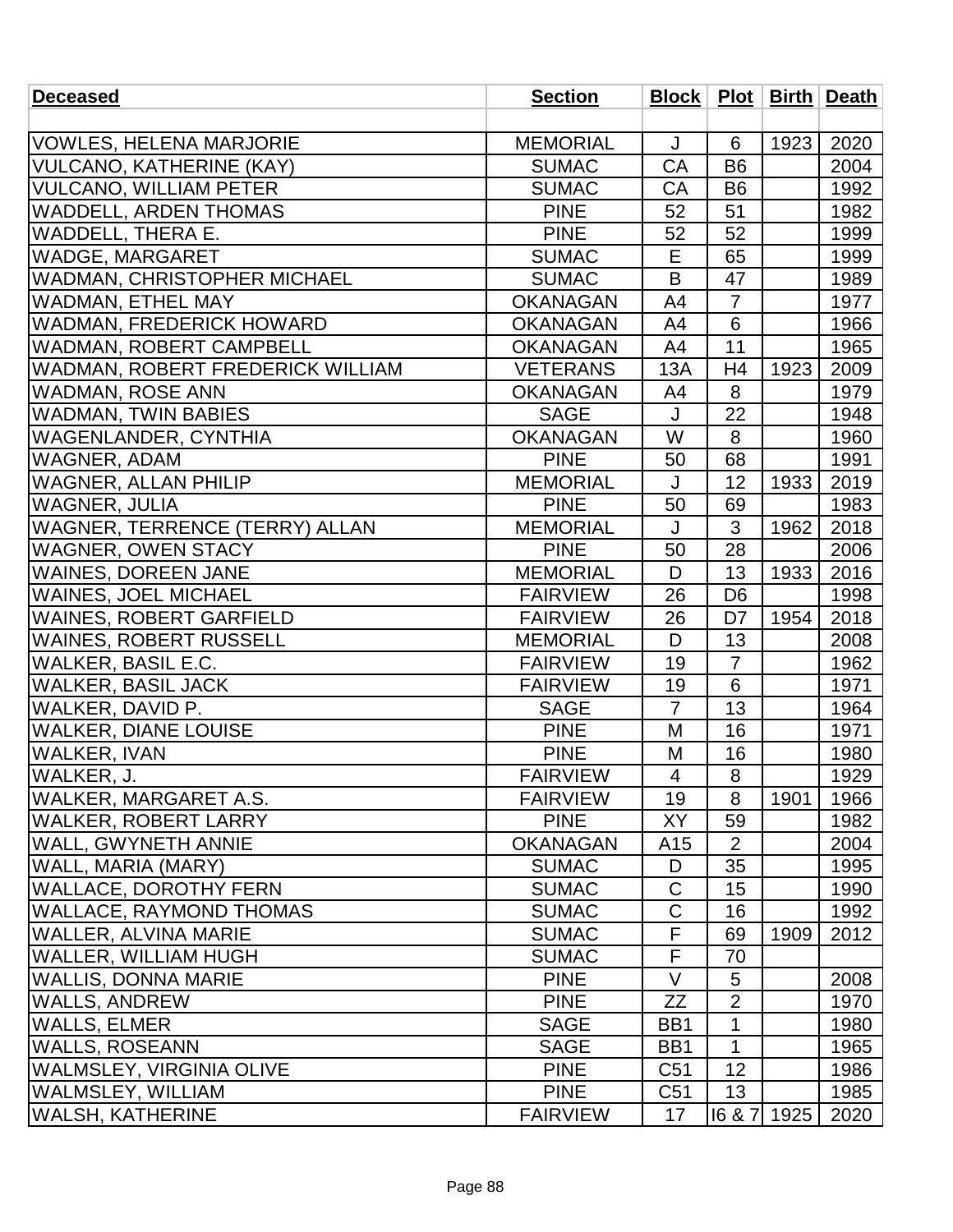| **Deceased** | **Section** | **Block** | **Plot** | **Birth** | **Death** |
|---|---|---|---|---|---|
| | | | | | |
| VOWLES, HELENA MARJORIE | MEMORIAL | J | 6 | 1923 | 2020 |
| VULCANO, KATHERINE (KAY) | SUMAC | CA | B6 | | 2004 |
| VULCANO, WILLIAM PETER | SUMAC | CA | B6 | | 1992 |
| WADDELL, ARDEN THOMAS | PINE | 52 | 51 | | 1982 |
| WADDELL, THERA E. | PINE | 52 | 52 | | 1999 |
| WADGE, MARGARET | SUMAC | E | 65 | | 1999 |
| WADMAN, CHRISTOPHER MICHAEL | SUMAC | B | 47 | | 1989 |
| WADMAN, ETHEL MAY | OKANAGAN | A4 | 7 | | 1977 |
| WADMAN, FREDERICK HOWARD | OKANAGAN | A4 | 6 | | 1966 |
| WADMAN, ROBERT CAMPBELL | OKANAGAN | A4 | 11 | | 1965 |
| WADMAN, ROBERT FREDERICK WILLIAM | VETERANS | 13A | H4 | 1923 | 2009 |
| WADMAN, ROSE ANN | OKANAGAN | A4 | 8 | | 1979 |
| WADMAN, TWIN BABIES | SAGE | J | 22 | | 1948 |
| WAGENLANDER, CYNTHIA | OKANAGAN | W | 8 | | 1960 |
| WAGNER, ADAM | PINE | 50 | 68 | | 1991 |
| WAGNER, ALLAN PHILIP | MEMORIAL | J | 12 | 1933 | 2019 |
| WAGNER, JULIA | PINE | 50 | 69 | | 1983 |
| WAGNER, TERRENCE (TERRY) ALLAN | MEMORIAL | J | 3 | 1962 | 2018 |
| WAGNER, OWEN STACY | PINE | 50 | 28 | | 2006 |
| WAINES, DOREEN JANE | MEMORIAL | D | 13 | 1933 | 2016 |
| WAINES, JOEL MICHAEL | FAIRVIEW | 26 | D6 | | 1998 |
| WAINES, ROBERT GARFIELD | FAIRVIEW | 26 | D7 | 1954 | 2018 |
| WAINES, ROBERT RUSSELL | MEMORIAL | D | 13 | | 2008 |
| WALKER, BASIL E.C. | FAIRVIEW | 19 | 7 | | 1962 |
| WALKER, BASIL JACK | FAIRVIEW | 19 | 6 | | 1971 |
| WALKER, DAVID P. | SAGE | 7 | 13 | | 1964 |
| WALKER, DIANE LOUISE | PINE | M | 16 | | 1971 |
| WALKER, IVAN | PINE | M | 16 | | 1980 |
| WALKER, J. | FAIRVIEW | 4 | 8 | | 1929 |
| WALKER, MARGARET A.S. | FAIRVIEW | 19 | 8 | 1901 | 1966 |
| WALKER, ROBERT LARRY | PINE | XY | 59 | | 1982 |
| WALL, GWYNETH ANNIE | OKANAGAN | A15 | 2 | | 2004 |
| WALL, MARIA (MARY) | SUMAC | D | 35 | | 1995 |
| WALLACE, DOROTHY FERN | SUMAC | C | 15 | | 1990 |
| WALLACE, RAYMOND THOMAS | SUMAC | C | 16 | | 1992 |
| WALLER, ALVINA MARIE | SUMAC | F | 69 | 1909 | 2012 |
| WALLER, WILLIAM HUGH | SUMAC | F | 70 | | |
| WALLIS, DONNA MARIE | PINE | V | 5 | | 2008 |
| WALLS, ANDREW | PINE | ZZ | 2 | | 1970 |
| WALLS, ELMER | SAGE | BB1 | 1 | | 1980 |
| WALLS, ROSEANN | SAGE | BB1 | 1 | | 1965 |
| WALMSLEY, VIRGINIA OLIVE | PINE | C51 | 12 | | 1986 |
| WALMSLEY, WILLIAM | PINE | C51 | 13 | | 1985 |
| WALSH, KATHERINE | FAIRVIEW | 17 | I6 & 7 | 1925 | 2020 |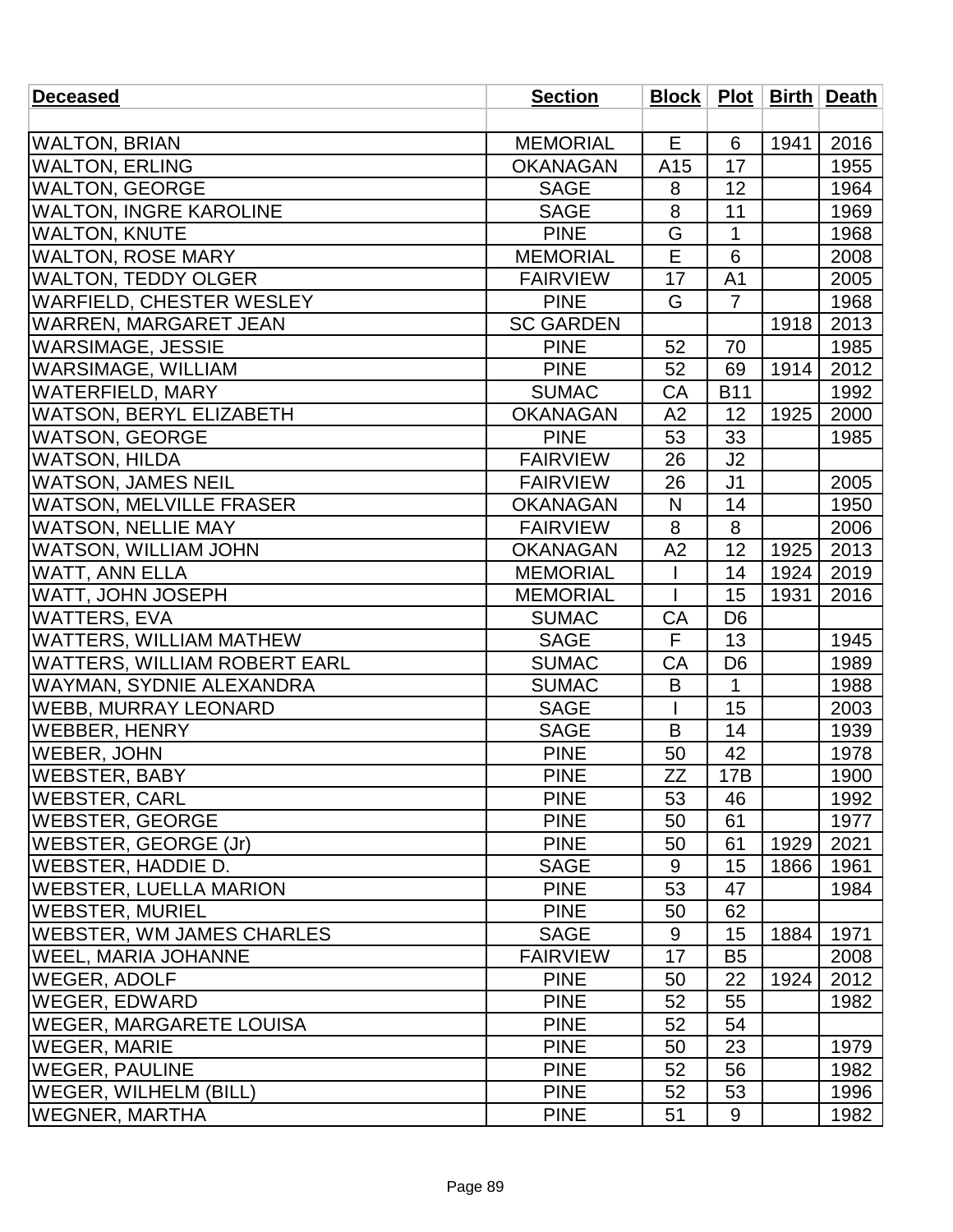| Deceased | Section | Block | Plot | Birth | Death |
|---|---|---|---|---|---|
| | | | | | |
| WALTON, BRIAN | MEMORIAL | E | 6 | 1941 | 2016 |
| WALTON, ERLING | OKANAGAN | A15 | 17 | | 1955 |
| WALTON, GEORGE | SAGE | 8 | 12 | | 1964 |
| WALTON, INGRE KAROLINE | SAGE | 8 | 11 | | 1969 |
| WALTON, KNUTE | PINE | G | 1 | | 1968 |
| WALTON, ROSE MARY | MEMORIAL | E | 6 | | 2008 |
| WALTON, TEDDY OLGER | FAIRVIEW | 17 | A1 | | 2005 |
| WARFIELD, CHESTER WESLEY | PINE | G | 7 | | 1968 |
| WARREN, MARGARET JEAN | SC GARDEN | | | 1918 | 2013 |
| WARSIMAGE, JESSIE | PINE | 52 | 70 | | 1985 |
| WARSIMAGE, WILLIAM | PINE | 52 | 69 | 1914 | 2012 |
| WATERFIELD, MARY | SUMAC | CA | B11 | | 1992 |
| WATSON, BERYL ELIZABETH | OKANAGAN | A2 | 12 | 1925 | 2000 |
| WATSON, GEORGE | PINE | 53 | 33 | | 1985 |
| WATSON, HILDA | FAIRVIEW | 26 | J2 | | |
| WATSON, JAMES NEIL | FAIRVIEW | 26 | J1 | | 2005 |
| WATSON, MELVILLE FRASER | OKANAGAN | N | 14 | | 1950 |
| WATSON, NELLIE MAY | FAIRVIEW | 8 | 8 | | 2006 |
| WATSON, WILLIAM JOHN | OKANAGAN | A2 | 12 | 1925 | 2013 |
| WATT, ANN ELLA | MEMORIAL | I | 14 | 1924 | 2019 |
| WATT, JOHN JOSEPH | MEMORIAL | I | 15 | 1931 | 2016 |
| WATTERS, EVA | SUMAC | CA | D6 | | |
| WATTERS, WILLIAM MATHEW | SAGE | F | 13 | | 1945 |
| WATTERS, WILLIAM ROBERT EARL | SUMAC | CA | D6 | | 1989 |
| WAYMAN, SYDNIE ALEXANDRA | SUMAC | B | 1 | | 1988 |
| WEBB, MURRAY LEONARD | SAGE | I | 15 | | 2003 |
| WEBBER, HENRY | SAGE | B | 14 | | 1939 |
| WEBER, JOHN | PINE | 50 | 42 | | 1978 |
| WEBSTER, BABY | PINE | ZZ | 17B | | 1900 |
| WEBSTER, CARL | PINE | 53 | 46 | | 1992 |
| WEBSTER, GEORGE | PINE | 50 | 61 | | 1977 |
| WEBSTER, GEORGE (Jr) | PINE | 50 | 61 | 1929 | 2021 |
| WEBSTER, HADDIE D. | SAGE | 9 | 15 | 1866 | 1961 |
| WEBSTER, LUELLA MARION | PINE | 53 | 47 | | 1984 |
| WEBSTER, MURIEL | PINE | 50 | 62 | | |
| WEBSTER, WM JAMES CHARLES | SAGE | 9 | 15 | 1884 | 1971 |
| WEEL, MARIA JOHANNE | FAIRVIEW | 17 | B5 | | 2008 |
| WEGER, ADOLF | PINE | 50 | 22 | 1924 | 2012 |
| WEGER, EDWARD | PINE | 52 | 55 | | 1982 |
| WEGER, MARGARETE LOUISA | PINE | 52 | 54 | | |
| WEGER, MARIE | PINE | 50 | 23 | | 1979 |
| WEGER, PAULINE | PINE | 52 | 56 | | 1982 |
| WEGER, WILHELM (BILL) | PINE | 52 | 53 | | 1996 |
| WEGNER, MARTHA | PINE | 51 | 9 | | 1982 |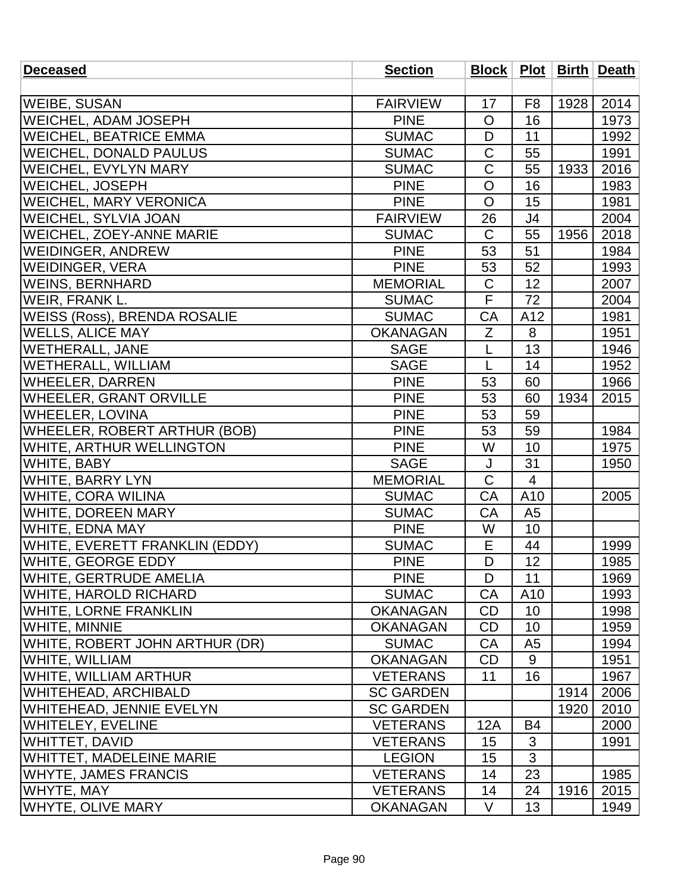| Deceased | Section | Block | Plot | Birth | Death |
|---|---|---|---|---|---|
| | | | | | |
| WEIBE, SUSAN | FAIRVIEW | 17 | F8 | 1928 | 2014 |
| WEICHEL, ADAM JOSEPH | PINE | O | 16 | | 1973 |
| WEICHEL, BEATRICE EMMA | SUMAC | D | 11 | | 1992 |
| WEICHEL, DONALD PAULUS | SUMAC | C | 55 | | 1991 |
| WEICHEL, EVYLYN MARY | SUMAC | C | 55 | 1933 | 2016 |
| WEICHEL, JOSEPH | PINE | O | 16 | | 1983 |
| WEICHEL, MARY VERONICA | PINE | O | 15 | | 1981 |
| WEICHEL, SYLVIA JOAN | FAIRVIEW | 26 | J4 | | 2004 |
| WEICHEL, ZOEY-ANNE MARIE | SUMAC | C | 55 | 1956 | 2018 |
| WEIDINGER, ANDREW | PINE | 53 | 51 | | 1984 |
| WEIDINGER, VERA | PINE | 53 | 52 | | 1993 |
| WEINS, BERNHARD | MEMORIAL | C | 12 | | 2007 |
| WEIR, FRANK L. | SUMAC | F | 72 | | 2004 |
| WEISS (Ross), BRENDA ROSALIE | SUMAC | CA | A12 | | 1981 |
| WELLS, ALICE MAY | OKANAGAN | Z | 8 | | 1951 |
| WETHERALL, JANE | SAGE | L | 13 | | 1946 |
| WETHERALL, WILLIAM | SAGE | L | 14 | | 1952 |
| WHEELER, DARREN | PINE | 53 | 60 | | 1966 |
| WHEELER, GRANT ORVILLE | PINE | 53 | 60 | 1934 | 2015 |
| WHEELER, LOVINA | PINE | 53 | 59 | | |
| WHEELER, ROBERT ARTHUR (BOB) | PINE | 53 | 59 | | 1984 |
| WHITE, ARTHUR WELLINGTON | PINE | W | 10 | | 1975 |
| WHITE, BABY | SAGE | J | 31 | | 1950 |
| WHITE, BARRY LYN | MEMORIAL | C | 4 | | |
| WHITE, CORA WILINA | SUMAC | CA | A10 | | 2005 |
| WHITE, DOREEN MARY | SUMAC | CA | A5 | | |
| WHITE, EDNA MAY | PINE | W | 10 | | |
| WHITE, EVERETT FRANKLIN (EDDY) | SUMAC | E | 44 | | 1999 |
| WHITE, GEORGE EDDY | PINE | D | 12 | | 1985 |
| WHITE, GERTRUDE AMELIA | PINE | D | 11 | | 1969 |
| WHITE, HAROLD RICHARD | SUMAC | CA | A10 | | 1993 |
| WHITE, LORNE FRANKLIN | OKANAGAN | CD | 10 | | 1998 |
| WHITE, MINNIE | OKANAGAN | CD | 10 | | 1959 |
| WHITE, ROBERT JOHN ARTHUR (DR) | SUMAC | CA | A5 | | 1994 |
| WHITE, WILLIAM | OKANAGAN | CD | 9 | | 1951 |
| WHITE, WILLIAM ARTHUR | VETERANS | 11 | 16 | | 1967 |
| WHITEHEAD, ARCHIBALD | SC GARDEN | | | 1914 | 2006 |
| WHITEHEAD, JENNIE EVELYN | SC GARDEN | | | 1920 | 2010 |
| WHITELEY, EVELINE | VETERANS | 12A | B4 | | 2000 |
| WHITTET, DAVID | VETERANS | 15 | 3 | | 1991 |
| WHITTET, MADELEINE MARIE | LEGION | 15 | 3 | | |
| WHYTE, JAMES FRANCIS | VETERANS | 14 | 23 | | 1985 |
| WHYTE, MAY | VETERANS | 14 | 24 | 1916 | 2015 |
| WHYTE, OLIVE MARY | OKANAGAN | V | 13 | | 1949 |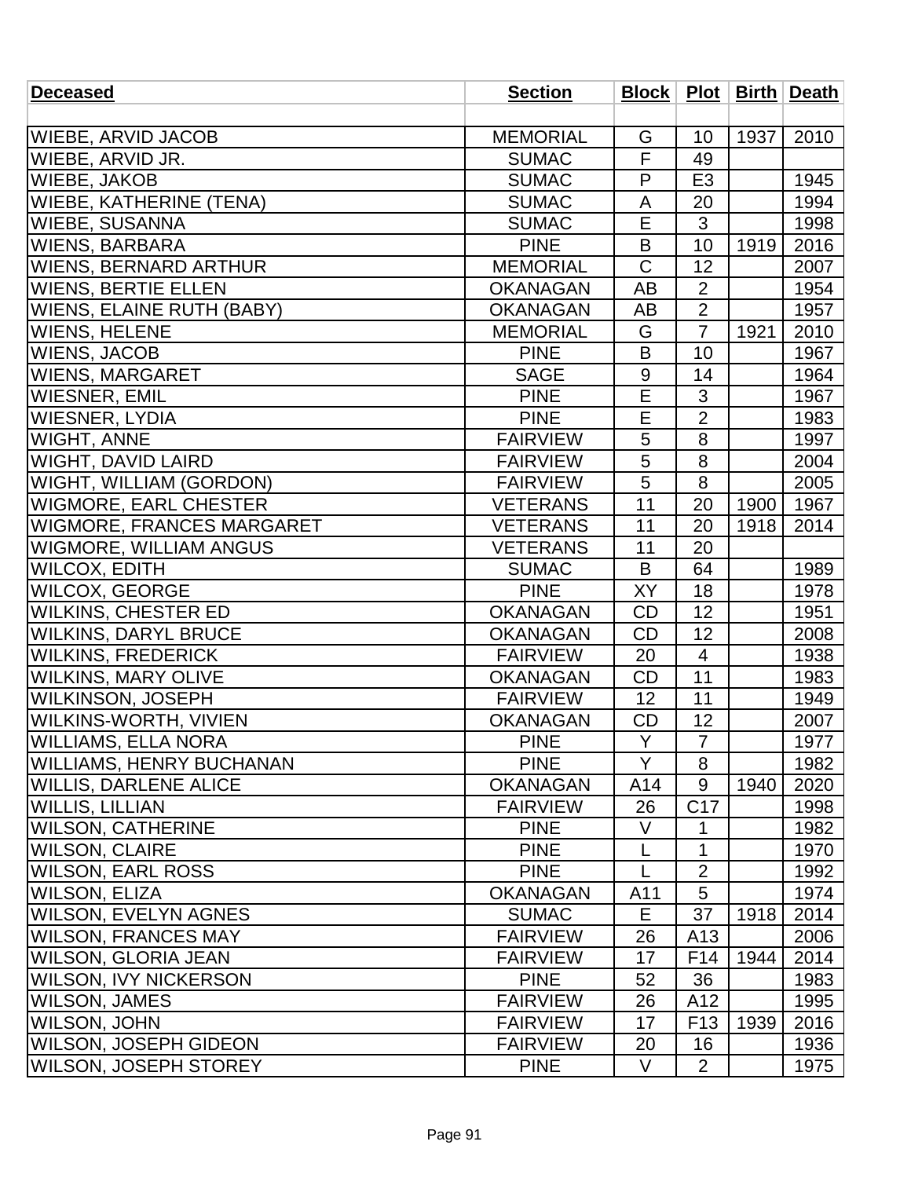| Deceased | Section | Block | Plot | Birth | Death |
|---|---|---|---|---|---|
| | | | | | |
| WIEBE, ARVID JACOB | MEMORIAL | G | 10 | 1937 | 2010 |
| WIEBE, ARVID JR. | SUMAC | F | 49 | | |
| WIEBE, JAKOB | SUMAC | P | E3 | | 1945 |
| WIEBE, KATHERINE (TENA) | SUMAC | A | 20 | | 1994 |
| WIEBE, SUSANNA | SUMAC | E | 3 | | 1998 |
| WIENS, BARBARA | PINE | B | 10 | 1919 | 2016 |
| WIENS, BERNARD ARTHUR | MEMORIAL | C | 12 | | 2007 |
| WIENS, BERTIE ELLEN | OKANAGAN | AB | 2 | | 1954 |
| WIENS, ELAINE RUTH (BABY) | OKANAGAN | AB | 2 | | 1957 |
| WIENS, HELENE | MEMORIAL | G | 7 | 1921 | 2010 |
| WIENS, JACOB | PINE | B | 10 | | 1967 |
| WIENS, MARGARET | SAGE | 9 | 14 | | 1964 |
| WIESNER, EMIL | PINE | E | 3 | | 1967 |
| WIESNER, LYDIA | PINE | E | 2 | | 1983 |
| WIGHT, ANNE | FAIRVIEW | 5 | 8 | | 1997 |
| WIGHT, DAVID LAIRD | FAIRVIEW | 5 | 8 | | 2004 |
| WIGHT, WILLIAM (GORDON) | FAIRVIEW | 5 | 8 | | 2005 |
| WIGMORE, EARL CHESTER | VETERANS | 11 | 20 | 1900 | 1967 |
| WIGMORE, FRANCES MARGARET | VETERANS | 11 | 20 | 1918 | 2014 |
| WIGMORE, WILLIAM ANGUS | VETERANS | 11 | 20 | | |
| WILCOX, EDITH | SUMAC | B | 64 | | 1989 |
| WILCOX, GEORGE | PINE | XY | 18 | | 1978 |
| WILKINS, CHESTER ED | OKANAGAN | CD | 12 | | 1951 |
| WILKINS, DARYL BRUCE | OKANAGAN | CD | 12 | | 2008 |
| WILKINS, FREDERICK | FAIRVIEW | 20 | 4 | | 1938 |
| WILKINS, MARY OLIVE | OKANAGAN | CD | 11 | | 1983 |
| WILKINSON, JOSEPH | FAIRVIEW | 12 | 11 | | 1949 |
| WILKINS-WORTH, VIVIEN | OKANAGAN | CD | 12 | | 2007 |
| WILLIAMS, ELLA NORA | PINE | Y | 7 | | 1977 |
| WILLIAMS, HENRY BUCHANAN | PINE | Y | 8 | | 1982 |
| WILLIS, DARLENE ALICE | OKANAGAN | A14 | 9 | 1940 | 2020 |
| WILLIS, LILLIAN | FAIRVIEW | 26 | C17 | | 1998 |
| WILSON, CATHERINE | PINE | V | 1 | | 1982 |
| WILSON, CLAIRE | PINE | L | 1 | | 1970 |
| WILSON, EARL ROSS | PINE | L | 2 | | 1992 |
| WILSON, ELIZA | OKANAGAN | A11 | 5 | | 1974 |
| WILSON, EVELYN AGNES | SUMAC | E | 37 | 1918 | 2014 |
| WILSON, FRANCES MAY | FAIRVIEW | 26 | A13 | | 2006 |
| WILSON, GLORIA JEAN | FAIRVIEW | 17 | F14 | 1944 | 2014 |
| WILSON, IVY NICKERSON | PINE | 52 | 36 | | 1983 |
| WILSON, JAMES | FAIRVIEW | 26 | A12 | | 1995 |
| WILSON, JOHN | FAIRVIEW | 17 | F13 | 1939 | 2016 |
| WILSON, JOSEPH GIDEON | FAIRVIEW | 20 | 16 | | 1936 |
| WILSON, JOSEPH STOREY | PINE | V | 2 | | 1975 |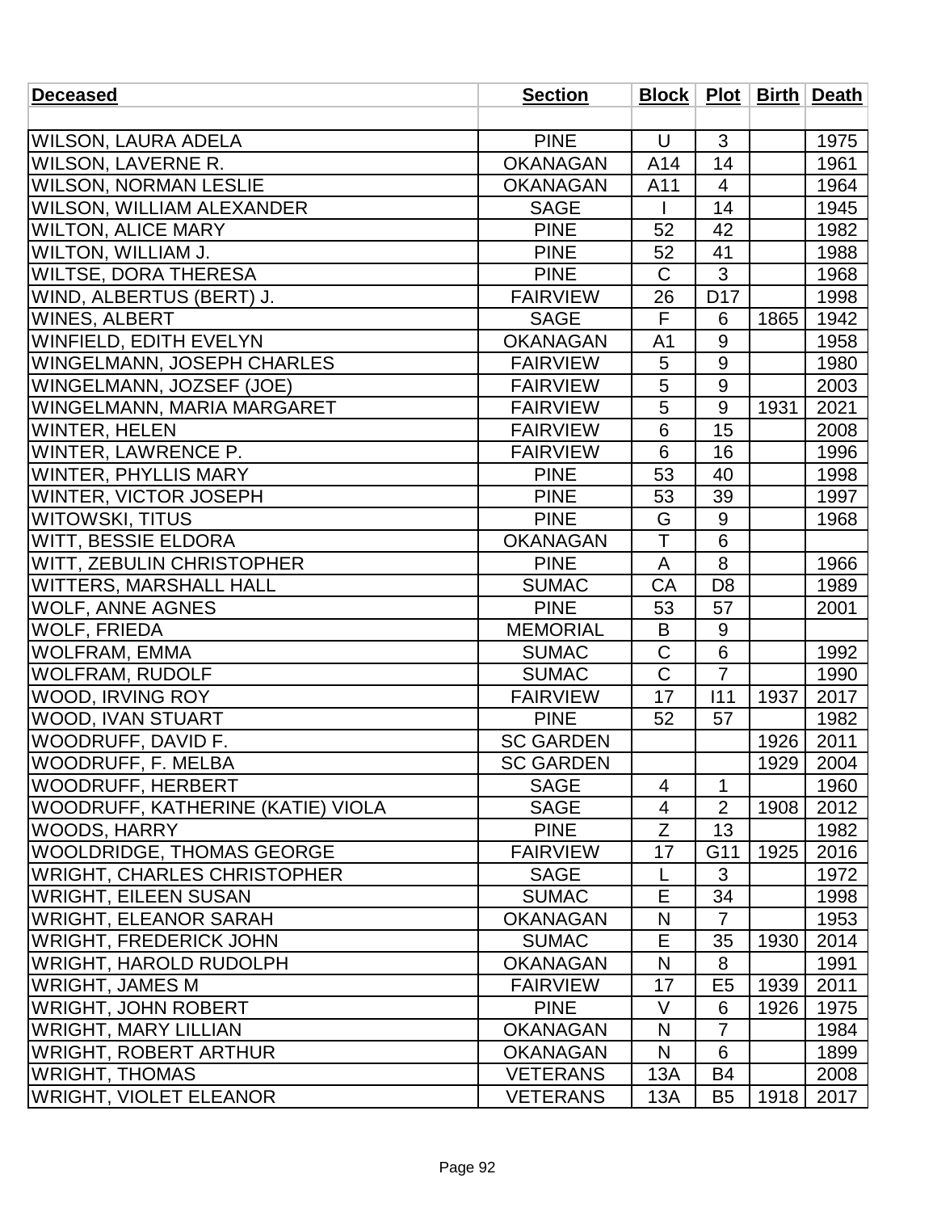| Deceased | Section | Block | Plot | Birth | Death |
|---|---|---|---|---|---|
| | | | | | |
| WILSON, LAURA ADELA | PINE | U | 3 | | 1975 |
| WILSON, LAVERNE R. | OKANAGAN | A14 | 14 | | 1961 |
| WILSON, NORMAN LESLIE | OKANAGAN | A11 | 4 | | 1964 |
| WILSON, WILLIAM ALEXANDER | SAGE | I | 14 | | 1945 |
| WILTON, ALICE MARY | PINE | 52 | 42 | | 1982 |
| WILTON, WILLIAM J. | PINE | 52 | 41 | | 1988 |
| WILTSE, DORA THERESA | PINE | C | 3 | | 1968 |
| WIND, ALBERTUS (BERT) J. | FAIRVIEW | 26 | D17 | | 1998 |
| WINES, ALBERT | SAGE | F | 6 | 1865 | 1942 |
| WINFIELD, EDITH EVELYN | OKANAGAN | A1 | 9 | | 1958 |
| WINGELMANN, JOSEPH CHARLES | FAIRVIEW | 5 | 9 | | 1980 |
| WINGELMANN, JOZSEF (JOE) | FAIRVIEW | 5 | 9 | | 2003 |
| WINGELMANN, MARIA MARGARET | FAIRVIEW | 5 | 9 | 1931 | 2021 |
| WINTER, HELEN | FAIRVIEW | 6 | 15 | | 2008 |
| WINTER, LAWRENCE P. | FAIRVIEW | 6 | 16 | | 1996 |
| WINTER, PHYLLIS MARY | PINE | 53 | 40 | | 1998 |
| WINTER, VICTOR JOSEPH | PINE | 53 | 39 | | 1997 |
| WITOWSKI, TITUS | PINE | G | 9 | | 1968 |
| WITT, BESSIE ELDORA | OKANAGAN | T | 6 | | |
| WITT, ZEBULIN CHRISTOPHER | PINE | A | 8 | | 1966 |
| WITTERS, MARSHALL HALL | SUMAC | CA | D8 | | 1989 |
| WOLF, ANNE AGNES | PINE | 53 | 57 | | 2001 |
| WOLF, FRIEDA | MEMORIAL | B | 9 | | |
| WOLFRAM, EMMA | SUMAC | C | 6 | | 1992 |
| WOLFRAM, RUDOLF | SUMAC | C | 7 | | 1990 |
| WOOD, IRVING ROY | FAIRVIEW | 17 | I11 | 1937 | 2017 |
| WOOD, IVAN STUART | PINE | 52 | 57 | | 1982 |
| WOODRUFF, DAVID F. | SC GARDEN | | | 1926 | 2011 |
| WOODRUFF, F. MELBA | SC GARDEN | | | 1929 | 2004 |
| WOODRUFF, HERBERT | SAGE | 4 | 1 | | 1960 |
| WOODRUFF, KATHERINE (KATIE) VIOLA | SAGE | 4 | 2 | 1908 | 2012 |
| WOODS, HARRY | PINE | Z | 13 | | 1982 |
| WOOLDRIDGE, THOMAS GEORGE | FAIRVIEW | 17 | G11 | 1925 | 2016 |
| WRIGHT, CHARLES CHRISTOPHER | SAGE | L | 3 | | 1972 |
| WRIGHT, EILEEN SUSAN | SUMAC | E | 34 | | 1998 |
| WRIGHT, ELEANOR SARAH | OKANAGAN | N | 7 | | 1953 |
| WRIGHT, FREDERICK JOHN | SUMAC | E | 35 | 1930 | 2014 |
| WRIGHT, HAROLD RUDOLPH | OKANAGAN | N | 8 | | 1991 |
| WRIGHT, JAMES M | FAIRVIEW | 17 | E5 | 1939 | 2011 |
| WRIGHT, JOHN ROBERT | PINE | V | 6 | 1926 | 1975 |
| WRIGHT, MARY LILLIAN | OKANAGAN | N | 7 | | 1984 |
| WRIGHT, ROBERT ARTHUR | OKANAGAN | N | 6 | | 1899 |
| WRIGHT, THOMAS | VETERANS | 13A | B4 | | 2008 |
| WRIGHT, VIOLET ELEANOR | VETERANS | 13A | B5 | 1918 | 2017 |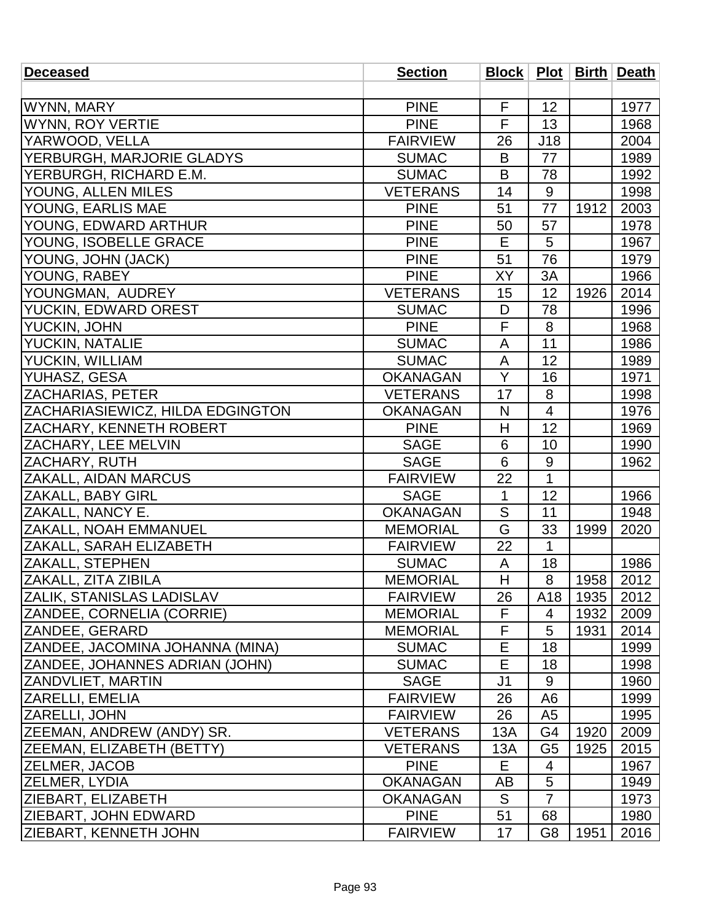| Deceased | Section | Block | Plot | Birth | Death |
|---|---|---|---|---|---|
| | | | | | |
| WYNN, MARY | PINE | F | 12 | | 1977 |
| WYNN, ROY VERTIE | PINE | F | 13 | | 1968 |
| YARWOOD, VELLA | FAIRVIEW | 26 | J18 | | 2004 |
| YERBURGH, MARJORIE GLADYS | SUMAC | B | 77 | | 1989 |
| YERBURGH, RICHARD E.M. | SUMAC | B | 78 | | 1992 |
| YOUNG, ALLEN MILES | VETERANS | 14 | 9 | | 1998 |
| YOUNG, EARLIS MAE | PINE | 51 | 77 | 1912 | 2003 |
| YOUNG, EDWARD ARTHUR | PINE | 50 | 57 | | 1978 |
| YOUNG, ISOBELLE GRACE | PINE | E | 5 | | 1967 |
| YOUNG, JOHN (JACK) | PINE | 51 | 76 | | 1979 |
| YOUNG, RABEY | PINE | XY | 3A | | 1966 |
| YOUNGMAN, AUDREY | VETERANS | 15 | 12 | 1926 | 2014 |
| YUCKIN, EDWARD OREST | SUMAC | D | 78 | | 1996 |
| YUCKIN, JOHN | PINE | F | 8 | | 1968 |
| YUCKIN, NATALIE | SUMAC | A | 11 | | 1986 |
| YUCKIN, WILLIAM | SUMAC | A | 12 | | 1989 |
| YUHASZ, GESA | OKANAGAN | Y | 16 | | 1971 |
| ZACHARIAS, PETER | VETERANS | 17 | 8 | | 1998 |
| ZACHARIASIEWICZ, HILDA EDGINGTON | OKANAGAN | N | 4 | | 1976 |
| ZACHARY, KENNETH ROBERT | PINE | H | 12 | | 1969 |
| ZACHARY, LEE MELVIN | SAGE | 6 | 10 | | 1990 |
| ZACHARY, RUTH | SAGE | 6 | 9 | | 1962 |
| ZAKALL, AIDAN MARCUS | FAIRVIEW | 22 | 1 | | |
| ZAKALL, BABY GIRL | SAGE | 1 | 12 | | 1966 |
| ZAKALL, NANCY E. | OKANAGAN | S | 11 | | 1948 |
| ZAKALL, NOAH EMMANUEL | MEMORIAL | G | 33 | 1999 | 2020 |
| ZAKALL, SARAH ELIZABETH | FAIRVIEW | 22 | 1 | | |
| ZAKALL, STEPHEN | SUMAC | A | 18 | | 1986 |
| ZAKALL, ZITA ZIBILA | MEMORIAL | H | 8 | 1958 | 2012 |
| ZALIK, STANISLAS LADISLAV | FAIRVIEW | 26 | A18 | 1935 | 2012 |
| ZANDEE, CORNELIA (CORRIE) | MEMORIAL | F | 4 | 1932 | 2009 |
| ZANDEE, GERARD | MEMORIAL | F | 5 | 1931 | 2014 |
| ZANDEE, JACOMINA JOHANNA (MINA) | SUMAC | E | 18 | | 1999 |
| ZANDEE, JOHANNES ADRIAN (JOHN) | SUMAC | E | 18 | | 1998 |
| ZANDVLIET, MARTIN | SAGE | J1 | 9 | | 1960 |
| ZARELLI, EMELIA | FAIRVIEW | 26 | A6 | | 1999 |
| ZARELLI, JOHN | FAIRVIEW | 26 | A5 | | 1995 |
| ZEEMAN, ANDREW (ANDY) SR. | VETERANS | 13A | G4 | 1920 | 2009 |
| ZEEMAN, ELIZABETH (BETTY) | VETERANS | 13A | G5 | 1925 | 2015 |
| ZELMER, JACOB | PINE | E | 4 | | 1967 |
| ZELMER, LYDIA | OKANAGAN | AB | 5 | | 1949 |
| ZIEBART, ELIZABETH | OKANAGAN | S | 7 | | 1973 |
| ZIEBART, JOHN EDWARD | PINE | 51 | 68 | | 1980 |
| ZIEBART, KENNETH JOHN | FAIRVIEW | 17 | G8 | 1951 | 2016 |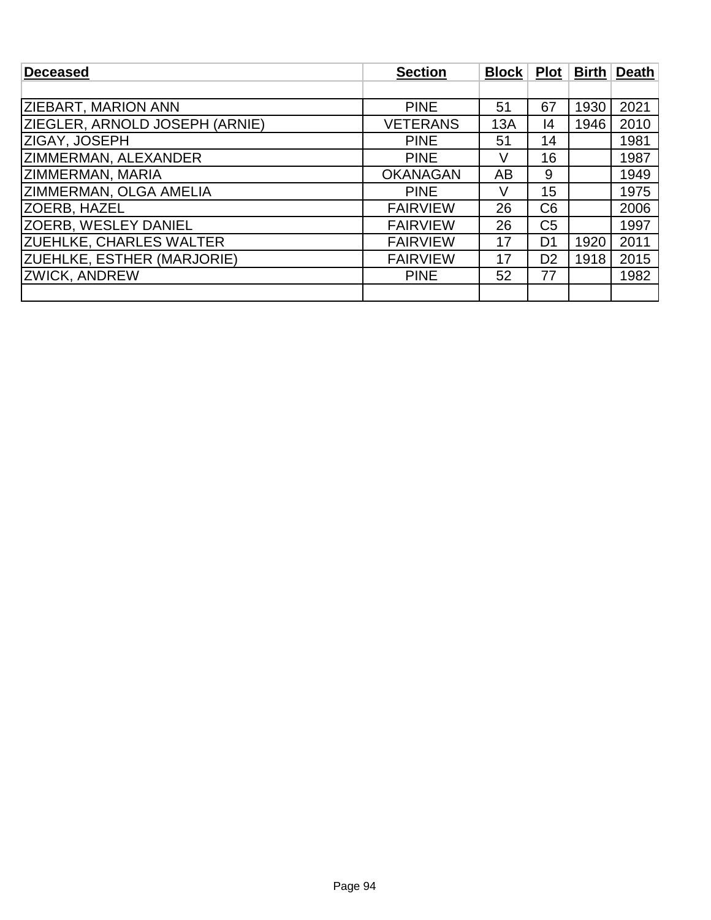| Deceased | Section | Block | Plot | Birth | Death |
|---|---|---|---|---|---|
| | | | | | |
| ZIEBART, MARION ANN | PINE | 51 | 67 | 1930 | 2021 |
| ZIEGLER, ARNOLD JOSEPH (ARNIE) | VETERANS | 13A | I4 | 1946 | 2010 |
| ZIGAY, JOSEPH | PINE | 51 | 14 | | 1981 |
| ZIMMERMAN, ALEXANDER | PINE | V | 16 | | 1987 |
| ZIMMERMAN, MARIA | OKANAGAN | AB | 9 | | 1949 |
| ZIMMERMAN, OLGA AMELIA | PINE | V | 15 | | 1975 |
| ZOERB, HAZEL | FAIRVIEW | 26 | C6 | | 2006 |
| ZOERB, WESLEY DANIEL | FAIRVIEW | 26 | C5 | | 1997 |
| ZUEHLKE, CHARLES WALTER | FAIRVIEW | 17 | D1 | 1920 | 2011 |
| ZUEHLKE, ESTHER (MARJORIE) | FAIRVIEW | 17 | D2 | 1918 | 2015 |
| ZWICK, ANDREW | PINE | 52 | 77 | | 1982 |
| | | | | | |